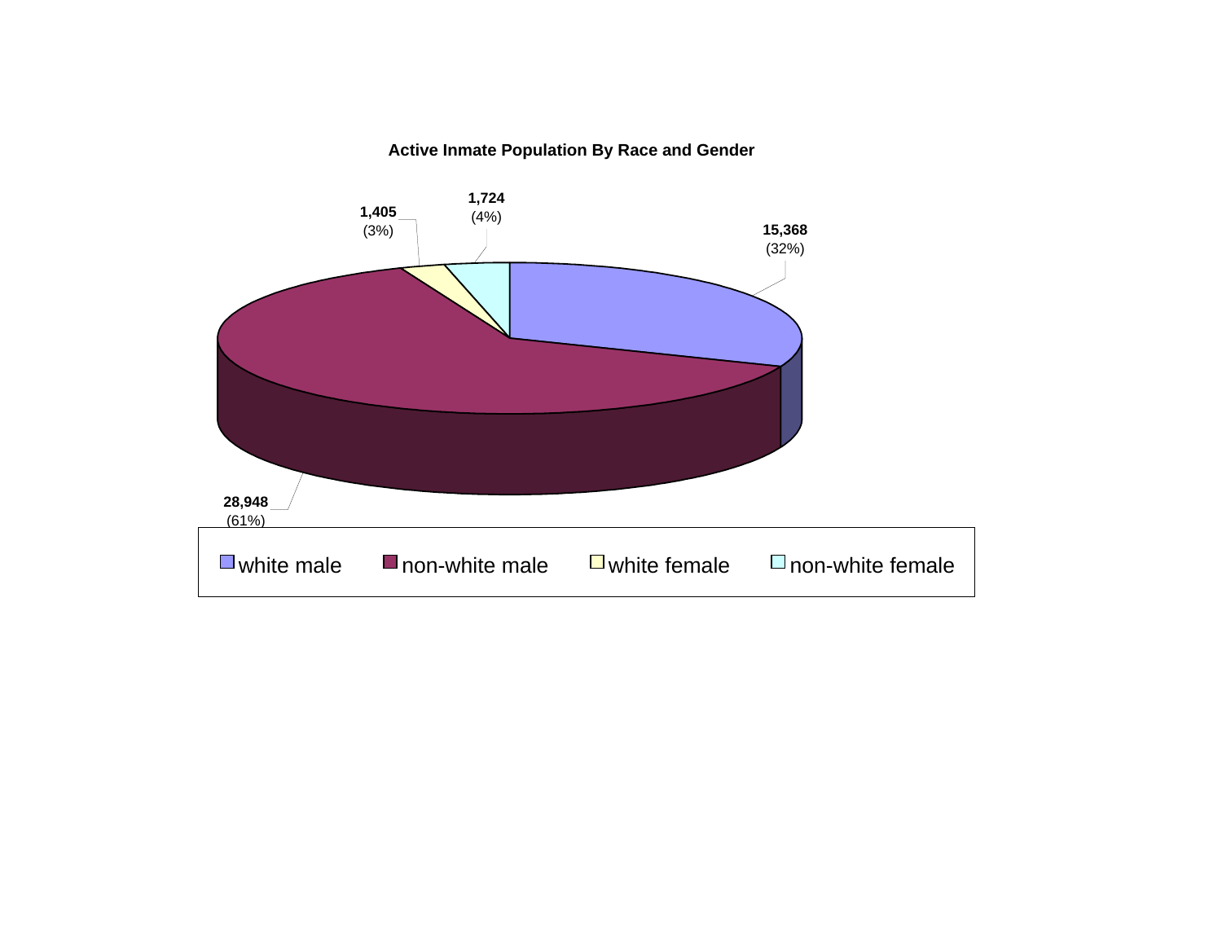**Active Inmate Population By Race and Gender**

| Category | Count | Percent |
|---|---|---|
| white male | 15,368 | (32%) |
| non-white male | 28,948 | (61%) |
| white female | 1,405 | (3%) |
| non-white female | 1,724 | (4%) |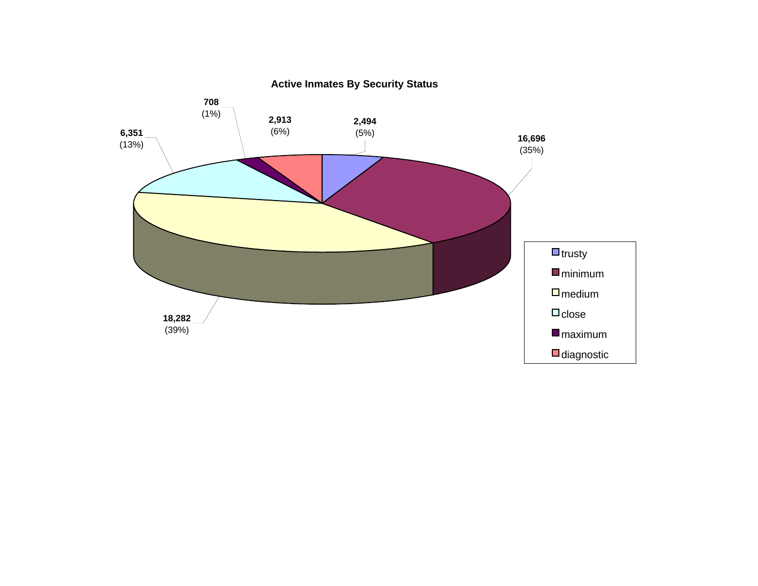## Active Inmates By Security Status

| Security Status | Count | Percent |
| --- | --- | --- |
| trusty | 2,494 | (5%) |
| minimum | 16,696 | (35%) |
| medium | 18,282 | (39%) |
| close | 6,351 | (13%) |
| maximum | 708 | (1%) |
| diagnostic | 2,913 | (6%) |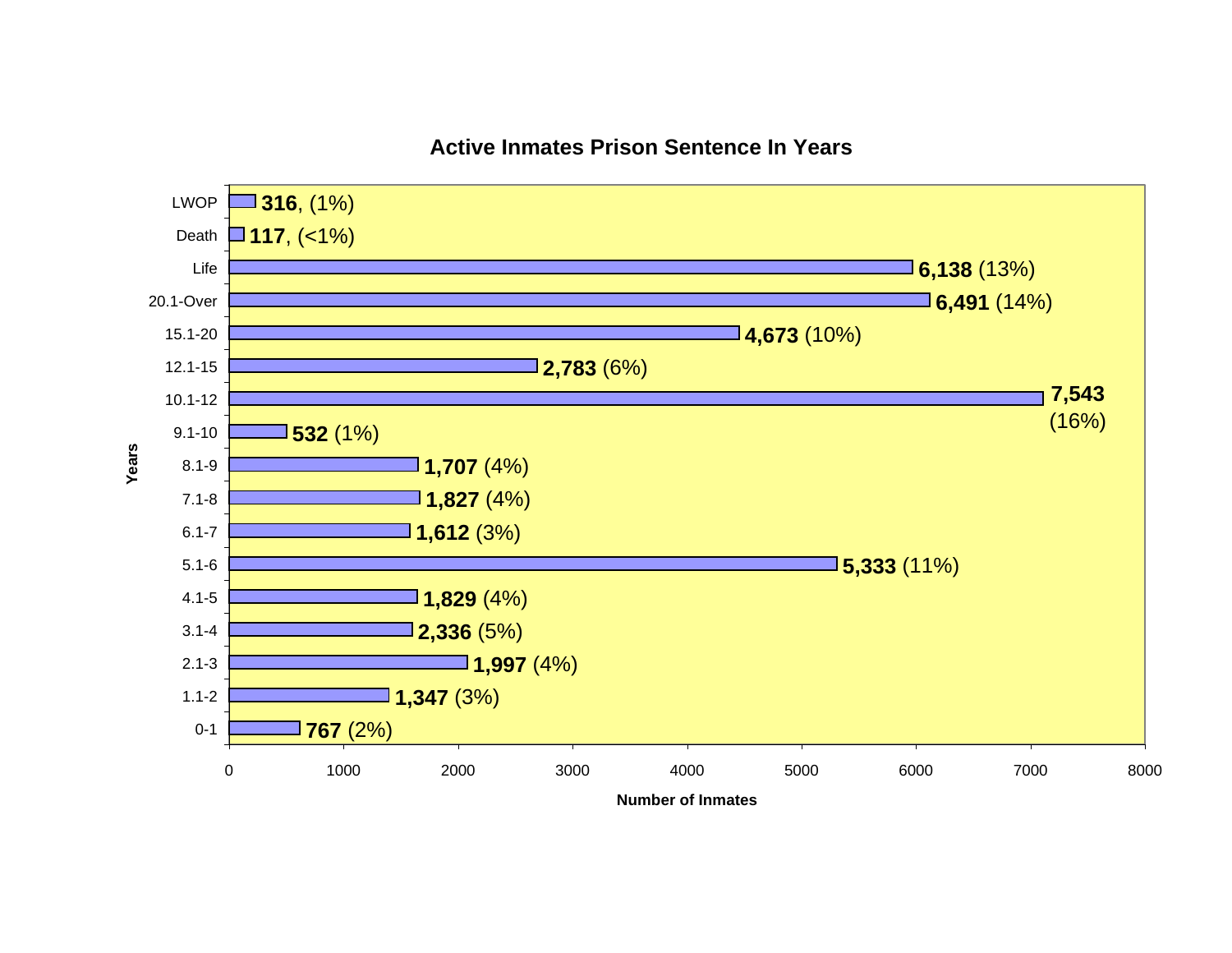## Active Inmates Prison Sentence In Years

| Years | Number of Inmates | Percent |
|---|---|---|
| LWOP | 316 | (1%) |
| Death | 117 | (<1%) |
| Life | 6,138 | (13%) |
| 20.1-Over | 6,491 | (14%) |
| 15.1-20 | 4,673 | (10%) |
| 12.1-15 | 2,783 | (6%) |
| 10.1-12 | 7,543 | (16%) |
| 9.1-10 | 532 | (1%) |
| 8.1-9 | 1,707 | (4%) |
| 7.1-8 | 1,827 | (4%) |
| 6.1-7 | 1,612 | (3%) |
| 5.1-6 | 5,333 | (11%) |
| 4.1-5 | 1,829 | (4%) |
| 3.1-4 | 2,336 | (5%) |
| 2.1-3 | 1,997 | (4%) |
| 1.1-2 | 1,347 | (3%) |
| 0-1 | 767 | (2%) |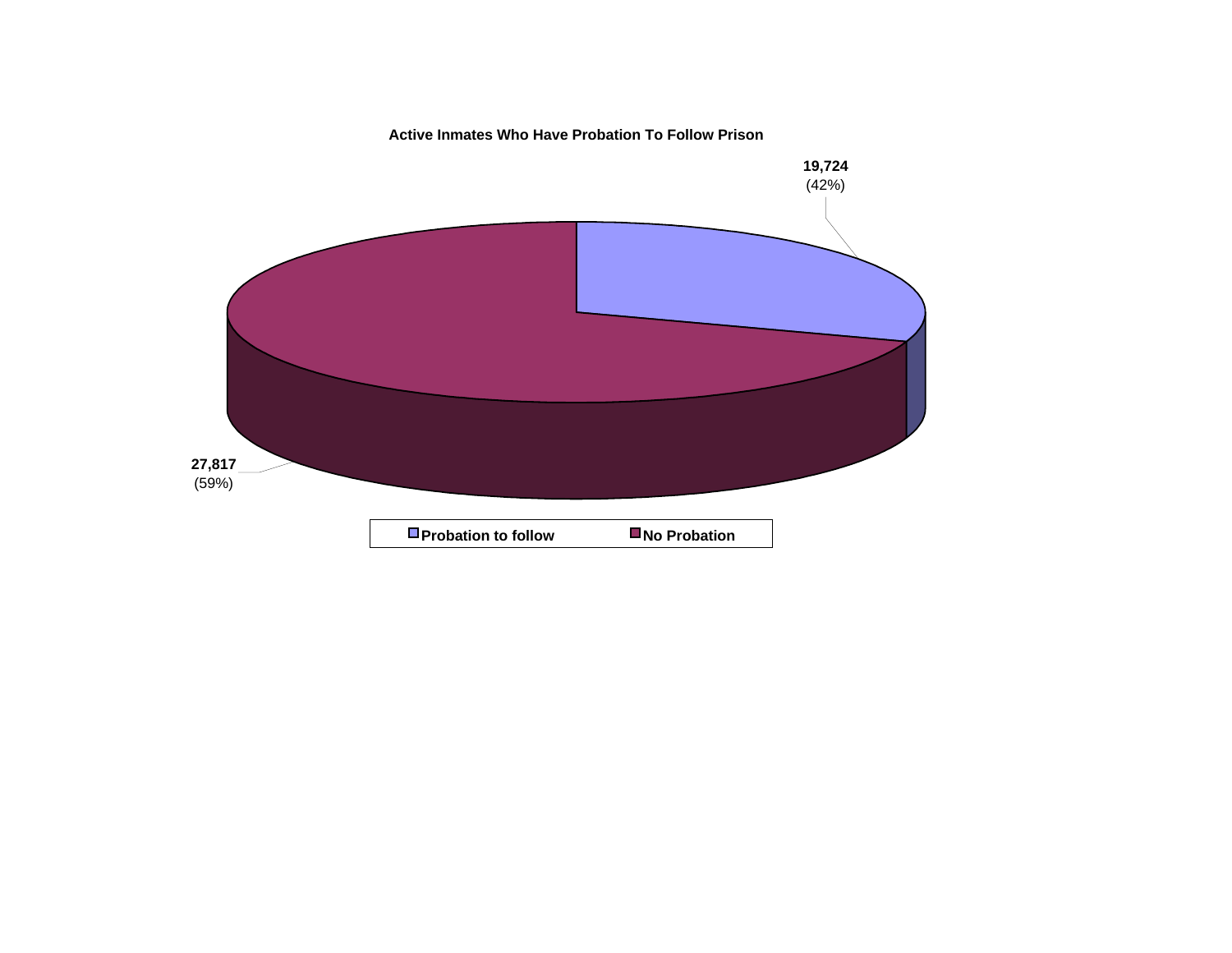**Active Inmates Who Have Probation To Follow Prison**

19,724
(42%)

27,817
(59%)

Probation to follow | No Probation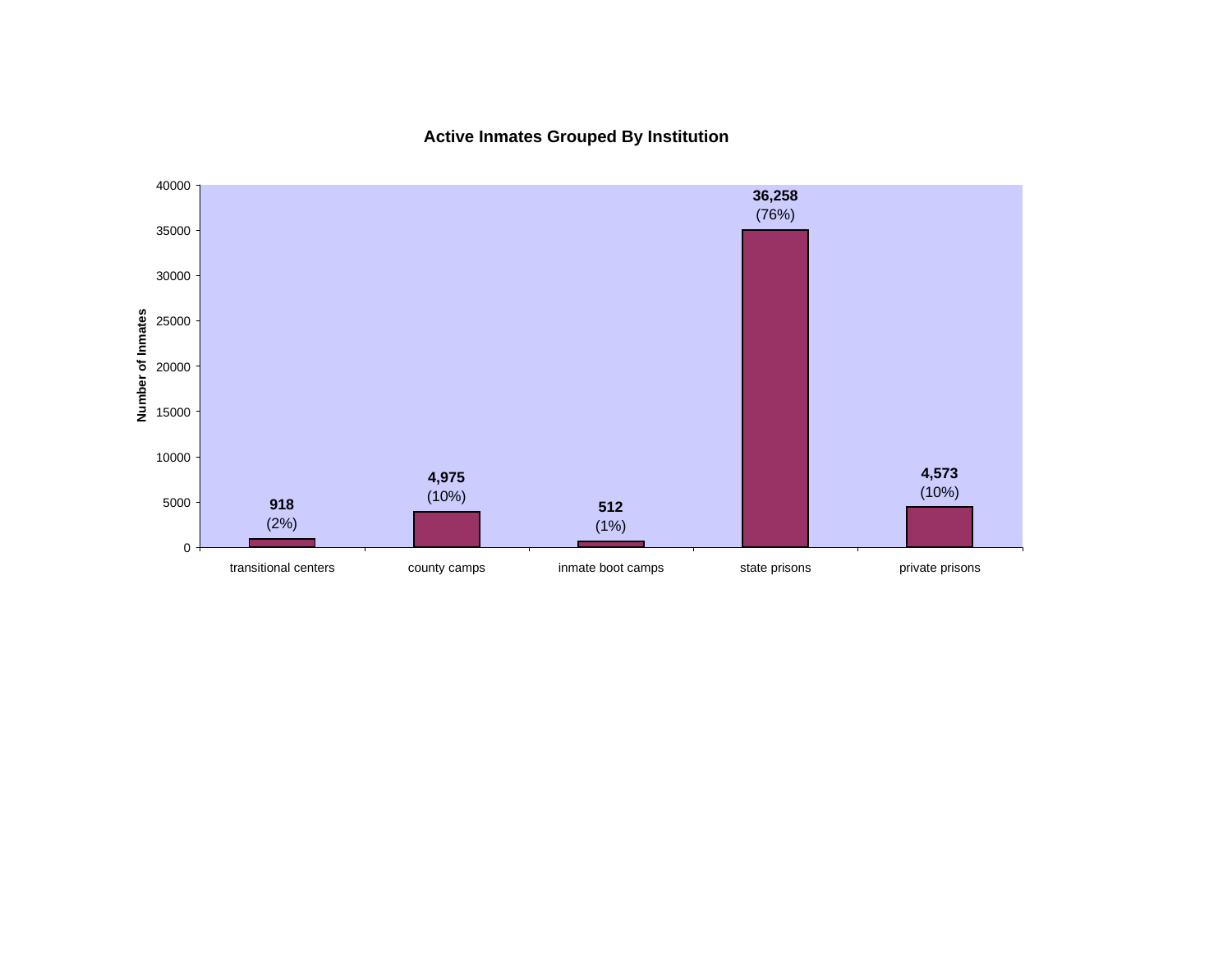## Active Inmates Grouped By Institution

| Institution | Number of Inmates | Percent |
|---|---|---|
| transitional centers | 918 | (2%) |
| county camps | 4,975 | (10%) |
| inmate boot camps | 512 | (1%) |
| state prisons | 36,258 | (76%) |
| private prisons | 4,573 | (10%) |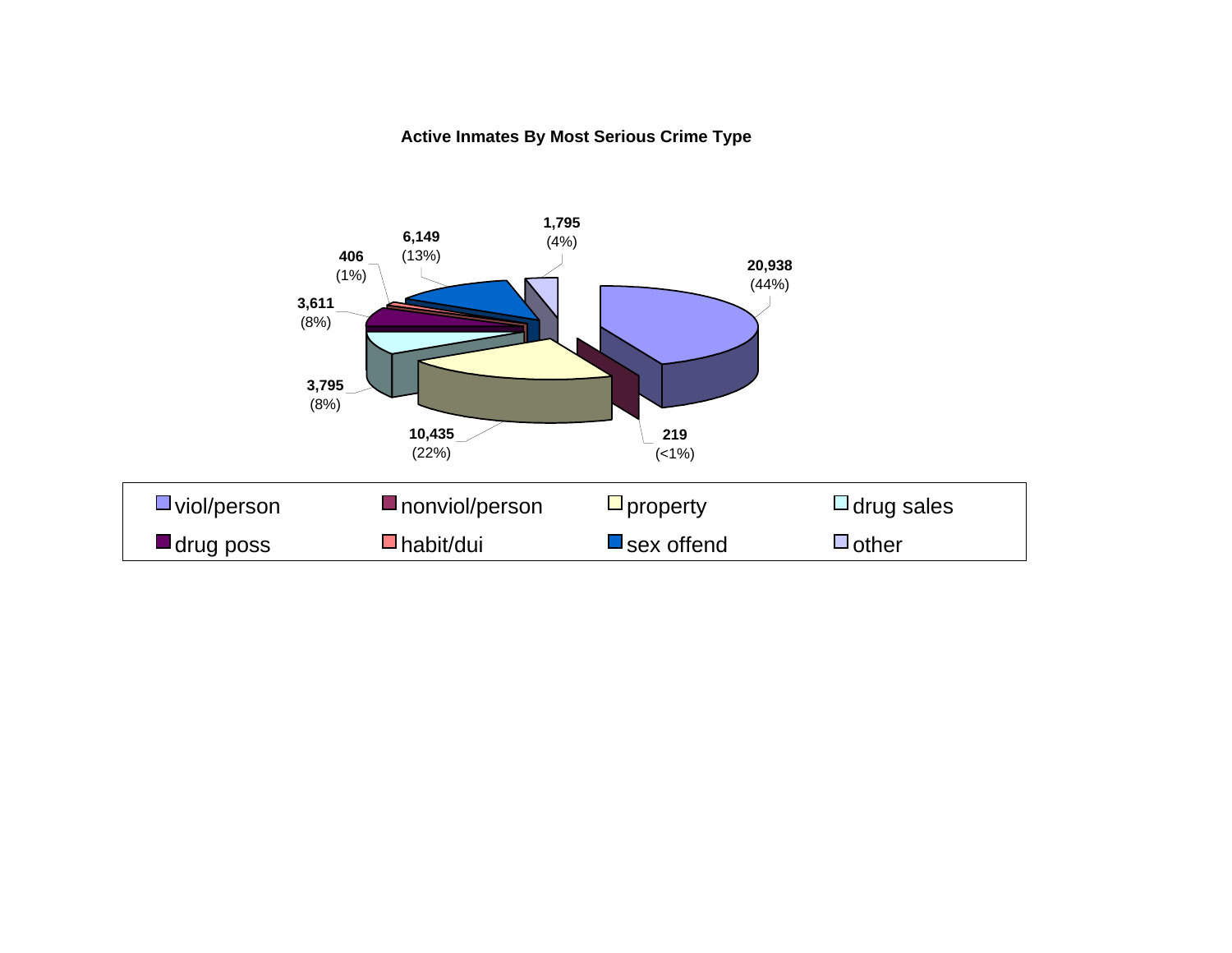**Active Inmates By Most Serious Crime Type**

| Crime Type | Count | Percent |
| --- | --- | --- |
| viol/person | 20,938 | (44%) |
| nonviol/person | 219 | (<1%) |
| property | 10,435 | (22%) |
| drug sales | 3,795 | (8%) |
| drug poss | 3,611 | (8%) |
| habit/dui | 406 | (1%) |
| sex offend | 6,149 | (13%) |
| other | 1,795 | (4%) |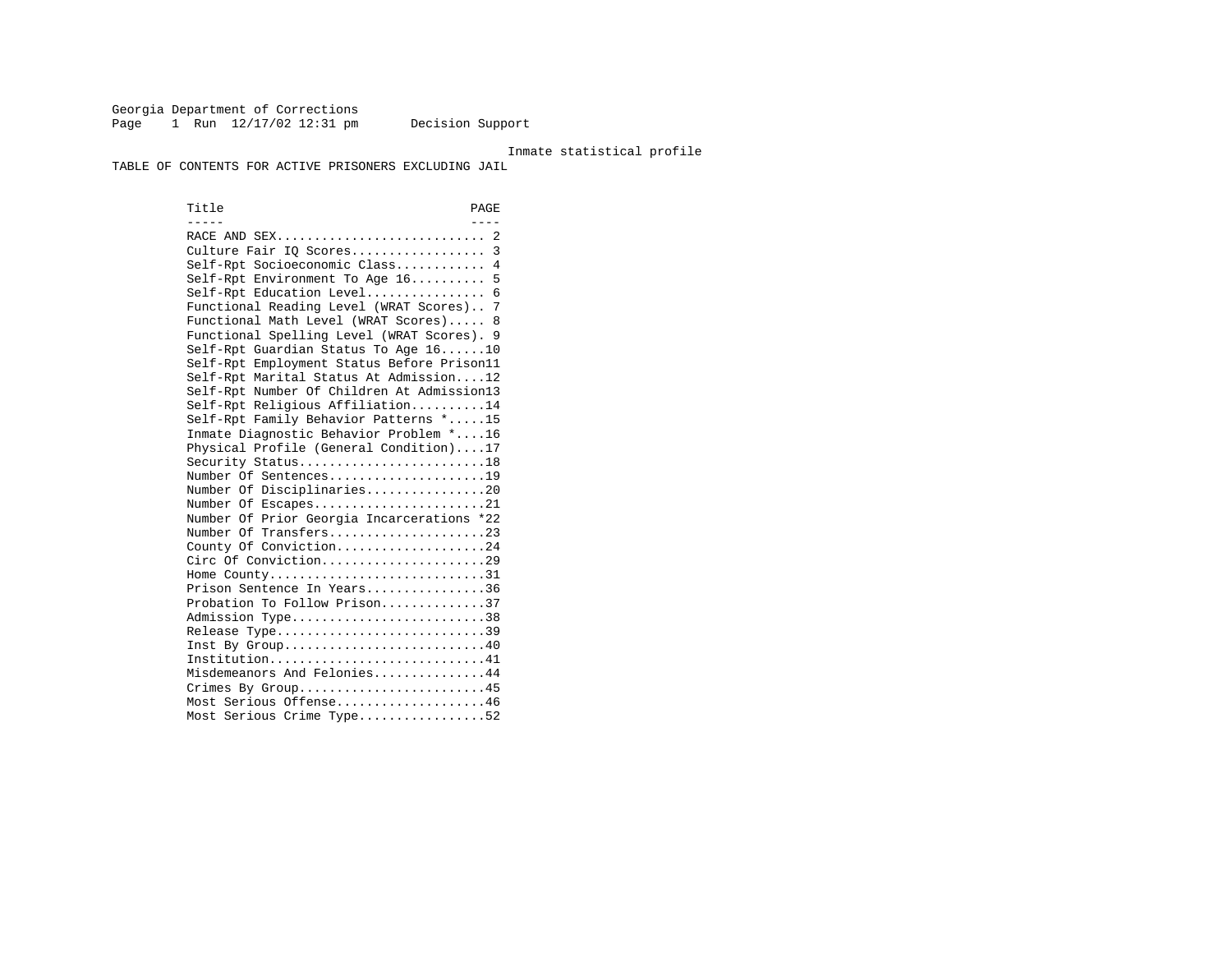Georgia Department of Corrections
Page 1 Run 12/17/02 12:31 pm Decision Support

Inmate statistical profile

TABLE OF CONTENTS FOR ACTIVE PRISONERS EXCLUDING JAIL

| Title | PAGE |
|---|---|
| RACE AND SEX | 2 |
| Culture Fair IQ Scores | 3 |
| Self-Rpt Socioeconomic Class | 4 |
| Self-Rpt Environment To Age 16 | 5 |
| Self-Rpt Education Level | 6 |
| Functional Reading Level (WRAT Scores) | 7 |
| Functional Math Level (WRAT Scores) | 8 |
| Functional Spelling Level (WRAT Scores) | 9 |
| Self-Rpt Guardian Status To Age 16 | 10 |
| Self-Rpt Employment Status Before Prison | 11 |
| Self-Rpt Marital Status At Admission | 12 |
| Self-Rpt Number Of Children At Admission | 13 |
| Self-Rpt Religious Affiliation | 14 |
| Self-Rpt Family Behavior Patterns * | 15 |
| Inmate Diagnostic Behavior Problem * | 16 |
| Physical Profile (General Condition) | 17 |
| Security Status | 18 |
| Number Of Sentences | 19 |
| Number Of Disciplinaries | 20 |
| Number Of Escapes | 21 |
| Number Of Prior Georgia Incarcerations * | 22 |
| Number Of Transfers | 23 |
| County Of Conviction | 24 |
| Circ Of Conviction | 29 |
| Home County | 31 |
| Prison Sentence In Years | 36 |
| Probation To Follow Prison | 37 |
| Admission Type | 38 |
| Release Type | 39 |
| Inst By Group | 40 |
| Institution | 41 |
| Misdemeanors And Felonies | 44 |
| Crimes By Group | 45 |
| Most Serious Offense | 46 |
| Most Serious Crime Type | 52 |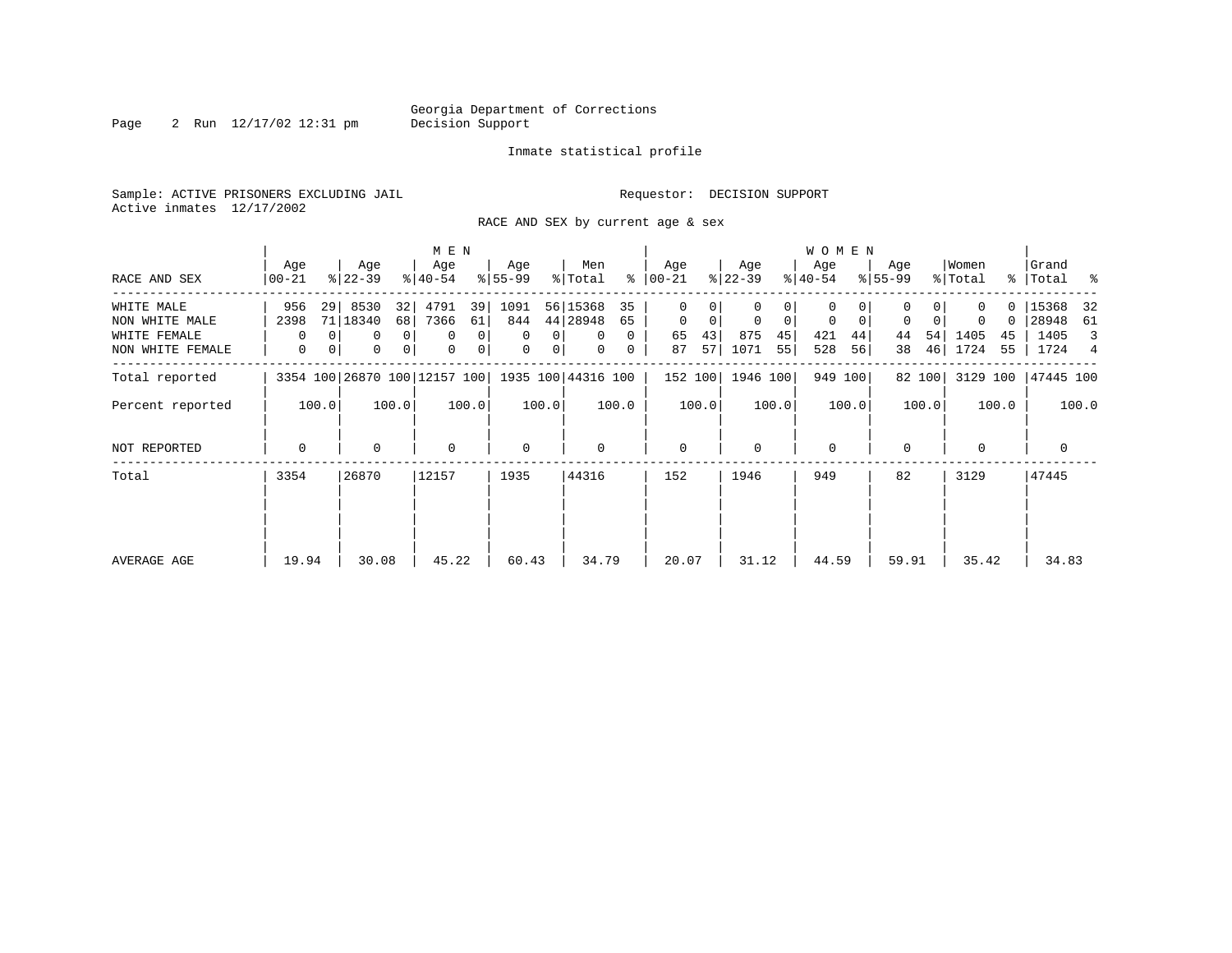Georgia Department of Corrections
Decision Support

Inmate statistical profile

Sample: ACTIVE PRISONERS EXCLUDING JAIL

Requestor: DECISION SUPPORT

Active inmates 12/17/2002

RACE AND SEX by current age & sex

| RACE AND SEX | MEN Age 00-21 | % | Age 22-39 | % | Age 40-54 | % | Age 55-99 | % | Men Total | % | WOMEN Age 00-21 | % | Age 22-39 | % | Age 40-54 | % | Age 55-99 | % | Women Total | % | Grand Total | % |
|---|---|---|---|---|---|---|---|---|---|---|---|---|---|---|---|---|---|---|---|---|---|---|
| WHITE MALE | 956 | 29 | 8530 | 32 | 4791 | 39 | 1091 | 56 | 15368 | 35 | 0 | 0 | 0 | 0 | 0 | 0 | 0 | 0 | 0 | 0 | 15368 | 32 |
| NON WHITE MALE | 2398 | 71 | 18340 | 68 | 7366 | 61 | 844 | 44 | 28948 | 65 | 0 | 0 | 0 | 0 | 0 | 0 | 0 | 0 | 0 | 0 | 28948 | 61 |
| WHITE FEMALE | 0 | 0 | 0 | 0 | 0 | 0 | 0 | 0 | 0 | 0 | 65 | 43 | 875 | 45 | 421 | 44 | 44 | 54 | 1405 | 45 | 1405 | 3 |
| NON WHITE FEMALE | 0 | 0 | 0 | 0 | 0 | 0 | 0 | 0 | 0 | 0 | 87 | 57 | 1071 | 55 | 528 | 56 | 38 | 46 | 1724 | 55 | 1724 | 4 |
| Total reported | 3354 | 100 | 26870 | 100 | 12157 | 100 | 1935 | 100 | 44316 | 100 | 152 | 100 | 1946 | 100 | 949 | 100 | 82 | 100 | 3129 | 100 | 47445 | 100 |
| Percent reported | | 100.0 | | 100.0 | | 100.0 | | 100.0 | | 100.0 | | 100.0 | | 100.0 | | 100.0 | | 100.0 | | 100.0 | | 100.0 |
| NOT REPORTED | 0 | | 0 | | 0 | | 0 | | 0 | | 0 | | 0 | | 0 | | 0 | | 0 | | 0 | |
| Total | 3354 | | 26870 | | 12157 | | 1935 | | 44316 | | 152 | | 1946 | | 949 | | 82 | | 3129 | | 47445 | |
| AVERAGE AGE | 19.94 | | 30.08 | | 45.22 | | 60.43 | | 34.79 | | 20.07 | | 31.12 | | 44.59 | | 59.91 | | 35.42 | | 34.83 | |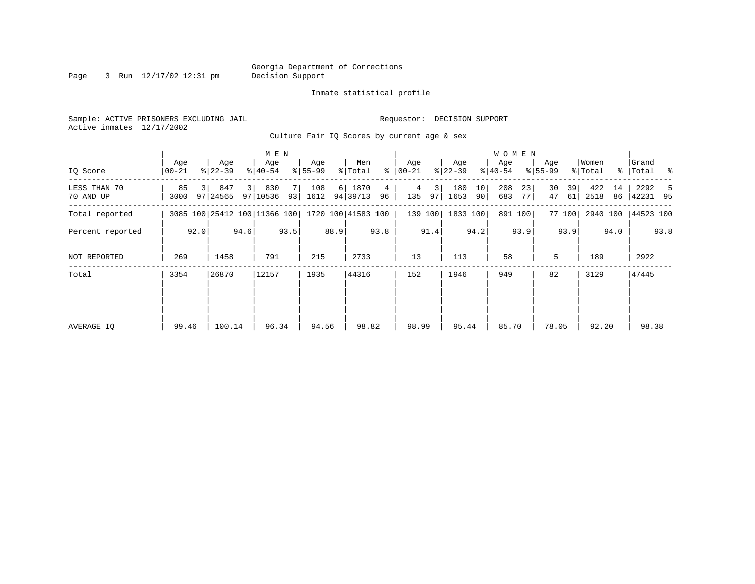Georgia Department of Corrections
Decision Support

Inmate statistical profile

Sample: ACTIVE PRISONERS EXCLUDING JAIL

Requestor: DECISION SUPPORT

Active inmates 12/17/2002

Culture Fair IQ Scores by current age & sex

| IQ Score | MEN Age 00-21 | % | Age 22-39 | % | Age 40-54 | % | Age 55-99 | % | Men Total | % | WOMEN Age 00-21 | % | Age 22-39 | % | Age 40-54 | % | Age 55-99 | % | Women Total | % | Grand Total | % |
|---|---|---|---|---|---|---|---|---|---|---|---|---|---|---|---|---|---|---|---|---|---|---|
| LESS THAN 70 | 85 | 3 | 847 | 3 | 830 | 7 | 108 | 6 | 1870 | 4 | 4 | 3 | 180 | 10 | 208 | 23 | 30 | 39 | 422 | 14 | 2292 | 5 |
| 70 AND UP | 3000 | 97 | 24565 | 97 | 10536 | 93 | 1612 | 94 | 39713 | 96 | 135 | 97 | 1653 | 90 | 683 | 77 | 47 | 61 | 2518 | 86 | 42231 | 95 |
| Total reported | 3085 | 100 | 25412 | 100 | 11366 | 100 | 1720 | 100 | 41583 | 100 | 139 | 100 | 1833 | 100 | 891 | 100 | 77 | 100 | 2940 | 100 | 44523 | 100 |
| Percent reported | | 92.0 | | 94.6 | | 93.5 | | 88.9 | | 93.8 | | 91.4 | | 94.2 | | 93.9 | | 93.9 | | 94.0 | | 93.8 |
| NOT REPORTED | 269 | | 1458 | | 791 | | 215 | | 2733 | | 13 | | 113 | | 58 | | 5 | | 189 | | 2922 | |
| Total | 3354 | | 26870 | | 12157 | | 1935 | | 44316 | | 152 | | 1946 | | 949 | | 82 | | 3129 | | 47445 | |
| AVERAGE IQ | 99.46 | | 100.14 | | 96.34 | | 94.56 | | 98.82 | | 98.99 | | 95.44 | | 85.70 | | 78.05 | | 92.20 | | 98.38 | |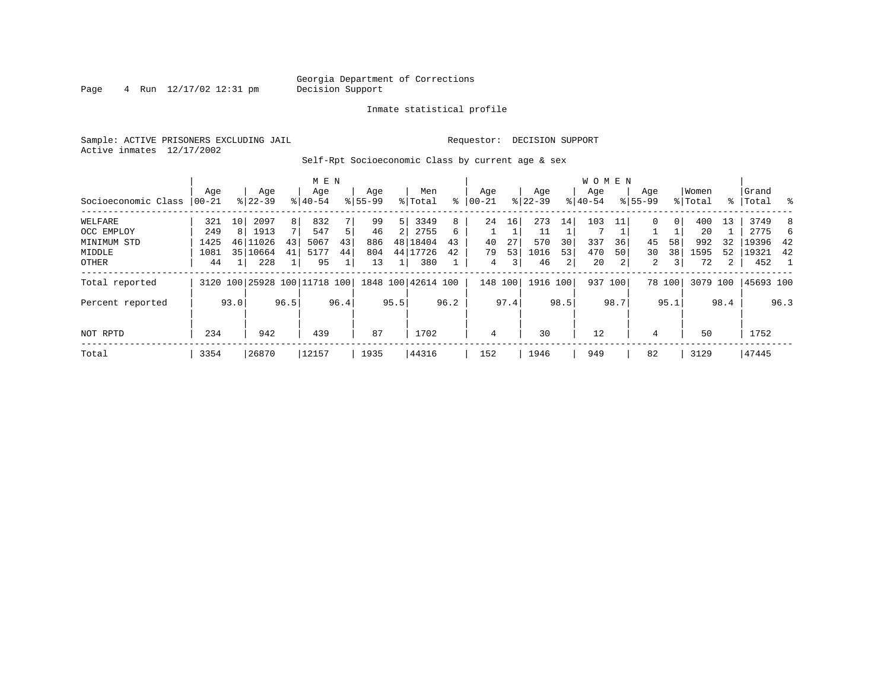Georgia Department of Corrections
Decision Support

Inmate statistical profile

Sample: ACTIVE PRISONERS EXCLUDING JAIL

Requestor: DECISION SUPPORT

Active inmates 12/17/2002

Self-Rpt Socioeconomic Class by current age & sex

| Socioeconomic Class | MEN Age 00-21 | % | Age 22-39 | % | Age 40-54 | % | Age 55-99 | % | Men Total | % | WOMEN Age 00-21 | % | Age 22-39 | % | Age 40-54 | % | Age 55-99 | % | Women Total | % | Grand Total | % |
|---|---|---|---|---|---|---|---|---|---|---|---|---|---|---|---|---|---|---|---|---|---|---|
| WELFARE | 321 | 10 | 2097 | 8 | 832 | 7 | 99 | 5 | 3349 | 8 | 24 | 16 | 273 | 14 | 103 | 11 | 0 | 0 | 400 | 13 | 3749 | 8 |
| OCC EMPLOY | 249 | 8 | 1913 | 7 | 547 | 5 | 46 | 2 | 2755 | 6 | 1 | 1 | 11 | 1 | 7 | 1 | 1 | 1 | 20 | 1 | 2775 | 6 |
| MINIMUM STD | 1425 | 46 | 11026 | 43 | 5067 | 43 | 886 | 48 | 18404 | 43 | 40 | 27 | 570 | 30 | 337 | 36 | 45 | 58 | 992 | 32 | 19396 | 42 |
| MIDDLE | 1081 | 35 | 10664 | 41 | 5177 | 44 | 804 | 44 | 17726 | 42 | 79 | 53 | 1016 | 53 | 470 | 50 | 30 | 38 | 1595 | 52 | 19321 | 42 |
| OTHER | 44 | 1 | 228 | 1 | 95 | 1 | 13 | 1 | 380 | 1 | 4 | 3 | 46 | 2 | 20 | 2 | 2 | 3 | 72 | 2 | 452 | 1 |
| Total reported | 3120 | 100 | 25928 | 100 | 11718 | 100 | 1848 | 100 | 42614 | 100 | 148 | 100 | 1916 | 100 | 937 | 100 | 78 | 100 | 3079 | 100 | 45693 | 100 |
| Percent reported | | 93.0 | | 96.5 | | 96.4 | | 95.5 | | 96.2 | | 97.4 | | 98.5 | | 98.7 | | 95.1 | | 98.4 | | 96.3 |
| NOT RPTD | 234 | | 942 | | 439 | | 87 | | 1702 | | 4 | | 30 | | 12 | | 4 | | 50 | | 1752 | |
| Total | 3354 | | 26870 | | 12157 | | 1935 | | 44316 | | 152 | | 1946 | | 949 | | 82 | | 3129 | | 47445 | |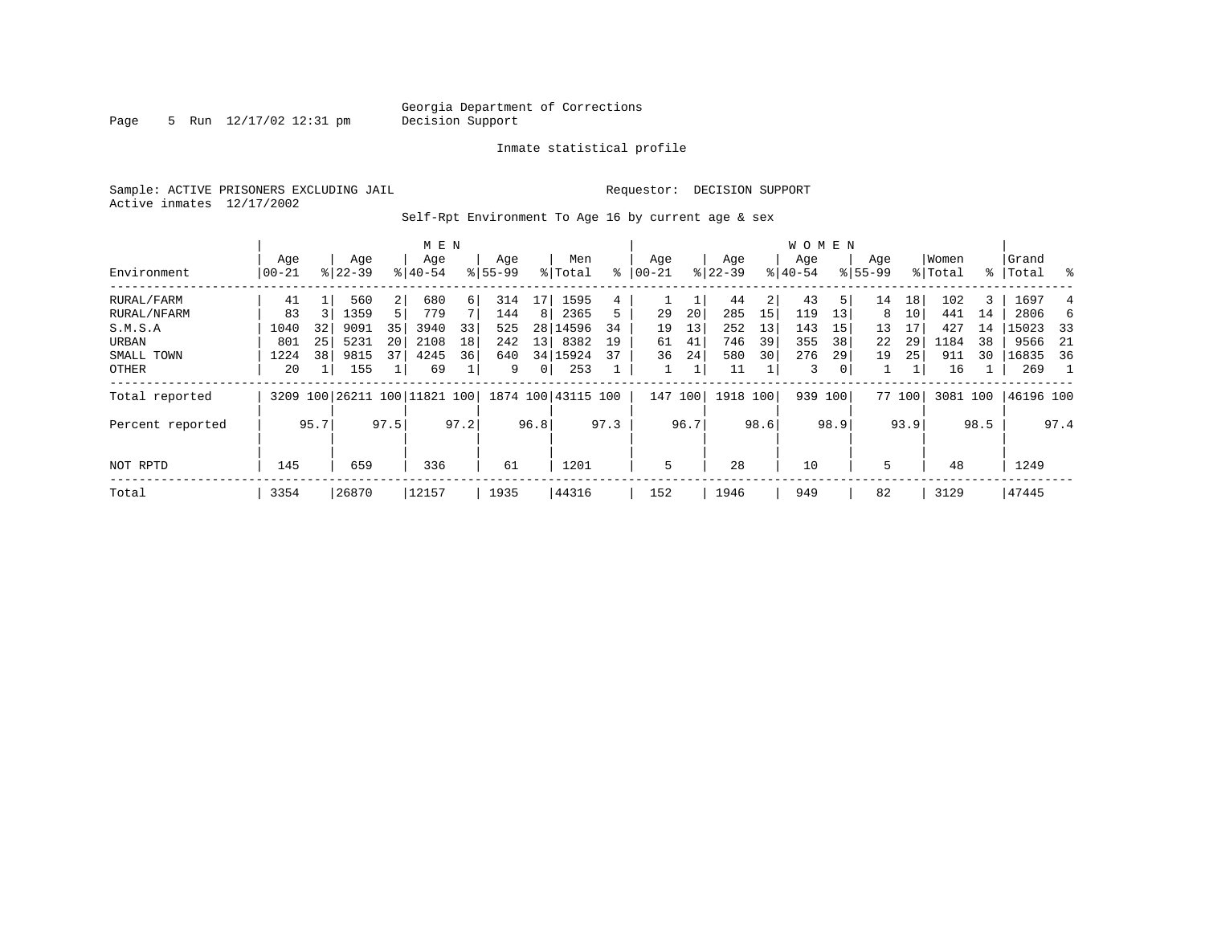Georgia Department of Corrections
Decision Support

Page 5 Run 12/17/02 12:31 pm

Inmate statistical profile

Sample: ACTIVE PRISONERS EXCLUDING JAIL    Requestor: DECISION SUPPORT
Active inmates 12/17/2002

Self-Rpt Environment To Age 16 by current age & sex

| Environment | MEN Age 00-21 | % | Age 22-39 | % | Age 40-54 | % | Age 55-99 | % | Men Total | % | WOMEN Age 00-21 | % | Age 22-39 | % | Age 40-54 | % | Age 55-99 | % | Women Total | % | Grand Total | % |
|---|---|---|---|---|---|---|---|---|---|---|---|---|---|---|---|---|---|---|---|---|---|---|
| RURAL/FARM | 41 | 1 | 560 | 2 | 680 | 6 | 314 | 17 | 1595 | 4 | 1 | 1 | 44 | 2 | 43 | 5 | 14 | 18 | 102 | 3 | 1697 | 4 |
| RURAL/NFARM | 83 | 3 | 1359 | 5 | 779 | 7 | 144 | 8 | 2365 | 5 | 29 | 20 | 285 | 15 | 119 | 13 | 8 | 10 | 441 | 14 | 2806 | 6 |
| S.M.S.A | 1040 | 32 | 9091 | 35 | 3940 | 33 | 525 | 28 | 14596 | 34 | 19 | 13 | 252 | 13 | 143 | 15 | 13 | 17 | 427 | 14 | 15023 | 33 |
| URBAN | 801 | 25 | 5231 | 20 | 2108 | 18 | 242 | 13 | 8382 | 19 | 61 | 41 | 746 | 39 | 355 | 38 | 22 | 29 | 1184 | 38 | 9566 | 21 |
| SMALL TOWN | 1224 | 38 | 9815 | 37 | 4245 | 36 | 640 | 34 | 15924 | 37 | 36 | 24 | 580 | 30 | 276 | 29 | 19 | 25 | 911 | 30 | 16835 | 36 |
| OTHER | 20 | 1 | 155 | 1 | 69 | 1 | 9 | 0 | 253 | 1 | 1 | 1 | 11 | 1 | 3 | 0 | 1 | 1 | 16 | 1 | 269 | 1 |
| Total reported | 3209 | 100 | 26211 | 100 | 11821 | 100 | 1874 | 100 | 43115 | 100 | 147 | 100 | 1918 | 100 | 939 | 100 | 77 | 100 | 3081 | 100 | 46196 | 100 |
| Percent reported | | 95.7 | | 97.5 | | 97.2 | | 96.8 | | 97.3 | | 96.7 | | 98.6 | | 98.9 | | 93.9 | | 98.5 | | 97.4 |
| NOT RPTD | 145 | | 659 | | 336 | | 61 | | 1201 | | 5 | | 28 | | 10 | | 5 | | 48 | | 1249 | |
| Total | 3354 | | 26870 | | 12157 | | 1935 | | 44316 | | 152 | | 1946 | | 949 | | 82 | | 3129 | | 47445 | |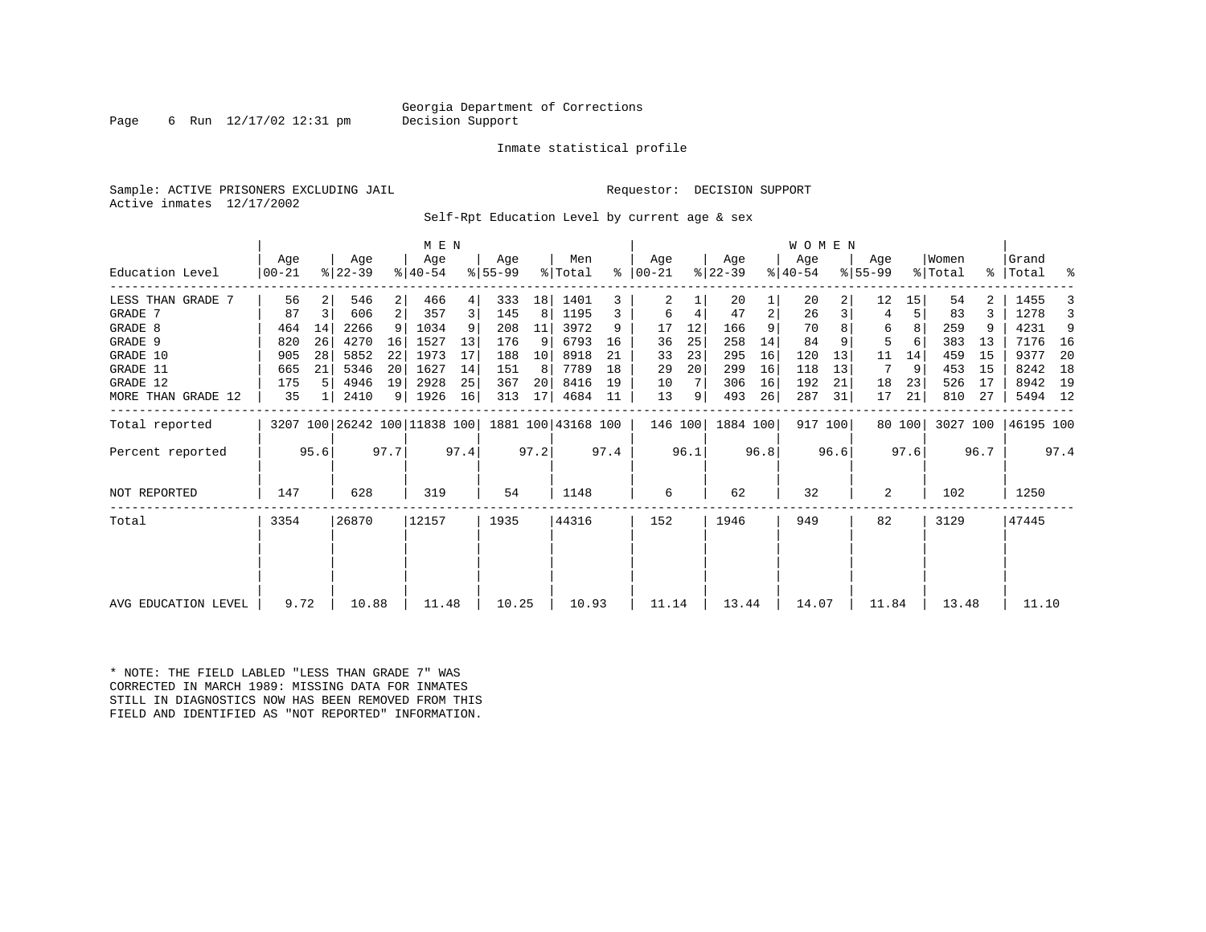Georgia Department of Corrections
Decision Support

Inmate statistical profile

Sample: ACTIVE PRISONERS EXCLUDING JAIL

Requestor: DECISION SUPPORT

Active inmates 12/17/2002

Self-Rpt Education Level by current age & sex

| Education Level | MEN Age 00-21 | % | Age 22-39 | % | Age 40-54 | % | Age 55-99 | % | Men Total | % | WOMEN Age 00-21 | % | Age 22-39 | % | Age 40-54 | % | Age 55-99 | % | Women Total | % | Grand Total | % |
|---|---|---|---|---|---|---|---|---|---|---|---|---|---|---|---|---|---|---|---|---|---|---|
| LESS THAN GRADE 7 | 56 | 2 | 546 | 2 | 466 | 4 | 333 | 18 | 1401 | 3 | 2 | 1 | 20 | 1 | 20 | 2 | 12 | 15 | 54 | 2 | 1455 | 3 |
| GRADE 7 | 87 | 3 | 606 | 2 | 357 | 3 | 145 | 8 | 1195 | 3 | 6 | 4 | 47 | 2 | 26 | 3 | 4 | 5 | 83 | 3 | 1278 | 3 |
| GRADE 8 | 464 | 14 | 2266 | 9 | 1034 | 9 | 208 | 11 | 3972 | 9 | 17 | 12 | 166 | 9 | 70 | 8 | 6 | 8 | 259 | 9 | 4231 | 9 |
| GRADE 9 | 820 | 26 | 4270 | 16 | 1527 | 13 | 176 | 9 | 6793 | 16 | 36 | 25 | 258 | 14 | 84 | 9 | 5 | 6 | 383 | 13 | 7176 | 16 |
| GRADE 10 | 905 | 28 | 5852 | 22 | 1973 | 17 | 188 | 10 | 8918 | 21 | 33 | 23 | 295 | 16 | 120 | 13 | 11 | 14 | 459 | 15 | 9377 | 20 |
| GRADE 11 | 665 | 21 | 5346 | 20 | 1627 | 14 | 151 | 8 | 7789 | 18 | 29 | 20 | 299 | 16 | 118 | 13 | 7 | 9 | 453 | 15 | 8242 | 18 |
| GRADE 12 | 175 | 5 | 4946 | 19 | 2928 | 25 | 367 | 20 | 8416 | 19 | 10 | 7 | 306 | 16 | 192 | 21 | 18 | 23 | 526 | 17 | 8942 | 19 |
| MORE THAN GRADE 12 | 35 | 1 | 2410 | 9 | 1926 | 16 | 313 | 17 | 4684 | 11 | 13 | 9 | 493 | 26 | 287 | 31 | 17 | 21 | 810 | 27 | 5494 | 12 |
| Total reported | 3207 | 100 | 26242 | 100 | 11838 | 100 | 1881 | 100 | 43168 | 100 | 146 | 100 | 1884 | 100 | 917 | 100 | 80 | 100 | 3027 | 100 | 46195 | 100 |
| Percent reported | | 95.6 | | 97.7 | | 97.4 | | 97.2 | | 97.4 | | 96.1 | | 96.8 | | 96.6 | | 97.6 | | 96.7 | | 97.4 |
| NOT REPORTED | 147 | | 628 | | 319 | | 54 | | 1148 | | 6 | | 62 | | 32 | | 2 | | 102 | | 1250 | |
| Total | 3354 | | 26870 | | 12157 | | 1935 | | 44316 | | 152 | | 1946 | | 949 | | 82 | | 3129 | | 47445 | |
| AVG EDUCATION LEVEL | 9.72 | | 10.88 | | 11.48 | | 10.25 | | 10.93 | | 11.14 | | 13.44 | | 14.07 | | 11.84 | | 13.48 | | 11.10 | |

* NOTE: THE FIELD LABLED "LESS THAN GRADE 7" WAS CORRECTED IN MARCH 1989: MISSING DATA FOR INMATES STILL IN DIAGNOSTICS NOW HAS BEEN REMOVED FROM THIS FIELD AND IDENTIFIED AS "NOT REPORTED" INFORMATION.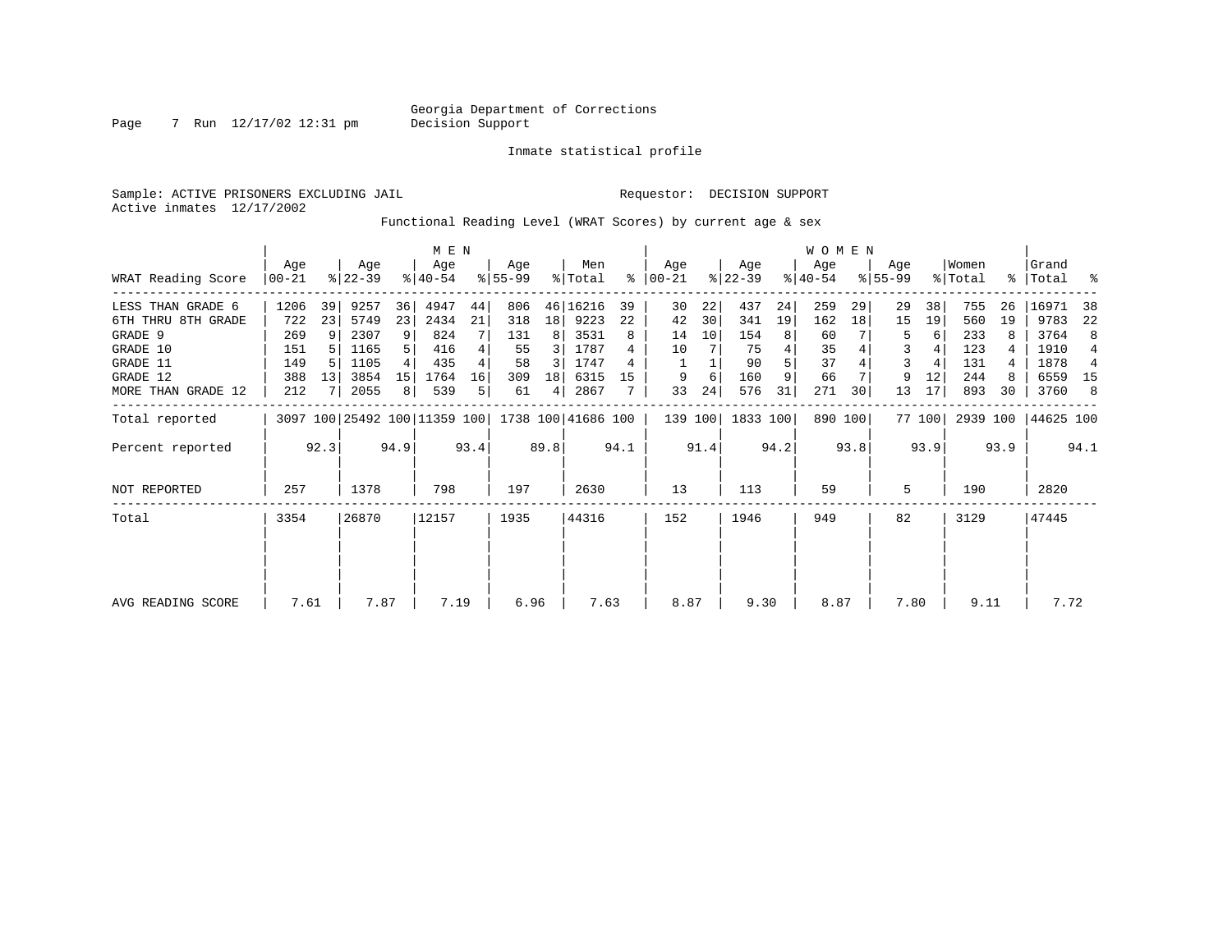Georgia Department of Corrections
Decision Support

Inmate statistical profile

Sample: ACTIVE PRISONERS EXCLUDING JAIL

Requestor: DECISION SUPPORT

Active inmates 12/17/2002

Functional Reading Level (WRAT Scores) by current age & sex

| WRAT Reading Score | MEN Age 00-21 | % | Age 22-39 | % | Age 40-54 | % | Age 55-99 | % | Men Total | % | WOMEN Age 00-21 | % | Age 22-39 | % | Age 40-54 | % | Age 55-99 | % | Women Total | % | Grand Total | % |
|---|---|---|---|---|---|---|---|---|---|---|---|---|---|---|---|---|---|---|---|---|---|---|
| LESS THAN GRADE 6 | 1206 | 39 | 9257 | 36 | 4947 | 44 | 806 | 46 | 16216 | 39 | 30 | 22 | 437 | 24 | 259 | 29 | 29 | 38 | 755 | 26 | 16971 | 38 |
| 6TH THRU 8TH GRADE | 722 | 23 | 5749 | 23 | 2434 | 21 | 318 | 18 | 9223 | 22 | 42 | 30 | 341 | 19 | 162 | 18 | 15 | 19 | 560 | 19 | 9783 | 22 |
| GRADE 9 | 269 | 9 | 2307 | 9 | 824 | 7 | 131 | 8 | 3531 | 8 | 14 | 10 | 154 | 8 | 60 | 7 | 5 | 6 | 233 | 8 | 3764 | 8 |
| GRADE 10 | 151 | 5 | 1165 | 5 | 416 | 4 | 55 | 3 | 1787 | 4 | 10 | 7 | 75 | 4 | 35 | 4 | 3 | 4 | 123 | 4 | 1910 | 4 |
| GRADE 11 | 149 | 5 | 1105 | 4 | 435 | 4 | 58 | 3 | 1747 | 4 | 1 | 1 | 90 | 5 | 37 | 4 | 3 | 4 | 131 | 4 | 1878 | 4 |
| GRADE 12 | 388 | 13 | 3854 | 15 | 1764 | 16 | 309 | 18 | 6315 | 15 | 9 | 6 | 160 | 9 | 66 | 7 | 9 | 12 | 244 | 8 | 6559 | 15 |
| MORE THAN GRADE 12 | 212 | 7 | 2055 | 8 | 539 | 5 | 61 | 4 | 2867 | 7 | 33 | 24 | 576 | 31 | 271 | 30 | 13 | 17 | 893 | 30 | 3760 | 8 |
| Total reported | 3097 | 100 | 25492 | 100 | 11359 | 100 | 1738 | 100 | 41686 | 100 | 139 | 100 | 1833 | 100 | 890 | 100 | 77 | 100 | 2939 | 100 | 44625 | 100 |
| Percent reported | | 92.3 | | 94.9 | | 93.4 | | 89.8 | | 94.1 | | 91.4 | | 94.2 | | 93.8 | | 93.9 | | 93.9 | | 94.1 |
| NOT REPORTED | 257 | | 1378 | | 798 | | 197 | | 2630 | | 13 | | 113 | | 59 | | 5 | | 190 | | 2820 | |
| Total | 3354 | | 26870 | | 12157 | | 1935 | | 44316 | | 152 | | 1946 | | 949 | | 82 | | 3129 | | 47445 | |
| AVG READING SCORE | 7.61 | | 7.87 | | 7.19 | | 6.96 | | 7.63 | | 8.87 | | 9.30 | | 8.87 | | 7.80 | | 9.11 | | 7.72 | |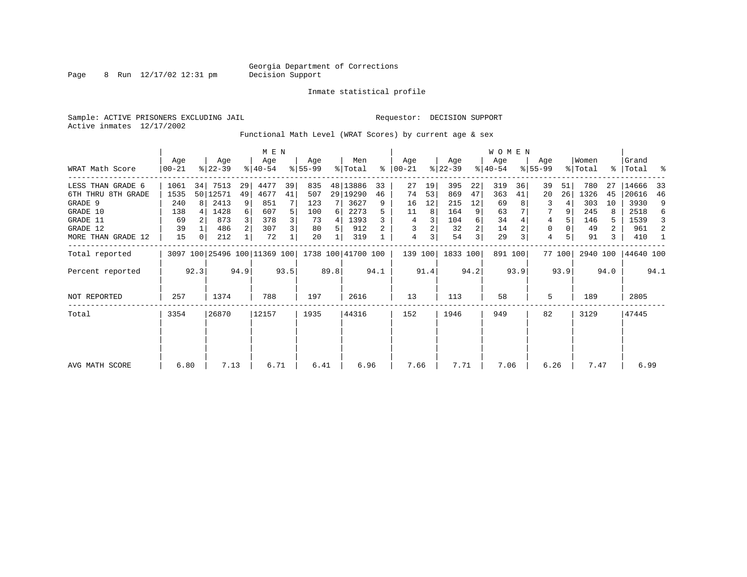Georgia Department of Corrections
Decision Support

Inmate statistical profile

Sample: ACTIVE PRISONERS EXCLUDING JAIL

Requestor: DECISION SUPPORT

Active inmates 12/17/2002

Functional Math Level (WRAT Scores) by current age & sex

| WRAT Math Score | MEN Age 00-21 | % | Age 22-39 | % | Age 40-54 | % | Age 55-99 | % | Men Total | % | WOMEN Age 00-21 | % | Age 22-39 | % | Age 40-54 | % | Age 55-99 | % | Women Total | % | Grand Total | % |
|---|---|---|---|---|---|---|---|---|---|---|---|---|---|---|---|---|---|---|---|---|---|---|
| LESS THAN GRADE 6 | 1061 | 34 | 7513 | 29 | 4477 | 39 | 835 | 48 | 13886 | 33 | 27 | 19 | 395 | 22 | 319 | 36 | 39 | 51 | 780 | 27 | 14666 | 33 |
| 6TH THRU 8TH GRADE | 1535 | 50 | 12571 | 49 | 4677 | 41 | 507 | 29 | 19290 | 46 | 74 | 53 | 869 | 47 | 363 | 41 | 20 | 26 | 1326 | 45 | 20616 | 46 |
| GRADE 9 | 240 | 8 | 2413 | 9 | 851 | 7 | 123 | 7 | 3627 | 9 | 16 | 12 | 215 | 12 | 69 | 8 | 3 | 4 | 303 | 10 | 3930 | 9 |
| GRADE 10 | 138 | 4 | 1428 | 6 | 607 | 5 | 100 | 6 | 2273 | 5 | 11 | 8 | 164 | 9 | 63 | 7 | 7 | 9 | 245 | 8 | 2518 | 6 |
| GRADE 11 | 69 | 2 | 873 | 3 | 378 | 3 | 73 | 4 | 1393 | 3 | 4 | 3 | 104 | 6 | 34 | 4 | 4 | 5 | 146 | 5 | 1539 | 3 |
| GRADE 12 | 39 | 1 | 486 | 2 | 307 | 3 | 80 | 5 | 912 | 2 | 3 | 2 | 32 | 2 | 14 | 2 | 0 | 0 | 49 | 2 | 961 | 2 |
| MORE THAN GRADE 12 | 15 | 0 | 212 | 1 | 72 | 1 | 20 | 1 | 319 | 1 | 4 | 3 | 54 | 3 | 29 | 3 | 4 | 5 | 91 | 3 | 410 | 1 |
| Total reported | 3097 | 100 | 25496 | 100 | 11369 | 100 | 1738 | 100 | 41700 | 100 | 139 | 100 | 1833 | 100 | 891 | 100 | 77 | 100 | 2940 | 100 | 44640 | 100 |
| Percent reported | | 92.3 | | 94.9 | | 93.5 | | 89.8 | | 94.1 | | 91.4 | | 94.2 | | 93.9 | | 93.9 | | 94.0 | | 94.1 |
| NOT REPORTED | 257 | | 1374 | | 788 | | 197 | | 2616 | | 13 | | 113 | | 58 | | 5 | | 189 | | 2805 | |
| Total | 3354 | | 26870 | | 12157 | | 1935 | | 44316 | | 152 | | 1946 | | 949 | | 82 | | 3129 | | 47445 | |
| AVG MATH SCORE | 6.80 | | 7.13 | | 6.71 | | 6.41 | | 6.96 | | 7.66 | | 7.71 | | 7.06 | | 6.26 | | 7.47 | | 6.99 | |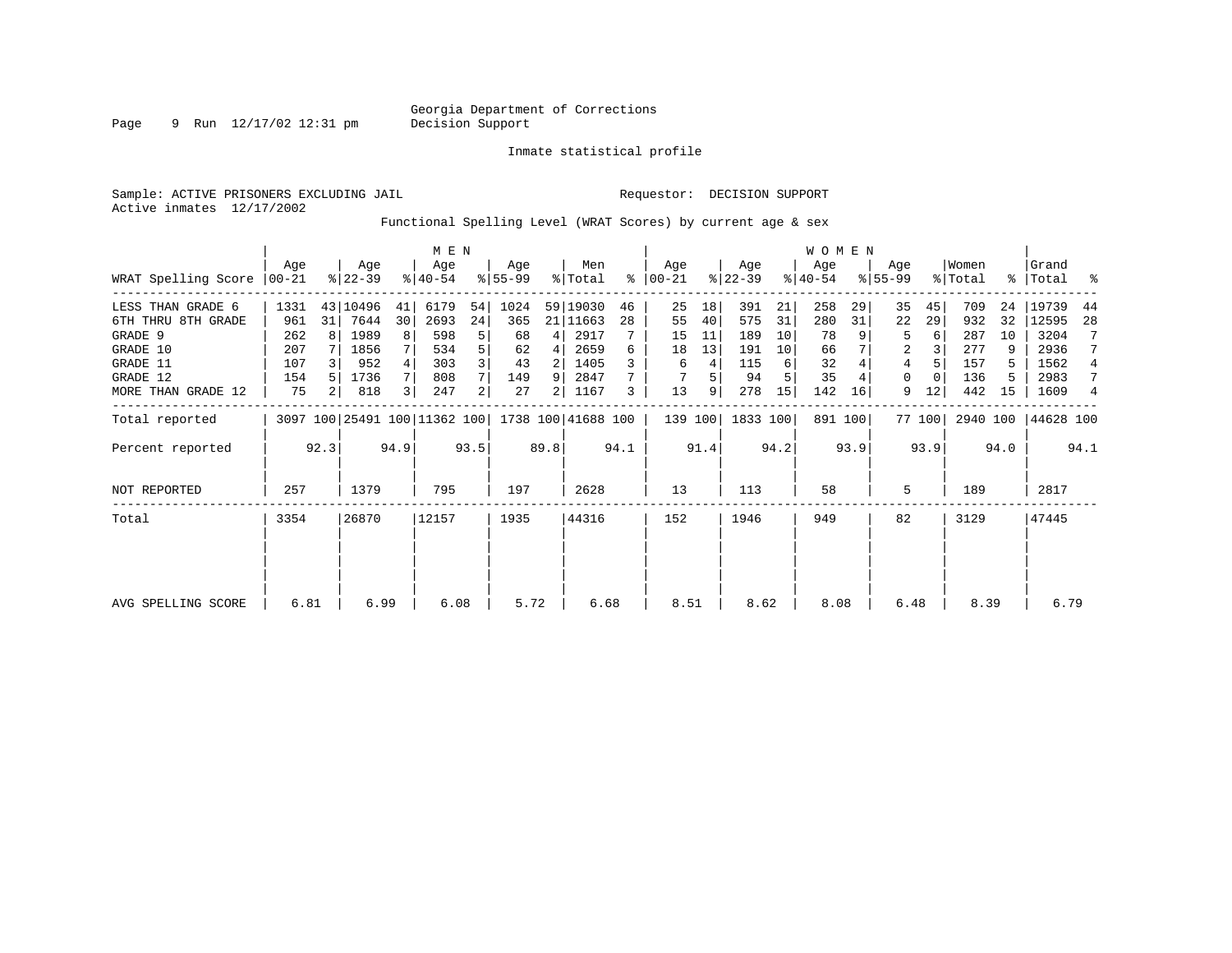Georgia Department of Corrections
Decision Support

Inmate statistical profile

Sample: ACTIVE PRISONERS EXCLUDING JAIL

Requestor: DECISION SUPPORT

Active inmates 12/17/2002

Functional Spelling Level (WRAT Scores) by current age & sex

| WRAT Spelling Score | MEN Age 00-21 | % | Age 22-39 | % | Age 40-54 | % | Age 55-99 | % | Men Total | % | WOMEN Age 00-21 | % | Age 22-39 | % | Age 40-54 | % | Age 55-99 | % | Women Total | % | Grand Total | % |
|---|---|---|---|---|---|---|---|---|---|---|---|---|---|---|---|---|---|---|---|---|---|---|
| LESS THAN GRADE 6 | 1331 | 43 | 10496 | 41 | 6179 | 54 | 1024 | 59 | 19030 | 46 | 25 | 18 | 391 | 21 | 258 | 29 | 35 | 45 | 709 | 24 | 19739 | 44 |
| 6TH THRU 8TH GRADE | 961 | 31 | 7644 | 30 | 2693 | 24 | 365 | 21 | 11663 | 28 | 55 | 40 | 575 | 31 | 280 | 31 | 22 | 29 | 932 | 32 | 12595 | 28 |
| GRADE 9 | 262 | 8 | 1989 | 8 | 598 | 5 | 68 | 4 | 2917 | 7 | 15 | 11 | 189 | 10 | 78 | 9 | 5 | 6 | 287 | 10 | 3204 | 7 |
| GRADE 10 | 207 | 7 | 1856 | 7 | 534 | 5 | 62 | 4 | 2659 | 6 | 18 | 13 | 191 | 10 | 66 | 7 | 2 | 3 | 277 | 9 | 2936 | 7 |
| GRADE 11 | 107 | 3 | 952 | 4 | 303 | 3 | 43 | 2 | 1405 | 3 | 6 | 4 | 115 | 6 | 32 | 4 | 4 | 5 | 157 | 5 | 1562 | 4 |
| GRADE 12 | 154 | 5 | 1736 | 7 | 808 | 7 | 149 | 9 | 2847 | 7 | 7 | 5 | 94 | 5 | 35 | 4 | 0 | 0 | 136 | 5 | 2983 | 7 |
| MORE THAN GRADE 12 | 75 | 2 | 818 | 3 | 247 | 2 | 27 | 2 | 1167 | 3 | 13 | 9 | 278 | 15 | 142 | 16 | 9 | 12 | 442 | 15 | 1609 | 4 |
| Total reported | 3097 | 100 | 25491 | 100 | 11362 | 100 | 1738 | 100 | 41688 | 100 | 139 | 100 | 1833 | 100 | 891 | 100 | 77 | 100 | 2940 | 100 | 44628 | 100 |
| Percent reported | | 92.3 | | 94.9 | | 93.5 | | 89.8 | | 94.1 | | 91.4 | | 94.2 | | 93.9 | | 93.9 | | 94.0 | | 94.1 |
| NOT REPORTED | 257 | | 1379 | | 795 | | 197 | | 2628 | | 13 | | 113 | | 58 | | 5 | | 189 | | 2817 | |
| Total | 3354 | | 26870 | | 12157 | | 1935 | | 44316 | | 152 | | 1946 | | 949 | | 82 | | 3129 | | 47445 | |
| AVG SPELLING SCORE | 6.81 | | 6.99 | | 6.08 | | 5.72 | | 6.68 | | 8.51 | | 8.62 | | 8.08 | | 6.48 | | 8.39 | | 6.79 | |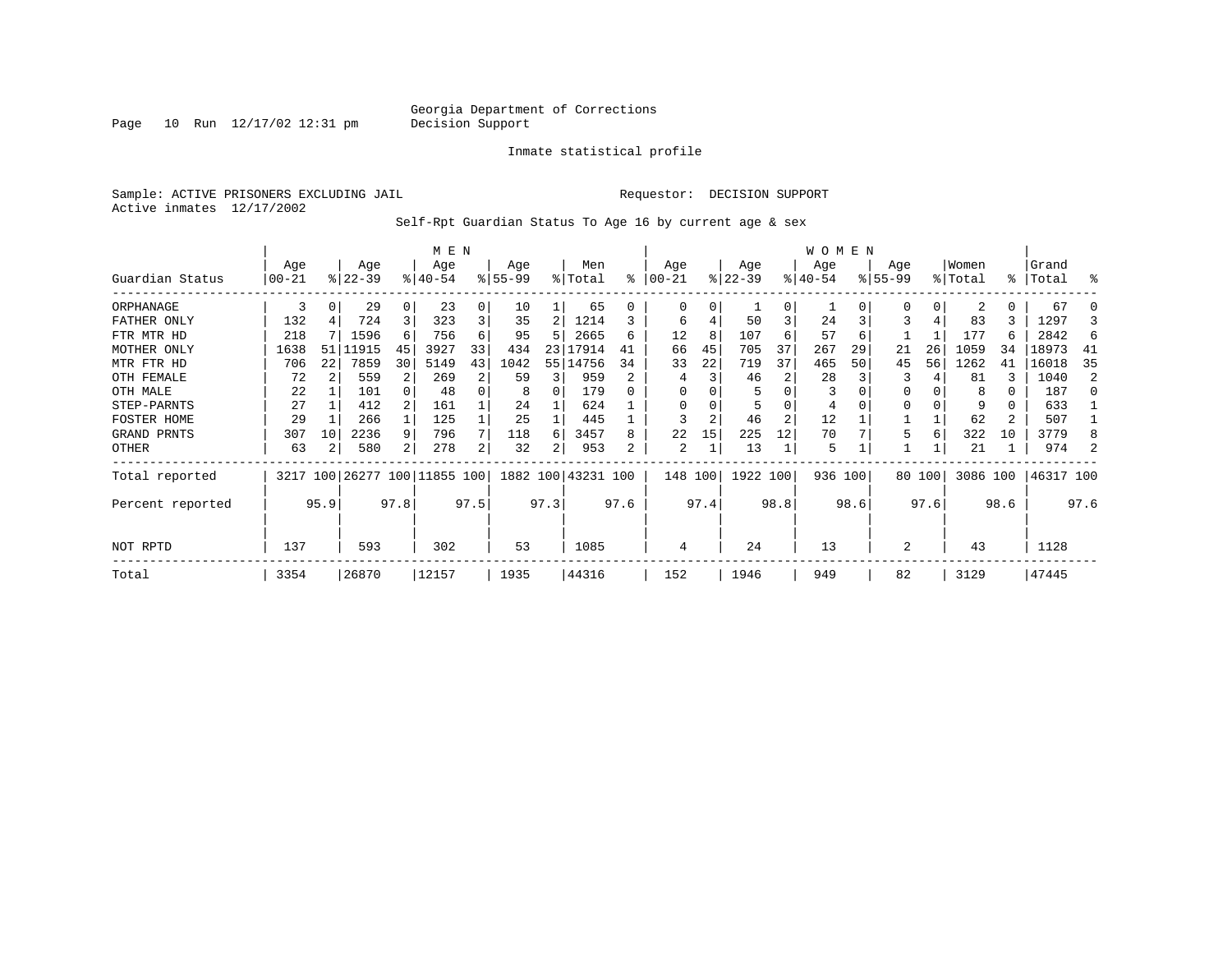Georgia Department of Corrections
Decision Support

Inmate statistical profile

Sample: ACTIVE PRISONERS EXCLUDING JAIL

Requestor: DECISION SUPPORT

Active inmates 12/17/2002

Self-Rpt Guardian Status To Age 16 by current age & sex

| Guardian Status | MEN Age 00-21 | % | Age 22-39 | % | Age 40-54 | % | Age 55-99 | % | Men Total | % | WOMEN Age 00-21 | % | Age 22-39 | % | Age 40-54 | % | Age 55-99 | % | Women Total | % | Grand Total | % |
|---|---|---|---|---|---|---|---|---|---|---|---|---|---|---|---|---|---|---|---|---|---|---|
| ORPHANAGE | 3 | 0 | 29 | 0 | 23 | 0 | 10 | 1 | 65 | 0 | 0 | 0 | 1 | 0 | 1 | 0 | 0 | 0 | 2 | 0 | 67 | 0 |
| FATHER ONLY | 132 | 4 | 724 | 3 | 323 | 3 | 35 | 2 | 1214 | 3 | 6 | 4 | 50 | 3 | 24 | 3 | 3 | 4 | 83 | 3 | 1297 | 3 |
| FTR MTR HD | 218 | 7 | 1596 | 6 | 756 | 6 | 95 | 5 | 2665 | 6 | 12 | 8 | 107 | 6 | 57 | 6 | 1 | 1 | 177 | 6 | 2842 | 6 |
| MOTHER ONLY | 1638 | 51 | 11915 | 45 | 3927 | 33 | 434 | 23 | 17914 | 41 | 66 | 45 | 705 | 37 | 267 | 29 | 21 | 26 | 1059 | 34 | 18973 | 41 |
| MTR FTR HD | 706 | 22 | 7859 | 30 | 5149 | 43 | 1042 | 55 | 14756 | 34 | 33 | 22 | 719 | 37 | 465 | 50 | 45 | 56 | 1262 | 41 | 16018 | 35 |
| OTH FEMALE | 72 | 2 | 559 | 2 | 269 | 2 | 59 | 3 | 959 | 2 | 4 | 3 | 46 | 2 | 28 | 3 | 3 | 4 | 81 | 3 | 1040 | 2 |
| OTH MALE | 22 | 1 | 101 | 0 | 48 | 0 | 8 | 0 | 179 | 0 | 0 | 0 | 5 | 0 | 3 | 0 | 0 | 0 | 8 | 0 | 187 | 0 |
| STEP-PARNTS | 27 | 1 | 412 | 2 | 161 | 1 | 24 | 1 | 624 | 1 | 0 | 0 | 5 | 0 | 4 | 0 | 0 | 0 | 9 | 0 | 633 | 1 |
| FOSTER HOME | 29 | 1 | 266 | 1 | 125 | 1 | 25 | 1 | 445 | 1 | 3 | 2 | 46 | 2 | 12 | 1 | 1 | 1 | 62 | 2 | 507 | 1 |
| GRAND PRNTS | 307 | 10 | 2236 | 9 | 796 | 7 | 118 | 6 | 3457 | 8 | 22 | 15 | 225 | 12 | 70 | 7 | 5 | 6 | 322 | 10 | 3779 | 8 |
| OTHER | 63 | 2 | 580 | 2 | 278 | 2 | 32 | 2 | 953 | 2 | 2 | 1 | 13 | 1 | 5 | 1 | 1 | 1 | 21 | 1 | 974 | 2 |
| Total reported | 3217 | 100 | 26277 | 100 | 11855 | 100 | 1882 | 100 | 43231 | 100 | 148 | 100 | 1922 | 100 | 936 | 100 | 80 | 100 | 3086 | 100 | 46317 | 100 |
| Percent reported | | 95.9 | | 97.8 | | 97.5 | | 97.3 | | 97.6 | | 97.4 | | 98.8 | | 98.6 | | 97.6 | | 98.6 | | 97.6 |
| NOT RPTD | 137 | | 593 | | 302 | | 53 | | 1085 | | 4 | | 24 | | 13 | | 2 | | 43 | | 1128 | |
| Total | 3354 | | 26870 | | 12157 | | 1935 | | 44316 | | 152 | | 1946 | | 949 | | 82 | | 3129 | | 47445 | |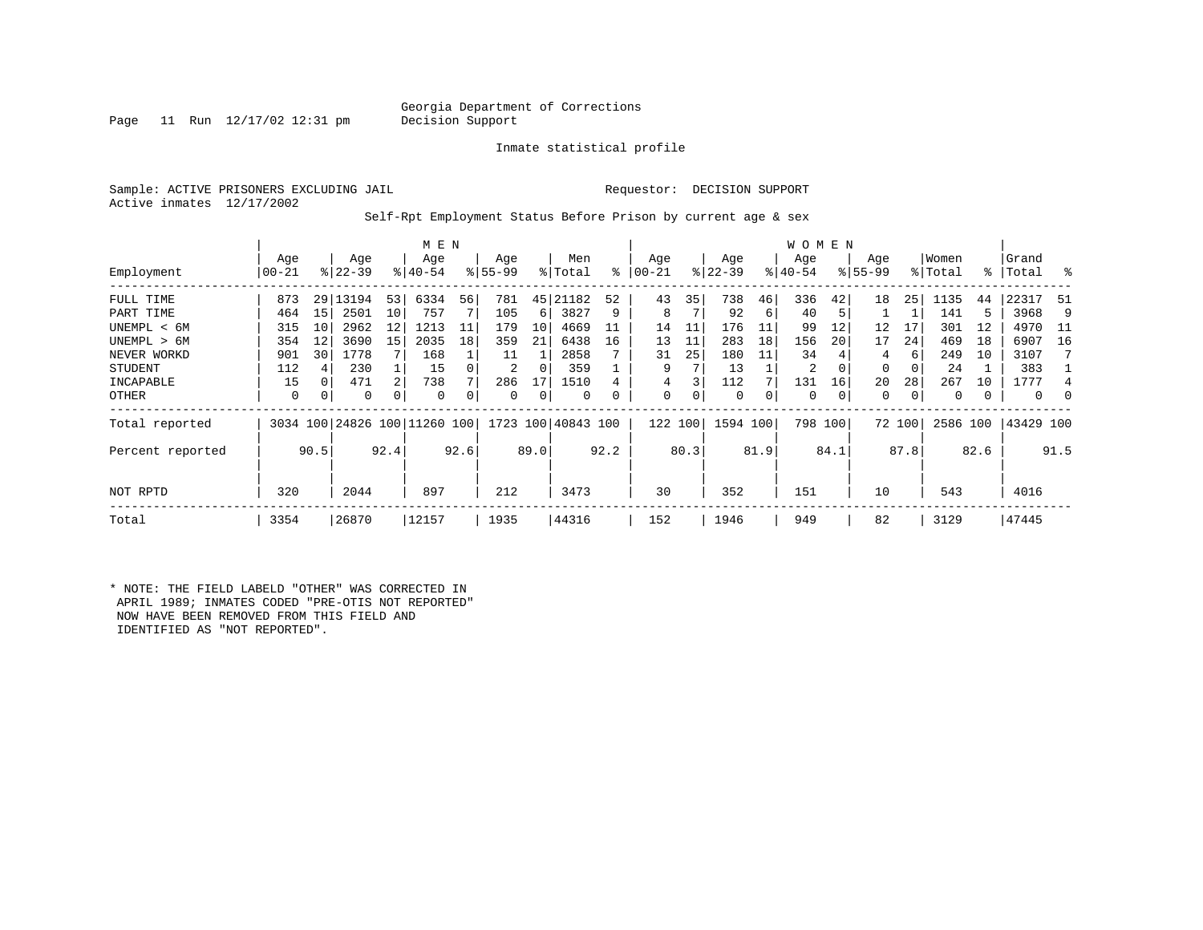Georgia Department of Corrections
Decision Support

Inmate statistical profile

Sample: ACTIVE PRISONERS EXCLUDING JAIL

Requestor: DECISION SUPPORT

Active inmates 12/17/2002

Self-Rpt Employment Status Before Prison by current age & sex

| | MEN | | | | | | | | | | WOMEN | | | | | | | | | | | |
|---|---|---|---|---|---|---|---|---|---|---|---|---|---|---|---|---|---|---|---|---|---|---|
| Employment | Age 00-21 | % | Age 22-39 | % | Age 40-54 | % | Age 55-99 | % | Men Total | % | Age 00-21 | % | Age 22-39 | % | Age 40-54 | % | Age 55-99 | % | Women Total | % | Grand Total | % |
| FULL TIME | 873 | 29 | 13194 | 53 | 6334 | 56 | 781 | 45 | 21182 | 52 | 43 | 35 | 738 | 46 | 336 | 42 | 18 | 25 | 1135 | 44 | 22317 | 51 |
| PART TIME | 464 | 15 | 2501 | 10 | 757 | 7 | 105 | 6 | 3827 | 9 | 8 | 7 | 92 | 6 | 40 | 5 | 1 | 1 | 141 | 5 | 3968 | 9 |
| UNEMPL < 6M | 315 | 10 | 2962 | 12 | 1213 | 11 | 179 | 10 | 4669 | 11 | 14 | 11 | 176 | 11 | 99 | 12 | 12 | 17 | 301 | 12 | 4970 | 11 |
| UNEMPL > 6M | 354 | 12 | 3690 | 15 | 2035 | 18 | 359 | 21 | 6438 | 16 | 13 | 11 | 283 | 18 | 156 | 20 | 17 | 24 | 469 | 18 | 6907 | 16 |
| NEVER WORKD | 901 | 30 | 1778 | 7 | 168 | 1 | 11 | 1 | 2858 | 7 | 31 | 25 | 180 | 11 | 34 | 4 | 4 | 6 | 249 | 10 | 3107 | 7 |
| STUDENT | 112 | 4 | 230 | 1 | 15 | 0 | 2 | 0 | 359 | 1 | 9 | 7 | 13 | 1 | 2 | 0 | 0 | 0 | 24 | 1 | 383 | 1 |
| INCAPABLE | 15 | 0 | 471 | 2 | 738 | 7 | 286 | 17 | 1510 | 4 | 4 | 3 | 112 | 7 | 131 | 16 | 20 | 28 | 267 | 10 | 1777 | 4 |
| OTHER | 0 | 0 | 0 | 0 | 0 | 0 | 0 | 0 | 0 | 0 | 0 | 0 | 0 | 0 | 0 | 0 | 0 | 0 | 0 | 0 | 0 | 0 |
| Total reported | 3034 | 100 | 24826 | 100 | 11260 | 100 | 1723 | 100 | 40843 | 100 | 122 | 100 | 1594 | 100 | 798 | 100 | 72 | 100 | 2586 | 100 | 43429 | 100 |
| Percent reported | | 90.5 | | 92.4 | | 92.6 | | 89.0 | | 92.2 | | 80.3 | | 81.9 | | 84.1 | | 87.8 | | 82.6 | | 91.5 |
| NOT RPTD | 320 | | 2044 | | 897 | | 212 | | 3473 | | 30 | | 352 | | 151 | | 10 | | 543 | | 4016 | |
| Total | 3354 | | 26870 | | 12157 | | 1935 | | 44316 | | 152 | | 1946 | | 949 | | 82 | | 3129 | | 47445 | |

* NOTE: THE FIELD LABELD "OTHER" WAS CORRECTED IN APRIL 1989; INMATES CODED "PRE-OTIS NOT REPORTED" NOW HAVE BEEN REMOVED FROM THIS FIELD AND IDENTIFIED AS "NOT REPORTED".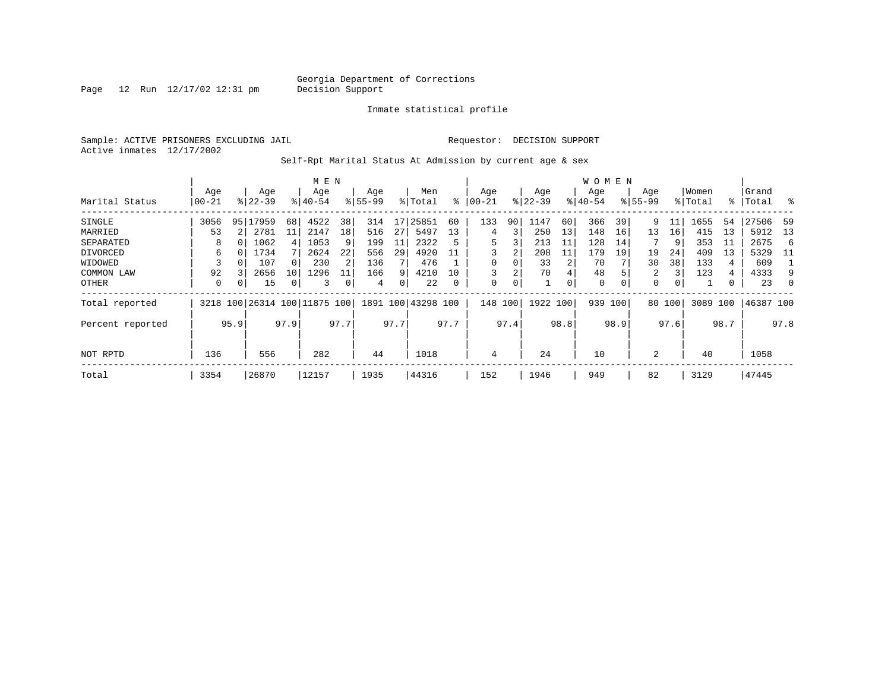Georgia Department of Corrections
Decision Support

Inmate statistical profile

Sample: ACTIVE PRISONERS EXCLUDING JAIL

Requestor: DECISION SUPPORT

Active inmates 12/17/2002

Self-Rpt Marital Status At Admission by current age & sex

| | MEN | | | | | | | | | | WOMEN | | | | | | | | | | | |
|---|---|---|---|---|---|---|---|---|---|---|---|---|---|---|---|---|---|---|---|---|---|---|
| Marital Status | Age 00-21 | % | Age 22-39 | % | Age 40-54 | % | Age 55-99 | % | Men Total | % | Age 00-21 | % | Age 22-39 | % | Age 40-54 | % | Age 55-99 | % | Women Total | % | Grand Total | % |
| SINGLE | 3056 | 95 | 17959 | 68 | 4522 | 38 | 314 | 17 | 25851 | 60 | 133 | 90 | 1147 | 60 | 366 | 39 | 9 | 11 | 1655 | 54 | 27506 | 59 |
| MARRIED | 53 | 2 | 2781 | 11 | 2147 | 18 | 516 | 27 | 5497 | 13 | 4 | 3 | 250 | 13 | 148 | 16 | 13 | 16 | 415 | 13 | 5912 | 13 |
| SEPARATED | 8 | 0 | 1062 | 4 | 1053 | 9 | 199 | 11 | 2322 | 5 | 5 | 3 | 213 | 11 | 128 | 14 | 7 | 9 | 353 | 11 | 2675 | 6 |
| DIVORCED | 6 | 0 | 1734 | 7 | 2624 | 22 | 556 | 29 | 4920 | 11 | 3 | 2 | 208 | 11 | 179 | 19 | 19 | 24 | 409 | 13 | 5329 | 11 |
| WIDOWED | 3 | 0 | 107 | 0 | 230 | 2 | 136 | 7 | 476 | 1 | 0 | 0 | 33 | 2 | 70 | 7 | 30 | 38 | 133 | 4 | 609 | 1 |
| COMMON LAW | 92 | 3 | 2656 | 10 | 1296 | 11 | 166 | 9 | 4210 | 10 | 3 | 2 | 70 | 4 | 48 | 5 | 2 | 3 | 123 | 4 | 4333 | 9 |
| OTHER | 0 | 0 | 15 | 0 | 3 | 0 | 4 | 0 | 22 | 0 | 0 | 0 | 1 | 0 | 0 | 0 | 0 | 0 | 1 | 0 | 23 | 0 |
| Total reported | 3218 | 100 | 26314 | 100 | 11875 | 100 | 1891 | 100 | 43298 | 100 | 148 | 100 | 1922 | 100 | 939 | 100 | 80 | 100 | 3089 | 100 | 46387 | 100 |
| Percent reported | | 95.9 | | 97.9 | | 97.7 | | 97.7 | | 97.7 | | 97.4 | | 98.8 | | 98.9 | | 97.6 | | 98.7 | | 97.8 |
| NOT RPTD | 136 | | 556 | | 282 | | 44 | | 1018 | | 4 | | 24 | | 10 | | 2 | | 40 | | 1058 | |
| Total | 3354 | | 26870 | | 12157 | | 1935 | | 44316 | | 152 | | 1946 | | 949 | | 82 | | 3129 | | 47445 | |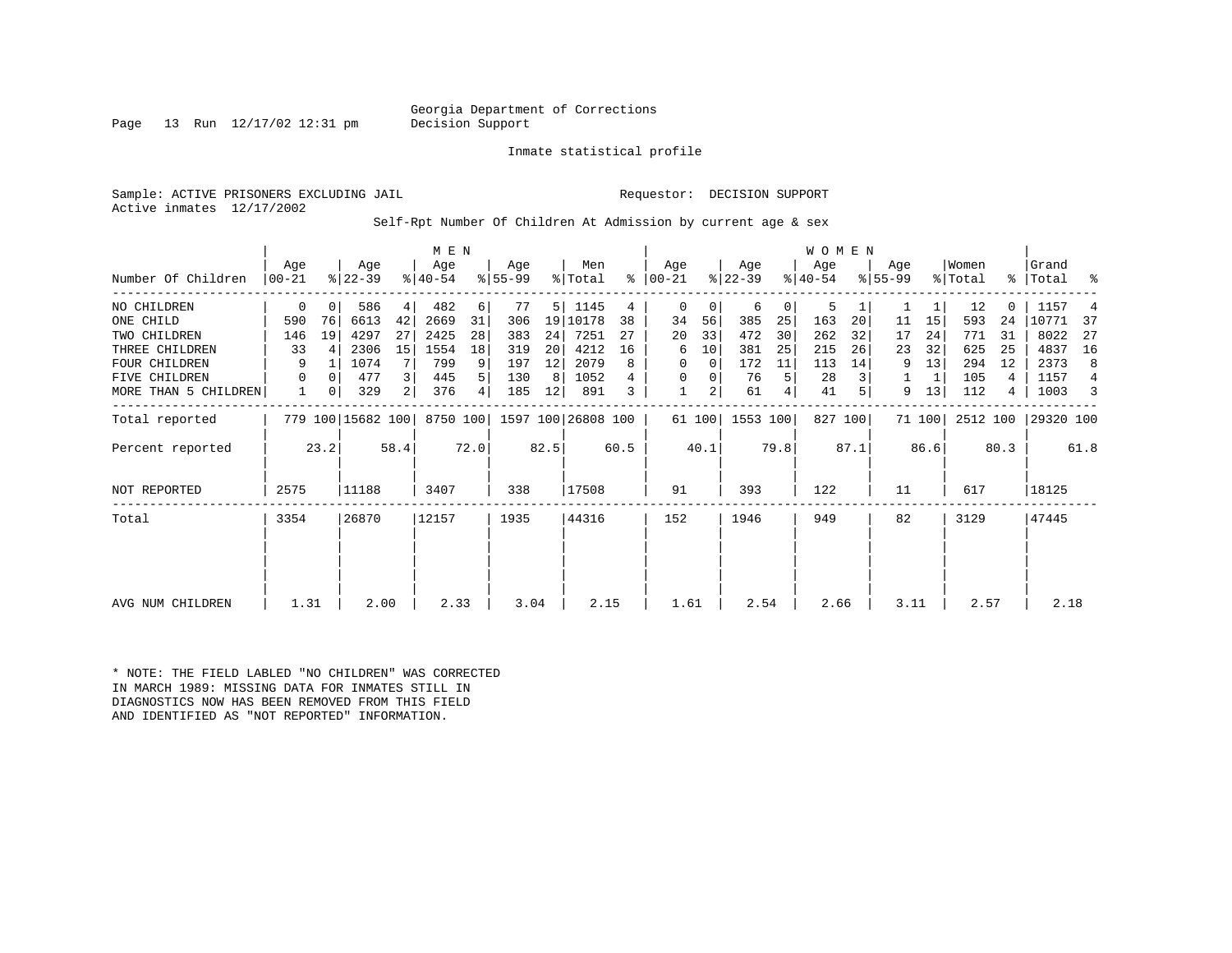Georgia Department of Corrections
Decision Support

Page 13 Run 12/17/02 12:31 pm

Inmate statistical profile

Sample: ACTIVE PRISONERS EXCLUDING JAIL

Requestor: DECISION SUPPORT

Active inmates 12/17/2002

Self-Rpt Number Of Children At Admission by current age & sex

| | MEN | | | | | | | | | | WOMEN | | | | | | | | | | | |
|---|---|---|---|---|---|---|---|---|---|---|---|---|---|---|---|---|---|---|---|---|---|---|
| Number Of Children | Age 00-21 | % | Age 22-39 | % | Age 40-54 | % | Age 55-99 | % | Men Total | % | Age 00-21 | % | Age 22-39 | % | Age 40-54 | % | Age 55-99 | % | Women Total | % | Grand Total | % |
| NO CHILDREN | 0 | 0 | 586 | 4 | 482 | 6 | 77 | 5 | 1145 | 4 | 0 | 0 | 6 | 0 | 5 | 1 | 1 | 1 | 12 | 0 | 1157 | 4 |
| ONE CHILD | 590 | 76 | 6613 | 42 | 2669 | 31 | 306 | 19 | 10178 | 38 | 34 | 56 | 385 | 25 | 163 | 20 | 11 | 15 | 593 | 24 | 10771 | 37 |
| TWO CHILDREN | 146 | 19 | 4297 | 27 | 2425 | 28 | 383 | 24 | 7251 | 27 | 20 | 33 | 472 | 30 | 262 | 32 | 17 | 24 | 771 | 31 | 8022 | 27 |
| THREE CHILDREN | 33 | 4 | 2306 | 15 | 1554 | 18 | 319 | 20 | 4212 | 16 | 6 | 10 | 381 | 25 | 215 | 26 | 23 | 32 | 625 | 25 | 4837 | 16 |
| FOUR CHILDREN | 9 | 1 | 1074 | 7 | 799 | 9 | 197 | 12 | 2079 | 8 | 0 | 0 | 172 | 11 | 113 | 14 | 9 | 13 | 294 | 12 | 2373 | 8 |
| FIVE CHILDREN | 0 | 0 | 477 | 3 | 445 | 5 | 130 | 8 | 1052 | 4 | 0 | 0 | 76 | 5 | 28 | 3 | 1 | 1 | 105 | 4 | 1157 | 4 |
| MORE THAN 5 CHILDREN | 1 | 0 | 329 | 2 | 376 | 4 | 185 | 12 | 891 | 3 | 1 | 2 | 61 | 4 | 41 | 5 | 9 | 13 | 112 | 4 | 1003 | 3 |
| Total reported | 779 | 100 | 15682 | 100 | 8750 | 100 | 1597 | 100 | 26808 | 100 | 61 | 100 | 1553 | 100 | 827 | 100 | 71 | 100 | 2512 | 100 | 29320 | 100 |
| Percent reported | | 23.2 | | 58.4 | | 72.0 | | 82.5 | | 60.5 | | 40.1 | | 79.8 | | 87.1 | | 86.6 | | 80.3 | | 61.8 |
| NOT REPORTED | 2575 | | 11188 | | 3407 | | 338 | | 17508 | | 91 | | 393 | | 122 | | 11 | | 617 | | 18125 | |
| Total | 3354 | | 26870 | | 12157 | | 1935 | | 44316 | | 152 | | 1946 | | 949 | | 82 | | 3129 | | 47445 | |
| AVG NUM CHILDREN | 1.31 | | 2.00 | | 2.33 | | 3.04 | | 2.15 | | 1.61 | | 2.54 | | 2.66 | | 3.11 | | 2.57 | | 2.18 | |

* NOTE: THE FIELD LABLED "NO CHILDREN" WAS CORRECTED
IN MARCH 1989: MISSING DATA FOR INMATES STILL IN
DIAGNOSTICS NOW HAS BEEN REMOVED FROM THIS FIELD
AND IDENTIFIED AS "NOT REPORTED" INFORMATION.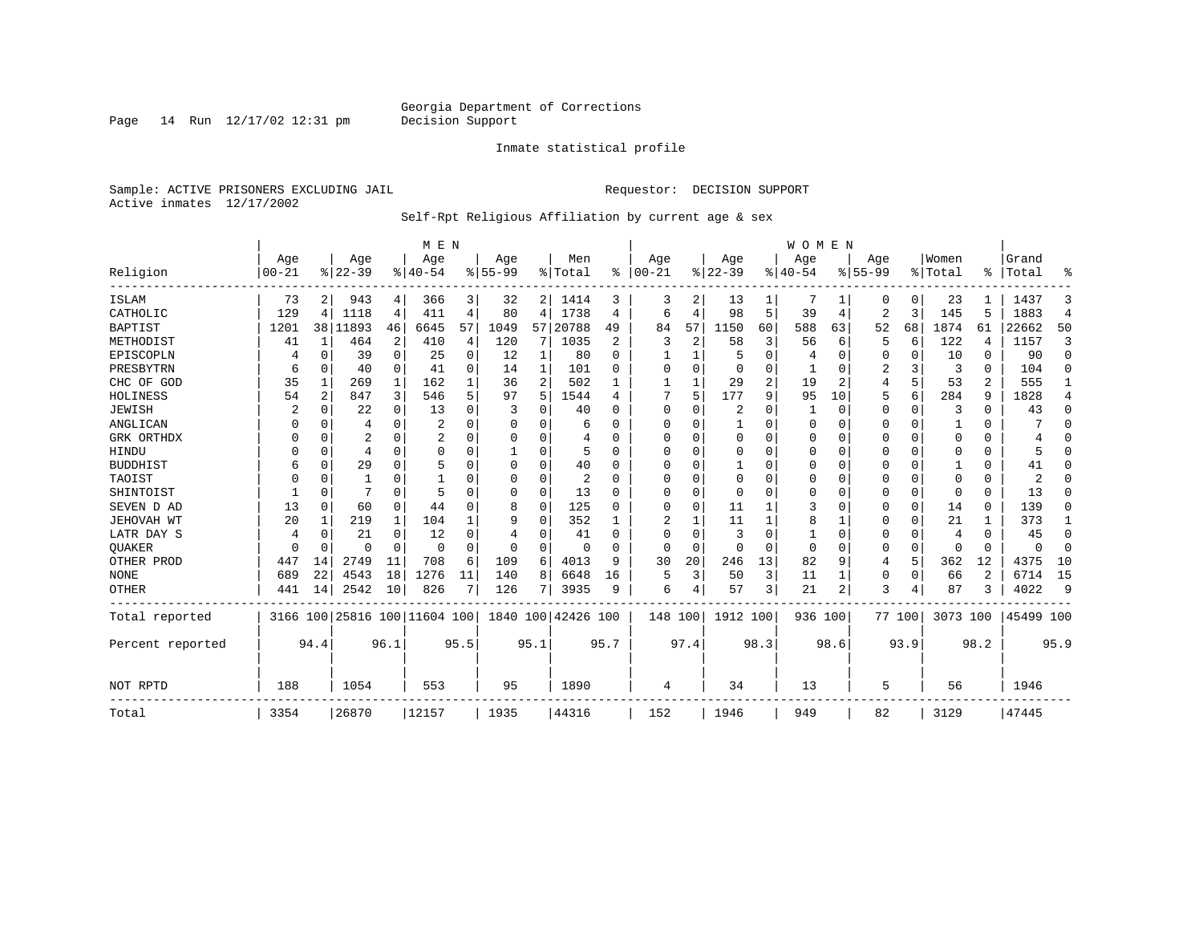Georgia Department of Corrections
Decision Support

Inmate statistical profile

Sample: ACTIVE PRISONERS EXCLUDING JAIL    Requestor: DECISION SUPPORT
Active inmates 12/17/2002

Self-Rpt Religious Affiliation by current age & sex

| Religion | MEN Age 00-21 | % | Age 22-39 | % | Age 40-54 | % | Age 55-99 | % | Men Total | % | WOMEN Age 00-21 | % | Age 22-39 | % | Age 40-54 | % | Age 55-99 | % | Women Total | % | Grand Total | % |
|---|---|---|---|---|---|---|---|---|---|---|---|---|---|---|---|---|---|---|---|---|---|---|
| ISLAM | 73 | 2 | 943 | 4 | 366 | 3 | 32 | 2 | 1414 | 3 | 3 | 2 | 13 | 1 | 7 | 1 | 0 | 0 | 23 | 1 | 1437 | 3 |
| CATHOLIC | 129 | 4 | 1118 | 4 | 411 | 4 | 80 | 4 | 1738 | 4 | 6 | 4 | 98 | 5 | 39 | 4 | 2 | 3 | 145 | 5 | 1883 | 4 |
| BAPTIST | 1201 | 38 | 11893 | 46 | 6645 | 57 | 1049 | 57 | 20788 | 49 | 84 | 57 | 1150 | 60 | 588 | 63 | 52 | 68 | 1874 | 61 | 22662 | 50 |
| METHODIST | 41 | 1 | 464 | 2 | 410 | 4 | 120 | 7 | 1035 | 2 | 3 | 2 | 58 | 3 | 56 | 6 | 5 | 6 | 122 | 4 | 1157 | 3 |
| EPISCOPLN | 4 | 0 | 39 | 0 | 25 | 0 | 12 | 1 | 80 | 0 | 1 | 1 | 5 | 0 | 4 | 0 | 0 | 0 | 10 | 0 | 90 | 0 |
| PRESBYTRN | 6 | 0 | 40 | 0 | 41 | 0 | 14 | 1 | 101 | 0 | 0 | 0 | 0 | 0 | 1 | 0 | 2 | 3 | 3 | 0 | 104 | 0 |
| CHC OF GOD | 35 | 1 | 269 | 1 | 162 | 1 | 36 | 2 | 502 | 1 | 1 | 1 | 29 | 2 | 19 | 2 | 4 | 5 | 53 | 2 | 555 | 1 |
| HOLINESS | 54 | 2 | 847 | 3 | 546 | 5 | 97 | 5 | 1544 | 4 | 7 | 5 | 177 | 9 | 95 | 10 | 5 | 6 | 284 | 9 | 1828 | 4 |
| JEWISH | 2 | 0 | 22 | 0 | 13 | 0 | 3 | 0 | 40 | 0 | 0 | 0 | 2 | 0 | 1 | 0 | 0 | 0 | 3 | 0 | 43 | 0 |
| ANGLICAN | 0 | 0 | 4 | 0 | 2 | 0 | 0 | 0 | 6 | 0 | 0 | 0 | 1 | 0 | 0 | 0 | 0 | 0 | 1 | 0 | 7 | 0 |
| GRK ORTHDX | 0 | 0 | 2 | 0 | 2 | 0 | 0 | 0 | 4 | 0 | 0 | 0 | 0 | 0 | 0 | 0 | 0 | 0 | 0 | 0 | 4 | 0 |
| HINDU | 0 | 0 | 4 | 0 | 0 | 0 | 1 | 0 | 5 | 0 | 0 | 0 | 0 | 0 | 0 | 0 | 0 | 0 | 0 | 0 | 5 | 0 |
| BUDDHIST | 6 | 0 | 29 | 0 | 5 | 0 | 0 | 0 | 40 | 0 | 0 | 0 | 1 | 0 | 0 | 0 | 0 | 0 | 1 | 0 | 41 | 0 |
| TAOIST | 0 | 0 | 1 | 0 | 1 | 0 | 0 | 0 | 2 | 0 | 0 | 0 | 0 | 0 | 0 | 0 | 0 | 0 | 0 | 0 | 2 | 0 |
| SHINTOIST | 1 | 0 | 7 | 0 | 5 | 0 | 0 | 0 | 13 | 0 | 0 | 0 | 0 | 0 | 0 | 0 | 0 | 0 | 0 | 0 | 13 | 0 |
| SEVEN D AD | 13 | 0 | 60 | 0 | 44 | 0 | 8 | 0 | 125 | 0 | 0 | 0 | 11 | 1 | 3 | 0 | 0 | 0 | 14 | 0 | 139 | 0 |
| JEHOVAH WT | 20 | 1 | 219 | 1 | 104 | 1 | 9 | 0 | 352 | 1 | 2 | 1 | 11 | 1 | 8 | 1 | 0 | 0 | 21 | 1 | 373 | 1 |
| LATR DAY S | 4 | 0 | 21 | 0 | 12 | 0 | 4 | 0 | 41 | 0 | 0 | 0 | 3 | 0 | 1 | 0 | 0 | 0 | 4 | 0 | 45 | 0 |
| QUAKER | 0 | 0 | 0 | 0 | 0 | 0 | 0 | 0 | 0 | 0 | 0 | 0 | 0 | 0 | 0 | 0 | 0 | 0 | 0 | 0 | 0 | 0 |
| OTHER PROD | 447 | 14 | 2749 | 11 | 708 | 6 | 109 | 6 | 4013 | 9 | 30 | 20 | 246 | 13 | 82 | 9 | 4 | 5 | 362 | 12 | 4375 | 10 |
| NONE | 689 | 22 | 4543 | 18 | 1276 | 11 | 140 | 8 | 6648 | 16 | 5 | 3 | 50 | 3 | 11 | 1 | 0 | 0 | 66 | 2 | 6714 | 15 |
| OTHER | 441 | 14 | 2542 | 10 | 826 | 7 | 126 | 7 | 3935 | 9 | 6 | 4 | 57 | 3 | 21 | 2 | 3 | 4 | 87 | 3 | 4022 | 9 |
| Total reported | 3166 | 100 | 25816 | 100 | 11604 | 100 | 1840 | 100 | 42426 | 100 | 148 | 100 | 1912 | 100 | 936 | 100 | 77 | 100 | 3073 | 100 | 45499 | 100 |
| Percent reported | | 94.4 | | 96.1 | | 95.5 | | 95.1 | | 95.7 | | 97.4 | | 98.3 | | 98.6 | | 93.9 | | 98.2 | | 95.9 |
| NOT RPTD | 188 | | 1054 | | 553 | | 95 | | 1890 | | 4 | | 34 | | 13 | | 5 | | 56 | | 1946 | |
| Total | 3354 | | 26870 | | 12157 | | 1935 | | 44316 | | 152 | | 1946 | | 949 | | 82 | | 3129 | | 47445 | |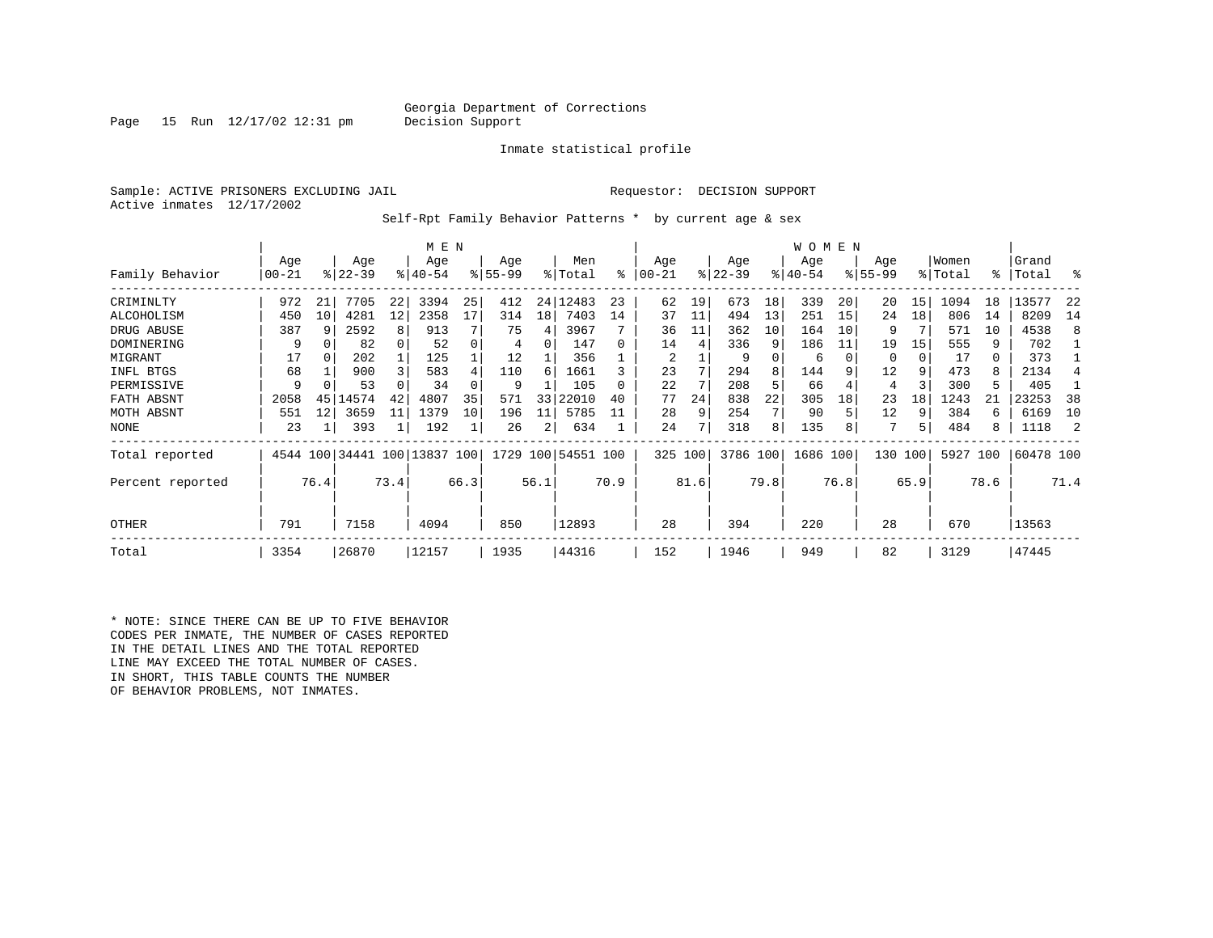Georgia Department of Corrections
Decision Support

Inmate statistical profile

Sample: ACTIVE PRISONERS EXCLUDING JAIL    Requestor: DECISION SUPPORT
Active inmates 12/17/2002

Self-Rpt Family Behavior Patterns * by current age & sex

| Family Behavior | MEN Age 00-21 | % | Age 22-39 | % | Age 40-54 | % | Age 55-99 | % | Men Total | % | WOMEN Age 00-21 | % | Age 22-39 | % | Age 40-54 | % | Age 55-99 | % | Women Total | % | Grand Total | % |
|---|---|---|---|---|---|---|---|---|---|---|---|---|---|---|---|---|---|---|---|---|---|---|
| CRIMINLTY | 972 | 21 | 7705 | 22 | 3394 | 25 | 412 | 24 | 12483 | 23 | 62 | 19 | 673 | 18 | 339 | 20 | 20 | 15 | 1094 | 18 | 13577 | 22 |
| ALCOHOLISM | 450 | 10 | 4281 | 12 | 2358 | 17 | 314 | 18 | 7403 | 14 | 37 | 11 | 494 | 13 | 251 | 15 | 24 | 18 | 806 | 14 | 8209 | 14 |
| DRUG ABUSE | 387 | 9 | 2592 | 8 | 913 | 7 | 75 | 4 | 3967 | 7 | 36 | 11 | 362 | 10 | 164 | 10 | 9 | 7 | 571 | 10 | 4538 | 8 |
| DOMINERING | 9 | 0 | 82 | 0 | 52 | 0 | 4 | 0 | 147 | 0 | 14 | 4 | 336 | 9 | 186 | 11 | 19 | 15 | 555 | 9 | 702 | 1 |
| MIGRANT | 17 | 0 | 202 | 1 | 125 | 1 | 12 | 1 | 356 | 1 | 2 | 1 | 9 | 0 | 6 | 0 | 0 | 0 | 17 | 0 | 373 | 1 |
| INFL BTGS | 68 | 1 | 900 | 3 | 583 | 4 | 110 | 6 | 1661 | 3 | 23 | 7 | 294 | 8 | 144 | 9 | 12 | 9 | 473 | 8 | 2134 | 4 |
| PERMISSIVE | 9 | 0 | 53 | 0 | 34 | 0 | 9 | 1 | 105 | 0 | 22 | 7 | 208 | 5 | 66 | 4 | 4 | 3 | 300 | 5 | 405 | 1 |
| FATH ABSNT | 2058 | 45 | 14574 | 42 | 4807 | 35 | 571 | 33 | 22010 | 40 | 77 | 24 | 838 | 22 | 305 | 18 | 23 | 18 | 1243 | 21 | 23253 | 38 |
| MOTH ABSNT | 551 | 12 | 3659 | 11 | 1379 | 10 | 196 | 11 | 5785 | 11 | 28 | 9 | 254 | 7 | 90 | 5 | 12 | 9 | 384 | 6 | 6169 | 10 |
| NONE | 23 | 1 | 393 | 1 | 192 | 1 | 26 | 2 | 634 | 1 | 24 | 7 | 318 | 8 | 135 | 8 | 7 | 5 | 484 | 8 | 1118 | 2 |
| Total reported | 4544 | 100 | 34441 | 100 | 13837 | 100 | 1729 | 100 | 54551 | 100 | 325 | 100 | 3786 | 100 | 1686 | 100 | 130 | 100 | 5927 | 100 | 60478 | 100 |
| Percent reported | | 76.4 | | 73.4 | | 66.3 | | 56.1 | | 70.9 | | 81.6 | | 79.8 | | 76.8 | | 65.9 | | 78.6 | | 71.4 |
| OTHER | 791 | | 7158 | | 4094 | | 850 | | 12893 | | 28 | | 394 | | 220 | | 28 | | 670 | | 13563 | |
| Total | 3354 | | 26870 | | 12157 | | 1935 | | 44316 | | 152 | | 1946 | | 949 | | 82 | | 3129 | | 47445 | |

* NOTE: SINCE THERE CAN BE UP TO FIVE BEHAVIOR CODES PER INMATE, THE NUMBER OF CASES REPORTED IN THE DETAIL LINES AND THE TOTAL REPORTED LINE MAY EXCEED THE TOTAL NUMBER OF CASES. IN SHORT, THIS TABLE COUNTS THE NUMBER OF BEHAVIOR PROBLEMS, NOT INMATES.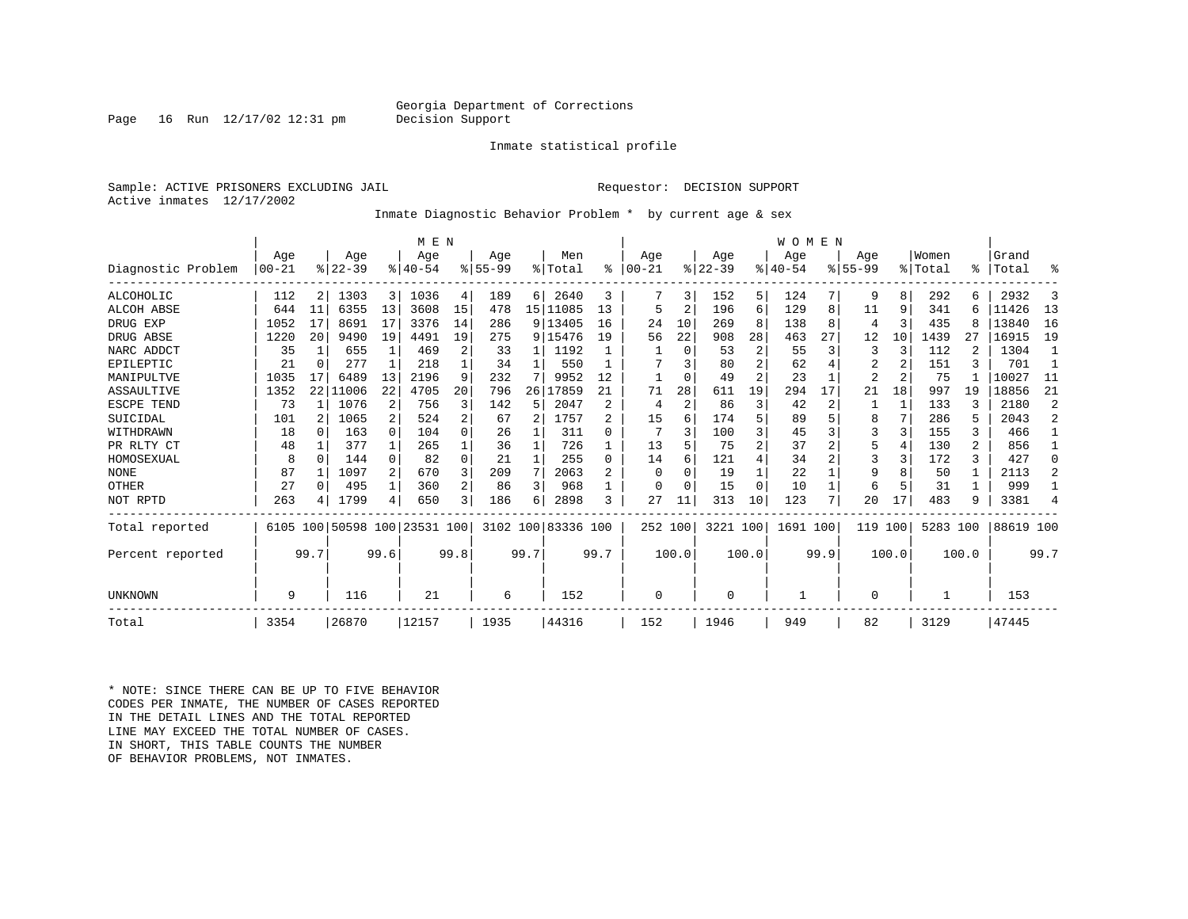Georgia Department of Corrections
Decision Support

Inmate statistical profile

Sample: ACTIVE PRISONERS EXCLUDING JAIL

Requestor: DECISION SUPPORT

Active inmates 12/17/2002

Inmate Diagnostic Behavior Problem * by current age & sex

| Diagnostic Problem | MEN Age 00-21 | % | Age 22-39 | % | Age 40-54 | % | Age 55-99 | % | Men Total | % | WOMEN Age 00-21 | % | Age 22-39 | % | Age 40-54 | % | Age 55-99 | % | Women Total | % | Grand Total | % |
|---|---|---|---|---|---|---|---|---|---|---|---|---|---|---|---|---|---|---|---|---|---|---|
| ALCOHOLIC | 112 | 2 | 1303 | 3 | 1036 | 4 | 189 | 6 | 2640 | 3 | 7 | 3 | 152 | 5 | 124 | 7 | 9 | 8 | 292 | 6 | 2932 | 3 |
| ALCOH ABSE | 644 | 11 | 6355 | 13 | 3608 | 15 | 478 | 15 | 11085 | 13 | 5 | 2 | 196 | 6 | 129 | 8 | 11 | 9 | 341 | 6 | 11426 | 13 |
| DRUG EXP | 1052 | 17 | 8691 | 17 | 3376 | 14 | 286 | 9 | 13405 | 16 | 24 | 10 | 269 | 8 | 138 | 8 | 4 | 3 | 435 | 8 | 13840 | 16 |
| DRUG ABSE | 1220 | 20 | 9490 | 19 | 4491 | 19 | 275 | 9 | 15476 | 19 | 56 | 22 | 908 | 28 | 463 | 27 | 12 | 10 | 1439 | 27 | 16915 | 19 |
| NARC ADDCT | 35 | 1 | 655 | 1 | 469 | 2 | 33 | 1 | 1192 | 1 | 1 | 0 | 53 | 2 | 55 | 3 | 3 | 3 | 112 | 2 | 1304 | 1 |
| EPILEPTIC | 21 | 0 | 277 | 1 | 218 | 1 | 34 | 1 | 550 | 1 | 7 | 3 | 80 | 2 | 62 | 4 | 2 | 2 | 151 | 3 | 701 | 1 |
| MANIPULTVE | 1035 | 17 | 6489 | 13 | 2196 | 9 | 232 | 7 | 9952 | 12 | 1 | 0 | 49 | 2 | 23 | 1 | 2 | 2 | 75 | 1 | 10027 | 11 |
| ASSAULTIVE | 1352 | 22 | 11006 | 22 | 4705 | 20 | 796 | 26 | 17859 | 21 | 71 | 28 | 611 | 19 | 294 | 17 | 21 | 18 | 997 | 19 | 18856 | 21 |
| ESCPE TEND | 73 | 1 | 1076 | 2 | 756 | 3 | 142 | 5 | 2047 | 2 | 4 | 2 | 86 | 3 | 42 | 2 | 1 | 1 | 133 | 3 | 2180 | 2 |
| SUICIDAL | 101 | 2 | 1065 | 2 | 524 | 2 | 67 | 2 | 1757 | 2 | 15 | 6 | 174 | 5 | 89 | 5 | 8 | 7 | 286 | 5 | 2043 | 2 |
| WITHDRAWN | 18 | 0 | 163 | 0 | 104 | 0 | 26 | 1 | 311 | 0 | 7 | 3 | 100 | 3 | 45 | 3 | 3 | 3 | 155 | 3 | 466 | 1 |
| PR RLTY CT | 48 | 1 | 377 | 1 | 265 | 1 | 36 | 1 | 726 | 1 | 13 | 5 | 75 | 2 | 37 | 2 | 5 | 4 | 130 | 2 | 856 | 1 |
| HOMOSEXUAL | 8 | 0 | 144 | 0 | 82 | 0 | 21 | 1 | 255 | 0 | 14 | 6 | 121 | 4 | 34 | 2 | 3 | 3 | 172 | 3 | 427 | 0 |
| NONE | 87 | 1 | 1097 | 2 | 670 | 3 | 209 | 7 | 2063 | 2 | 0 | 0 | 19 | 1 | 22 | 1 | 9 | 8 | 50 | 1 | 2113 | 2 |
| OTHER | 27 | 0 | 495 | 1 | 360 | 2 | 86 | 3 | 968 | 1 | 0 | 0 | 15 | 0 | 10 | 1 | 6 | 5 | 31 | 1 | 999 | 1 |
| NOT RPTD | 263 | 4 | 1799 | 4 | 650 | 3 | 186 | 6 | 2898 | 3 | 27 | 11 | 313 | 10 | 123 | 7 | 20 | 17 | 483 | 9 | 3381 | 4 |
| Total reported | 6105 | 100 | 50598 | 100 | 23531 | 100 | 3102 | 100 | 83336 | 100 | 252 | 100 | 3221 | 100 | 1691 | 100 | 119 | 100 | 5283 | 100 | 88619 | 100 |
| Percent reported | | 99.7 | | 99.6 | | 99.8 | | 99.7 | | 99.7 | | 100.0 | | 100.0 | | 99.9 | | 100.0 | | 100.0 | | 99.7 |
| UNKNOWN | 9 | | 116 | | 21 | | 6 | | 152 | | 0 | | 0 | | 1 | | 0 | | 1 | | 153 | |
| Total | 3354 | | 26870 | | 12157 | | 1935 | | 44316 | | 152 | | 1946 | | 949 | | 82 | | 3129 | | 47445 | |

* NOTE: SINCE THERE CAN BE UP TO FIVE BEHAVIOR CODES PER INMATE, THE NUMBER OF CASES REPORTED IN THE DETAIL LINES AND THE TOTAL REPORTED LINE MAY EXCEED THE TOTAL NUMBER OF CASES. IN SHORT, THIS TABLE COUNTS THE NUMBER OF BEHAVIOR PROBLEMS, NOT INMATES.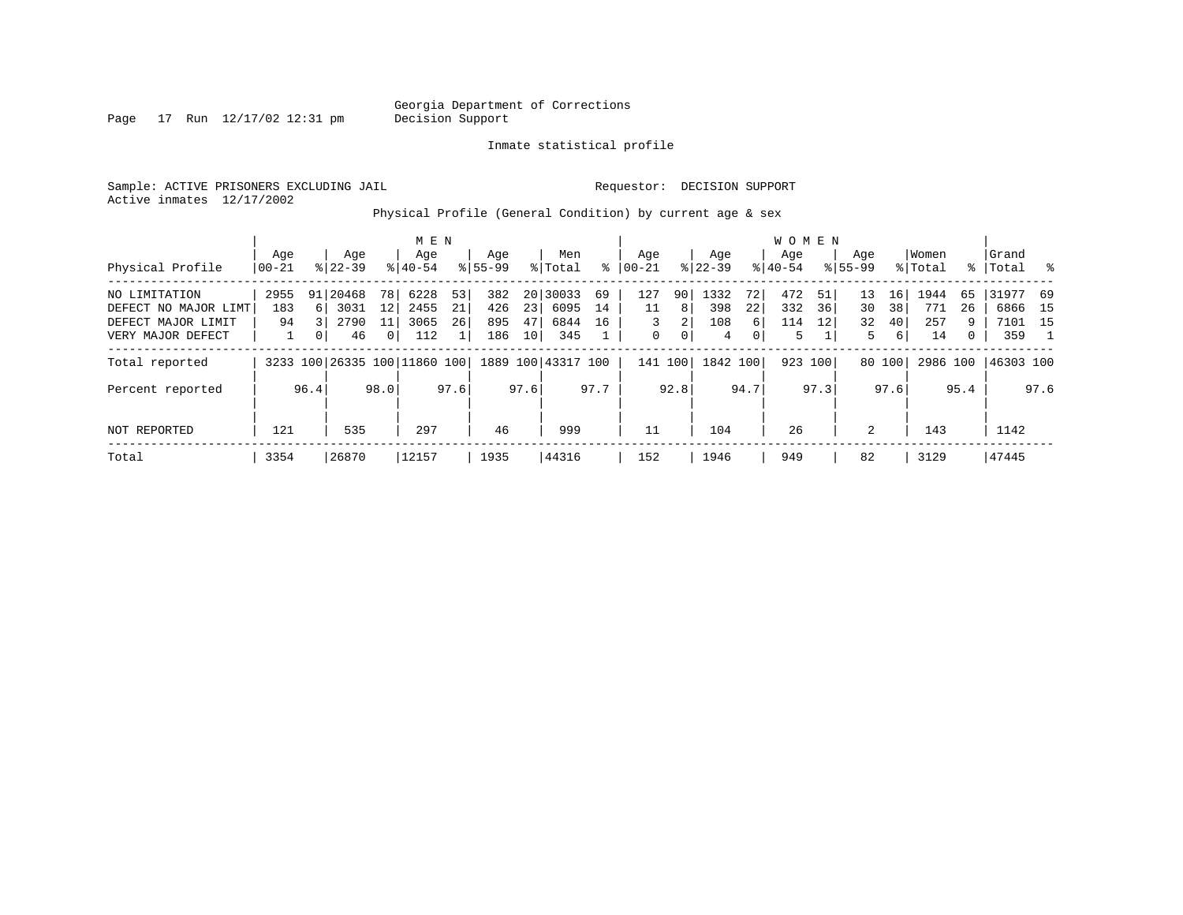Page 17 Run 12/17/02 12:31 pm

Georgia Department of Corrections
Decision Support

Inmate statistical profile

Sample: ACTIVE PRISONERS EXCLUDING JAIL

Requestor: DECISION SUPPORT

Active inmates 12/17/2002

Physical Profile (General Condition) by current age & sex

| | MEN | | | | | | | | | | WOMEN | | | | | | | | | | | |
|---|---|---|---|---|---|---|---|---|---|---|---|---|---|---|---|---|---|---|---|---|---|---|
| Physical Profile | Age 00-21 | % | Age 22-39 | % | Age 40-54 | % | Age 55-99 | % | Men Total | % | Age 00-21 | % | Age 22-39 | % | Age 40-54 | % | Age 55-99 | % | Women Total | % | Grand Total | % |
| NO LIMITATION | 2955 | 91 | 20468 | 78 | 6228 | 53 | 382 | 20 | 30033 | 69 | 127 | 90 | 1332 | 72 | 472 | 51 | 13 | 16 | 1944 | 65 | 31977 | 69 |
| DEFECT NO MAJOR LIMT | 183 | 6 | 3031 | 12 | 2455 | 21 | 426 | 23 | 6095 | 14 | 11 | 8 | 398 | 22 | 332 | 36 | 30 | 38 | 771 | 26 | 6866 | 15 |
| DEFECT MAJOR LIMIT | 94 | 3 | 2790 | 11 | 3065 | 26 | 895 | 47 | 6844 | 16 | 3 | 2 | 108 | 6 | 114 | 12 | 32 | 40 | 257 | 9 | 7101 | 15 |
| VERY MAJOR DEFECT | 1 | 0 | 46 | 0 | 112 | 1 | 186 | 10 | 345 | 1 | 0 | 0 | 4 | 0 | 5 | 1 | 5 | 6 | 14 | 0 | 359 | 1 |
| Total reported | 3233 | 100 | 26335 | 100 | 11860 | 100 | 1889 | 100 | 43317 | 100 | 141 | 100 | 1842 | 100 | 923 | 100 | 80 | 100 | 2986 | 100 | 46303 | 100 |
| Percent reported | | 96.4 | | 98.0 | | 97.6 | | 97.6 | | 97.7 | | 92.8 | | 94.7 | | 97.3 | | 97.6 | | 95.4 | | 97.6 |
| NOT REPORTED | 121 | | 535 | | 297 | | 46 | | 999 | | 11 | | 104 | | 26 | | 2 | | 143 | | 1142 | |
| Total | 3354 | | 26870 | | 12157 | | 1935 | | 44316 | | 152 | | 1946 | | 949 | | 82 | | 3129 | | 47445 | |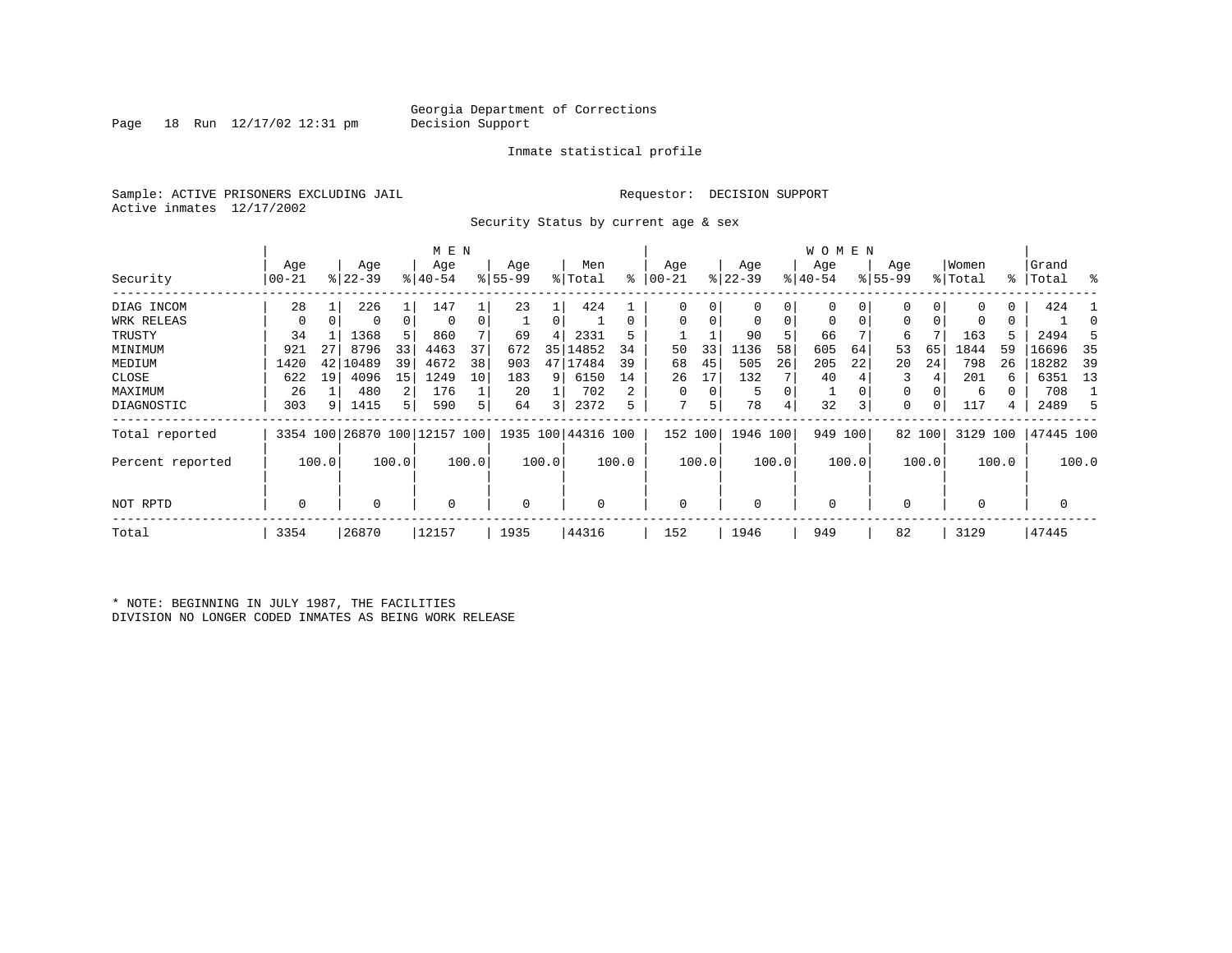Georgia Department of Corrections
Decision Support

Inmate statistical profile

Sample: ACTIVE PRISONERS EXCLUDING JAIL    Requestor: DECISION SUPPORT
Active inmates 12/17/2002

Security Status by current age & sex

| | MEN | | | | | | | | | | WOMEN | | | | | | | | | | | |
|---|---|---|---|---|---|---|---|---|---|---|---|---|---|---|---|---|---|---|---|---|---|---|
| Security | Age 00-21 | % | Age 22-39 | % | Age 40-54 | % | Age 55-99 | % | Men Total | % | Age 00-21 | % | Age 22-39 | % | Age 40-54 | % | Age 55-99 | % | Women Total | % | Grand Total | % |
| DIAG INCOM | 28 | 1 | 226 | 1 | 147 | 1 | 23 | 1 | 424 | 1 | 0 | 0 | 0 | 0 | 0 | 0 | 0 | 0 | 0 | 0 | 424 | 1 |
| WRK RELEAS | 0 | 0 | 0 | 0 | 0 | 0 | 1 | 0 | 1 | 0 | 0 | 0 | 0 | 0 | 0 | 0 | 0 | 0 | 0 | 0 | 1 | 0 |
| TRUSTY | 34 | 1 | 1368 | 5 | 860 | 7 | 69 | 4 | 2331 | 5 | 1 | 1 | 90 | 5 | 66 | 7 | 6 | 7 | 163 | 5 | 2494 | 5 |
| MINIMUM | 921 | 27 | 8796 | 33 | 4463 | 37 | 672 | 35 | 14852 | 34 | 50 | 33 | 1136 | 58 | 605 | 64 | 53 | 65 | 1844 | 59 | 16696 | 35 |
| MEDIUM | 1420 | 42 | 10489 | 39 | 4672 | 38 | 903 | 47 | 17484 | 39 | 68 | 45 | 505 | 26 | 205 | 22 | 20 | 24 | 798 | 26 | 18282 | 39 |
| CLOSE | 622 | 19 | 4096 | 15 | 1249 | 10 | 183 | 9 | 6150 | 14 | 26 | 17 | 132 | 7 | 40 | 4 | 3 | 4 | 201 | 6 | 6351 | 13 |
| MAXIMUM | 26 | 1 | 480 | 2 | 176 | 1 | 20 | 1 | 702 | 2 | 0 | 0 | 5 | 0 | 1 | 0 | 0 | 0 | 6 | 0 | 708 | 1 |
| DIAGNOSTIC | 303 | 9 | 1415 | 5 | 590 | 5 | 64 | 3 | 2372 | 5 | 7 | 5 | 78 | 4 | 32 | 3 | 0 | 0 | 117 | 4 | 2489 | 5 |
| Total reported | 3354 | 100 | 26870 | 100 | 12157 | 100 | 1935 | 100 | 44316 | 100 | 152 | 100 | 1946 | 100 | 949 | 100 | 82 | 100 | 3129 | 100 | 47445 | 100 |
| Percent reported | | 100.0 | | 100.0 | | 100.0 | | 100.0 | | 100.0 | | 100.0 | | 100.0 | | 100.0 | | 100.0 | | 100.0 | | 100.0 |
| NOT RPTD | 0 | | 0 | | 0 | | 0 | | 0 | | 0 | | 0 | | 0 | | 0 | | 0 | | 0 | |
| Total | 3354 | | 26870 | | 12157 | | 1935 | | 44316 | | 152 | | 1946 | | 949 | | 82 | | 3129 | | 47445 | |

* NOTE: BEGINNING IN JULY 1987, THE FACILITIES
DIVISION NO LONGER CODED INMATES AS BEING WORK RELEASE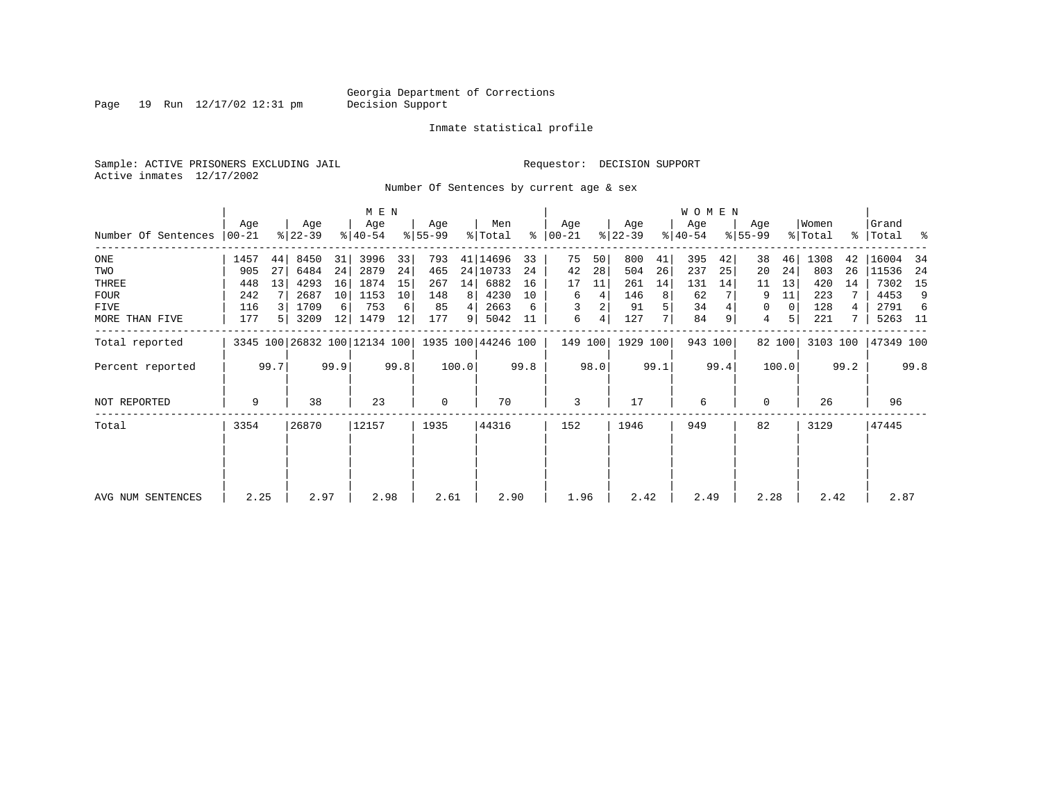Georgia Department of Corrections
Decision Support

Inmate statistical profile

Sample: ACTIVE PRISONERS EXCLUDING JAIL

Requestor: DECISION SUPPORT

Active inmates 12/17/2002

Number Of Sentences by current age & sex

| Number Of Sentences | MEN Age 00-21 | % | Age 22-39 | % | Age 40-54 | % | Age 55-99 | % | Men Total | % | WOMEN Age 00-21 | % | Age 22-39 | % | Age 40-54 | % | Age 55-99 | % | Women Total | % | Grand Total | % |
|---|---|---|---|---|---|---|---|---|---|---|---|---|---|---|---|---|---|---|---|---|---|---|
| ONE | 1457 | 44 | 8450 | 31 | 3996 | 33 | 793 | 41 | 14696 | 33 | 75 | 50 | 800 | 41 | 395 | 42 | 38 | 46 | 1308 | 42 | 16004 | 34 |
| TWO | 905 | 27 | 6484 | 24 | 2879 | 24 | 465 | 24 | 10733 | 24 | 42 | 28 | 504 | 26 | 237 | 25 | 20 | 24 | 803 | 26 | 11536 | 24 |
| THREE | 448 | 13 | 4293 | 16 | 1874 | 15 | 267 | 14 | 6882 | 16 | 17 | 11 | 261 | 14 | 131 | 14 | 11 | 13 | 420 | 14 | 7302 | 15 |
| FOUR | 242 | 7 | 2687 | 10 | 1153 | 10 | 148 | 8 | 4230 | 10 | 6 | 4 | 146 | 8 | 62 | 7 | 9 | 11 | 223 | 7 | 4453 | 9 |
| FIVE | 116 | 3 | 1709 | 6 | 753 | 6 | 85 | 4 | 2663 | 6 | 3 | 2 | 91 | 5 | 34 | 4 | 0 | 0 | 128 | 4 | 2791 | 6 |
| MORE THAN FIVE | 177 | 5 | 3209 | 12 | 1479 | 12 | 177 | 9 | 5042 | 11 | 6 | 4 | 127 | 7 | 84 | 9 | 4 | 5 | 221 | 7 | 5263 | 11 |
| Total reported | 3345 | 100 | 26832 | 100 | 12134 | 100 | 1935 | 100 | 44246 | 100 | 149 | 100 | 1929 | 100 | 943 | 100 | 82 | 100 | 3103 | 100 | 47349 | 100 |
| Percent reported | | 99.7 | | 99.9 | | 99.8 | | 100.0 | | 99.8 | | 98.0 | | 99.1 | | 99.4 | | 100.0 | | 99.2 | | 99.8 |
| NOT REPORTED | 9 | | 38 | | 23 | | 0 | | 70 | | 3 | | 17 | | 6 | | 0 | | 26 | | 96 | |
| Total | 3354 | | 26870 | | 12157 | | 1935 | | 44316 | | 152 | | 1946 | | 949 | | 82 | | 3129 | | 47445 | |
| AVG NUM SENTENCES | 2.25 | | 2.97 | | 2.98 | | 2.61 | | 2.90 | | 1.96 | | 2.42 | | 2.49 | | 2.28 | | 2.42 | | 2.87 | |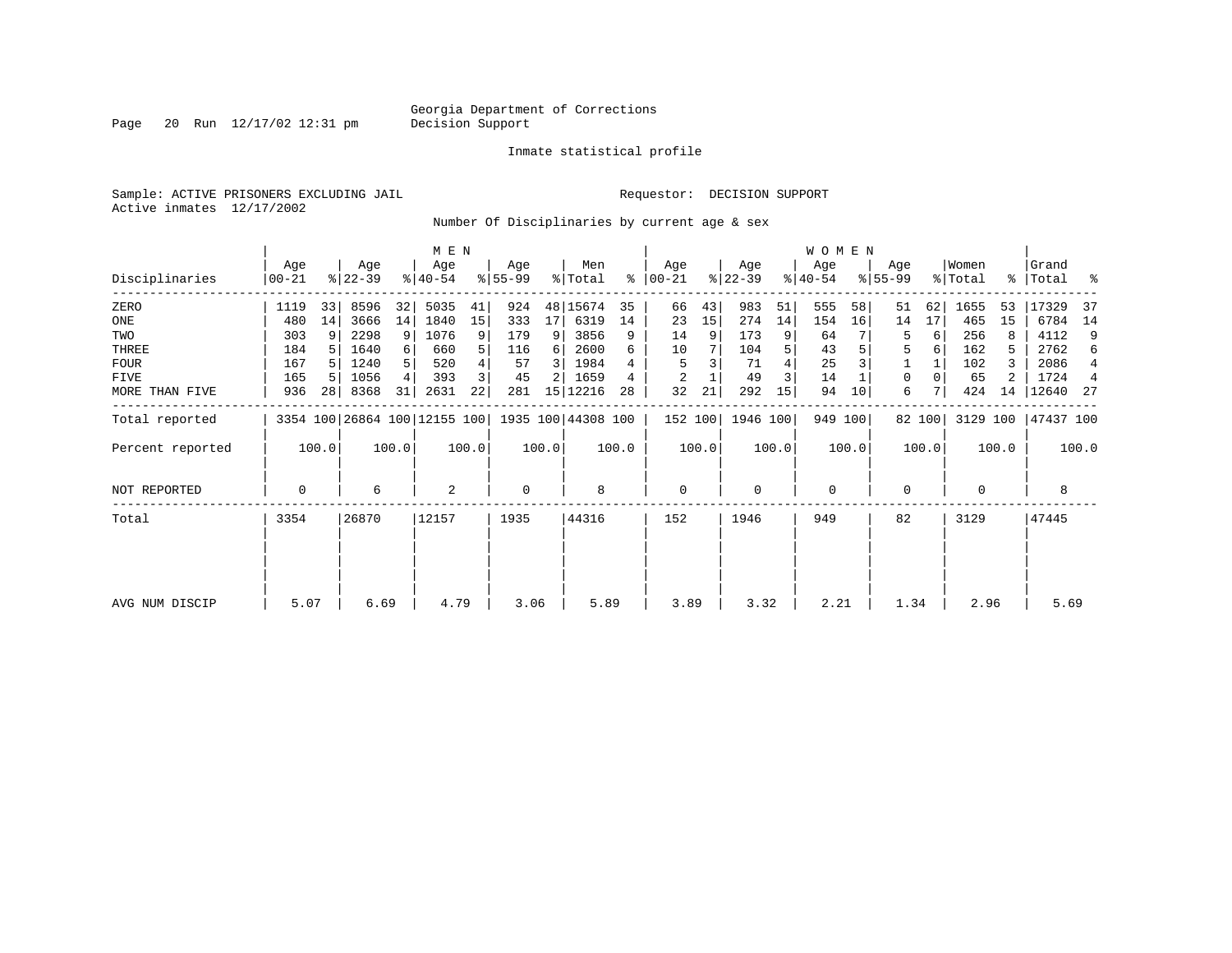Georgia Department of Corrections
Decision Support

Inmate statistical profile

Sample: ACTIVE PRISONERS EXCLUDING JAIL                                   Requestor: DECISION SUPPORT
Active inmates 12/17/2002

Number Of Disciplinaries by current age & sex

| Disciplinaries | MEN Age 00-21 | % | Age 22-39 | % | Age 40-54 | % | Age 55-99 | % | Men Total | % | WOMEN Age 00-21 | % | Age 22-39 | % | Age 40-54 | % | Age 55-99 | % | Women Total | % | Grand Total | % |
|---|---|---|---|---|---|---|---|---|---|---|---|---|---|---|---|---|---|---|---|---|---|---|
| ZERO | 1119 | 33 | 8596 | 32 | 5035 | 41 | 924 | 48 | 15674 | 35 | 66 | 43 | 983 | 51 | 555 | 58 | 51 | 62 | 1655 | 53 | 17329 | 37 |
| ONE | 480 | 14 | 3666 | 14 | 1840 | 15 | 333 | 17 | 6319 | 14 | 23 | 15 | 274 | 14 | 154 | 16 | 14 | 17 | 465 | 15 | 6784 | 14 |
| TWO | 303 | 9 | 2298 | 9 | 1076 | 9 | 179 | 9 | 3856 | 9 | 14 | 9 | 173 | 9 | 64 | 7 | 5 | 6 | 256 | 8 | 4112 | 9 |
| THREE | 184 | 5 | 1640 | 6 | 660 | 5 | 116 | 6 | 2600 | 6 | 10 | 7 | 104 | 5 | 43 | 5 | 5 | 6 | 162 | 5 | 2762 | 6 |
| FOUR | 167 | 5 | 1240 | 5 | 520 | 4 | 57 | 3 | 1984 | 4 | 5 | 3 | 71 | 4 | 25 | 3 | 1 | 1 | 102 | 3 | 2086 | 4 |
| FIVE | 165 | 5 | 1056 | 4 | 393 | 3 | 45 | 2 | 1659 | 4 | 2 | 1 | 49 | 3 | 14 | 1 | 0 | 0 | 65 | 2 | 1724 | 4 |
| MORE THAN FIVE | 936 | 28 | 8368 | 31 | 2631 | 22 | 281 | 15 | 12216 | 28 | 32 | 21 | 292 | 15 | 94 | 10 | 6 | 7 | 424 | 14 | 12640 | 27 |
| Total reported | 3354 | 100 | 26864 | 100 | 12155 | 100 | 1935 | 100 | 44308 | 100 | 152 | 100 | 1946 | 100 | 949 | 100 | 82 | 100 | 3129 | 100 | 47437 | 100 |
| Percent reported | | 100.0 | | 100.0 | | 100.0 | | 100.0 | | 100.0 | | 100.0 | | 100.0 | | 100.0 | | 100.0 | | 100.0 | | 100.0 |
| NOT REPORTED | 0 | | 6 | | 2 | | 0 | | 8 | | 0 | | 0 | | 0 | | 0 | | 0 | | 8 | |
| Total | 3354 | | 26870 | | 12157 | | 1935 | | 44316 | | 152 | | 1946 | | 949 | | 82 | | 3129 | | 47445 | |
| AVG NUM DISCIP | 5.07 | | 6.69 | | 4.79 | | 3.06 | | 5.89 | | 3.89 | | 3.32 | | 2.21 | | 1.34 | | 2.96 | | 5.69 | |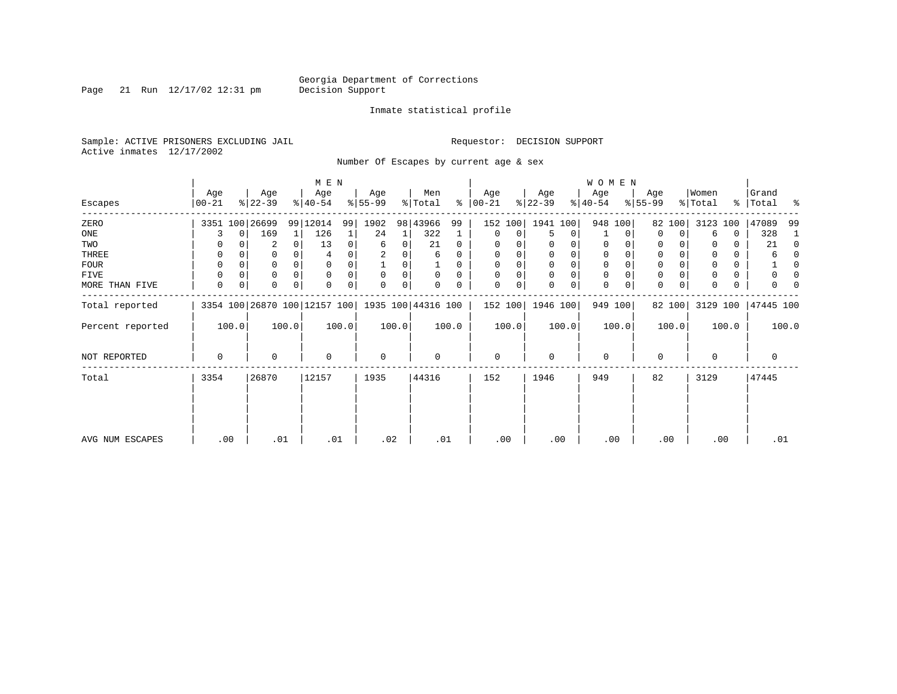Georgia Department of Corrections
Decision Support

Inmate statistical profile

Sample: ACTIVE PRISONERS EXCLUDING JAIL

Requestor: DECISION SUPPORT

Active inmates 12/17/2002

## Number Of Escapes by current age & sex

| Escapes | MEN Age 00-21 | % | Age 22-39 | % | Age 40-54 | % | Age 55-99 | % | Men Total | % | WOMEN Age 00-21 | % | Age 22-39 | % | Age 40-54 | % | Age 55-99 | % | Women Total | % | Grand Total | % |
|---|---|---|---|---|---|---|---|---|---|---|---|---|---|---|---|---|---|---|---|---|---|---|
| ZERO | 3351 | 100 | 26699 | 99 | 12014 | 99 | 1902 | 98 | 43966 | 99 | 152 | 100 | 1941 | 100 | 948 | 100 | 82 | 100 | 3123 | 100 | 47089 | 99 |
| ONE | 3 | 0 | 169 | 1 | 126 | 1 | 24 | 1 | 322 | 1 | 0 | 0 | 5 | 0 | 1 | 0 | 0 | 0 | 6 | 0 | 328 | 1 |
| TWO | 0 | 0 | 2 | 0 | 13 | 0 | 6 | 0 | 21 | 0 | 0 | 0 | 0 | 0 | 0 | 0 | 0 | 0 | 0 | 0 | 21 | 0 |
| THREE | 0 | 0 | 0 | 0 | 4 | 0 | 2 | 0 | 6 | 0 | 0 | 0 | 0 | 0 | 0 | 0 | 0 | 0 | 0 | 0 | 6 | 0 |
| FOUR | 0 | 0 | 0 | 0 | 0 | 0 | 1 | 0 | 1 | 0 | 0 | 0 | 0 | 0 | 0 | 0 | 0 | 0 | 0 | 0 | 1 | 0 |
| FIVE | 0 | 0 | 0 | 0 | 0 | 0 | 0 | 0 | 0 | 0 | 0 | 0 | 0 | 0 | 0 | 0 | 0 | 0 | 0 | 0 | 0 | 0 |
| MORE THAN FIVE | 0 | 0 | 0 | 0 | 0 | 0 | 0 | 0 | 0 | 0 | 0 | 0 | 0 | 0 | 0 | 0 | 0 | 0 | 0 | 0 | 0 | 0 |
| Total reported | 3354 | 100 | 26870 | 100 | 12157 | 100 | 1935 | 100 | 44316 | 100 | 152 | 100 | 1946 | 100 | 949 | 100 | 82 | 100 | 3129 | 100 | 47445 | 100 |
| Percent reported | 100.0 | | 100.0 | | 100.0 | | 100.0 | | 100.0 | | 100.0 | | 100.0 | | 100.0 | | 100.0 | | 100.0 | | 100.0 | |
| NOT REPORTED | 0 | | 0 | | 0 | | 0 | | 0 | | 0 | | 0 | | 0 | | 0 | | 0 | | 0 | |
| Total | 3354 | | 26870 | | 12157 | | 1935 | | 44316 | | 152 | | 1946 | | 949 | | 82 | | 3129 | | 47445 | |
| AVG NUM ESCAPES | .00 | | .01 | | .01 | | .02 | | .01 | | .00 | | .00 | | .00 | | .00 | | .00 | | .01 | |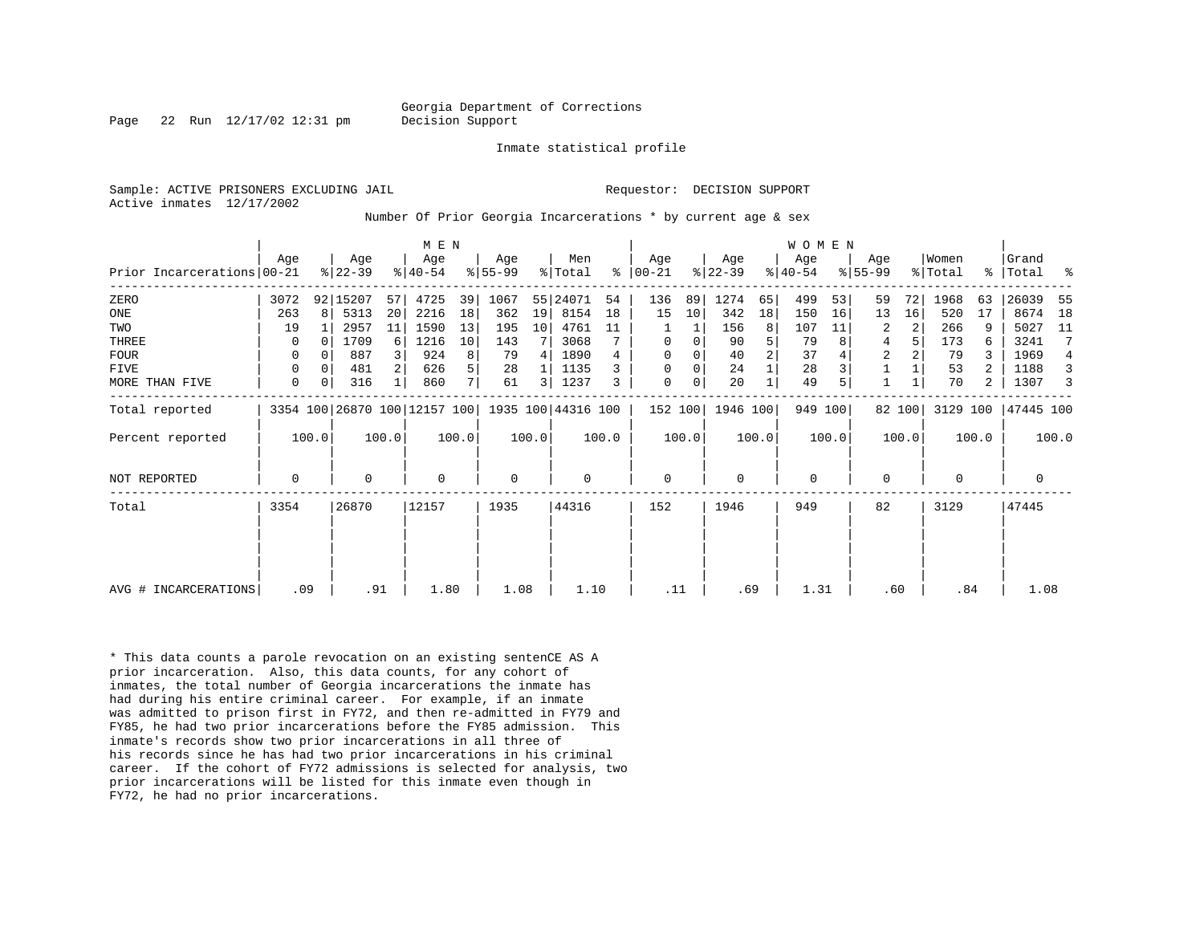Georgia Department of Corrections
Decision Support

Inmate statistical profile

Sample: ACTIVE PRISONERS EXCLUDING JAIL

Requestor: DECISION SUPPORT

Active inmates 12/17/2002

Number Of Prior Georgia Incarcerations * by current age & sex

| Prior Incarcerations | MEN Age 00-21 | % | Age 22-39 | % | Age 40-54 | % | Age 55-99 | % | Men Total | % | WOMEN Age 00-21 | % | Age 22-39 | % | Age 40-54 | % | Age 55-99 | % | Women Total | % | Grand Total | % |
|---|---|---|---|---|---|---|---|---|---|---|---|---|---|---|---|---|---|---|---|---|---|---|
| ZERO | 3072 | 92 | 15207 | 57 | 4725 | 39 | 1067 | 55 | 24071 | 54 | 136 | 89 | 1274 | 65 | 499 | 53 | 59 | 72 | 1968 | 63 | 26039 | 55 |
| ONE | 263 | 8 | 5313 | 20 | 2216 | 18 | 362 | 19 | 8154 | 18 | 15 | 10 | 342 | 18 | 150 | 16 | 13 | 16 | 520 | 17 | 8674 | 18 |
| TWO | 19 | 1 | 2957 | 11 | 1590 | 13 | 195 | 10 | 4761 | 11 | 1 | 1 | 156 | 8 | 107 | 11 | 2 | 2 | 266 | 9 | 5027 | 11 |
| THREE | 0 | 0 | 1709 | 6 | 1216 | 10 | 143 | 7 | 3068 | 7 | 0 | 0 | 90 | 5 | 79 | 8 | 4 | 5 | 173 | 6 | 3241 | 7 |
| FOUR | 0 | 0 | 887 | 3 | 924 | 8 | 79 | 4 | 1890 | 4 | 0 | 0 | 40 | 2 | 37 | 4 | 2 | 2 | 79 | 3 | 1969 | 4 |
| FIVE | 0 | 0 | 481 | 2 | 626 | 5 | 28 | 1 | 1135 | 3 | 0 | 0 | 24 | 1 | 28 | 3 | 1 | 1 | 53 | 2 | 1188 | 3 |
| MORE THAN FIVE | 0 | 0 | 316 | 1 | 860 | 7 | 61 | 3 | 1237 | 3 | 0 | 0 | 20 | 1 | 49 | 5 | 1 | 1 | 70 | 2 | 1307 | 3 |
| Total reported | 3354 | 100 | 26870 | 100 | 12157 | 100 | 1935 | 100 | 44316 | 100 | 152 | 100 | 1946 | 100 | 949 | 100 | 82 | 100 | 3129 | 100 | 47445 | 100 |
| Percent reported | | 100.0 | | 100.0 | | 100.0 | | 100.0 | | 100.0 | | 100.0 | | 100.0 | | 100.0 | | 100.0 | | 100.0 | | 100.0 |
| NOT REPORTED | 0 | | 0 | | 0 | | 0 | | 0 | | 0 | | 0 | | 0 | | 0 | | 0 | | 0 | |
| Total | 3354 | | 26870 | | 12157 | | 1935 | | 44316 | | 152 | | 1946 | | 949 | | 82 | | 3129 | | 47445 | |
| AVG # INCARCERATIONS | .09 | | .91 | | 1.80 | | 1.08 | | 1.10 | | .11 | | .69 | | 1.31 | | .60 | | .84 | | 1.08 | |

* This data counts a parole revocation on an existing sentenCE AS A prior incarceration. Also, this data counts, for any cohort of inmates, the total number of Georgia incarcerations the inmate has had during his entire criminal career. For example, if an inmate was admitted to prison first in FY72, and then re-admitted in FY79 and FY85, he had two prior incarcerations before the FY85 admission. This inmate's records show two prior incarcerations in all three of his records since he has had two prior incarcerations in his criminal career. If the cohort of FY72 admissions is selected for analysis, two prior incarcerations will be listed for this inmate even though in FY72, he had no prior incarcerations.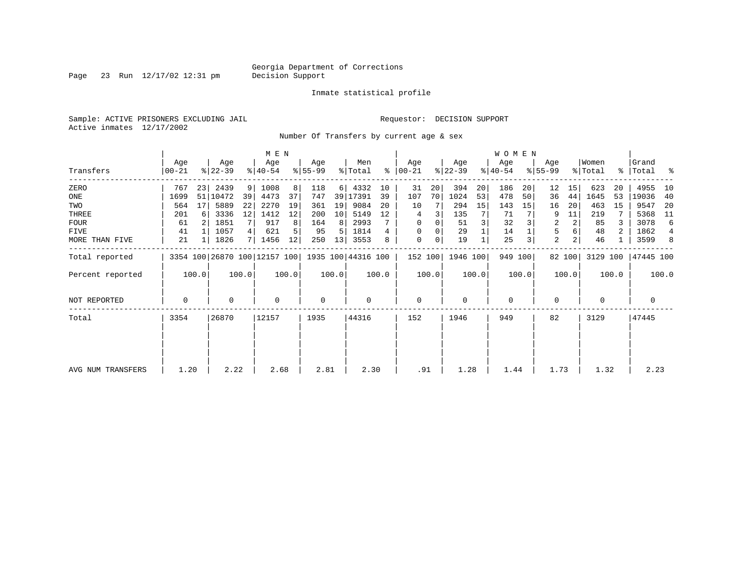Georgia Department of Corrections
Decision Support

Inmate statistical profile

Sample: ACTIVE PRISONERS EXCLUDING JAIL

Requestor: DECISION SUPPORT

Active inmates 12/17/2002

Number Of Transfers by current age & sex

| Transfers | MEN Age 00-21 | % | Age 22-39 | % | Age 40-54 | % | Age 55-99 | % | Men Total | % | WOMEN Age 00-21 | % | Age 22-39 | % | Age 40-54 | % | Age 55-99 | % | Women Total | % | Grand Total | % |
|---|---|---|---|---|---|---|---|---|---|---|---|---|---|---|---|---|---|---|---|---|---|---|
| ZERO | 767 | 23 | 2439 | 9 | 1008 | 8 | 118 | 6 | 4332 | 10 | 31 | 20 | 394 | 20 | 186 | 20 | 12 | 15 | 623 | 20 | 4955 | 10 |
| ONE | 1699 | 51 | 10472 | 39 | 4473 | 37 | 747 | 39 | 17391 | 39 | 107 | 70 | 1024 | 53 | 478 | 50 | 36 | 44 | 1645 | 53 | 19036 | 40 |
| TWO | 564 | 17 | 5889 | 22 | 2270 | 19 | 361 | 19 | 9084 | 20 | 10 | 7 | 294 | 15 | 143 | 15 | 16 | 20 | 463 | 15 | 9547 | 20 |
| THREE | 201 | 6 | 3336 | 12 | 1412 | 12 | 200 | 10 | 5149 | 12 | 4 | 3 | 135 | 7 | 71 | 7 | 9 | 11 | 219 | 7 | 5368 | 11 |
| FOUR | 61 | 2 | 1851 | 7 | 917 | 8 | 164 | 8 | 2993 | 7 | 0 | 0 | 51 | 3 | 32 | 3 | 2 | 2 | 85 | 3 | 3078 | 6 |
| FIVE | 41 | 1 | 1057 | 4 | 621 | 5 | 95 | 5 | 1814 | 4 | 0 | 0 | 29 | 1 | 14 | 1 | 5 | 6 | 48 | 2 | 1862 | 4 |
| MORE THAN FIVE | 21 | 1 | 1826 | 7 | 1456 | 12 | 250 | 13 | 3553 | 8 | 0 | 0 | 19 | 1 | 25 | 3 | 2 | 2 | 46 | 1 | 3599 | 8 |
| Total reported | 3354 | 100 | 26870 | 100 | 12157 | 100 | 1935 | 100 | 44316 | 100 | 152 | 100 | 1946 | 100 | 949 | 100 | 82 | 100 | 3129 | 100 | 47445 | 100 |
| Percent reported | | 100.0 | | 100.0 | | 100.0 | | 100.0 | | 100.0 | | 100.0 | | 100.0 | | 100.0 | | 100.0 | | 100.0 | | 100.0 |
| NOT REPORTED | 0 | | 0 | | 0 | | 0 | | 0 | | 0 | | 0 | | 0 | | 0 | | 0 | | 0 | |
| Total | 3354 | | 26870 | | 12157 | | 1935 | | 44316 | | 152 | | 1946 | | 949 | | 82 | | 3129 | | 47445 | |
| AVG NUM TRANSFERS | 1.20 | | 2.22 | | 2.68 | | 2.81 | | 2.30 | | .91 | | 1.28 | | 1.44 | | 1.73 | | 1.32 | | 2.23 | |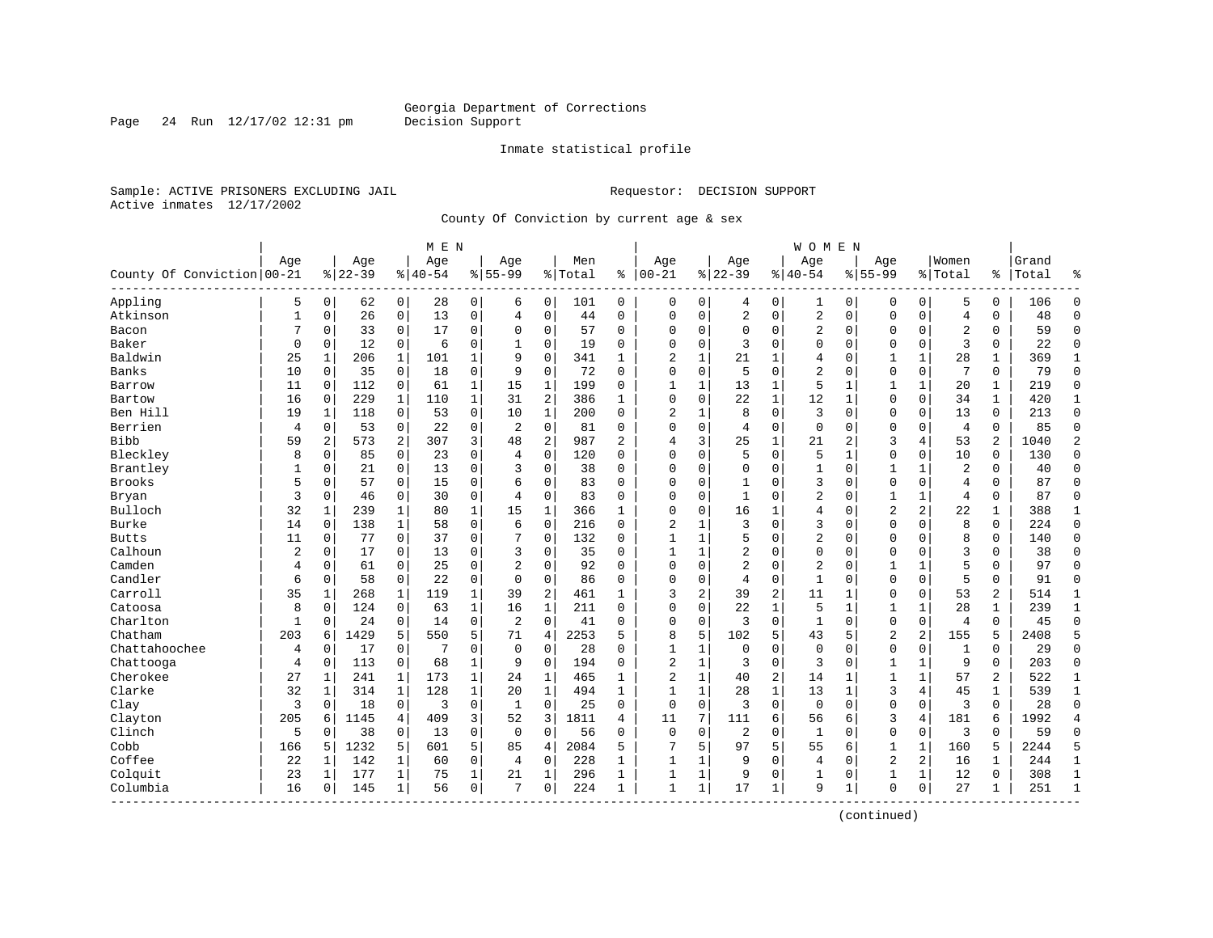Georgia Department of Corrections
Decision Support

Inmate statistical profile

Sample: ACTIVE PRISONERS EXCLUDING JAIL

Requestor: DECISION SUPPORT

Active inmates 12/17/2002

County Of Conviction by current age & sex

| County Of Conviction | MEN Age 00-21 | % | Age 22-39 | % | Age 40-54 | % | Age 55-99 | % | Men Total | % | WOMEN Age 00-21 | % | Age 22-39 | % | Age 40-54 | % | Age 55-99 | % | Women Total | % | Grand Total | % |
|---|---|---|---|---|---|---|---|---|---|---|---|---|---|---|---|---|---|---|---|---|---|---|
| Appling | 5 | 0 | 62 | 0 | 28 | 0 | 6 | 0 | 101 | 0 | 0 | 0 | 4 | 0 | 1 | 0 | 0 | 0 | 5 | 0 | 106 | 0 |
| Atkinson | 1 | 0 | 26 | 0 | 13 | 0 | 4 | 0 | 44 | 0 | 0 | 0 | 2 | 0 | 2 | 0 | 0 | 0 | 4 | 0 | 48 | 0 |
| Bacon | 7 | 0 | 33 | 0 | 17 | 0 | 0 | 0 | 57 | 0 | 0 | 0 | 0 | 0 | 2 | 0 | 0 | 0 | 2 | 0 | 59 | 0 |
| Baker | 0 | 0 | 12 | 0 | 6 | 0 | 1 | 0 | 19 | 0 | 0 | 0 | 3 | 0 | 0 | 0 | 0 | 0 | 3 | 0 | 22 | 0 |
| Baldwin | 25 | 1 | 206 | 1 | 101 | 1 | 9 | 0 | 341 | 1 | 2 | 1 | 21 | 1 | 4 | 0 | 1 | 1 | 28 | 1 | 369 | 1 |
| Banks | 10 | 0 | 35 | 0 | 18 | 0 | 9 | 0 | 72 | 0 | 0 | 0 | 5 | 0 | 2 | 0 | 0 | 0 | 7 | 0 | 79 | 0 |
| Barrow | 11 | 0 | 112 | 0 | 61 | 1 | 15 | 1 | 199 | 0 | 1 | 1 | 13 | 1 | 5 | 1 | 1 | 1 | 20 | 1 | 219 | 0 |
| Bartow | 16 | 0 | 229 | 1 | 110 | 1 | 31 | 2 | 386 | 1 | 0 | 0 | 22 | 1 | 12 | 1 | 0 | 0 | 34 | 1 | 420 | 1 |
| Ben Hill | 19 | 1 | 118 | 0 | 53 | 0 | 10 | 1 | 200 | 0 | 2 | 1 | 8 | 0 | 3 | 0 | 0 | 0 | 13 | 0 | 213 | 0 |
| Berrien | 4 | 0 | 53 | 0 | 22 | 0 | 2 | 0 | 81 | 0 | 0 | 0 | 4 | 0 | 0 | 0 | 0 | 0 | 4 | 0 | 85 | 0 |
| Bibb | 59 | 2 | 573 | 2 | 307 | 3 | 48 | 2 | 987 | 2 | 4 | 3 | 25 | 1 | 21 | 2 | 3 | 4 | 53 | 2 | 1040 | 2 |
| Bleckley | 8 | 0 | 85 | 0 | 23 | 0 | 4 | 0 | 120 | 0 | 0 | 0 | 5 | 0 | 5 | 1 | 0 | 0 | 10 | 0 | 130 | 0 |
| Brantley | 1 | 0 | 21 | 0 | 13 | 0 | 3 | 0 | 38 | 0 | 0 | 0 | 0 | 0 | 1 | 0 | 1 | 1 | 2 | 0 | 40 | 0 |
| Brooks | 5 | 0 | 57 | 0 | 15 | 0 | 6 | 0 | 83 | 0 | 0 | 0 | 1 | 0 | 3 | 0 | 0 | 0 | 4 | 0 | 87 | 0 |
| Bryan | 3 | 0 | 46 | 0 | 30 | 0 | 4 | 0 | 83 | 0 | 0 | 0 | 1 | 0 | 2 | 0 | 1 | 1 | 4 | 0 | 87 | 0 |
| Bulloch | 32 | 1 | 239 | 1 | 80 | 1 | 15 | 1 | 366 | 1 | 0 | 0 | 16 | 1 | 4 | 0 | 2 | 2 | 22 | 1 | 388 | 1 |
| Burke | 14 | 0 | 138 | 1 | 58 | 0 | 6 | 0 | 216 | 0 | 2 | 1 | 3 | 0 | 3 | 0 | 0 | 0 | 8 | 0 | 224 | 0 |
| Butts | 11 | 0 | 77 | 0 | 37 | 0 | 7 | 0 | 132 | 0 | 1 | 1 | 5 | 0 | 2 | 0 | 0 | 0 | 8 | 0 | 140 | 0 |
| Calhoun | 2 | 0 | 17 | 0 | 13 | 0 | 3 | 0 | 35 | 0 | 1 | 1 | 2 | 0 | 0 | 0 | 0 | 0 | 3 | 0 | 38 | 0 |
| Camden | 4 | 0 | 61 | 0 | 25 | 0 | 2 | 0 | 92 | 0 | 0 | 0 | 2 | 0 | 2 | 0 | 1 | 1 | 5 | 0 | 97 | 0 |
| Candler | 6 | 0 | 58 | 0 | 22 | 0 | 0 | 0 | 86 | 0 | 0 | 0 | 4 | 0 | 1 | 0 | 0 | 0 | 5 | 0 | 91 | 0 |
| Carroll | 35 | 1 | 268 | 1 | 119 | 1 | 39 | 2 | 461 | 1 | 3 | 2 | 39 | 2 | 11 | 1 | 0 | 0 | 53 | 2 | 514 | 1 |
| Catoosa | 8 | 0 | 124 | 0 | 63 | 1 | 16 | 1 | 211 | 0 | 0 | 0 | 22 | 1 | 5 | 1 | 1 | 1 | 28 | 1 | 239 | 1 |
| Charlton | 1 | 0 | 24 | 0 | 14 | 0 | 2 | 0 | 41 | 0 | 0 | 0 | 3 | 0 | 1 | 0 | 0 | 0 | 4 | 0 | 45 | 0 |
| Chatham | 203 | 6 | 1429 | 5 | 550 | 5 | 71 | 4 | 2253 | 5 | 8 | 5 | 102 | 5 | 43 | 5 | 2 | 2 | 155 | 5 | 2408 | 5 |
| Chattahoochee | 4 | 0 | 17 | 0 | 7 | 0 | 0 | 0 | 28 | 0 | 1 | 1 | 0 | 0 | 0 | 0 | 0 | 0 | 1 | 0 | 29 | 0 |
| Chattooga | 4 | 0 | 113 | 0 | 68 | 1 | 9 | 0 | 194 | 0 | 2 | 1 | 3 | 0 | 3 | 0 | 1 | 1 | 9 | 0 | 203 | 0 |
| Cherokee | 27 | 1 | 241 | 1 | 173 | 1 | 24 | 1 | 465 | 1 | 2 | 1 | 40 | 2 | 14 | 1 | 1 | 1 | 57 | 2 | 522 | 1 |
| Clarke | 32 | 1 | 314 | 1 | 128 | 1 | 20 | 1 | 494 | 1 | 1 | 1 | 28 | 1 | 13 | 1 | 3 | 4 | 45 | 1 | 539 | 1 |
| Clay | 3 | 0 | 18 | 0 | 3 | 0 | 1 | 0 | 25 | 0 | 0 | 0 | 3 | 0 | 0 | 0 | 0 | 0 | 3 | 0 | 28 | 0 |
| Clayton | 205 | 6 | 1145 | 4 | 409 | 3 | 52 | 3 | 1811 | 4 | 11 | 7 | 111 | 6 | 56 | 6 | 3 | 4 | 181 | 6 | 1992 | 4 |
| Clinch | 5 | 0 | 38 | 0 | 13 | 0 | 0 | 0 | 56 | 0 | 0 | 0 | 2 | 0 | 1 | 0 | 0 | 0 | 3 | 0 | 59 | 0 |
| Cobb | 166 | 5 | 1232 | 5 | 601 | 5 | 85 | 4 | 2084 | 5 | 7 | 5 | 97 | 5 | 55 | 6 | 1 | 1 | 160 | 5 | 2244 | 5 |
| Coffee | 22 | 1 | 142 | 1 | 60 | 0 | 4 | 0 | 228 | 1 | 1 | 1 | 9 | 0 | 4 | 0 | 2 | 2 | 16 | 1 | 244 | 1 |
| Colquit | 23 | 1 | 177 | 1 | 75 | 1 | 21 | 1 | 296 | 1 | 1 | 1 | 9 | 0 | 1 | 0 | 1 | 1 | 12 | 0 | 308 | 1 |
| Columbia | 16 | 0 | 145 | 1 | 56 | 0 | 7 | 0 | 224 | 1 | 1 | 1 | 17 | 1 | 9 | 1 | 0 | 0 | 27 | 1 | 251 | 1 |

(continued)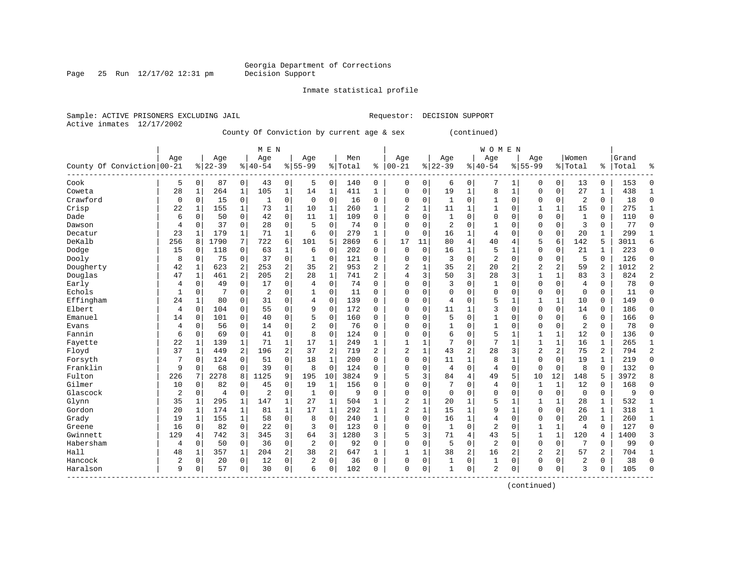Georgia Department of Corrections
Decision Support

Inmate statistical profile

Sample: ACTIVE PRISONERS EXCLUDING JAIL                                   Requestor: DECISION SUPPORT
Active inmates 12/17/2002

County Of Conviction by current age & sex (continued)

| County Of Conviction | MEN Age 00-21 | % | Age 22-39 | % | Age 40-54 | % | Age 55-99 | % | Men Total | % | WOMEN Age 00-21 | % | Age 22-39 | % | Age 40-54 | % | Age 55-99 | % | Women Total | % | Grand Total | % |
|---|---|---|---|---|---|---|---|---|---|---|---|---|---|---|---|---|---|---|---|---|---|---|
| Cook | 5 | 0 | 87 | 0 | 43 | 0 | 5 | 0 | 140 | 0 | 0 | 0 | 6 | 0 | 7 | 1 | 0 | 0 | 13 | 0 | 153 | 0 |
| Coweta | 28 | 1 | 264 | 1 | 105 | 1 | 14 | 1 | 411 | 1 | 0 | 0 | 19 | 1 | 8 | 1 | 0 | 0 | 27 | 1 | 438 | 1 |
| Crawford | 0 | 0 | 15 | 0 | 1 | 0 | 0 | 0 | 16 | 0 | 0 | 0 | 1 | 0 | 1 | 0 | 0 | 0 | 2 | 0 | 18 | 0 |
| Crisp | 22 | 1 | 155 | 1 | 73 | 1 | 10 | 1 | 260 | 1 | 2 | 1 | 11 | 1 | 1 | 0 | 1 | 1 | 15 | 0 | 275 | 1 |
| Dade | 6 | 0 | 50 | 0 | 42 | 0 | 11 | 1 | 109 | 0 | 0 | 0 | 1 | 0 | 0 | 0 | 0 | 0 | 1 | 0 | 110 | 0 |
| Dawson | 4 | 0 | 37 | 0 | 28 | 0 | 5 | 0 | 74 | 0 | 0 | 0 | 2 | 0 | 1 | 0 | 0 | 0 | 3 | 0 | 77 | 0 |
| Decatur | 23 | 1 | 179 | 1 | 71 | 1 | 6 | 0 | 279 | 1 | 0 | 0 | 16 | 1 | 4 | 0 | 0 | 0 | 20 | 1 | 299 | 1 |
| DeKalb | 256 | 8 | 1790 | 7 | 722 | 6 | 101 | 5 | 2869 | 6 | 17 | 11 | 80 | 4 | 40 | 4 | 5 | 6 | 142 | 5 | 3011 | 6 |
| Dodge | 15 | 0 | 118 | 0 | 63 | 1 | 6 | 0 | 202 | 0 | 0 | 0 | 16 | 1 | 5 | 1 | 0 | 0 | 21 | 1 | 223 | 0 |
| Dooly | 8 | 0 | 75 | 0 | 37 | 0 | 1 | 0 | 121 | 0 | 0 | 0 | 3 | 0 | 2 | 0 | 0 | 0 | 5 | 0 | 126 | 0 |
| Dougherty | 42 | 1 | 623 | 2 | 253 | 2 | 35 | 2 | 953 | 2 | 2 | 1 | 35 | 2 | 20 | 2 | 2 | 2 | 59 | 2 | 1012 | 2 |
| Douglas | 47 | 1 | 461 | 2 | 205 | 2 | 28 | 1 | 741 | 2 | 4 | 3 | 50 | 3 | 28 | 3 | 1 | 1 | 83 | 3 | 824 | 2 |
| Early | 4 | 0 | 49 | 0 | 17 | 0 | 4 | 0 | 74 | 0 | 0 | 0 | 3 | 0 | 1 | 0 | 0 | 0 | 4 | 0 | 78 | 0 |
| Echols | 1 | 0 | 7 | 0 | 2 | 0 | 1 | 0 | 11 | 0 | 0 | 0 | 0 | 0 | 0 | 0 | 0 | 0 | 0 | 0 | 11 | 0 |
| Effingham | 24 | 1 | 80 | 0 | 31 | 0 | 4 | 0 | 139 | 0 | 0 | 0 | 4 | 0 | 5 | 1 | 1 | 1 | 10 | 0 | 149 | 0 |
| Elbert | 4 | 0 | 104 | 0 | 55 | 0 | 9 | 0 | 172 | 0 | 0 | 0 | 11 | 1 | 3 | 0 | 0 | 0 | 14 | 0 | 186 | 0 |
| Emanuel | 14 | 0 | 101 | 0 | 40 | 0 | 5 | 0 | 160 | 0 | 0 | 0 | 5 | 0 | 1 | 0 | 0 | 0 | 6 | 0 | 166 | 0 |
| Evans | 4 | 0 | 56 | 0 | 14 | 0 | 2 | 0 | 76 | 0 | 0 | 0 | 1 | 0 | 1 | 0 | 0 | 0 | 2 | 0 | 78 | 0 |
| Fannin | 6 | 0 | 69 | 0 | 41 | 0 | 8 | 0 | 124 | 0 | 0 | 0 | 6 | 0 | 5 | 1 | 1 | 1 | 12 | 0 | 136 | 0 |
| Fayette | 22 | 1 | 139 | 1 | 71 | 1 | 17 | 1 | 249 | 1 | 1 | 1 | 7 | 0 | 7 | 1 | 1 | 1 | 16 | 1 | 265 | 1 |
| Floyd | 37 | 1 | 449 | 2 | 196 | 2 | 37 | 2 | 719 | 2 | 2 | 1 | 43 | 2 | 28 | 3 | 2 | 2 | 75 | 2 | 794 | 2 |
| Forsyth | 7 | 0 | 124 | 0 | 51 | 0 | 18 | 1 | 200 | 0 | 0 | 0 | 11 | 1 | 8 | 1 | 0 | 0 | 19 | 1 | 219 | 0 |
| Franklin | 9 | 0 | 68 | 0 | 39 | 0 | 8 | 0 | 124 | 0 | 0 | 0 | 4 | 0 | 4 | 0 | 0 | 0 | 8 | 0 | 132 | 0 |
| Fulton | 226 | 7 | 2278 | 8 | 1125 | 9 | 195 | 10 | 3824 | 9 | 5 | 3 | 84 | 4 | 49 | 5 | 10 | 12 | 148 | 5 | 3972 | 8 |
| Gilmer | 10 | 0 | 82 | 0 | 45 | 0 | 19 | 1 | 156 | 0 | 0 | 0 | 7 | 0 | 4 | 0 | 1 | 1 | 12 | 0 | 168 | 0 |
| Glascock | 2 | 0 | 4 | 0 | 2 | 0 | 1 | 0 | 9 | 0 | 0 | 0 | 0 | 0 | 0 | 0 | 0 | 0 | 0 | 0 | 9 | 0 |
| Glynn | 35 | 1 | 295 | 1 | 147 | 1 | 27 | 1 | 504 | 1 | 2 | 1 | 20 | 1 | 5 | 1 | 1 | 1 | 28 | 1 | 532 | 1 |
| Gordon | 20 | 1 | 174 | 1 | 81 | 1 | 17 | 1 | 292 | 1 | 2 | 1 | 15 | 1 | 9 | 1 | 0 | 0 | 26 | 1 | 318 | 1 |
| Grady | 19 | 1 | 155 | 1 | 58 | 0 | 8 | 0 | 240 | 1 | 0 | 0 | 16 | 1 | 4 | 0 | 0 | 0 | 20 | 1 | 260 | 1 |
| Greene | 16 | 0 | 82 | 0 | 22 | 0 | 3 | 0 | 123 | 0 | 0 | 0 | 1 | 0 | 2 | 0 | 1 | 1 | 4 | 0 | 127 | 0 |
| Gwinnett | 129 | 4 | 742 | 3 | 345 | 3 | 64 | 3 | 1280 | 3 | 5 | 3 | 71 | 4 | 43 | 5 | 1 | 1 | 120 | 4 | 1400 | 3 |
| Habersham | 4 | 0 | 50 | 0 | 36 | 0 | 2 | 0 | 92 | 0 | 0 | 0 | 5 | 0 | 2 | 0 | 0 | 0 | 7 | 0 | 99 | 0 |
| Hall | 48 | 1 | 357 | 1 | 204 | 2 | 38 | 2 | 647 | 1 | 1 | 1 | 38 | 2 | 16 | 2 | 2 | 2 | 57 | 2 | 704 | 1 |
| Hancock | 2 | 0 | 20 | 0 | 12 | 0 | 2 | 0 | 36 | 0 | 0 | 0 | 1 | 0 | 1 | 0 | 0 | 0 | 2 | 0 | 38 | 0 |
| Haralson | 9 | 0 | 57 | 0 | 30 | 0 | 6 | 0 | 102 | 0 | 0 | 0 | 1 | 0 | 2 | 0 | 0 | 0 | 3 | 0 | 105 | 0 |

(continued)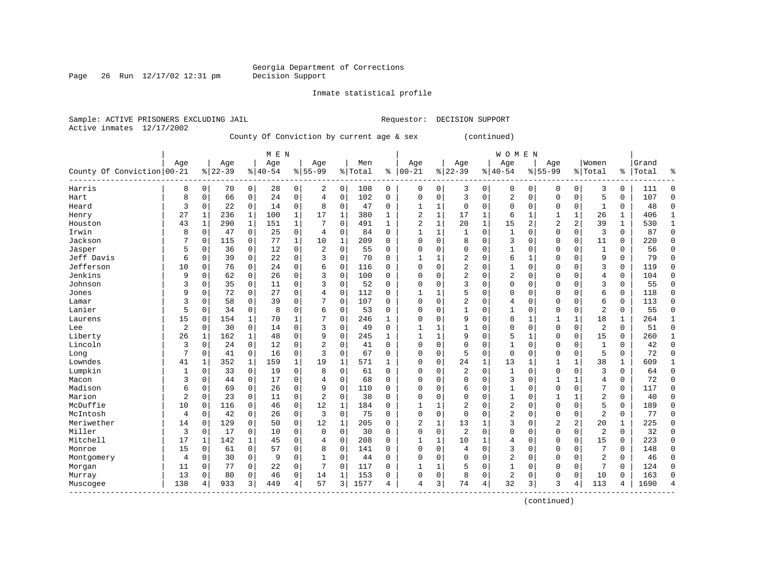Georgia Department of Corrections
Decision Support

Inmate statistical profile

Sample: ACTIVE PRISONERS EXCLUDING JAIL
Active inmates 12/17/2002

Requestor: DECISION SUPPORT

County Of Conviction by current age & sex (continued)

| County Of Conviction | MEN Age 00-21 | % | Age 22-39 | % | Age 40-54 | % | Age 55-99 | % | Men Total | % | WOMEN Age 00-21 | % | Age 22-39 | % | Age 40-54 | % | Age 55-99 | % | Women Total | % | Grand Total | % |
|---|---|---|---|---|---|---|---|---|---|---|---|---|---|---|---|---|---|---|---|---|---|---|
| Harris | 8 | 0 | 70 | 0 | 28 | 0 | 2 | 0 | 108 | 0 | 0 | 0 | 3 | 0 | 0 | 0 | 0 | 0 | 3 | 0 | 111 | 0 |
| Hart | 8 | 0 | 66 | 0 | 24 | 0 | 4 | 0 | 102 | 0 | 0 | 0 | 3 | 0 | 2 | 0 | 0 | 0 | 5 | 0 | 107 | 0 |
| Heard | 3 | 0 | 22 | 0 | 14 | 0 | 8 | 0 | 47 | 0 | 1 | 1 | 0 | 0 | 0 | 0 | 0 | 0 | 1 | 0 | 48 | 0 |
| Henry | 27 | 1 | 236 | 1 | 100 | 1 | 17 | 1 | 380 | 1 | 2 | 1 | 17 | 1 | 6 | 1 | 1 | 1 | 26 | 1 | 406 | 1 |
| Houston | 43 | 1 | 290 | 1 | 151 | 1 | 7 | 0 | 491 | 1 | 2 | 1 | 20 | 1 | 15 | 2 | 2 | 2 | 39 | 1 | 530 | 1 |
| Irwin | 8 | 0 | 47 | 0 | 25 | 0 | 4 | 0 | 84 | 0 | 1 | 1 | 1 | 0 | 1 | 0 | 0 | 0 | 3 | 0 | 87 | 0 |
| Jackson | 7 | 0 | 115 | 0 | 77 | 1 | 10 | 1 | 209 | 0 | 0 | 0 | 8 | 0 | 3 | 0 | 0 | 0 | 11 | 0 | 220 | 0 |
| Jasper | 5 | 0 | 36 | 0 | 12 | 0 | 2 | 0 | 55 | 0 | 0 | 0 | 0 | 0 | 1 | 0 | 0 | 0 | 1 | 0 | 56 | 0 |
| Jeff Davis | 6 | 0 | 39 | 0 | 22 | 0 | 3 | 0 | 70 | 0 | 1 | 1 | 2 | 0 | 6 | 1 | 0 | 0 | 9 | 0 | 79 | 0 |
| Jefferson | 10 | 0 | 76 | 0 | 24 | 0 | 6 | 0 | 116 | 0 | 0 | 0 | 2 | 0 | 1 | 0 | 0 | 0 | 3 | 0 | 119 | 0 |
| Jenkins | 9 | 0 | 62 | 0 | 26 | 0 | 3 | 0 | 100 | 0 | 0 | 0 | 2 | 0 | 2 | 0 | 0 | 0 | 4 | 0 | 104 | 0 |
| Johnson | 3 | 0 | 35 | 0 | 11 | 0 | 3 | 0 | 52 | 0 | 0 | 0 | 3 | 0 | 0 | 0 | 0 | 0 | 3 | 0 | 55 | 0 |
| Jones | 9 | 0 | 72 | 0 | 27 | 0 | 4 | 0 | 112 | 0 | 1 | 1 | 5 | 0 | 0 | 0 | 0 | 0 | 6 | 0 | 118 | 0 |
| Lamar | 3 | 0 | 58 | 0 | 39 | 0 | 7 | 0 | 107 | 0 | 0 | 0 | 2 | 0 | 4 | 0 | 0 | 0 | 6 | 0 | 113 | 0 |
| Lanier | 5 | 0 | 34 | 0 | 8 | 0 | 6 | 0 | 53 | 0 | 0 | 0 | 1 | 0 | 1 | 0 | 0 | 0 | 2 | 0 | 55 | 0 |
| Laurens | 15 | 0 | 154 | 1 | 70 | 1 | 7 | 0 | 246 | 1 | 0 | 0 | 9 | 0 | 8 | 1 | 1 | 1 | 18 | 1 | 264 | 1 |
| Lee | 2 | 0 | 30 | 0 | 14 | 0 | 3 | 0 | 49 | 0 | 1 | 1 | 1 | 0 | 0 | 0 | 0 | 0 | 2 | 0 | 51 | 0 |
| Liberty | 26 | 1 | 162 | 1 | 48 | 0 | 9 | 0 | 245 | 1 | 1 | 1 | 9 | 0 | 5 | 1 | 0 | 0 | 15 | 0 | 260 | 1 |
| Lincoln | 3 | 0 | 24 | 0 | 12 | 0 | 2 | 0 | 41 | 0 | 0 | 0 | 0 | 0 | 1 | 0 | 0 | 0 | 1 | 0 | 42 | 0 |
| Long | 7 | 0 | 41 | 0 | 16 | 0 | 3 | 0 | 67 | 0 | 0 | 0 | 5 | 0 | 0 | 0 | 0 | 0 | 5 | 0 | 72 | 0 |
| Lowndes | 41 | 1 | 352 | 1 | 159 | 1 | 19 | 1 | 571 | 1 | 0 | 0 | 24 | 1 | 13 | 1 | 1 | 1 | 38 | 1 | 609 | 1 |
| Lumpkin | 1 | 0 | 33 | 0 | 19 | 0 | 8 | 0 | 61 | 0 | 0 | 0 | 2 | 0 | 1 | 0 | 0 | 0 | 3 | 0 | 64 | 0 |
| Macon | 3 | 0 | 44 | 0 | 17 | 0 | 4 | 0 | 68 | 0 | 0 | 0 | 0 | 0 | 3 | 0 | 1 | 1 | 4 | 0 | 72 | 0 |
| Madison | 6 | 0 | 69 | 0 | 26 | 0 | 9 | 0 | 110 | 0 | 0 | 0 | 6 | 0 | 1 | 0 | 0 | 0 | 7 | 0 | 117 | 0 |
| Marion | 2 | 0 | 23 | 0 | 11 | 0 | 2 | 0 | 38 | 0 | 0 | 0 | 0 | 0 | 1 | 0 | 1 | 1 | 2 | 0 | 40 | 0 |
| McDuffie | 10 | 0 | 116 | 0 | 46 | 0 | 12 | 1 | 184 | 0 | 1 | 1 | 2 | 0 | 2 | 0 | 0 | 0 | 5 | 0 | 189 | 0 |
| McIntosh | 4 | 0 | 42 | 0 | 26 | 0 | 3 | 0 | 75 | 0 | 0 | 0 | 0 | 0 | 2 | 0 | 0 | 0 | 2 | 0 | 77 | 0 |
| Meriwether | 14 | 0 | 129 | 0 | 50 | 0 | 12 | 1 | 205 | 0 | 2 | 1 | 13 | 1 | 3 | 0 | 2 | 2 | 20 | 1 | 225 | 0 |
| Miller | 3 | 0 | 17 | 0 | 10 | 0 | 0 | 0 | 30 | 0 | 0 | 0 | 2 | 0 | 0 | 0 | 0 | 0 | 2 | 0 | 32 | 0 |
| Mitchell | 17 | 1 | 142 | 1 | 45 | 0 | 4 | 0 | 208 | 0 | 1 | 1 | 10 | 1 | 4 | 0 | 0 | 0 | 15 | 0 | 223 | 0 |
| Monroe | 15 | 0 | 61 | 0 | 57 | 0 | 8 | 0 | 141 | 0 | 0 | 0 | 4 | 0 | 3 | 0 | 0 | 0 | 7 | 0 | 148 | 0 |
| Montgomery | 4 | 0 | 30 | 0 | 9 | 0 | 1 | 0 | 44 | 0 | 0 | 0 | 0 | 0 | 2 | 0 | 0 | 0 | 2 | 0 | 46 | 0 |
| Morgan | 11 | 0 | 77 | 0 | 22 | 0 | 7 | 0 | 117 | 0 | 1 | 1 | 5 | 0 | 1 | 0 | 0 | 0 | 7 | 0 | 124 | 0 |
| Murray | 13 | 0 | 80 | 0 | 46 | 0 | 14 | 1 | 153 | 0 | 0 | 0 | 8 | 0 | 2 | 0 | 0 | 0 | 10 | 0 | 163 | 0 |
| Muscogee | 138 | 4 | 933 | 3 | 449 | 4 | 57 | 3 | 1577 | 4 | 4 | 3 | 74 | 4 | 32 | 3 | 3 | 4 | 113 | 4 | 1690 | 4 |

(continued)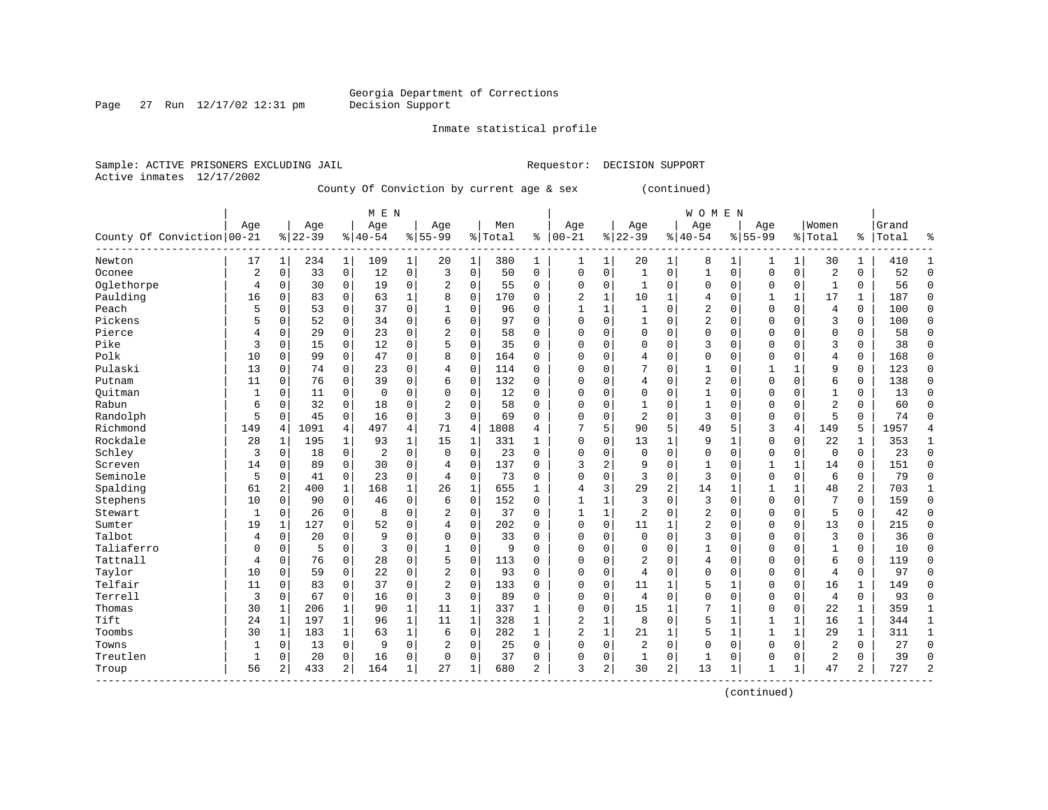Georgia Department of Corrections
Decision Support

Inmate statistical profile

Sample: ACTIVE PRISONERS EXCLUDING JAIL　　　　Requestor: DECISION SUPPORT
Active inmates 12/17/2002

County Of Conviction by current age & sex (continued)

| County Of Conviction | MEN Age 00-21 | % | Age 22-39 | % | Age 40-54 | % | Age 55-99 | % | Men Total | % | WOMEN Age 00-21 | % | Age 22-39 | % | Age 40-54 | % | Age 55-99 | % | Women Total | % | Grand Total | % |
|---|---|---|---|---|---|---|---|---|---|---|---|---|---|---|---|---|---|---|---|---|---|---|
| Newton | 17 | 1 | 234 | 1 | 109 | 1 | 20 | 1 | 380 | 1 | 1 | 1 | 20 | 1 | 8 | 1 | 1 | 1 | 30 | 1 | 410 | 1 |
| Oconee | 2 | 0 | 33 | 0 | 12 | 0 | 3 | 0 | 50 | 0 | 0 | 0 | 1 | 0 | 1 | 0 | 0 | 0 | 2 | 0 | 52 | 0 |
| Oglethorpe | 4 | 0 | 30 | 0 | 19 | 0 | 2 | 0 | 55 | 0 | 0 | 0 | 1 | 0 | 0 | 0 | 0 | 0 | 1 | 0 | 56 | 0 |
| Paulding | 16 | 0 | 83 | 0 | 63 | 1 | 8 | 0 | 170 | 0 | 2 | 1 | 10 | 1 | 4 | 0 | 1 | 1 | 17 | 1 | 187 | 0 |
| Peach | 5 | 0 | 53 | 0 | 37 | 0 | 1 | 0 | 96 | 0 | 1 | 1 | 1 | 0 | 2 | 0 | 0 | 0 | 4 | 0 | 100 | 0 |
| Pickens | 5 | 0 | 52 | 0 | 34 | 0 | 6 | 0 | 97 | 0 | 0 | 0 | 1 | 0 | 2 | 0 | 0 | 0 | 3 | 0 | 100 | 0 |
| Pierce | 4 | 0 | 29 | 0 | 23 | 0 | 2 | 0 | 58 | 0 | 0 | 0 | 0 | 0 | 0 | 0 | 0 | 0 | 0 | 0 | 58 | 0 |
| Pike | 3 | 0 | 15 | 0 | 12 | 0 | 5 | 0 | 35 | 0 | 0 | 0 | 0 | 0 | 3 | 0 | 0 | 0 | 3 | 0 | 38 | 0 |
| Polk | 10 | 0 | 99 | 0 | 47 | 0 | 8 | 0 | 164 | 0 | 0 | 0 | 4 | 0 | 0 | 0 | 0 | 0 | 4 | 0 | 168 | 0 |
| Pulaski | 13 | 0 | 74 | 0 | 23 | 0 | 4 | 0 | 114 | 0 | 0 | 0 | 7 | 0 | 1 | 0 | 1 | 1 | 9 | 0 | 123 | 0 |
| Putnam | 11 | 0 | 76 | 0 | 39 | 0 | 6 | 0 | 132 | 0 | 0 | 0 | 4 | 0 | 2 | 0 | 0 | 0 | 6 | 0 | 138 | 0 |
| Quitman | 1 | 0 | 11 | 0 | 0 | 0 | 0 | 0 | 12 | 0 | 0 | 0 | 0 | 0 | 1 | 0 | 0 | 0 | 1 | 0 | 13 | 0 |
| Rabun | 6 | 0 | 32 | 0 | 18 | 0 | 2 | 0 | 58 | 0 | 0 | 0 | 1 | 0 | 1 | 0 | 0 | 0 | 2 | 0 | 60 | 0 |
| Randolph | 5 | 0 | 45 | 0 | 16 | 0 | 3 | 0 | 69 | 0 | 0 | 0 | 2 | 0 | 3 | 0 | 0 | 0 | 5 | 0 | 74 | 0 |
| Richmond | 149 | 4 | 1091 | 4 | 497 | 4 | 71 | 4 | 1808 | 4 | 7 | 5 | 90 | 5 | 49 | 5 | 3 | 4 | 149 | 5 | 1957 | 4 |
| Rockdale | 28 | 1 | 195 | 1 | 93 | 1 | 15 | 1 | 331 | 1 | 0 | 0 | 13 | 1 | 9 | 1 | 0 | 0 | 22 | 1 | 353 | 1 |
| Schley | 3 | 0 | 18 | 0 | 2 | 0 | 0 | 0 | 23 | 0 | 0 | 0 | 0 | 0 | 0 | 0 | 0 | 0 | 0 | 0 | 23 | 0 |
| Screven | 14 | 0 | 89 | 0 | 30 | 0 | 4 | 0 | 137 | 0 | 3 | 2 | 9 | 0 | 1 | 0 | 1 | 1 | 14 | 0 | 151 | 0 |
| Seminole | 5 | 0 | 41 | 0 | 23 | 0 | 4 | 0 | 73 | 0 | 0 | 0 | 3 | 0 | 3 | 0 | 0 | 0 | 6 | 0 | 79 | 0 |
| Spalding | 61 | 2 | 400 | 1 | 168 | 1 | 26 | 1 | 655 | 1 | 4 | 3 | 29 | 2 | 14 | 1 | 1 | 1 | 48 | 2 | 703 | 1 |
| Stephens | 10 | 0 | 90 | 0 | 46 | 0 | 6 | 0 | 152 | 0 | 1 | 1 | 3 | 0 | 3 | 0 | 0 | 0 | 7 | 0 | 159 | 0 |
| Stewart | 1 | 0 | 26 | 0 | 8 | 0 | 2 | 0 | 37 | 0 | 1 | 1 | 2 | 0 | 2 | 0 | 0 | 0 | 5 | 0 | 42 | 0 |
| Sumter | 19 | 1 | 127 | 0 | 52 | 0 | 4 | 0 | 202 | 0 | 0 | 0 | 11 | 1 | 2 | 0 | 0 | 0 | 13 | 0 | 215 | 0 |
| Talbot | 4 | 0 | 20 | 0 | 9 | 0 | 0 | 0 | 33 | 0 | 0 | 0 | 0 | 0 | 3 | 0 | 0 | 0 | 3 | 0 | 36 | 0 |
| Taliaferro | 0 | 0 | 5 | 0 | 3 | 0 | 1 | 0 | 9 | 0 | 0 | 0 | 0 | 0 | 1 | 0 | 0 | 0 | 1 | 0 | 10 | 0 |
| Tattnall | 4 | 0 | 76 | 0 | 28 | 0 | 5 | 0 | 113 | 0 | 0 | 0 | 2 | 0 | 4 | 0 | 0 | 0 | 6 | 0 | 119 | 0 |
| Taylor | 10 | 0 | 59 | 0 | 22 | 0 | 2 | 0 | 93 | 0 | 0 | 0 | 4 | 0 | 0 | 0 | 0 | 0 | 4 | 0 | 97 | 0 |
| Telfair | 11 | 0 | 83 | 0 | 37 | 0 | 2 | 0 | 133 | 0 | 0 | 0 | 11 | 1 | 5 | 1 | 0 | 0 | 16 | 1 | 149 | 0 |
| Terrell | 3 | 0 | 67 | 0 | 16 | 0 | 3 | 0 | 89 | 0 | 0 | 0 | 4 | 0 | 0 | 0 | 0 | 0 | 4 | 0 | 93 | 0 |
| Thomas | 30 | 1 | 206 | 1 | 90 | 1 | 11 | 1 | 337 | 1 | 0 | 0 | 15 | 1 | 7 | 1 | 0 | 0 | 22 | 1 | 359 | 1 |
| Tift | 24 | 1 | 197 | 1 | 96 | 1 | 11 | 1 | 328 | 1 | 2 | 1 | 8 | 0 | 5 | 1 | 1 | 1 | 16 | 1 | 344 | 1 |
| Toombs | 30 | 1 | 183 | 1 | 63 | 1 | 6 | 0 | 282 | 1 | 2 | 1 | 21 | 1 | 5 | 1 | 1 | 1 | 29 | 1 | 311 | 1 |
| Towns | 1 | 0 | 13 | 0 | 9 | 0 | 2 | 0 | 25 | 0 | 0 | 0 | 2 | 0 | 0 | 0 | 0 | 0 | 2 | 0 | 27 | 0 |
| Treutlen | 1 | 0 | 20 | 0 | 16 | 0 | 0 | 0 | 37 | 0 | 0 | 0 | 1 | 0 | 1 | 0 | 0 | 0 | 2 | 0 | 39 | 0 |
| Troup | 56 | 2 | 433 | 2 | 164 | 1 | 27 | 1 | 680 | 2 | 3 | 2 | 30 | 2 | 13 | 1 | 1 | 1 | 47 | 2 | 727 | 2 |

(continued)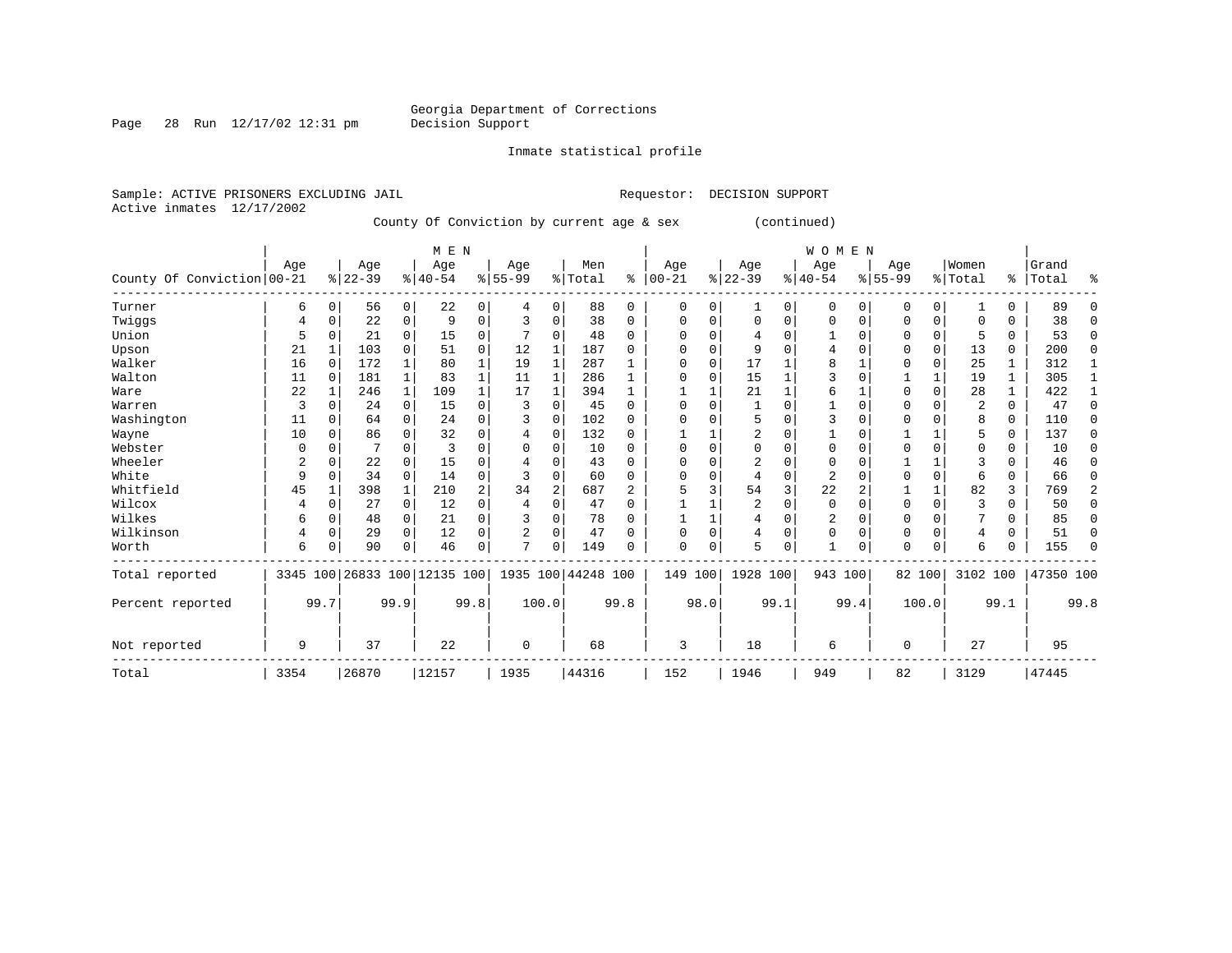Georgia Department of Corrections
Decision Support

Inmate statistical profile

Sample: ACTIVE PRISONERS EXCLUDING JAIL    Requestor: DECISION SUPPORT
Active inmates 12/17/2002

County Of Conviction by current age & sex (continued)

| County Of Conviction | MEN Age 00-21 | % | Age 22-39 | % | Age 40-54 | % | Age 55-99 | % | Men Total | % | WOMEN Age 00-21 | % | Age 22-39 | % | Age 40-54 | % | Age 55-99 | % | Women Total | % | Grand Total | % |
|---|---|---|---|---|---|---|---|---|---|---|---|---|---|---|---|---|---|---|---|---|---|---|
| Turner | 6 | 0 | 56 | 0 | 22 | 0 | 4 | 0 | 88 | 0 | 0 | 0 | 1 | 0 | 0 | 0 | 0 | 0 | 1 | 0 | 89 | 0 |
| Twiggs | 4 | 0 | 22 | 0 | 9 | 0 | 3 | 0 | 38 | 0 | 0 | 0 | 0 | 0 | 0 | 0 | 0 | 0 | 0 | 0 | 38 | 0 |
| Union | 5 | 0 | 21 | 0 | 15 | 0 | 7 | 0 | 48 | 0 | 0 | 0 | 4 | 0 | 1 | 0 | 0 | 0 | 5 | 0 | 53 | 0 |
| Upson | 21 | 1 | 103 | 0 | 51 | 0 | 12 | 1 | 187 | 0 | 0 | 0 | 9 | 0 | 4 | 0 | 0 | 0 | 13 | 0 | 200 | 0 |
| Walker | 16 | 0 | 172 | 1 | 80 | 1 | 19 | 1 | 287 | 1 | 0 | 0 | 17 | 1 | 8 | 1 | 0 | 0 | 25 | 1 | 312 | 1 |
| Walton | 11 | 0 | 181 | 1 | 83 | 1 | 11 | 1 | 286 | 1 | 0 | 0 | 15 | 1 | 3 | 0 | 1 | 1 | 19 | 1 | 305 | 1 |
| Ware | 22 | 1 | 246 | 1 | 109 | 1 | 17 | 1 | 394 | 1 | 1 | 1 | 21 | 1 | 6 | 1 | 0 | 0 | 28 | 1 | 422 | 1 |
| Warren | 3 | 0 | 24 | 0 | 15 | 0 | 3 | 0 | 45 | 0 | 0 | 0 | 1 | 0 | 1 | 0 | 0 | 0 | 2 | 0 | 47 | 0 |
| Washington | 11 | 0 | 64 | 0 | 24 | 0 | 3 | 0 | 102 | 0 | 0 | 0 | 5 | 0 | 3 | 0 | 0 | 0 | 8 | 0 | 110 | 0 |
| Wayne | 10 | 0 | 86 | 0 | 32 | 0 | 4 | 0 | 132 | 0 | 1 | 1 | 2 | 0 | 1 | 0 | 1 | 1 | 5 | 0 | 137 | 0 |
| Webster | 0 | 0 | 7 | 0 | 3 | 0 | 0 | 0 | 10 | 0 | 0 | 0 | 0 | 0 | 0 | 0 | 0 | 0 | 0 | 0 | 10 | 0 |
| Wheeler | 2 | 0 | 22 | 0 | 15 | 0 | 4 | 0 | 43 | 0 | 0 | 0 | 2 | 0 | 0 | 0 | 1 | 1 | 3 | 0 | 46 | 0 |
| White | 9 | 0 | 34 | 0 | 14 | 0 | 3 | 0 | 60 | 0 | 0 | 0 | 4 | 0 | 2 | 0 | 0 | 0 | 6 | 0 | 66 | 0 |
| Whitfield | 45 | 1 | 398 | 1 | 210 | 2 | 34 | 2 | 687 | 2 | 5 | 3 | 54 | 3 | 22 | 2 | 1 | 1 | 82 | 3 | 769 | 2 |
| Wilcox | 4 | 0 | 27 | 0 | 12 | 0 | 4 | 0 | 47 | 0 | 1 | 1 | 2 | 0 | 0 | 0 | 0 | 0 | 3 | 0 | 50 | 0 |
| Wilkes | 6 | 0 | 48 | 0 | 21 | 0 | 3 | 0 | 78 | 0 | 1 | 1 | 4 | 0 | 2 | 0 | 0 | 0 | 7 | 0 | 85 | 0 |
| Wilkinson | 4 | 0 | 29 | 0 | 12 | 0 | 2 | 0 | 47 | 0 | 0 | 0 | 4 | 0 | 0 | 0 | 0 | 0 | 4 | 0 | 51 | 0 |
| Worth | 6 | 0 | 90 | 0 | 46 | 0 | 7 | 0 | 149 | 0 | 0 | 0 | 5 | 0 | 1 | 0 | 0 | 0 | 6 | 0 | 155 | 0 |
| Total reported | 3345 | 100 | 26833 | 100 | 12135 | 100 | 1935 | 100 | 44248 | 100 | 149 | 100 | 1928 | 100 | 943 | 100 | 82 | 100 | 3102 | 100 | 47350 | 100 |
| Percent reported | | 99.7 | | 99.9 | | 99.8 | | 100.0 | | 99.8 | | 98.0 | | 99.1 | | 99.4 | | 100.0 | | 99.1 | | 99.8 |
| Not reported | 9 | | 37 | | 22 | | 0 | | 68 | | 3 | | 18 | | 6 | | 0 | | 27 | | 95 | |
| Total | 3354 | | 26870 | | 12157 | | 1935 | | 44316 | | 152 | | 1946 | | 949 | | 82 | | 3129 | | 47445 | |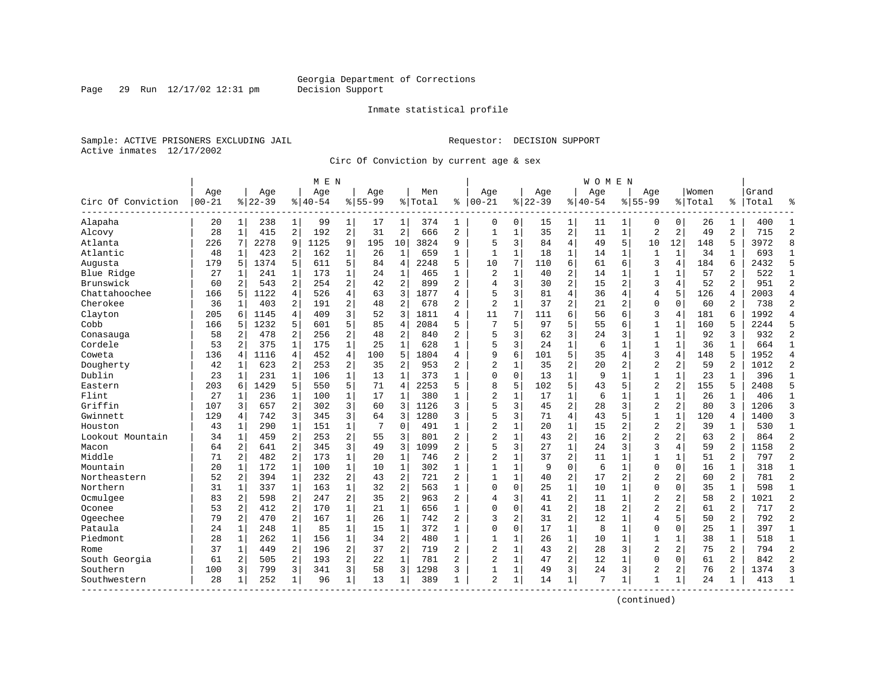Georgia Department of Corrections
Decision Support

Inmate statistical profile

Sample: ACTIVE PRISONERS EXCLUDING JAIL                    Requestor: DECISION SUPPORT
Active inmates 12/17/2002

Circ Of Conviction by current age & sex

| Circ Of Conviction | MEN Age 00-21 | % | Age 22-39 | % | Age 40-54 | % | Age 55-99 | % | Men Total | % | WOMEN Age 00-21 | % | Age 22-39 | % | Age 40-54 | % | Age 55-99 | % | Women Total | % | Grand Total | % |
|---|---|---|---|---|---|---|---|---|---|---|---|---|---|---|---|---|---|---|---|---|---|---|
| Alapaha | 20 | 1 | 238 | 1 | 99 | 1 | 17 | 1 | 374 | 1 | 0 | 0 | 15 | 1 | 11 | 1 | 0 | 0 | 26 | 1 | 400 | 1 |
| Alcovy | 28 | 1 | 415 | 2 | 192 | 2 | 31 | 2 | 666 | 2 | 1 | 1 | 35 | 2 | 11 | 1 | 2 | 2 | 49 | 2 | 715 | 2 |
| Atlanta | 226 | 7 | 2278 | 9 | 1125 | 9 | 195 | 10 | 3824 | 9 | 5 | 3 | 84 | 4 | 49 | 5 | 10 | 12 | 148 | 5 | 3972 | 8 |
| Atlantic | 48 | 1 | 423 | 2 | 162 | 1 | 26 | 1 | 659 | 1 | 1 | 1 | 18 | 1 | 14 | 1 | 1 | 1 | 34 | 1 | 693 | 1 |
| Augusta | 179 | 5 | 1374 | 5 | 611 | 5 | 84 | 4 | 2248 | 5 | 10 | 7 | 110 | 6 | 61 | 6 | 3 | 4 | 184 | 6 | 2432 | 5 |
| Blue Ridge | 27 | 1 | 241 | 1 | 173 | 1 | 24 | 1 | 465 | 1 | 2 | 1 | 40 | 2 | 14 | 1 | 1 | 1 | 57 | 2 | 522 | 1 |
| Brunswick | 60 | 2 | 543 | 2 | 254 | 2 | 42 | 2 | 899 | 2 | 4 | 3 | 30 | 2 | 15 | 2 | 3 | 4 | 52 | 2 | 951 | 2 |
| Chattahoochee | 166 | 5 | 1122 | 4 | 526 | 4 | 63 | 3 | 1877 | 4 | 5 | 3 | 81 | 4 | 36 | 4 | 4 | 5 | 126 | 4 | 2003 | 4 |
| Cherokee | 36 | 1 | 403 | 2 | 191 | 2 | 48 | 2 | 678 | 2 | 2 | 1 | 37 | 2 | 21 | 2 | 0 | 0 | 60 | 2 | 738 | 2 |
| Clayton | 205 | 6 | 1145 | 4 | 409 | 3 | 52 | 3 | 1811 | 4 | 11 | 7 | 111 | 6 | 56 | 6 | 3 | 4 | 181 | 6 | 1992 | 4 |
| Cobb | 166 | 5 | 1232 | 5 | 601 | 5 | 85 | 4 | 2084 | 5 | 7 | 5 | 97 | 5 | 55 | 6 | 1 | 1 | 160 | 5 | 2244 | 5 |
| Conasauga | 58 | 2 | 478 | 2 | 256 | 2 | 48 | 2 | 840 | 2 | 5 | 3 | 62 | 3 | 24 | 3 | 1 | 1 | 92 | 3 | 932 | 2 |
| Cordele | 53 | 2 | 375 | 1 | 175 | 1 | 25 | 1 | 628 | 1 | 5 | 3 | 24 | 1 | 6 | 1 | 1 | 1 | 36 | 1 | 664 | 1 |
| Coweta | 136 | 4 | 1116 | 4 | 452 | 4 | 100 | 5 | 1804 | 4 | 9 | 6 | 101 | 5 | 35 | 4 | 3 | 4 | 148 | 5 | 1952 | 4 |
| Dougherty | 42 | 1 | 623 | 2 | 253 | 2 | 35 | 2 | 953 | 2 | 2 | 1 | 35 | 2 | 20 | 2 | 2 | 2 | 59 | 2 | 1012 | 2 |
| Dublin | 23 | 1 | 231 | 1 | 106 | 1 | 13 | 1 | 373 | 1 | 0 | 0 | 13 | 1 | 9 | 1 | 1 | 1 | 23 | 1 | 396 | 1 |
| Eastern | 203 | 6 | 1429 | 5 | 550 | 5 | 71 | 4 | 2253 | 5 | 8 | 5 | 102 | 5 | 43 | 5 | 2 | 2 | 155 | 5 | 2408 | 5 |
| Flint | 27 | 1 | 236 | 1 | 100 | 1 | 17 | 1 | 380 | 1 | 2 | 1 | 17 | 1 | 6 | 1 | 1 | 1 | 26 | 1 | 406 | 1 |
| Griffin | 107 | 3 | 657 | 2 | 302 | 3 | 60 | 3 | 1126 | 3 | 5 | 3 | 45 | 2 | 28 | 3 | 2 | 2 | 80 | 3 | 1206 | 3 |
| Gwinnett | 129 | 4 | 742 | 3 | 345 | 3 | 64 | 3 | 1280 | 3 | 5 | 3 | 71 | 4 | 43 | 5 | 1 | 1 | 120 | 4 | 1400 | 3 |
| Houston | 43 | 1 | 290 | 1 | 151 | 1 | 7 | 0 | 491 | 1 | 2 | 1 | 20 | 1 | 15 | 2 | 2 | 2 | 39 | 1 | 530 | 1 |
| Lookout Mountain | 34 | 1 | 459 | 2 | 253 | 2 | 55 | 3 | 801 | 2 | 2 | 1 | 43 | 2 | 16 | 2 | 2 | 2 | 63 | 2 | 864 | 2 |
| Macon | 64 | 2 | 641 | 2 | 345 | 3 | 49 | 3 | 1099 | 2 | 5 | 3 | 27 | 1 | 24 | 3 | 3 | 4 | 59 | 2 | 1158 | 2 |
| Middle | 71 | 2 | 482 | 2 | 173 | 1 | 20 | 1 | 746 | 2 | 2 | 1 | 37 | 2 | 11 | 1 | 1 | 1 | 51 | 2 | 797 | 2 |
| Mountain | 20 | 1 | 172 | 1 | 100 | 1 | 10 | 1 | 302 | 1 | 1 | 1 | 9 | 0 | 6 | 1 | 0 | 0 | 16 | 1 | 318 | 1 |
| Northeastern | 52 | 2 | 394 | 1 | 232 | 2 | 43 | 2 | 721 | 2 | 1 | 1 | 40 | 2 | 17 | 2 | 2 | 2 | 60 | 2 | 781 | 2 |
| Northern | 31 | 1 | 337 | 1 | 163 | 1 | 32 | 2 | 563 | 1 | 0 | 0 | 25 | 1 | 10 | 1 | 0 | 0 | 35 | 1 | 598 | 1 |
| Ocmulgee | 83 | 2 | 598 | 2 | 247 | 2 | 35 | 2 | 963 | 2 | 4 | 3 | 41 | 2 | 11 | 1 | 2 | 2 | 58 | 2 | 1021 | 2 |
| Oconee | 53 | 2 | 412 | 2 | 170 | 1 | 21 | 1 | 656 | 1 | 0 | 0 | 41 | 2 | 18 | 2 | 2 | 2 | 61 | 2 | 717 | 2 |
| Ogeechee | 79 | 2 | 470 | 2 | 167 | 1 | 26 | 1 | 742 | 2 | 3 | 2 | 31 | 2 | 12 | 1 | 4 | 5 | 50 | 2 | 792 | 2 |
| Pataula | 24 | 1 | 248 | 1 | 85 | 1 | 15 | 1 | 372 | 1 | 0 | 0 | 17 | 1 | 8 | 1 | 0 | 0 | 25 | 1 | 397 | 1 |
| Piedmont | 28 | 1 | 262 | 1 | 156 | 1 | 34 | 2 | 480 | 1 | 1 | 1 | 26 | 1 | 10 | 1 | 1 | 1 | 38 | 1 | 518 | 1 |
| Rome | 37 | 1 | 449 | 2 | 196 | 2 | 37 | 2 | 719 | 2 | 2 | 1 | 43 | 2 | 28 | 3 | 2 | 2 | 75 | 2 | 794 | 2 |
| South Georgia | 61 | 2 | 505 | 2 | 193 | 2 | 22 | 1 | 781 | 2 | 2 | 1 | 47 | 2 | 12 | 1 | 0 | 0 | 61 | 2 | 842 | 2 |
| Southern | 100 | 3 | 799 | 3 | 341 | 3 | 58 | 3 | 1298 | 3 | 1 | 1 | 49 | 3 | 24 | 3 | 2 | 2 | 76 | 2 | 1374 | 3 |
| Southwestern | 28 | 1 | 252 | 1 | 96 | 1 | 13 | 1 | 389 | 1 | 2 | 1 | 14 | 1 | 7 | 1 | 1 | 1 | 24 | 1 | 413 | 1 |

(continued)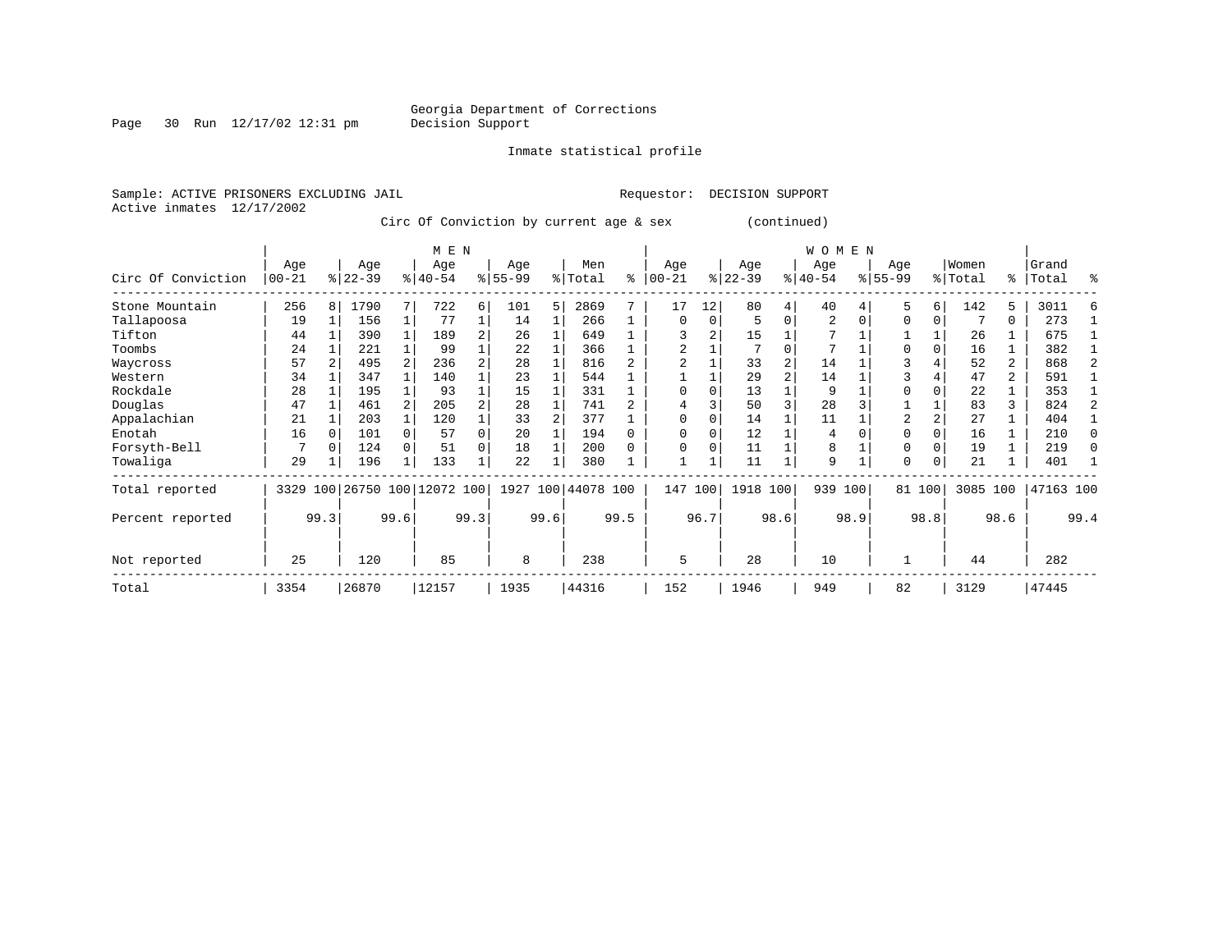Georgia Department of Corrections
Decision Support

Inmate statistical profile

Sample: ACTIVE PRISONERS EXCLUDING JAIL    Requestor: DECISION SUPPORT
Active inmates 12/17/2002

Circ Of Conviction by current age & sex (continued)

| Circ Of Conviction | MEN Age 00-21 | % | Age 22-39 | % | Age 40-54 | % | Age 55-99 | % | Men Total | % | WOMEN Age 00-21 | % | Age 22-39 | % | Age 40-54 | % | Age 55-99 | % | Women Total | % | Grand Total | % |
|---|---|---|---|---|---|---|---|---|---|---|---|---|---|---|---|---|---|---|---|---|---|---|
| Stone Mountain | 256 | 8 | 1790 | 7 | 722 | 6 | 101 | 5 | 2869 | 7 | 17 | 12 | 80 | 4 | 40 | 4 | 5 | 6 | 142 | 5 | 3011 | 6 |
| Tallapoosa | 19 | 1 | 156 | 1 | 77 | 1 | 14 | 1 | 266 | 1 | 0 | 0 | 5 | 0 | 2 | 0 | 0 | 0 | 7 | 0 | 273 | 1 |
| Tifton | 44 | 1 | 390 | 1 | 189 | 2 | 26 | 1 | 649 | 1 | 3 | 2 | 15 | 1 | 7 | 1 | 1 | 1 | 26 | 1 | 675 | 1 |
| Toombs | 24 | 1 | 221 | 1 | 99 | 1 | 22 | 1 | 366 | 1 | 2 | 1 | 7 | 0 | 7 | 1 | 0 | 0 | 16 | 1 | 382 | 1 |
| Waycross | 57 | 2 | 495 | 2 | 236 | 2 | 28 | 1 | 816 | 2 | 2 | 1 | 33 | 2 | 14 | 1 | 3 | 4 | 52 | 2 | 868 | 2 |
| Western | 34 | 1 | 347 | 1 | 140 | 1 | 23 | 1 | 544 | 1 | 1 | 1 | 29 | 2 | 14 | 1 | 3 | 4 | 47 | 2 | 591 | 1 |
| Rockdale | 28 | 1 | 195 | 1 | 93 | 1 | 15 | 1 | 331 | 1 | 0 | 0 | 13 | 1 | 9 | 1 | 0 | 0 | 22 | 1 | 353 | 1 |
| Douglas | 47 | 1 | 461 | 2 | 205 | 2 | 28 | 1 | 741 | 2 | 4 | 3 | 50 | 3 | 28 | 3 | 1 | 1 | 83 | 3 | 824 | 2 |
| Appalachian | 21 | 1 | 203 | 1 | 120 | 1 | 33 | 2 | 377 | 1 | 0 | 0 | 14 | 1 | 11 | 1 | 2 | 2 | 27 | 1 | 404 | 1 |
| Enotah | 16 | 0 | 101 | 0 | 57 | 0 | 20 | 1 | 194 | 0 | 0 | 0 | 12 | 1 | 4 | 0 | 0 | 0 | 16 | 1 | 210 | 0 |
| Forsyth-Bell | 7 | 0 | 124 | 0 | 51 | 0 | 18 | 1 | 200 | 0 | 0 | 0 | 11 | 1 | 8 | 1 | 0 | 0 | 19 | 1 | 219 | 0 |
| Towaliga | 29 | 1 | 196 | 1 | 133 | 1 | 22 | 1 | 380 | 1 | 1 | 1 | 11 | 1 | 9 | 1 | 0 | 0 | 21 | 1 | 401 | 1 |
| Total reported | 3329 | 100 | 26750 | 100 | 12072 | 100 | 1927 | 100 | 44078 | 100 | 147 | 100 | 1918 | 100 | 939 | 100 | 81 | 100 | 3085 | 100 | 47163 | 100 |
| Percent reported | | 99.3 | | 99.6 | | 99.3 | | 99.6 | | 99.5 | | 96.7 | | 98.6 | | 98.9 | | 98.8 | | 98.6 | | 99.4 |
| Not reported | 25 | | 120 | | 85 | | 8 | | 238 | | 5 | | 28 | | 10 | | 1 | | 44 | | 282 | |
| Total | 3354 | | 26870 | | 12157 | | 1935 | | 44316 | | 152 | | 1946 | | 949 | | 82 | | 3129 | | 47445 | |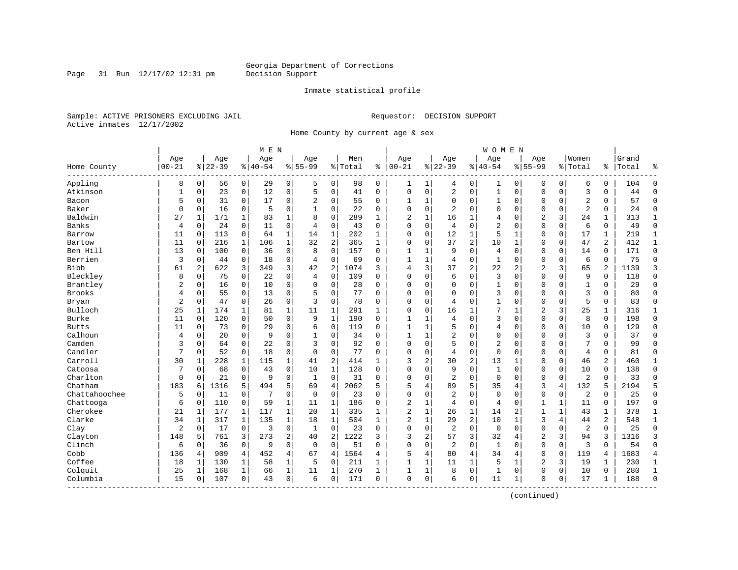Georgia Department of Corrections
Decision Support

Inmate statistical profile

Sample: ACTIVE PRISONERS EXCLUDING JAIL

Requestor: DECISION SUPPORT

Active inmates 12/17/2002

Home County by current age & sex

| Home County | MEN Age 00-21 | % | Age 22-39 | % | Age 40-54 | % | Age 55-99 | % | Men Total | % | WOMEN Age 00-21 | % | Age 22-39 | % | Age 40-54 | % | Age 55-99 | % | Women Total | % | Grand Total | % |
|---|---|---|---|---|---|---|---|---|---|---|---|---|---|---|---|---|---|---|---|---|---|---|
| Appling | 8 | 0 | 56 | 0 | 29 | 0 | 5 | 0 | 98 | 0 | 1 | 1 | 4 | 0 | 1 | 0 | 0 | 0 | 6 | 0 | 104 | 0 |
| Atkinson | 1 | 0 | 23 | 0 | 12 | 0 | 5 | 0 | 41 | 0 | 0 | 0 | 2 | 0 | 1 | 0 | 0 | 0 | 3 | 0 | 44 | 0 |
| Bacon | 5 | 0 | 31 | 0 | 17 | 0 | 2 | 0 | 55 | 0 | 1 | 1 | 0 | 0 | 1 | 0 | 0 | 0 | 2 | 0 | 57 | 0 |
| Baker | 0 | 0 | 16 | 0 | 5 | 0 | 1 | 0 | 22 | 0 | 0 | 0 | 2 | 0 | 0 | 0 | 0 | 0 | 2 | 0 | 24 | 0 |
| Baldwin | 27 | 1 | 171 | 1 | 83 | 1 | 8 | 0 | 289 | 1 | 2 | 1 | 16 | 1 | 4 | 0 | 2 | 3 | 24 | 1 | 313 | 1 |
| Banks | 4 | 0 | 24 | 0 | 11 | 0 | 4 | 0 | 43 | 0 | 0 | 0 | 4 | 0 | 2 | 0 | 0 | 0 | 6 | 0 | 49 | 0 |
| Barrow | 11 | 0 | 113 | 0 | 64 | 1 | 14 | 1 | 202 | 1 | 0 | 0 | 12 | 1 | 5 | 1 | 0 | 0 | 17 | 1 | 219 | 1 |
| Bartow | 11 | 0 | 216 | 1 | 106 | 1 | 32 | 2 | 365 | 1 | 0 | 0 | 37 | 2 | 10 | 1 | 0 | 0 | 47 | 2 | 412 | 1 |
| Ben Hill | 13 | 0 | 100 | 0 | 36 | 0 | 8 | 0 | 157 | 0 | 1 | 1 | 9 | 0 | 4 | 0 | 0 | 0 | 14 | 0 | 171 | 0 |
| Berrien | 3 | 0 | 44 | 0 | 18 | 0 | 4 | 0 | 69 | 0 | 1 | 1 | 4 | 0 | 1 | 0 | 0 | 0 | 6 | 0 | 75 | 0 |
| Bibb | 61 | 2 | 622 | 3 | 349 | 3 | 42 | 2 | 1074 | 3 | 4 | 3 | 37 | 2 | 22 | 2 | 2 | 3 | 65 | 2 | 1139 | 3 |
| Bleckley | 8 | 0 | 75 | 0 | 22 | 0 | 4 | 0 | 109 | 0 | 0 | 0 | 6 | 0 | 3 | 0 | 0 | 0 | 9 | 0 | 118 | 0 |
| Brantley | 2 | 0 | 16 | 0 | 10 | 0 | 0 | 0 | 28 | 0 | 0 | 0 | 0 | 0 | 1 | 0 | 0 | 0 | 1 | 0 | 29 | 0 |
| Brooks | 4 | 0 | 55 | 0 | 13 | 0 | 5 | 0 | 77 | 0 | 0 | 0 | 0 | 0 | 3 | 0 | 0 | 0 | 3 | 0 | 80 | 0 |
| Bryan | 2 | 0 | 47 | 0 | 26 | 0 | 3 | 0 | 78 | 0 | 0 | 0 | 4 | 0 | 1 | 0 | 0 | 0 | 5 | 0 | 83 | 0 |
| Bulloch | 25 | 1 | 174 | 1 | 81 | 1 | 11 | 1 | 291 | 1 | 0 | 0 | 16 | 1 | 7 | 1 | 2 | 3 | 25 | 1 | 316 | 1 |
| Burke | 11 | 0 | 120 | 0 | 50 | 0 | 9 | 1 | 190 | 0 | 1 | 1 | 4 | 0 | 3 | 0 | 0 | 0 | 8 | 0 | 198 | 0 |
| Butts | 11 | 0 | 73 | 0 | 29 | 0 | 6 | 0 | 119 | 0 | 1 | 1 | 5 | 0 | 4 | 0 | 0 | 0 | 10 | 0 | 129 | 0 |
| Calhoun | 4 | 0 | 20 | 0 | 9 | 0 | 1 | 0 | 34 | 0 | 1 | 1 | 2 | 0 | 0 | 0 | 0 | 0 | 3 | 0 | 37 | 0 |
| Camden | 3 | 0 | 64 | 0 | 22 | 0 | 3 | 0 | 92 | 0 | 0 | 0 | 5 | 0 | 2 | 0 | 0 | 0 | 7 | 0 | 99 | 0 |
| Candler | 7 | 0 | 52 | 0 | 18 | 0 | 0 | 0 | 77 | 0 | 0 | 0 | 4 | 0 | 0 | 0 | 0 | 0 | 4 | 0 | 81 | 0 |
| Carroll | 30 | 1 | 228 | 1 | 115 | 1 | 41 | 2 | 414 | 1 | 3 | 2 | 30 | 2 | 13 | 1 | 0 | 0 | 46 | 2 | 460 | 1 |
| Catoosa | 7 | 0 | 68 | 0 | 43 | 0 | 10 | 1 | 128 | 0 | 0 | 0 | 9 | 0 | 1 | 0 | 0 | 0 | 10 | 0 | 138 | 0 |
| Charlton | 0 | 0 | 21 | 0 | 9 | 0 | 1 | 0 | 31 | 0 | 0 | 0 | 2 | 0 | 0 | 0 | 0 | 0 | 2 | 0 | 33 | 0 |
| Chatham | 183 | 6 | 1316 | 5 | 494 | 5 | 69 | 4 | 2062 | 5 | 5 | 4 | 89 | 5 | 35 | 4 | 3 | 4 | 132 | 5 | 2194 | 5 |
| Chattahoochee | 5 | 0 | 11 | 0 | 7 | 0 | 0 | 0 | 23 | 0 | 0 | 0 | 2 | 0 | 0 | 0 | 0 | 0 | 2 | 0 | 25 | 0 |
| Chattooga | 6 | 0 | 110 | 0 | 59 | 1 | 11 | 1 | 186 | 0 | 2 | 1 | 4 | 0 | 4 | 0 | 1 | 1 | 11 | 0 | 197 | 0 |
| Cherokee | 21 | 1 | 177 | 1 | 117 | 1 | 20 | 1 | 335 | 1 | 2 | 1 | 26 | 1 | 14 | 2 | 1 | 1 | 43 | 1 | 378 | 1 |
| Clarke | 34 | 1 | 317 | 1 | 135 | 1 | 18 | 1 | 504 | 1 | 2 | 1 | 29 | 2 | 10 | 1 | 3 | 4 | 44 | 2 | 548 | 1 |
| Clay | 2 | 0 | 17 | 0 | 3 | 0 | 1 | 0 | 23 | 0 | 0 | 0 | 2 | 0 | 0 | 0 | 0 | 0 | 2 | 0 | 25 | 0 |
| Clayton | 148 | 5 | 761 | 3 | 273 | 2 | 40 | 2 | 1222 | 3 | 3 | 2 | 57 | 3 | 32 | 4 | 2 | 3 | 94 | 3 | 1316 | 3 |
| Clinch | 6 | 0 | 36 | 0 | 9 | 0 | 0 | 0 | 51 | 0 | 0 | 0 | 2 | 0 | 1 | 0 | 0 | 0 | 3 | 0 | 54 | 0 |
| Cobb | 136 | 4 | 909 | 4 | 452 | 4 | 67 | 4 | 1564 | 4 | 5 | 4 | 80 | 4 | 34 | 4 | 0 | 0 | 119 | 4 | 1683 | 4 |
| Coffee | 18 | 1 | 130 | 1 | 58 | 1 | 5 | 0 | 211 | 1 | 1 | 1 | 11 | 1 | 5 | 1 | 2 | 3 | 19 | 1 | 230 | 1 |
| Colquit | 25 | 1 | 168 | 1 | 66 | 1 | 11 | 1 | 270 | 1 | 1 | 1 | 8 | 0 | 1 | 0 | 0 | 0 | 10 | 0 | 280 | 1 |
| Columbia | 15 | 0 | 107 | 0 | 43 | 0 | 6 | 0 | 171 | 0 | 0 | 0 | 6 | 0 | 11 | 1 | 0 | 0 | 17 | 1 | 188 | 0 |

(continued)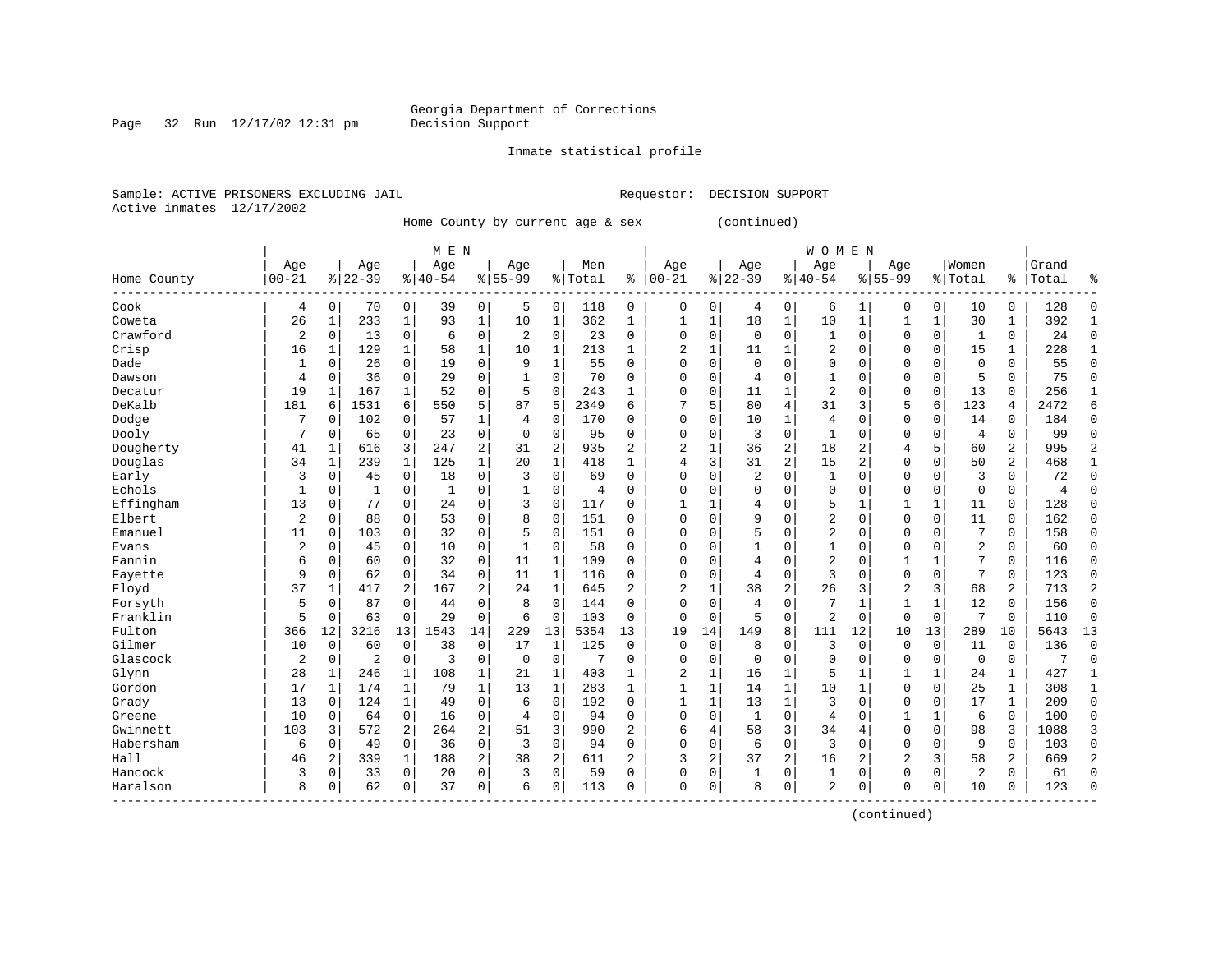Georgia Department of Corrections
Decision Support

Inmate statistical profile

Sample: ACTIVE PRISONERS EXCLUDING JAIL

Requestor: DECISION SUPPORT

Active inmates 12/17/2002

Home County by current age & sex (continued)

| Home County | MEN Age 00-21 | % | Age 22-39 | % | Age 40-54 | % | Age 55-99 | % | Men Total | % | WOMEN Age 00-21 | % | Age 22-39 | % | Age 40-54 | % | Age 55-99 | % | Women Total | % | Grand Total | % |
|---|---|---|---|---|---|---|---|---|---|---|---|---|---|---|---|---|---|---|---|---|---|---|
| Cook | 4 | 0 | 70 | 0 | 39 | 0 | 5 | 0 | 118 | 0 | 0 | 0 | 4 | 0 | 6 | 1 | 0 | 0 | 10 | 0 | 128 | 0 |
| Coweta | 26 | 1 | 233 | 1 | 93 | 1 | 10 | 1 | 362 | 1 | 1 | 1 | 18 | 1 | 10 | 1 | 1 | 1 | 30 | 1 | 392 | 1 |
| Crawford | 2 | 0 | 13 | 0 | 6 | 0 | 2 | 0 | 23 | 0 | 0 | 0 | 0 | 0 | 1 | 0 | 0 | 0 | 1 | 0 | 24 | 0 |
| Crisp | 16 | 1 | 129 | 1 | 58 | 1 | 10 | 1 | 213 | 1 | 2 | 1 | 11 | 1 | 2 | 0 | 0 | 0 | 15 | 1 | 228 | 1 |
| Dade | 1 | 0 | 26 | 0 | 19 | 0 | 9 | 1 | 55 | 0 | 0 | 0 | 0 | 0 | 0 | 0 | 0 | 0 | 0 | 0 | 55 | 0 |
| Dawson | 4 | 0 | 36 | 0 | 29 | 0 | 1 | 0 | 70 | 0 | 0 | 0 | 4 | 0 | 1 | 0 | 0 | 0 | 5 | 0 | 75 | 0 |
| Decatur | 19 | 1 | 167 | 1 | 52 | 0 | 5 | 0 | 243 | 1 | 0 | 0 | 11 | 1 | 2 | 0 | 0 | 0 | 13 | 0 | 256 | 1 |
| DeKalb | 181 | 6 | 1531 | 6 | 550 | 5 | 87 | 5 | 2349 | 6 | 7 | 5 | 80 | 4 | 31 | 3 | 5 | 6 | 123 | 4 | 2472 | 6 |
| Dodge | 7 | 0 | 102 | 0 | 57 | 1 | 4 | 0 | 170 | 0 | 0 | 0 | 10 | 1 | 4 | 0 | 0 | 0 | 14 | 0 | 184 | 0 |
| Dooly | 7 | 0 | 65 | 0 | 23 | 0 | 0 | 0 | 95 | 0 | 0 | 0 | 3 | 0 | 1 | 0 | 0 | 0 | 4 | 0 | 99 | 0 |
| Dougherty | 41 | 1 | 616 | 3 | 247 | 2 | 31 | 2 | 935 | 2 | 2 | 1 | 36 | 2 | 18 | 2 | 4 | 5 | 60 | 2 | 995 | 2 |
| Douglas | 34 | 1 | 239 | 1 | 125 | 1 | 20 | 1 | 418 | 1 | 4 | 3 | 31 | 2 | 15 | 2 | 0 | 0 | 50 | 2 | 468 | 1 |
| Early | 3 | 0 | 45 | 0 | 18 | 0 | 3 | 0 | 69 | 0 | 0 | 0 | 2 | 0 | 1 | 0 | 0 | 0 | 3 | 0 | 72 | 0 |
| Echols | 1 | 0 | 1 | 0 | 1 | 0 | 1 | 0 | 4 | 0 | 0 | 0 | 0 | 0 | 0 | 0 | 0 | 0 | 0 | 0 | 4 | 0 |
| Effingham | 13 | 0 | 77 | 0 | 24 | 0 | 3 | 0 | 117 | 0 | 1 | 1 | 4 | 0 | 5 | 1 | 1 | 1 | 11 | 0 | 128 | 0 |
| Elbert | 2 | 0 | 88 | 0 | 53 | 0 | 8 | 0 | 151 | 0 | 0 | 0 | 9 | 0 | 2 | 0 | 0 | 0 | 11 | 0 | 162 | 0 |
| Emanuel | 11 | 0 | 103 | 0 | 32 | 0 | 5 | 0 | 151 | 0 | 0 | 0 | 5 | 0 | 2 | 0 | 0 | 0 | 7 | 0 | 158 | 0 |
| Evans | 2 | 0 | 45 | 0 | 10 | 0 | 1 | 0 | 58 | 0 | 0 | 0 | 1 | 0 | 1 | 0 | 0 | 0 | 2 | 0 | 60 | 0 |
| Fannin | 6 | 0 | 60 | 0 | 32 | 0 | 11 | 1 | 109 | 0 | 0 | 0 | 4 | 0 | 2 | 0 | 1 | 1 | 7 | 0 | 116 | 0 |
| Fayette | 9 | 0 | 62 | 0 | 34 | 0 | 11 | 1 | 116 | 0 | 0 | 0 | 4 | 0 | 3 | 0 | 0 | 0 | 7 | 0 | 123 | 0 |
| Floyd | 37 | 1 | 417 | 2 | 167 | 2 | 24 | 1 | 645 | 2 | 2 | 1 | 38 | 2 | 26 | 3 | 2 | 3 | 68 | 2 | 713 | 2 |
| Forsyth | 5 | 0 | 87 | 0 | 44 | 0 | 8 | 0 | 144 | 0 | 0 | 0 | 4 | 0 | 7 | 1 | 1 | 1 | 12 | 0 | 156 | 0 |
| Franklin | 5 | 0 | 63 | 0 | 29 | 0 | 6 | 0 | 103 | 0 | 0 | 0 | 5 | 0 | 2 | 0 | 0 | 0 | 7 | 0 | 110 | 0 |
| Fulton | 366 | 12 | 3216 | 13 | 1543 | 14 | 229 | 13 | 5354 | 13 | 19 | 14 | 149 | 8 | 111 | 12 | 10 | 13 | 289 | 10 | 5643 | 13 |
| Gilmer | 10 | 0 | 60 | 0 | 38 | 0 | 17 | 1 | 125 | 0 | 0 | 0 | 8 | 0 | 3 | 0 | 0 | 0 | 11 | 0 | 136 | 0 |
| Glascock | 2 | 0 | 2 | 0 | 3 | 0 | 0 | 0 | 7 | 0 | 0 | 0 | 0 | 0 | 0 | 0 | 0 | 0 | 0 | 0 | 7 | 0 |
| Glynn | 28 | 1 | 246 | 1 | 108 | 1 | 21 | 1 | 403 | 1 | 2 | 1 | 16 | 1 | 5 | 1 | 1 | 1 | 24 | 1 | 427 | 1 |
| Gordon | 17 | 1 | 174 | 1 | 79 | 1 | 13 | 1 | 283 | 1 | 1 | 1 | 14 | 1 | 10 | 1 | 0 | 0 | 25 | 1 | 308 | 1 |
| Grady | 13 | 0 | 124 | 1 | 49 | 0 | 6 | 0 | 192 | 0 | 1 | 1 | 13 | 1 | 3 | 0 | 0 | 0 | 17 | 1 | 209 | 0 |
| Greene | 10 | 0 | 64 | 0 | 16 | 0 | 4 | 0 | 94 | 0 | 0 | 0 | 1 | 0 | 4 | 0 | 1 | 1 | 6 | 0 | 100 | 0 |
| Gwinnett | 103 | 3 | 572 | 2 | 264 | 2 | 51 | 3 | 990 | 2 | 6 | 4 | 58 | 3 | 34 | 4 | 0 | 0 | 98 | 3 | 1088 | 3 |
| Habersham | 6 | 0 | 49 | 0 | 36 | 0 | 3 | 0 | 94 | 0 | 0 | 0 | 6 | 0 | 3 | 0 | 0 | 0 | 9 | 0 | 103 | 0 |
| Hall | 46 | 2 | 339 | 1 | 188 | 2 | 38 | 2 | 611 | 2 | 3 | 2 | 37 | 2 | 16 | 2 | 2 | 3 | 58 | 2 | 669 | 2 |
| Hancock | 3 | 0 | 33 | 0 | 20 | 0 | 3 | 0 | 59 | 0 | 0 | 0 | 1 | 0 | 1 | 0 | 0 | 0 | 2 | 0 | 61 | 0 |
| Haralson | 8 | 0 | 62 | 0 | 37 | 0 | 6 | 0 | 113 | 0 | 0 | 0 | 8 | 0 | 2 | 0 | 0 | 0 | 10 | 0 | 123 | 0 |

(continued)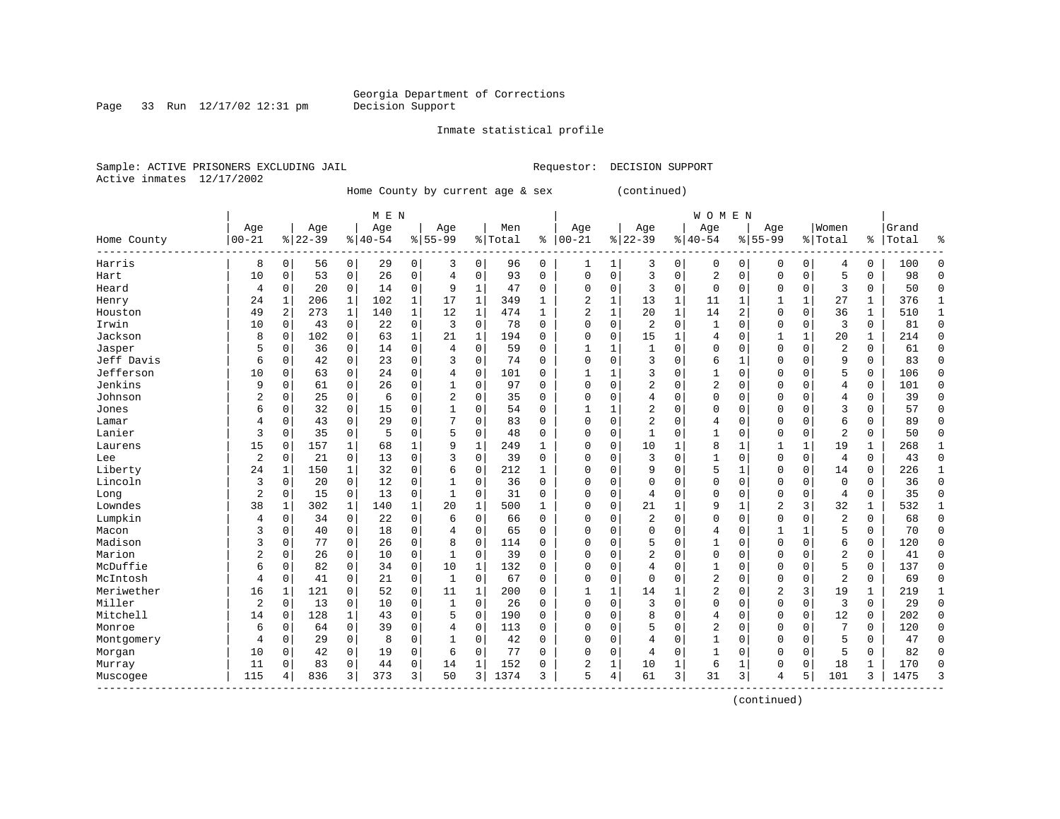Georgia Department of Corrections
Decision Support

Inmate statistical profile

Sample: ACTIVE PRISONERS EXCLUDING JAIL                    Requestor: DECISION SUPPORT
Active inmates 12/17/2002

Home County by current age & sex (continued)

| Home County | MEN Age 00-21 | % | Age 22-39 | % | Age 40-54 | % | Age 55-99 | % | Men Total | % | WOMEN Age 00-21 | % | Age 22-39 | % | Age 40-54 | % | Age 55-99 | % | Women Total | % | Grand Total | % |
|---|---|---|---|---|---|---|---|---|---|---|---|---|---|---|---|---|---|---|---|---|---|---|
| Harris | 8 | 0 | 56 | 0 | 29 | 0 | 3 | 0 | 96 | 0 | 1 | 1 | 3 | 0 | 0 | 0 | 0 | 0 | 4 | 0 | 100 | 0 |
| Hart | 10 | 0 | 53 | 0 | 26 | 0 | 4 | 0 | 93 | 0 | 0 | 0 | 3 | 0 | 2 | 0 | 0 | 0 | 5 | 0 | 98 | 0 |
| Heard | 4 | 0 | 20 | 0 | 14 | 0 | 9 | 1 | 47 | 0 | 0 | 0 | 3 | 0 | 0 | 0 | 0 | 0 | 3 | 0 | 50 | 0 |
| Henry | 24 | 1 | 206 | 1 | 102 | 1 | 17 | 1 | 349 | 1 | 2 | 1 | 13 | 1 | 11 | 1 | 1 | 1 | 27 | 1 | 376 | 1 |
| Houston | 49 | 2 | 273 | 1 | 140 | 1 | 12 | 1 | 474 | 1 | 2 | 1 | 20 | 1 | 14 | 2 | 0 | 0 | 36 | 1 | 510 | 1 |
| Irwin | 10 | 0 | 43 | 0 | 22 | 0 | 3 | 0 | 78 | 0 | 0 | 0 | 2 | 0 | 1 | 0 | 0 | 0 | 3 | 0 | 81 | 0 |
| Jackson | 8 | 0 | 102 | 0 | 63 | 1 | 21 | 1 | 194 | 0 | 0 | 0 | 15 | 1 | 4 | 0 | 1 | 1 | 20 | 1 | 214 | 0 |
| Jasper | 5 | 0 | 36 | 0 | 14 | 0 | 4 | 0 | 59 | 0 | 1 | 1 | 1 | 0 | 0 | 0 | 0 | 0 | 2 | 0 | 61 | 0 |
| Jeff Davis | 6 | 0 | 42 | 0 | 23 | 0 | 3 | 0 | 74 | 0 | 0 | 0 | 3 | 0 | 6 | 1 | 0 | 0 | 9 | 0 | 83 | 0 |
| Jefferson | 10 | 0 | 63 | 0 | 24 | 0 | 4 | 0 | 101 | 0 | 1 | 1 | 3 | 0 | 1 | 0 | 0 | 0 | 5 | 0 | 106 | 0 |
| Jenkins | 9 | 0 | 61 | 0 | 26 | 0 | 1 | 0 | 97 | 0 | 0 | 0 | 2 | 0 | 2 | 0 | 0 | 0 | 4 | 0 | 101 | 0 |
| Johnson | 2 | 0 | 25 | 0 | 6 | 0 | 2 | 0 | 35 | 0 | 0 | 0 | 4 | 0 | 0 | 0 | 0 | 0 | 4 | 0 | 39 | 0 |
| Jones | 6 | 0 | 32 | 0 | 15 | 0 | 1 | 0 | 54 | 0 | 1 | 1 | 2 | 0 | 0 | 0 | 0 | 0 | 3 | 0 | 57 | 0 |
| Lamar | 4 | 0 | 43 | 0 | 29 | 0 | 7 | 0 | 83 | 0 | 0 | 0 | 2 | 0 | 4 | 0 | 0 | 0 | 6 | 0 | 89 | 0 |
| Lanier | 3 | 0 | 35 | 0 | 5 | 0 | 5 | 0 | 48 | 0 | 0 | 0 | 1 | 0 | 1 | 0 | 0 | 0 | 2 | 0 | 50 | 0 |
| Laurens | 15 | 0 | 157 | 1 | 68 | 1 | 9 | 1 | 249 | 1 | 0 | 0 | 10 | 1 | 8 | 1 | 1 | 1 | 19 | 1 | 268 | 1 |
| Lee | 2 | 0 | 21 | 0 | 13 | 0 | 3 | 0 | 39 | 0 | 0 | 0 | 3 | 0 | 1 | 0 | 0 | 0 | 4 | 0 | 43 | 0 |
| Liberty | 24 | 1 | 150 | 1 | 32 | 0 | 6 | 0 | 212 | 1 | 0 | 0 | 9 | 0 | 5 | 1 | 0 | 0 | 14 | 0 | 226 | 1 |
| Lincoln | 3 | 0 | 20 | 0 | 12 | 0 | 1 | 0 | 36 | 0 | 0 | 0 | 0 | 0 | 0 | 0 | 0 | 0 | 0 | 0 | 36 | 0 |
| Long | 2 | 0 | 15 | 0 | 13 | 0 | 1 | 0 | 31 | 0 | 0 | 0 | 4 | 0 | 0 | 0 | 0 | 0 | 4 | 0 | 35 | 0 |
| Lowndes | 38 | 1 | 302 | 1 | 140 | 1 | 20 | 1 | 500 | 1 | 0 | 0 | 21 | 1 | 9 | 1 | 2 | 3 | 32 | 1 | 532 | 1 |
| Lumpkin | 4 | 0 | 34 | 0 | 22 | 0 | 6 | 0 | 66 | 0 | 0 | 0 | 2 | 0 | 0 | 0 | 0 | 0 | 2 | 0 | 68 | 0 |
| Macon | 3 | 0 | 40 | 0 | 18 | 0 | 4 | 0 | 65 | 0 | 0 | 0 | 0 | 0 | 4 | 0 | 1 | 1 | 5 | 0 | 70 | 0 |
| Madison | 3 | 0 | 77 | 0 | 26 | 0 | 8 | 0 | 114 | 0 | 0 | 0 | 5 | 0 | 1 | 0 | 0 | 0 | 6 | 0 | 120 | 0 |
| Marion | 2 | 0 | 26 | 0 | 10 | 0 | 1 | 0 | 39 | 0 | 0 | 0 | 2 | 0 | 0 | 0 | 0 | 0 | 2 | 0 | 41 | 0 |
| McDuffie | 6 | 0 | 82 | 0 | 34 | 0 | 10 | 1 | 132 | 0 | 0 | 0 | 4 | 0 | 1 | 0 | 0 | 0 | 5 | 0 | 137 | 0 |
| McIntosh | 4 | 0 | 41 | 0 | 21 | 0 | 1 | 0 | 67 | 0 | 0 | 0 | 0 | 0 | 2 | 0 | 0 | 0 | 2 | 0 | 69 | 0 |
| Meriwether | 16 | 1 | 121 | 0 | 52 | 0 | 11 | 1 | 200 | 0 | 1 | 1 | 14 | 1 | 2 | 0 | 2 | 3 | 19 | 1 | 219 | 1 |
| Miller | 2 | 0 | 13 | 0 | 10 | 0 | 1 | 0 | 26 | 0 | 0 | 0 | 3 | 0 | 0 | 0 | 0 | 0 | 3 | 0 | 29 | 0 |
| Mitchell | 14 | 0 | 128 | 1 | 43 | 0 | 5 | 0 | 190 | 0 | 0 | 0 | 8 | 0 | 4 | 0 | 0 | 0 | 12 | 0 | 202 | 0 |
| Monroe | 6 | 0 | 64 | 0 | 39 | 0 | 4 | 0 | 113 | 0 | 0 | 0 | 5 | 0 | 2 | 0 | 0 | 0 | 7 | 0 | 120 | 0 |
| Montgomery | 4 | 0 | 29 | 0 | 8 | 0 | 1 | 0 | 42 | 0 | 0 | 0 | 4 | 0 | 1 | 0 | 0 | 0 | 5 | 0 | 47 | 0 |
| Morgan | 10 | 0 | 42 | 0 | 19 | 0 | 6 | 0 | 77 | 0 | 0 | 0 | 4 | 0 | 1 | 0 | 0 | 0 | 5 | 0 | 82 | 0 |
| Murray | 11 | 0 | 83 | 0 | 44 | 0 | 14 | 1 | 152 | 0 | 2 | 1 | 10 | 1 | 6 | 1 | 0 | 0 | 18 | 1 | 170 | 0 |
| Muscogee | 115 | 4 | 836 | 3 | 373 | 3 | 50 | 3 | 1374 | 3 | 5 | 4 | 61 | 3 | 31 | 3 | 4 | 5 | 101 | 3 | 1475 | 3 |

(continued)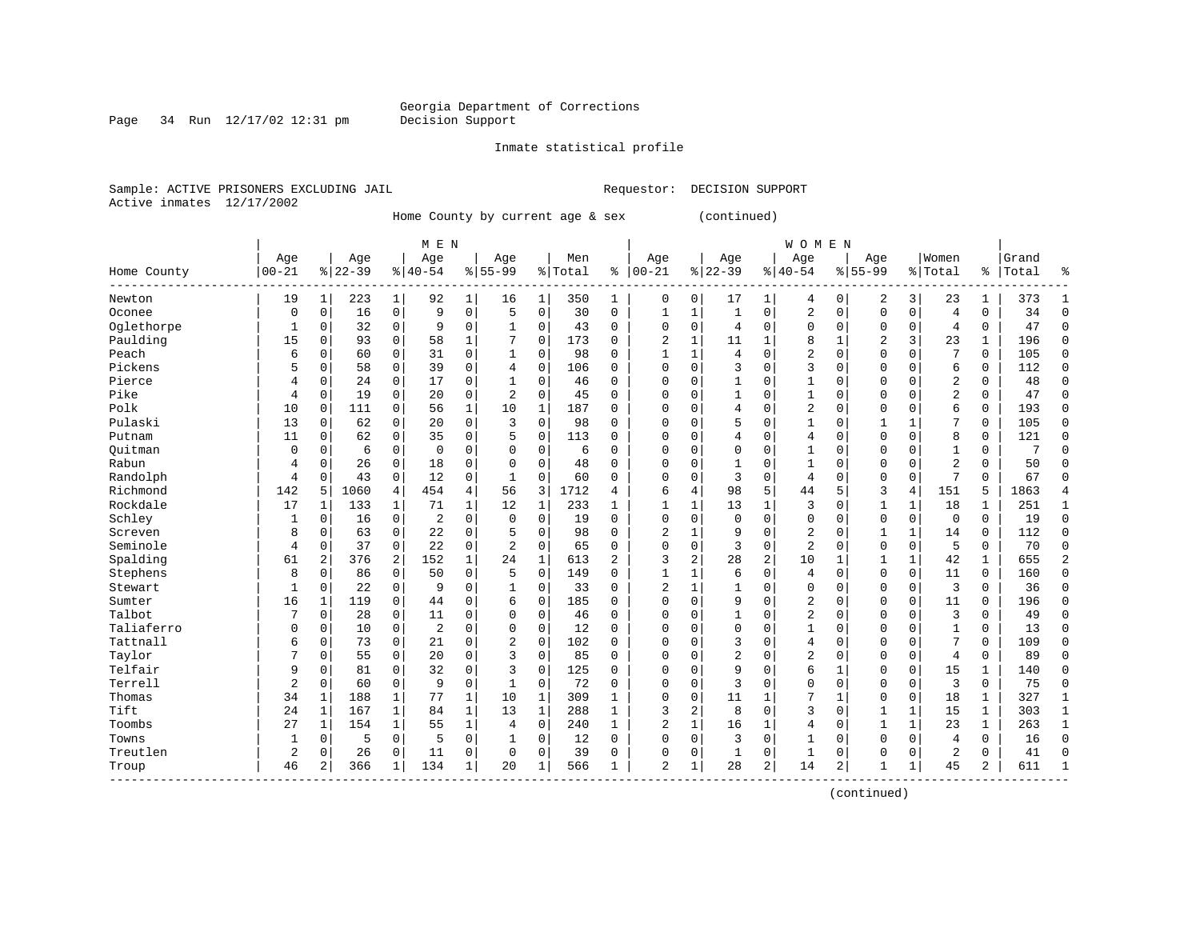Georgia Department of Corrections
Decision Support

Inmate statistical profile

Sample: ACTIVE PRISONERS EXCLUDING JAIL

Requestor: DECISION SUPPORT

Active inmates 12/17/2002

Home County by current age & sex (continued)

| Home County | MEN Age 00-21 | % | Age 22-39 | % | Age 40-54 | % | Age 55-99 | % | Men Total | % | WOMEN Age 00-21 | % | Age 22-39 | % | Age 40-54 | % | Age 55-99 | % | Women Total | % | Grand Total | % |
|---|---|---|---|---|---|---|---|---|---|---|---|---|---|---|---|---|---|---|---|---|---|---|
| Newton | 19 | 1 | 223 | 1 | 92 | 1 | 16 | 1 | 350 | 1 | 0 | 0 | 17 | 1 | 4 | 0 | 2 | 3 | 23 | 1 | 373 | 1 |
| Oconee | 0 | 0 | 16 | 0 | 9 | 0 | 5 | 0 | 30 | 0 | 1 | 1 | 1 | 0 | 2 | 0 | 0 | 0 | 4 | 0 | 34 | 0 |
| Oglethorpe | 1 | 0 | 32 | 0 | 9 | 0 | 1 | 0 | 43 | 0 | 0 | 0 | 4 | 0 | 0 | 0 | 0 | 0 | 4 | 0 | 47 | 0 |
| Paulding | 15 | 0 | 93 | 0 | 58 | 1 | 7 | 0 | 173 | 0 | 2 | 1 | 11 | 1 | 8 | 1 | 2 | 3 | 23 | 1 | 196 | 0 |
| Peach | 6 | 0 | 60 | 0 | 31 | 0 | 1 | 0 | 98 | 0 | 1 | 1 | 4 | 0 | 2 | 0 | 0 | 0 | 7 | 0 | 105 | 0 |
| Pickens | 5 | 0 | 58 | 0 | 39 | 0 | 4 | 0 | 106 | 0 | 0 | 0 | 3 | 0 | 3 | 0 | 0 | 0 | 6 | 0 | 112 | 0 |
| Pierce | 4 | 0 | 24 | 0 | 17 | 0 | 1 | 0 | 46 | 0 | 0 | 0 | 1 | 0 | 1 | 0 | 0 | 0 | 2 | 0 | 48 | 0 |
| Pike | 4 | 0 | 19 | 0 | 20 | 0 | 2 | 0 | 45 | 0 | 0 | 0 | 1 | 0 | 1 | 0 | 0 | 0 | 2 | 0 | 47 | 0 |
| Polk | 10 | 0 | 111 | 0 | 56 | 1 | 10 | 1 | 187 | 0 | 0 | 0 | 4 | 0 | 2 | 0 | 0 | 0 | 6 | 0 | 193 | 0 |
| Pulaski | 13 | 0 | 62 | 0 | 20 | 0 | 3 | 0 | 98 | 0 | 0 | 0 | 5 | 0 | 1 | 0 | 1 | 1 | 7 | 0 | 105 | 0 |
| Putnam | 11 | 0 | 62 | 0 | 35 | 0 | 5 | 0 | 113 | 0 | 0 | 0 | 4 | 0 | 4 | 0 | 0 | 0 | 8 | 0 | 121 | 0 |
| Quitman | 0 | 0 | 6 | 0 | 0 | 0 | 0 | 0 | 6 | 0 | 0 | 0 | 0 | 0 | 1 | 0 | 0 | 0 | 1 | 0 | 7 | 0 |
| Rabun | 4 | 0 | 26 | 0 | 18 | 0 | 0 | 0 | 48 | 0 | 0 | 0 | 1 | 0 | 1 | 0 | 0 | 0 | 2 | 0 | 50 | 0 |
| Randolph | 4 | 0 | 43 | 0 | 12 | 0 | 1 | 0 | 60 | 0 | 0 | 0 | 3 | 0 | 4 | 0 | 0 | 0 | 7 | 0 | 67 | 0 |
| Richmond | 142 | 5 | 1060 | 4 | 454 | 4 | 56 | 3 | 1712 | 4 | 6 | 4 | 98 | 5 | 44 | 5 | 3 | 4 | 151 | 5 | 1863 | 4 |
| Rockdale | 17 | 1 | 133 | 1 | 71 | 1 | 12 | 1 | 233 | 1 | 1 | 1 | 13 | 1 | 3 | 0 | 1 | 1 | 18 | 1 | 251 | 1 |
| Schley | 1 | 0 | 16 | 0 | 2 | 0 | 0 | 0 | 19 | 0 | 0 | 0 | 0 | 0 | 0 | 0 | 0 | 0 | 0 | 0 | 19 | 0 |
| Screven | 8 | 0 | 63 | 0 | 22 | 0 | 5 | 0 | 98 | 0 | 2 | 1 | 9 | 0 | 2 | 0 | 1 | 1 | 14 | 0 | 112 | 0 |
| Seminole | 4 | 0 | 37 | 0 | 22 | 0 | 2 | 0 | 65 | 0 | 0 | 0 | 3 | 0 | 2 | 0 | 0 | 0 | 5 | 0 | 70 | 0 |
| Spalding | 61 | 2 | 376 | 2 | 152 | 1 | 24 | 1 | 613 | 2 | 3 | 2 | 28 | 2 | 10 | 1 | 1 | 1 | 42 | 1 | 655 | 2 |
| Stephens | 8 | 0 | 86 | 0 | 50 | 0 | 5 | 0 | 149 | 0 | 1 | 1 | 6 | 0 | 4 | 0 | 0 | 0 | 11 | 0 | 160 | 0 |
| Stewart | 1 | 0 | 22 | 0 | 9 | 0 | 1 | 0 | 33 | 0 | 2 | 1 | 1 | 0 | 0 | 0 | 0 | 0 | 3 | 0 | 36 | 0 |
| Sumter | 16 | 1 | 119 | 0 | 44 | 0 | 6 | 0 | 185 | 0 | 0 | 0 | 9 | 0 | 2 | 0 | 0 | 0 | 11 | 0 | 196 | 0 |
| Talbot | 7 | 0 | 28 | 0 | 11 | 0 | 0 | 0 | 46 | 0 | 0 | 0 | 1 | 0 | 2 | 0 | 0 | 0 | 3 | 0 | 49 | 0 |
| Taliaferro | 0 | 0 | 10 | 0 | 2 | 0 | 0 | 0 | 12 | 0 | 0 | 0 | 0 | 0 | 1 | 0 | 0 | 0 | 1 | 0 | 13 | 0 |
| Tattnall | 6 | 0 | 73 | 0 | 21 | 0 | 2 | 0 | 102 | 0 | 0 | 0 | 3 | 0 | 4 | 0 | 0 | 0 | 7 | 0 | 109 | 0 |
| Taylor | 7 | 0 | 55 | 0 | 20 | 0 | 3 | 0 | 85 | 0 | 0 | 0 | 2 | 0 | 2 | 0 | 0 | 0 | 4 | 0 | 89 | 0 |
| Telfair | 9 | 0 | 81 | 0 | 32 | 0 | 3 | 0 | 125 | 0 | 0 | 0 | 9 | 0 | 6 | 1 | 0 | 0 | 15 | 1 | 140 | 0 |
| Terrell | 2 | 0 | 60 | 0 | 9 | 0 | 1 | 0 | 72 | 0 | 0 | 0 | 3 | 0 | 0 | 0 | 0 | 0 | 3 | 0 | 75 | 0 |
| Thomas | 34 | 1 | 188 | 1 | 77 | 1 | 10 | 1 | 309 | 1 | 0 | 0 | 11 | 1 | 7 | 1 | 0 | 0 | 18 | 1 | 327 | 1 |
| Tift | 24 | 1 | 167 | 1 | 84 | 1 | 13 | 1 | 288 | 1 | 3 | 2 | 8 | 0 | 3 | 0 | 1 | 1 | 15 | 1 | 303 | 1 |
| Toombs | 27 | 1 | 154 | 1 | 55 | 1 | 4 | 0 | 240 | 1 | 2 | 1 | 16 | 1 | 4 | 0 | 1 | 1 | 23 | 1 | 263 | 1 |
| Towns | 1 | 0 | 5 | 0 | 5 | 0 | 1 | 0 | 12 | 0 | 0 | 0 | 3 | 0 | 1 | 0 | 0 | 0 | 4 | 0 | 16 | 0 |
| Treutlen | 2 | 0 | 26 | 0 | 11 | 0 | 0 | 0 | 39 | 0 | 0 | 0 | 1 | 0 | 1 | 0 | 0 | 0 | 2 | 0 | 41 | 0 |
| Troup | 46 | 2 | 366 | 1 | 134 | 1 | 20 | 1 | 566 | 1 | 2 | 1 | 28 | 2 | 14 | 2 | 1 | 1 | 45 | 2 | 611 | 1 |

(continued)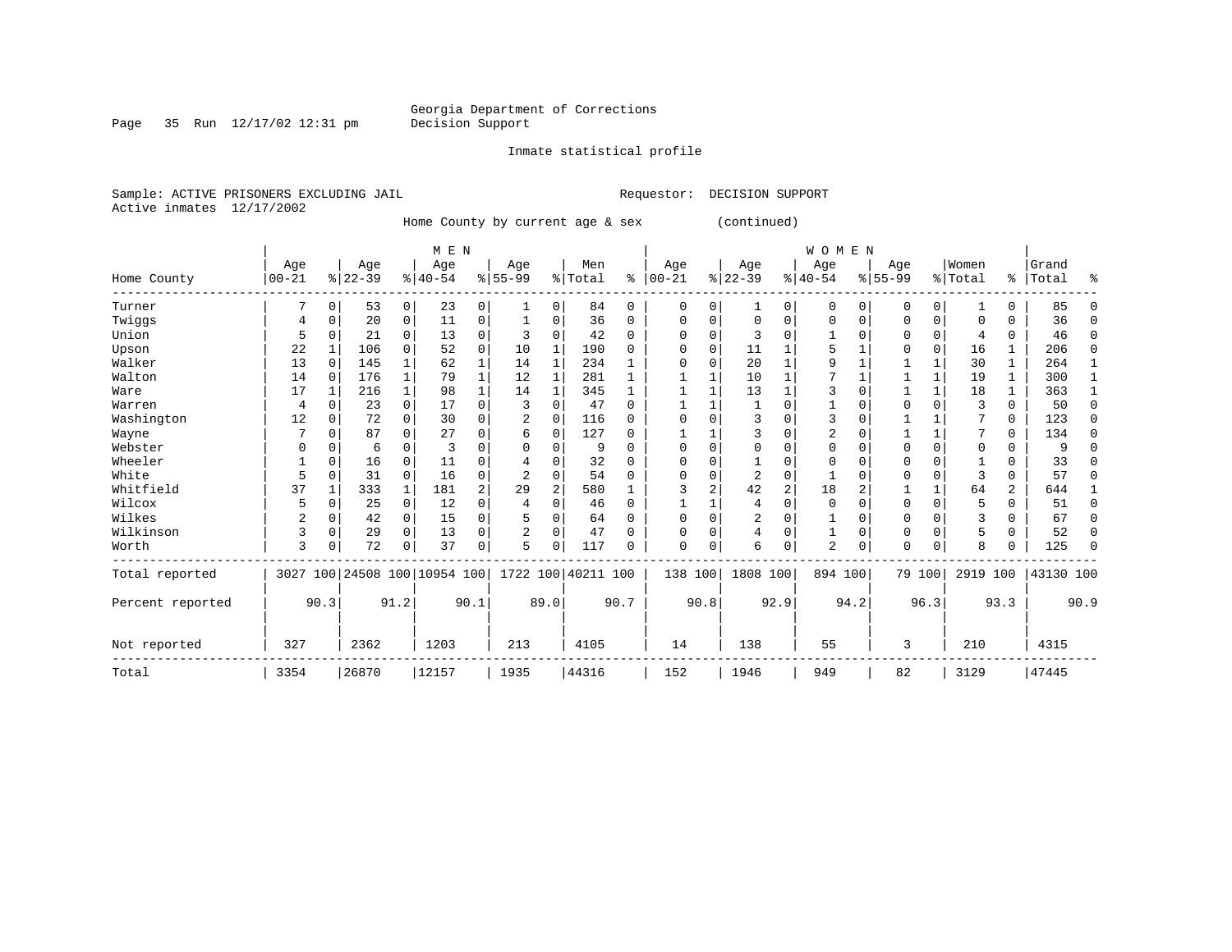Georgia Department of Corrections
Decision Support

Inmate statistical profile

Sample: ACTIVE PRISONERS EXCLUDING JAIL        Requestor: DECISION SUPPORT
Active inmates 12/17/2002

Home County by current age & sex (continued)

| Home County | MEN Age 00-21 | % | Age 22-39 | % | Age 40-54 | % | Age 55-99 | % | Men Total | % | WOMEN Age 00-21 | % | Age 22-39 | % | Age 40-54 | % | Age 55-99 | % | Women Total | % | Grand Total | % |
|---|---|---|---|---|---|---|---|---|---|---|---|---|---|---|---|---|---|---|---|---|---|---|
| Turner | 7 | 0 | 53 | 0 | 23 | 0 | 1 | 0 | 84 | 0 | 0 | 0 | 1 | 0 | 0 | 0 | 0 | 0 | 1 | 0 | 85 | 0 |
| Twiggs | 4 | 0 | 20 | 0 | 11 | 0 | 1 | 0 | 36 | 0 | 0 | 0 | 0 | 0 | 0 | 0 | 0 | 0 | 0 | 0 | 36 | 0 |
| Union | 5 | 0 | 21 | 0 | 13 | 0 | 3 | 0 | 42 | 0 | 0 | 0 | 3 | 0 | 1 | 0 | 0 | 0 | 4 | 0 | 46 | 0 |
| Upson | 22 | 1 | 106 | 0 | 52 | 0 | 10 | 1 | 190 | 0 | 0 | 0 | 11 | 1 | 5 | 1 | 0 | 0 | 16 | 1 | 206 | 0 |
| Walker | 13 | 0 | 145 | 1 | 62 | 1 | 14 | 1 | 234 | 1 | 0 | 0 | 20 | 1 | 9 | 1 | 1 | 1 | 30 | 1 | 264 | 1 |
| Walton | 14 | 0 | 176 | 1 | 79 | 1 | 12 | 1 | 281 | 1 | 1 | 1 | 10 | 1 | 7 | 1 | 1 | 1 | 19 | 1 | 300 | 1 |
| Ware | 17 | 1 | 216 | 1 | 98 | 1 | 14 | 1 | 345 | 1 | 1 | 1 | 13 | 1 | 3 | 0 | 1 | 1 | 18 | 1 | 363 | 1 |
| Warren | 4 | 0 | 23 | 0 | 17 | 0 | 3 | 0 | 47 | 0 | 1 | 1 | 1 | 0 | 1 | 0 | 0 | 0 | 3 | 0 | 50 | 0 |
| Washington | 12 | 0 | 72 | 0 | 30 | 0 | 2 | 0 | 116 | 0 | 0 | 0 | 3 | 0 | 3 | 0 | 1 | 1 | 7 | 0 | 123 | 0 |
| Wayne | 7 | 0 | 87 | 0 | 27 | 0 | 6 | 0 | 127 | 0 | 1 | 1 | 3 | 0 | 2 | 0 | 1 | 1 | 7 | 0 | 134 | 0 |
| Webster | 0 | 0 | 6 | 0 | 3 | 0 | 0 | 0 | 9 | 0 | 0 | 0 | 0 | 0 | 0 | 0 | 0 | 0 | 0 | 0 | 9 | 0 |
| Wheeler | 1 | 0 | 16 | 0 | 11 | 0 | 4 | 0 | 32 | 0 | 0 | 0 | 1 | 0 | 0 | 0 | 0 | 0 | 1 | 0 | 33 | 0 |
| White | 5 | 0 | 31 | 0 | 16 | 0 | 2 | 0 | 54 | 0 | 0 | 0 | 2 | 0 | 1 | 0 | 0 | 0 | 3 | 0 | 57 | 0 |
| Whitfield | 37 | 1 | 333 | 1 | 181 | 2 | 29 | 2 | 580 | 1 | 3 | 2 | 42 | 2 | 18 | 2 | 1 | 1 | 64 | 2 | 644 | 1 |
| Wilcox | 5 | 0 | 25 | 0 | 12 | 0 | 4 | 0 | 46 | 0 | 1 | 1 | 4 | 0 | 0 | 0 | 0 | 0 | 5 | 0 | 51 | 0 |
| Wilkes | 2 | 0 | 42 | 0 | 15 | 0 | 5 | 0 | 64 | 0 | 0 | 0 | 2 | 0 | 1 | 0 | 0 | 0 | 3 | 0 | 67 | 0 |
| Wilkinson | 3 | 0 | 29 | 0 | 13 | 0 | 2 | 0 | 47 | 0 | 0 | 0 | 4 | 0 | 1 | 0 | 0 | 0 | 5 | 0 | 52 | 0 |
| Worth | 3 | 0 | 72 | 0 | 37 | 0 | 5 | 0 | 117 | 0 | 0 | 0 | 6 | 0 | 2 | 0 | 0 | 0 | 8 | 0 | 125 | 0 |
| Total reported | 3027 | 100 | 24508 | 100 | 10954 | 100 | 1722 | 100 | 40211 | 100 | 138 | 100 | 1808 | 100 | 894 | 100 | 79 | 100 | 2919 | 100 | 43130 | 100 |
| Percent reported | | 90.3 | | 91.2 | | 90.1 | | 89.0 | | 90.7 | | 90.8 | | 92.9 | | 94.2 | | 96.3 | | 93.3 | | 90.9 |
| Not reported | 327 | | 2362 | | 1203 | | 213 | | 4105 | | 14 | | 138 | | 55 | | 3 | | 210 | | 4315 | |
| Total | 3354 | | 26870 | | 12157 | | 1935 | | 44316 | | 152 | | 1946 | | 949 | | 82 | | 3129 | | 47445 | |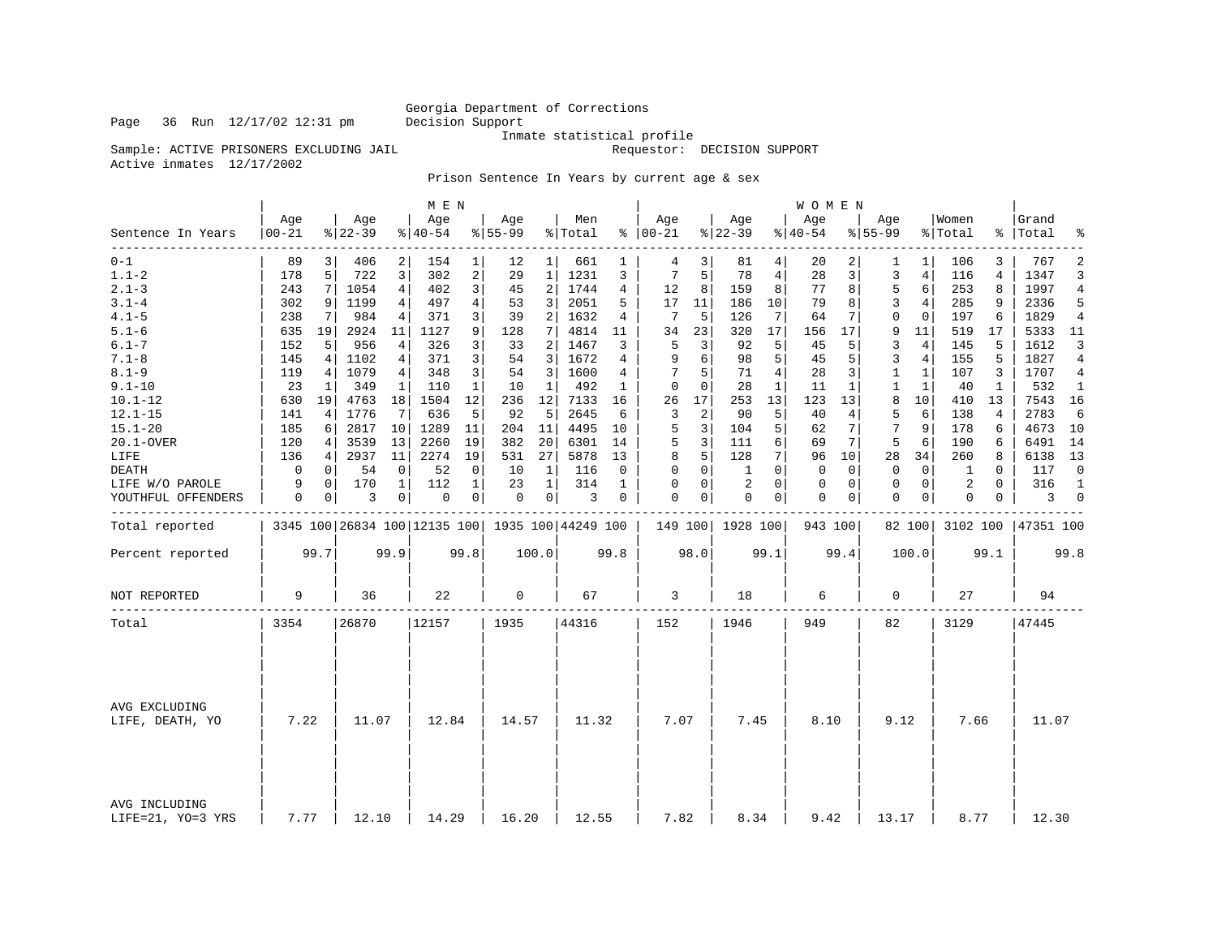Georgia Department of Corrections
Decision Support
Inmate statistical profile

Page 36 Run 12/17/02 12:31 pm

Sample: ACTIVE PRISONERS EXCLUDING JAIL    Requestor: DECISION SUPPORT

Active inmates 12/17/2002

Prison Sentence In Years by current age & sex

| Sentence In Years | MEN Age 00-21 | % | Age 22-39 | % | Age 40-54 | % | Age 55-99 | % | Men Total | % | WOMEN Age 00-21 | % | Age 22-39 | % | Age 40-54 | % | Age 55-99 | % | Women Total | % | Grand Total | % |
|---|---|---|---|---|---|---|---|---|---|---|---|---|---|---|---|---|---|---|---|---|---|---|
| 0-1 | 89 | 3 | 406 | 2 | 154 | 1 | 12 | 1 | 661 | 1 | 4 | 3 | 81 | 4 | 20 | 2 | 1 | 1 | 106 | 3 | 767 | 2 |
| 1.1-2 | 178 | 5 | 722 | 3 | 302 | 2 | 29 | 1 | 1231 | 3 | 7 | 5 | 78 | 4 | 28 | 3 | 3 | 4 | 116 | 4 | 1347 | 3 |
| 2.1-3 | 243 | 7 | 1054 | 4 | 402 | 3 | 45 | 2 | 1744 | 4 | 12 | 8 | 159 | 8 | 77 | 8 | 5 | 6 | 253 | 8 | 1997 | 4 |
| 3.1-4 | 302 | 9 | 1199 | 4 | 497 | 4 | 53 | 3 | 2051 | 5 | 17 | 11 | 186 | 10 | 79 | 8 | 3 | 4 | 285 | 9 | 2336 | 5 |
| 4.1-5 | 238 | 7 | 984 | 4 | 371 | 3 | 39 | 2 | 1632 | 4 | 7 | 5 | 126 | 7 | 64 | 7 | 0 | 0 | 197 | 6 | 1829 | 4 |
| 5.1-6 | 635 | 19 | 2924 | 11 | 1127 | 9 | 128 | 7 | 4814 | 11 | 34 | 23 | 320 | 17 | 156 | 17 | 9 | 11 | 519 | 17 | 5333 | 11 |
| 6.1-7 | 152 | 5 | 956 | 4 | 326 | 3 | 33 | 2 | 1467 | 3 | 5 | 3 | 92 | 5 | 45 | 5 | 3 | 4 | 145 | 5 | 1612 | 3 |
| 7.1-8 | 145 | 4 | 1102 | 4 | 371 | 3 | 54 | 3 | 1672 | 4 | 9 | 6 | 98 | 5 | 45 | 5 | 3 | 4 | 155 | 5 | 1827 | 4 |
| 8.1-9 | 119 | 4 | 1079 | 4 | 348 | 3 | 54 | 3 | 1600 | 4 | 7 | 5 | 71 | 4 | 28 | 3 | 1 | 1 | 107 | 3 | 1707 | 4 |
| 9.1-10 | 23 | 1 | 349 | 1 | 110 | 1 | 10 | 1 | 492 | 1 | 0 | 0 | 28 | 1 | 11 | 1 | 1 | 1 | 40 | 1 | 532 | 1 |
| 10.1-12 | 630 | 19 | 4763 | 18 | 1504 | 12 | 236 | 12 | 7133 | 16 | 26 | 17 | 253 | 13 | 123 | 13 | 8 | 10 | 410 | 13 | 7543 | 16 |
| 12.1-15 | 141 | 4 | 1776 | 7 | 636 | 5 | 92 | 5 | 2645 | 6 | 3 | 2 | 90 | 5 | 40 | 4 | 5 | 6 | 138 | 4 | 2783 | 6 |
| 15.1-20 | 185 | 6 | 2817 | 10 | 1289 | 11 | 204 | 11 | 4495 | 10 | 5 | 3 | 104 | 5 | 62 | 7 | 7 | 9 | 178 | 6 | 4673 | 10 |
| 20.1-OVER | 120 | 4 | 3539 | 13 | 2260 | 19 | 382 | 20 | 6301 | 14 | 5 | 3 | 111 | 6 | 69 | 7 | 5 | 6 | 190 | 6 | 6491 | 14 |
| LIFE | 136 | 4 | 2937 | 11 | 2274 | 19 | 531 | 27 | 5878 | 13 | 8 | 5 | 128 | 7 | 96 | 10 | 28 | 34 | 260 | 8 | 6138 | 13 |
| DEATH | 0 | 0 | 54 | 0 | 52 | 0 | 10 | 1 | 116 | 0 | 0 | 0 | 1 | 0 | 0 | 0 | 0 | 0 | 1 | 0 | 117 | 0 |
| LIFE W/O PAROLE | 9 | 0 | 170 | 1 | 112 | 1 | 23 | 1 | 314 | 1 | 0 | 0 | 2 | 0 | 0 | 0 | 0 | 0 | 2 | 0 | 316 | 1 |
| YOUTHFUL OFFENDERS | 0 | 0 | 3 | 0 | 0 | 0 | 0 | 0 | 3 | 0 | 0 | 0 | 0 | 0 | 0 | 0 | 0 | 0 | 0 | 0 | 3 | 0 |
| Total reported | 3345 | 100 | 26834 | 100 | 12135 | 100 | 1935 | 100 | 44249 | 100 | 149 | 100 | 1928 | 100 | 943 | 100 | 82 | 100 | 3102 | 100 | 47351 | 100 |
| Percent reported | 99.7 | | 99.9 | | 99.8 | | 100.0 | | 99.8 | | 98.0 | | 99.1 | | 99.4 | | 100.0 | | 99.1 | | 99.8 | |
| NOT REPORTED | 9 | | 36 | | 22 | | 0 | | 67 | | 3 | | 18 | | 6 | | 0 | | 27 | | 94 | |
| Total | 3354 | | 26870 | | 12157 | | 1935 | | 44316 | | 152 | | 1946 | | 949 | | 82 | | 3129 | | 47445 | |
| AVG EXCLUDING LIFE, DEATH, YO | 7.22 | | 11.07 | | 12.84 | | 14.57 | | 11.32 | | 7.07 | | 7.45 | | 8.10 | | 9.12 | | 7.66 | | 11.07 | |
| AVG INCLUDING LIFE=21, YO=3 YRS | 7.77 | | 12.10 | | 14.29 | | 16.20 | | 12.55 | | 7.82 | | 8.34 | | 9.42 | | 13.17 | | 8.77 | | 12.30 | |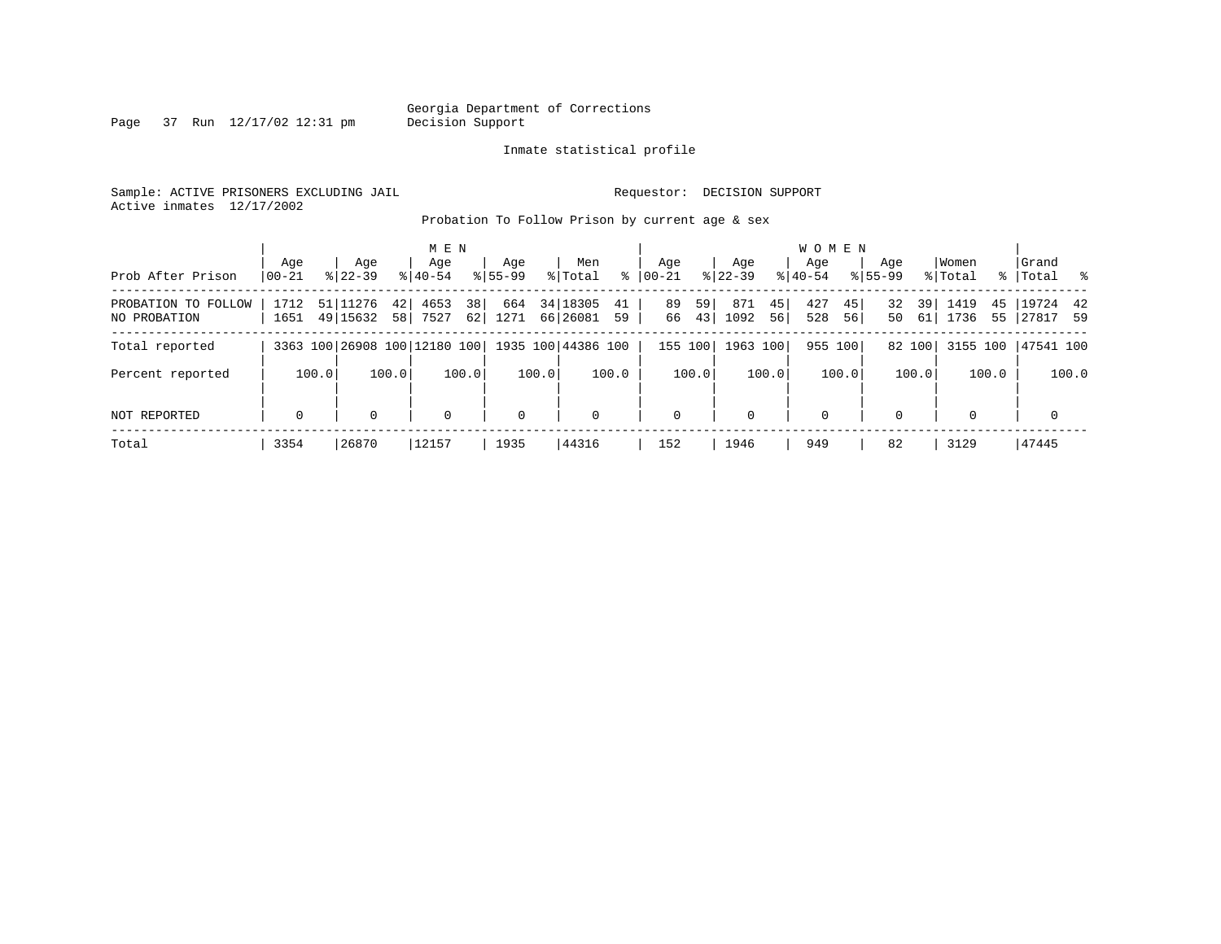Georgia Department of Corrections
Decision Support

Inmate statistical profile

Sample: ACTIVE PRISONERS EXCLUDING JAIL        Requestor: DECISION SUPPORT
Active inmates 12/17/2002

Probation To Follow Prison by current age & sex

| Prob After Prison | MEN Age 00-21 | % | Age 22-39 | % | Age 40-54 | % | Age 55-99 | % | Men Total | % | WOMEN Age 00-21 | % | Age 22-39 | % | Age 40-54 | % | Age 55-99 | % | Women Total | % | Grand Total | % |
|---|---|---|---|---|---|---|---|---|---|---|---|---|---|---|---|---|---|---|---|---|---|---|
| PROBATION TO FOLLOW | 1712 | 51 | 11276 | 42 | 4653 | 38 | 664 | 34 | 18305 | 41 | 89 | 59 | 871 | 45 | 427 | 45 | 32 | 39 | 1419 | 45 | 19724 | 42 |
| NO PROBATION | 1651 | 49 | 15632 | 58 | 7527 | 62 | 1271 | 66 | 26081 | 59 | 66 | 43 | 1092 | 56 | 528 | 56 | 50 | 61 | 1736 | 55 | 27817 | 59 |
| Total reported | 3363 | 100 | 26908 | 100 | 12180 | 100 | 1935 | 100 | 44386 | 100 | 155 | 100 | 1963 | 100 | 955 | 100 | 82 | 100 | 3155 | 100 | 47541 | 100 |
| Percent reported | | 100.0 | | 100.0 | | 100.0 | | 100.0 | | 100.0 | | 100.0 | | 100.0 | | 100.0 | | 100.0 | | 100.0 | | 100.0 |
| NOT REPORTED | 0 | | 0 | | 0 | | 0 | | 0 | | 0 | | 0 | | 0 | | 0 | | 0 | | 0 | |
| Total | 3354 | | 26870 | | 12157 | | 1935 | | 44316 | | 152 | | 1946 | | 949 | | 82 | | 3129 | | 47445 | |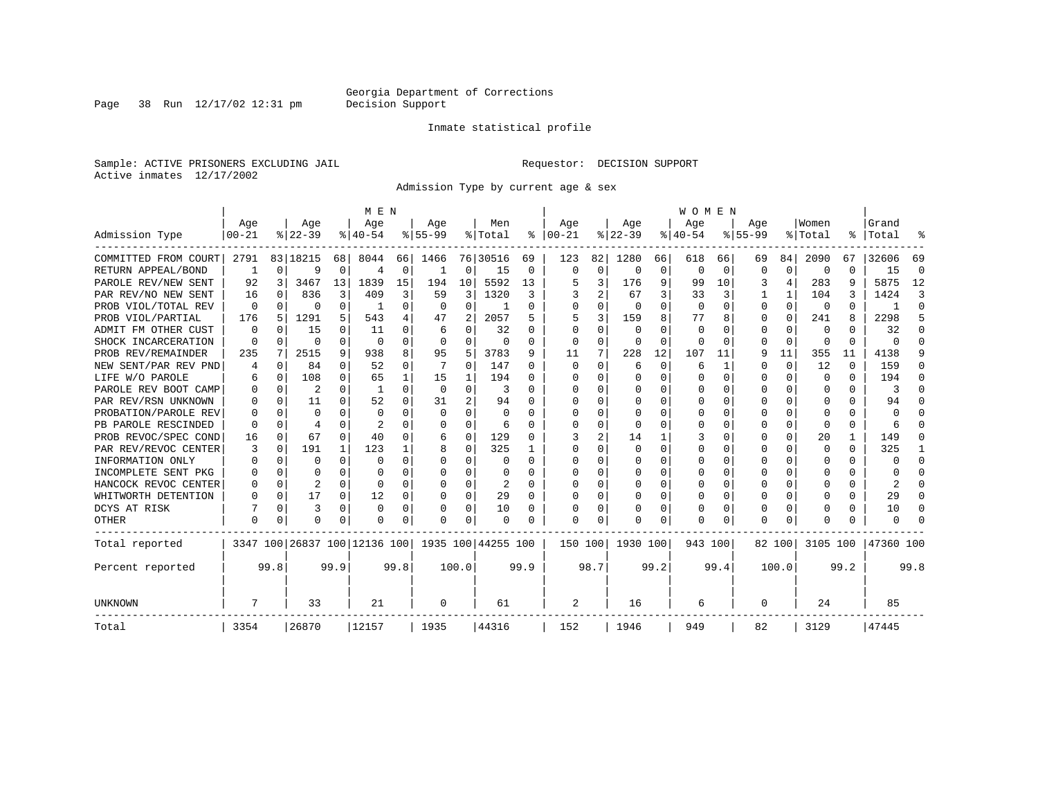Georgia Department of Corrections
Decision Support

Inmate statistical profile

Sample: ACTIVE PRISONERS EXCLUDING JAIL    Requestor: DECISION SUPPORT
Active inmates 12/17/2002

Admission Type by current age & sex

| Admission Type | MEN Age 00-21 | % | Age 22-39 | % | Age 40-54 | % | Age 55-99 | % | Men Total | % | WOMEN Age 00-21 | % | Age 22-39 | % | Age 40-54 | % | Age 55-99 | % | Women Total | % | Grand Total | % |
|---|---|---|---|---|---|---|---|---|---|---|---|---|---|---|---|---|---|---|---|---|---|---|
| COMMITTED FROM COURT | 2791 | 83 | 18215 | 68 | 8044 | 66 | 1466 | 76 | 30516 | 69 | 123 | 82 | 1280 | 66 | 618 | 66 | 69 | 84 | 2090 | 67 | 32606 | 69 |
| RETURN APPEAL/BOND | 1 | 0 | 9 | 0 | 4 | 0 | 1 | 0 | 15 | 0 | 0 | 0 | 0 | 0 | 0 | 0 | 0 | 0 | 0 | 0 | 15 | 0 |
| PAROLE REV/NEW SENT | 92 | 3 | 3467 | 13 | 1839 | 15 | 194 | 10 | 5592 | 13 | 5 | 3 | 176 | 9 | 99 | 10 | 3 | 4 | 283 | 9 | 5875 | 12 |
| PAR REV/NO NEW SENT | 16 | 0 | 836 | 3 | 409 | 3 | 59 | 3 | 1320 | 3 | 3 | 2 | 67 | 3 | 33 | 3 | 1 | 1 | 104 | 3 | 1424 | 3 |
| PROB VIOL/TOTAL REV | 0 | 0 | 0 | 0 | 1 | 0 | 0 | 0 | 1 | 0 | 0 | 0 | 0 | 0 | 0 | 0 | 0 | 0 | 0 | 0 | 1 | 0 |
| PROB VIOL/PARTIAL | 176 | 5 | 1291 | 5 | 543 | 4 | 47 | 2 | 2057 | 5 | 5 | 3 | 159 | 8 | 77 | 8 | 0 | 0 | 241 | 8 | 2298 | 5 |
| ADMIT FM OTHER CUST | 0 | 0 | 15 | 0 | 11 | 0 | 6 | 0 | 32 | 0 | 0 | 0 | 0 | 0 | 0 | 0 | 0 | 0 | 0 | 0 | 32 | 0 |
| SHOCK INCARCERATION | 0 | 0 | 0 | 0 | 0 | 0 | 0 | 0 | 0 | 0 | 0 | 0 | 0 | 0 | 0 | 0 | 0 | 0 | 0 | 0 | 0 | 0 |
| PROB REV/REMAINDER | 235 | 7 | 2515 | 9 | 938 | 8 | 95 | 5 | 3783 | 9 | 11 | 7 | 228 | 12 | 107 | 11 | 9 | 11 | 355 | 11 | 4138 | 9 |
| NEW SENT/PAR REV PND | 4 | 0 | 84 | 0 | 52 | 0 | 7 | 0 | 147 | 0 | 0 | 0 | 6 | 0 | 6 | 1 | 0 | 0 | 12 | 0 | 159 | 0 |
| LIFE W/O PAROLE | 6 | 0 | 108 | 0 | 65 | 1 | 15 | 1 | 194 | 0 | 0 | 0 | 0 | 0 | 0 | 0 | 0 | 0 | 0 | 0 | 194 | 0 |
| PAROLE REV BOOT CAMP | 0 | 0 | 2 | 0 | 1 | 0 | 0 | 0 | 3 | 0 | 0 | 0 | 0 | 0 | 0 | 0 | 0 | 0 | 0 | 0 | 3 | 0 |
| PAR REV/RSN UNKNOWN | 0 | 0 | 11 | 0 | 52 | 0 | 31 | 2 | 94 | 0 | 0 | 0 | 0 | 0 | 0 | 0 | 0 | 0 | 0 | 0 | 94 | 0 |
| PROBATION/PAROLE REV | 0 | 0 | 0 | 0 | 0 | 0 | 0 | 0 | 0 | 0 | 0 | 0 | 0 | 0 | 0 | 0 | 0 | 0 | 0 | 0 | 0 | 0 |
| PB PAROLE RESCINDED | 0 | 0 | 4 | 0 | 2 | 0 | 0 | 0 | 6 | 0 | 0 | 0 | 0 | 0 | 0 | 0 | 0 | 0 | 0 | 0 | 6 | 0 |
| PROB REVOC/SPEC COND | 16 | 0 | 67 | 0 | 40 | 0 | 6 | 0 | 129 | 0 | 3 | 2 | 14 | 1 | 3 | 0 | 0 | 0 | 20 | 1 | 149 | 0 |
| PAR REV/REVOC CENTER | 3 | 0 | 191 | 1 | 123 | 1 | 8 | 0 | 325 | 1 | 0 | 0 | 0 | 0 | 0 | 0 | 0 | 0 | 0 | 0 | 325 | 1 |
| INFORMATION ONLY | 0 | 0 | 0 | 0 | 0 | 0 | 0 | 0 | 0 | 0 | 0 | 0 | 0 | 0 | 0 | 0 | 0 | 0 | 0 | 0 | 0 | 0 |
| INCOMPLETE SENT PKG | 0 | 0 | 0 | 0 | 0 | 0 | 0 | 0 | 0 | 0 | 0 | 0 | 0 | 0 | 0 | 0 | 0 | 0 | 0 | 0 | 0 | 0 |
| HANCOCK REVOC CENTER | 0 | 0 | 2 | 0 | 0 | 0 | 0 | 0 | 2 | 0 | 0 | 0 | 0 | 0 | 0 | 0 | 0 | 0 | 0 | 0 | 2 | 0 |
| WHITWORTH DETENTION | 0 | 0 | 17 | 0 | 12 | 0 | 0 | 0 | 29 | 0 | 0 | 0 | 0 | 0 | 0 | 0 | 0 | 0 | 0 | 0 | 29 | 0 |
| DCYS AT RISK | 7 | 0 | 3 | 0 | 0 | 0 | 0 | 0 | 10 | 0 | 0 | 0 | 0 | 0 | 0 | 0 | 0 | 0 | 0 | 0 | 10 | 0 |
| OTHER | 0 | 0 | 0 | 0 | 0 | 0 | 0 | 0 | 0 | 0 | 0 | 0 | 0 | 0 | 0 | 0 | 0 | 0 | 0 | 0 | 0 | 0 |
| Total reported | 3347 | 100 | 26837 | 100 | 12136 | 100 | 1935 | 100 | 44255 | 100 | 150 | 100 | 1930 | 100 | 943 | 100 | 82 | 100 | 3105 | 100 | 47360 | 100 |
| Percent reported | | 99.8 | | 99.9 | | 99.8 | | 100.0 | | 99.9 | | 98.7 | | 99.2 | | 99.4 | | 100.0 | | 99.2 | | 99.8 |
| UNKNOWN | 7 | | 33 | | 21 | | 0 | | 61 | | 2 | | 16 | | 6 | | 0 | | 24 | | 85 | |
| Total | 3354 | | 26870 | | 12157 | | 1935 | | 44316 | | 152 | | 1946 | | 949 | | 82 | | 3129 | | 47445 | |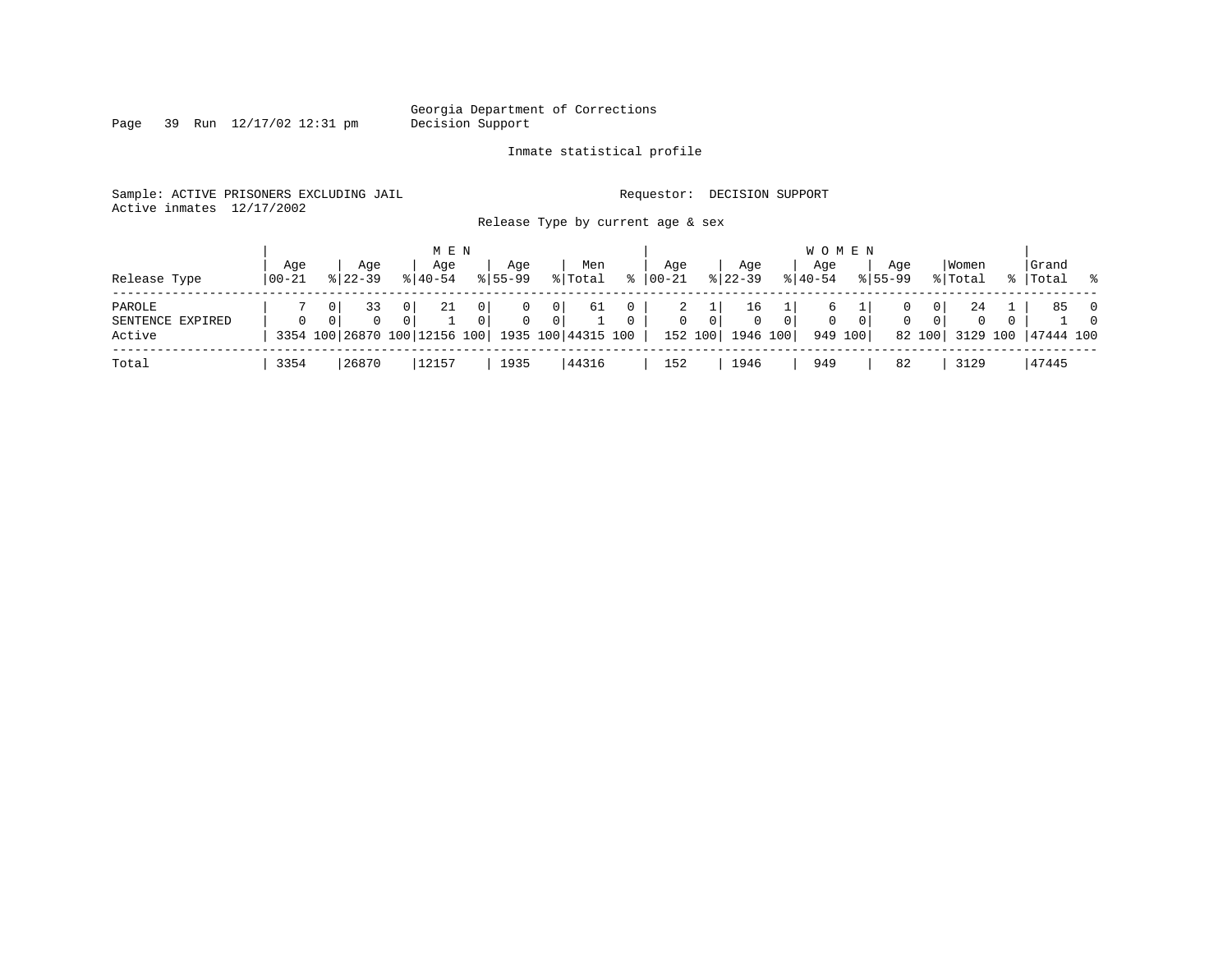Georgia Department of Corrections
Decision Support

Inmate statistical profile

Sample: ACTIVE PRISONERS EXCLUDING JAIL          Requestor: DECISION SUPPORT
Active inmates 12/17/2002

Release Type by current age & sex

| | MEN | | | | | | | | | | WOMEN | | | | | | | | | | | |
|---|---|---|---|---|---|---|---|---|---|---|---|---|---|---|---|---|---|---|---|---|---|---|
| Release Type | Age 00-21 | % | Age 22-39 | % | Age 40-54 | % | Age 55-99 | % | Men Total | % | Age 00-21 | % | Age 22-39 | % | Age 40-54 | % | Age 55-99 | % | Women Total | % | Grand Total | % |
| PAROLE | 7 | 0 | 33 | 0 | 21 | 0 | 0 | 0 | 61 | 0 | 2 | 1 | 16 | 1 | 6 | 1 | 0 | 0 | 24 | 1 | 85 | 0 |
| SENTENCE EXPIRED | 0 | 0 | 0 | 0 | 1 | 0 | 0 | 0 | 1 | 0 | 0 | 0 | 0 | 0 | 0 | 0 | 0 | 0 | 0 | 0 | 1 | 0 |
| Active | 3354 | 100 | 26870 | 100 | 12156 | 100 | 1935 | 100 | 44315 | 100 | 152 | 100 | 1946 | 100 | 949 | 100 | 82 | 100 | 3129 | 100 | 47444 | 100 |
| Total | 3354 | | 26870 | | 12157 | | 1935 | | 44316 | | 152 | | 1946 | | 949 | | 82 | | 3129 | | 47445 | |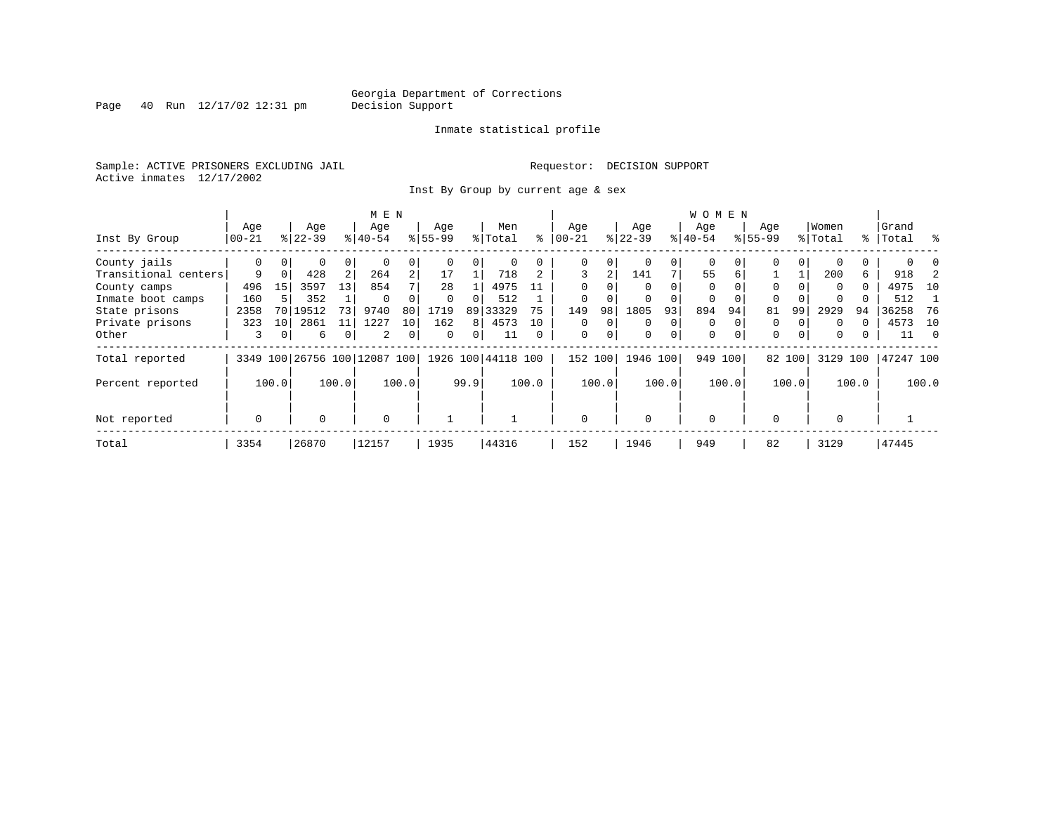Georgia Department of Corrections
Decision Support

Inmate statistical profile

Sample: ACTIVE PRISONERS EXCLUDING JAIL

Requestor: DECISION SUPPORT

Active inmates 12/17/2002

Inst By Group by current age & sex

| Inst By Group | MEN Age 00-21 | % | Age 22-39 | % | Age 40-54 | % | Age 55-99 | % | Men Total | % | WOMEN Age 00-21 | % | Age 22-39 | % | Age 40-54 | % | Age 55-99 | % | Women Total | % | Grand Total | % |
|---|---|---|---|---|---|---|---|---|---|---|---|---|---|---|---|---|---|---|---|---|---|---|
| County jails | 0 | 0 | 0 | 0 | 0 | 0 | 0 | 0 | 0 | 0 | 0 | 0 | 0 | 0 | 0 | 0 | 0 | 0 | 0 | 0 | 0 | 0 |
| Transitional centers | 9 | 0 | 428 | 2 | 264 | 2 | 17 | 1 | 718 | 2 | 3 | 2 | 141 | 7 | 55 | 6 | 1 | 1 | 200 | 6 | 918 | 2 |
| County camps | 496 | 15 | 3597 | 13 | 854 | 7 | 28 | 1 | 4975 | 11 | 0 | 0 | 0 | 0 | 0 | 0 | 0 | 0 | 0 | 0 | 4975 | 10 |
| Inmate boot camps | 160 | 5 | 352 | 1 | 0 | 0 | 0 | 0 | 512 | 1 | 0 | 0 | 0 | 0 | 0 | 0 | 0 | 0 | 0 | 0 | 512 | 1 |
| State prisons | 2358 | 70 | 19512 | 73 | 9740 | 80 | 1719 | 89 | 33329 | 75 | 149 | 98 | 1805 | 93 | 894 | 94 | 81 | 99 | 2929 | 94 | 36258 | 76 |
| Private prisons | 323 | 10 | 2861 | 11 | 1227 | 10 | 162 | 8 | 4573 | 10 | 0 | 0 | 0 | 0 | 0 | 0 | 0 | 0 | 0 | 0 | 4573 | 10 |
| Other | 3 | 0 | 6 | 0 | 2 | 0 | 0 | 0 | 11 | 0 | 0 | 0 | 0 | 0 | 0 | 0 | 0 | 0 | 0 | 0 | 11 | 0 |
| Total reported | 3349 | 100 | 26756 | 100 | 12087 | 100 | 1926 | 100 | 44118 | 100 | 152 | 100 | 1946 | 100 | 949 | 100 | 82 | 100 | 3129 | 100 | 47247 | 100 |
| Percent reported | | 100.0 | | 100.0 | | 100.0 | | 99.9 | | 100.0 | | 100.0 | | 100.0 | | 100.0 | | 100.0 | | 100.0 | | 100.0 |
| Not reported | 0 | | 0 | | 0 | | 1 | | 1 | | 0 | | 0 | | 0 | | 0 | | 0 | | 1 | |
| Total | 3354 | | 26870 | | 12157 | | 1935 | | 44316 | | 152 | | 1946 | | 949 | | 82 | | 3129 | | 47445 | |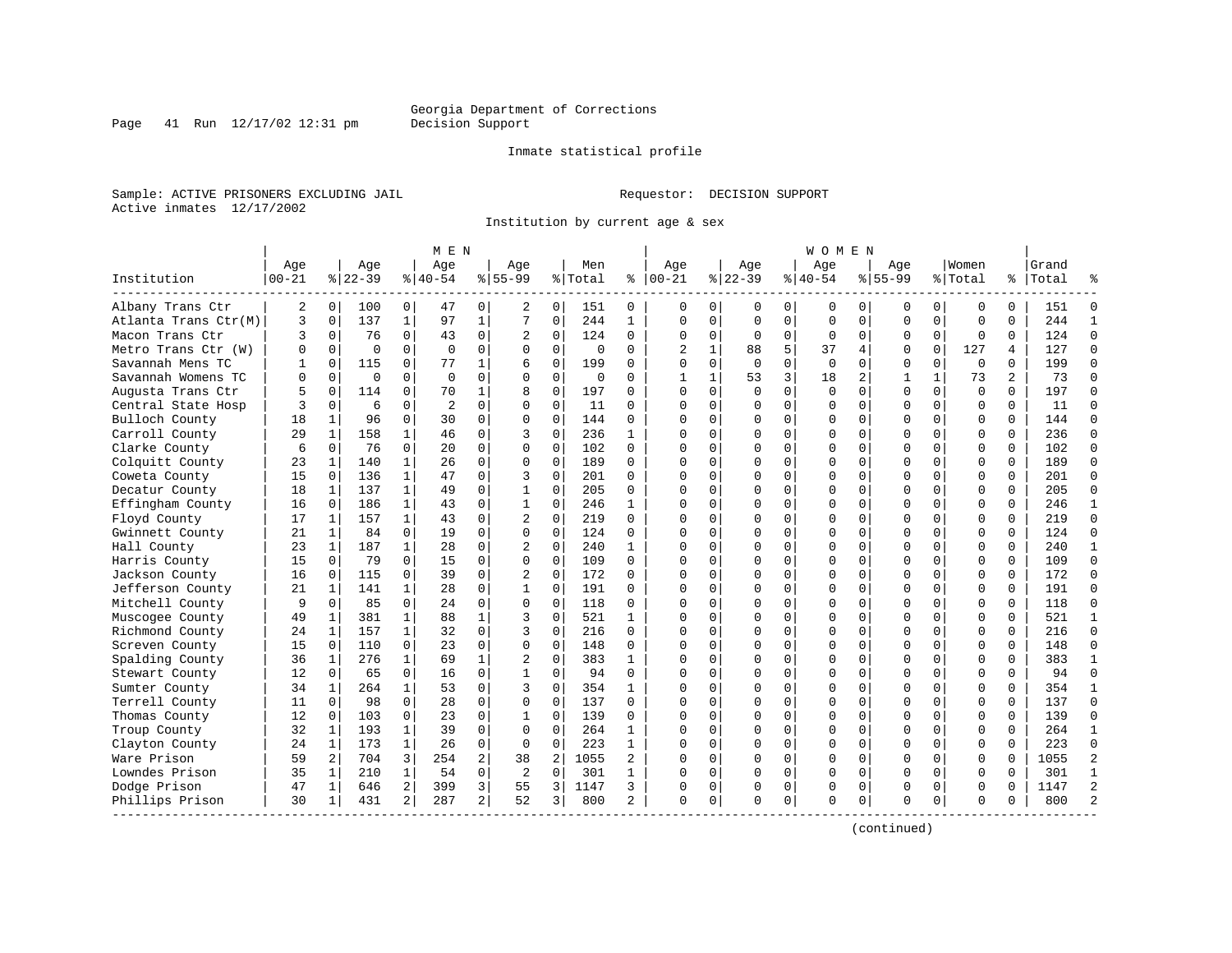Georgia Department of Corrections
Decision Support

Inmate statistical profile

Sample: ACTIVE PRISONERS EXCLUDING JAIL                                Requestor: DECISION SUPPORT
Active inmates 12/17/2002

Institution by current age & sex

| Institution | MEN Age 00-21 | % | Age 22-39 | % | Age 40-54 | % | Age 55-99 | % | Men Total | % | WOMEN Age 00-21 | % | Age 22-39 | % | Age 40-54 | % | Age 55-99 | % | Women Total | % | Grand Total | % |
|---|---|---|---|---|---|---|---|---|---|---|---|---|---|---|---|---|---|---|---|---|---|---|
| Albany Trans Ctr | 2 | 0 | 100 | 0 | 47 | 0 | 2 | 0 | 151 | 0 | 0 | 0 | 0 | 0 | 0 | 0 | 0 | 0 | 0 | 0 | 151 | 0 |
| Atlanta Trans Ctr(M) | 3 | 0 | 137 | 1 | 97 | 1 | 7 | 0 | 244 | 1 | 0 | 0 | 0 | 0 | 0 | 0 | 0 | 0 | 0 | 0 | 244 | 1 |
| Macon Trans Ctr | 3 | 0 | 76 | 0 | 43 | 0 | 2 | 0 | 124 | 0 | 0 | 0 | 0 | 0 | 0 | 0 | 0 | 0 | 0 | 0 | 124 | 0 |
| Metro Trans Ctr (W) | 0 | 0 | 0 | 0 | 0 | 0 | 0 | 0 | 0 | 0 | 2 | 1 | 88 | 5 | 37 | 4 | 0 | 0 | 127 | 4 | 127 | 0 |
| Savannah Mens TC | 1 | 0 | 115 | 0 | 77 | 1 | 6 | 0 | 199 | 0 | 0 | 0 | 0 | 0 | 0 | 0 | 0 | 0 | 0 | 0 | 199 | 0 |
| Savannah Womens TC | 0 | 0 | 0 | 0 | 0 | 0 | 0 | 0 | 0 | 0 | 1 | 1 | 53 | 3 | 18 | 2 | 1 | 1 | 73 | 2 | 73 | 0 |
| Augusta Trans Ctr | 5 | 0 | 114 | 0 | 70 | 1 | 8 | 0 | 197 | 0 | 0 | 0 | 0 | 0 | 0 | 0 | 0 | 0 | 0 | 0 | 197 | 0 |
| Central State Hosp | 3 | 0 | 6 | 0 | 2 | 0 | 0 | 0 | 11 | 0 | 0 | 0 | 0 | 0 | 0 | 0 | 0 | 0 | 0 | 0 | 11 | 0 |
| Bulloch County | 18 | 1 | 96 | 0 | 30 | 0 | 0 | 0 | 144 | 0 | 0 | 0 | 0 | 0 | 0 | 0 | 0 | 0 | 0 | 0 | 144 | 0 |
| Carroll County | 29 | 1 | 158 | 1 | 46 | 0 | 3 | 0 | 236 | 1 | 0 | 0 | 0 | 0 | 0 | 0 | 0 | 0 | 0 | 0 | 236 | 0 |
| Clarke County | 6 | 0 | 76 | 0 | 20 | 0 | 0 | 0 | 102 | 0 | 0 | 0 | 0 | 0 | 0 | 0 | 0 | 0 | 0 | 0 | 102 | 0 |
| Colquitt County | 23 | 1 | 140 | 1 | 26 | 0 | 0 | 0 | 189 | 0 | 0 | 0 | 0 | 0 | 0 | 0 | 0 | 0 | 0 | 0 | 189 | 0 |
| Coweta County | 15 | 0 | 136 | 1 | 47 | 0 | 3 | 0 | 201 | 0 | 0 | 0 | 0 | 0 | 0 | 0 | 0 | 0 | 0 | 0 | 201 | 0 |
| Decatur County | 18 | 1 | 137 | 1 | 49 | 0 | 1 | 0 | 205 | 0 | 0 | 0 | 0 | 0 | 0 | 0 | 0 | 0 | 0 | 0 | 205 | 0 |
| Effingham County | 16 | 0 | 186 | 1 | 43 | 0 | 1 | 0 | 246 | 1 | 0 | 0 | 0 | 0 | 0 | 0 | 0 | 0 | 0 | 0 | 246 | 1 |
| Floyd County | 17 | 1 | 157 | 1 | 43 | 0 | 2 | 0 | 219 | 0 | 0 | 0 | 0 | 0 | 0 | 0 | 0 | 0 | 0 | 0 | 219 | 0 |
| Gwinnett County | 21 | 1 | 84 | 0 | 19 | 0 | 0 | 0 | 124 | 0 | 0 | 0 | 0 | 0 | 0 | 0 | 0 | 0 | 0 | 0 | 124 | 0 |
| Hall County | 23 | 1 | 187 | 1 | 28 | 0 | 2 | 0 | 240 | 1 | 0 | 0 | 0 | 0 | 0 | 0 | 0 | 0 | 0 | 0 | 240 | 1 |
| Harris County | 15 | 0 | 79 | 0 | 15 | 0 | 0 | 0 | 109 | 0 | 0 | 0 | 0 | 0 | 0 | 0 | 0 | 0 | 0 | 0 | 109 | 0 |
| Jackson County | 16 | 0 | 115 | 0 | 39 | 0 | 2 | 0 | 172 | 0 | 0 | 0 | 0 | 0 | 0 | 0 | 0 | 0 | 0 | 0 | 172 | 0 |
| Jefferson County | 21 | 1 | 141 | 1 | 28 | 0 | 1 | 0 | 191 | 0 | 0 | 0 | 0 | 0 | 0 | 0 | 0 | 0 | 0 | 0 | 191 | 0 |
| Mitchell County | 9 | 0 | 85 | 0 | 24 | 0 | 0 | 0 | 118 | 0 | 0 | 0 | 0 | 0 | 0 | 0 | 0 | 0 | 0 | 0 | 118 | 0 |
| Muscogee County | 49 | 1 | 381 | 1 | 88 | 1 | 3 | 0 | 521 | 1 | 0 | 0 | 0 | 0 | 0 | 0 | 0 | 0 | 0 | 0 | 521 | 1 |
| Richmond County | 24 | 1 | 157 | 1 | 32 | 0 | 3 | 0 | 216 | 0 | 0 | 0 | 0 | 0 | 0 | 0 | 0 | 0 | 0 | 0 | 216 | 0 |
| Screven County | 15 | 0 | 110 | 0 | 23 | 0 | 0 | 0 | 148 | 0 | 0 | 0 | 0 | 0 | 0 | 0 | 0 | 0 | 0 | 0 | 148 | 0 |
| Spalding County | 36 | 1 | 276 | 1 | 69 | 1 | 2 | 0 | 383 | 1 | 0 | 0 | 0 | 0 | 0 | 0 | 0 | 0 | 0 | 0 | 383 | 1 |
| Stewart County | 12 | 0 | 65 | 0 | 16 | 0 | 1 | 0 | 94 | 0 | 0 | 0 | 0 | 0 | 0 | 0 | 0 | 0 | 0 | 0 | 94 | 0 |
| Sumter County | 34 | 1 | 264 | 1 | 53 | 0 | 3 | 0 | 354 | 1 | 0 | 0 | 0 | 0 | 0 | 0 | 0 | 0 | 0 | 0 | 354 | 1 |
| Terrell County | 11 | 0 | 98 | 0 | 28 | 0 | 0 | 0 | 137 | 0 | 0 | 0 | 0 | 0 | 0 | 0 | 0 | 0 | 0 | 0 | 137 | 0 |
| Thomas County | 12 | 0 | 103 | 0 | 23 | 0 | 1 | 0 | 139 | 0 | 0 | 0 | 0 | 0 | 0 | 0 | 0 | 0 | 0 | 0 | 139 | 0 |
| Troup County | 32 | 1 | 193 | 1 | 39 | 0 | 0 | 0 | 264 | 1 | 0 | 0 | 0 | 0 | 0 | 0 | 0 | 0 | 0 | 0 | 264 | 1 |
| Clayton County | 24 | 1 | 173 | 1 | 26 | 0 | 0 | 0 | 223 | 1 | 0 | 0 | 0 | 0 | 0 | 0 | 0 | 0 | 0 | 0 | 223 | 0 |
| Ware Prison | 59 | 2 | 704 | 3 | 254 | 2 | 38 | 2 | 1055 | 2 | 0 | 0 | 0 | 0 | 0 | 0 | 0 | 0 | 0 | 0 | 1055 | 2 |
| Lowndes Prison | 35 | 1 | 210 | 1 | 54 | 0 | 2 | 0 | 301 | 1 | 0 | 0 | 0 | 0 | 0 | 0 | 0 | 0 | 0 | 0 | 301 | 1 |
| Dodge Prison | 47 | 1 | 646 | 2 | 399 | 3 | 55 | 3 | 1147 | 3 | 0 | 0 | 0 | 0 | 0 | 0 | 0 | 0 | 0 | 0 | 1147 | 2 |
| Phillips Prison | 30 | 1 | 431 | 2 | 287 | 2 | 52 | 3 | 800 | 2 | 0 | 0 | 0 | 0 | 0 | 0 | 0 | 0 | 0 | 0 | 800 | 2 |

(continued)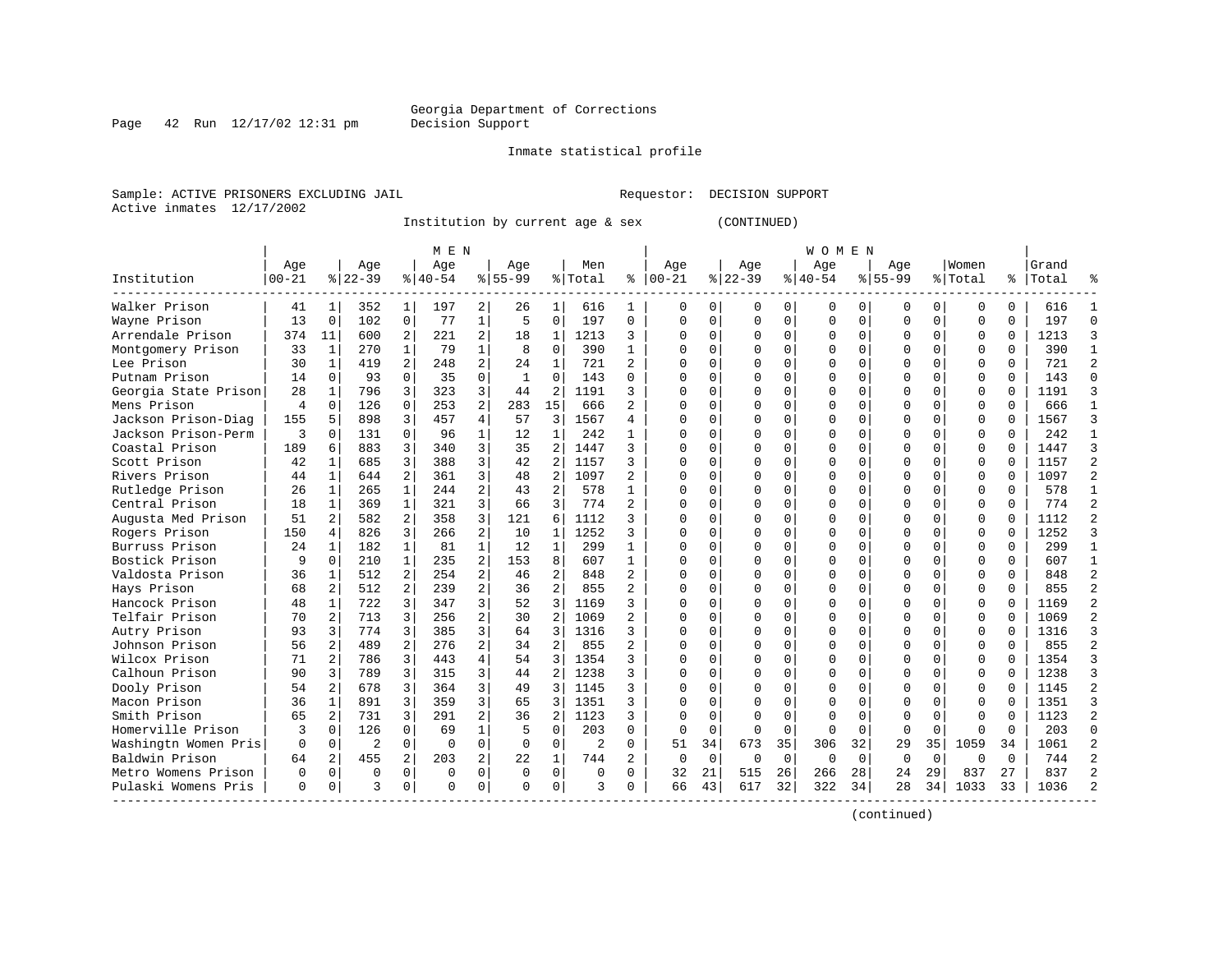Georgia Department of Corrections
Decision Support

Inmate statistical profile

Sample: ACTIVE PRISONERS EXCLUDING JAIL

Requestor: DECISION SUPPORT

Active inmates 12/17/2002

Institution by current age & sex (CONTINUED)

| Institution | MEN Age 00-21 | % | Age 22-39 | % | Age 40-54 | % | Age 55-99 | % | Men Total | % | WOMEN Age 00-21 | % | Age 22-39 | % | Age 40-54 | % | Age 55-99 | % | Women Total | % | Grand Total | % |
|---|---|---|---|---|---|---|---|---|---|---|---|---|---|---|---|---|---|---|---|---|---|---|
| Walker Prison | 41 | 1 | 352 | 1 | 197 | 2 | 26 | 1 | 616 | 1 | 0 | 0 | 0 | 0 | 0 | 0 | 0 | 0 | 0 | 0 | 616 | 1 |
| Wayne Prison | 13 | 0 | 102 | 0 | 77 | 1 | 5 | 0 | 197 | 0 | 0 | 0 | 0 | 0 | 0 | 0 | 0 | 0 | 0 | 0 | 197 | 0 |
| Arrendale Prison | 374 | 11 | 600 | 2 | 221 | 2 | 18 | 1 | 1213 | 3 | 0 | 0 | 0 | 0 | 0 | 0 | 0 | 0 | 0 | 0 | 1213 | 3 |
| Montgomery Prison | 33 | 1 | 270 | 1 | 79 | 1 | 8 | 0 | 390 | 1 | 0 | 0 | 0 | 0 | 0 | 0 | 0 | 0 | 0 | 0 | 390 | 1 |
| Lee Prison | 30 | 1 | 419 | 2 | 248 | 2 | 24 | 1 | 721 | 2 | 0 | 0 | 0 | 0 | 0 | 0 | 0 | 0 | 0 | 0 | 721 | 2 |
| Putnam Prison | 14 | 0 | 93 | 0 | 35 | 0 | 1 | 0 | 143 | 0 | 0 | 0 | 0 | 0 | 0 | 0 | 0 | 0 | 0 | 0 | 143 | 0 |
| Georgia State Prison | 28 | 1 | 796 | 3 | 323 | 3 | 44 | 2 | 1191 | 3 | 0 | 0 | 0 | 0 | 0 | 0 | 0 | 0 | 0 | 0 | 1191 | 3 |
| Mens Prison | 4 | 0 | 126 | 0 | 253 | 2 | 283 | 15 | 666 | 2 | 0 | 0 | 0 | 0 | 0 | 0 | 0 | 0 | 0 | 0 | 666 | 1 |
| Jackson Prison-Diag | 155 | 5 | 898 | 3 | 457 | 4 | 57 | 3 | 1567 | 4 | 0 | 0 | 0 | 0 | 0 | 0 | 0 | 0 | 0 | 0 | 1567 | 3 |
| Jackson Prison-Perm | 3 | 0 | 131 | 0 | 96 | 1 | 12 | 1 | 242 | 1 | 0 | 0 | 0 | 0 | 0 | 0 | 0 | 0 | 0 | 0 | 242 | 1 |
| Coastal Prison | 189 | 6 | 883 | 3 | 340 | 3 | 35 | 2 | 1447 | 3 | 0 | 0 | 0 | 0 | 0 | 0 | 0 | 0 | 0 | 0 | 1447 | 3 |
| Scott Prison | 42 | 1 | 685 | 3 | 388 | 3 | 42 | 2 | 1157 | 3 | 0 | 0 | 0 | 0 | 0 | 0 | 0 | 0 | 0 | 0 | 1157 | 2 |
| Rivers Prison | 44 | 1 | 644 | 2 | 361 | 3 | 48 | 2 | 1097 | 2 | 0 | 0 | 0 | 0 | 0 | 0 | 0 | 0 | 0 | 0 | 1097 | 2 |
| Rutledge Prison | 26 | 1 | 265 | 1 | 244 | 2 | 43 | 2 | 578 | 1 | 0 | 0 | 0 | 0 | 0 | 0 | 0 | 0 | 0 | 0 | 578 | 1 |
| Central Prison | 18 | 1 | 369 | 1 | 321 | 3 | 66 | 3 | 774 | 2 | 0 | 0 | 0 | 0 | 0 | 0 | 0 | 0 | 0 | 0 | 774 | 2 |
| Augusta Med Prison | 51 | 2 | 582 | 2 | 358 | 3 | 121 | 6 | 1112 | 3 | 0 | 0 | 0 | 0 | 0 | 0 | 0 | 0 | 0 | 0 | 1112 | 2 |
| Rogers Prison | 150 | 4 | 826 | 3 | 266 | 2 | 10 | 1 | 1252 | 3 | 0 | 0 | 0 | 0 | 0 | 0 | 0 | 0 | 0 | 0 | 1252 | 3 |
| Burruss Prison | 24 | 1 | 182 | 1 | 81 | 1 | 12 | 1 | 299 | 1 | 0 | 0 | 0 | 0 | 0 | 0 | 0 | 0 | 0 | 0 | 299 | 1 |
| Bostick Prison | 9 | 0 | 210 | 1 | 235 | 2 | 153 | 8 | 607 | 1 | 0 | 0 | 0 | 0 | 0 | 0 | 0 | 0 | 0 | 0 | 607 | 1 |
| Valdosta Prison | 36 | 1 | 512 | 2 | 254 | 2 | 46 | 2 | 848 | 2 | 0 | 0 | 0 | 0 | 0 | 0 | 0 | 0 | 0 | 0 | 848 | 2 |
| Hays Prison | 68 | 2 | 512 | 2 | 239 | 2 | 36 | 2 | 855 | 2 | 0 | 0 | 0 | 0 | 0 | 0 | 0 | 0 | 0 | 0 | 855 | 2 |
| Hancock Prison | 48 | 1 | 722 | 3 | 347 | 3 | 52 | 3 | 1169 | 3 | 0 | 0 | 0 | 0 | 0 | 0 | 0 | 0 | 0 | 0 | 1169 | 2 |
| Telfair Prison | 70 | 2 | 713 | 3 | 256 | 2 | 30 | 2 | 1069 | 2 | 0 | 0 | 0 | 0 | 0 | 0 | 0 | 0 | 0 | 0 | 1069 | 2 |
| Autry Prison | 93 | 3 | 774 | 3 | 385 | 3 | 64 | 3 | 1316 | 3 | 0 | 0 | 0 | 0 | 0 | 0 | 0 | 0 | 0 | 0 | 1316 | 3 |
| Johnson Prison | 56 | 2 | 489 | 2 | 276 | 2 | 34 | 2 | 855 | 2 | 0 | 0 | 0 | 0 | 0 | 0 | 0 | 0 | 0 | 0 | 855 | 2 |
| Wilcox Prison | 71 | 2 | 786 | 3 | 443 | 4 | 54 | 3 | 1354 | 3 | 0 | 0 | 0 | 0 | 0 | 0 | 0 | 0 | 0 | 0 | 1354 | 3 |
| Calhoun Prison | 90 | 3 | 789 | 3 | 315 | 3 | 44 | 2 | 1238 | 3 | 0 | 0 | 0 | 0 | 0 | 0 | 0 | 0 | 0 | 0 | 1238 | 3 |
| Dooly Prison | 54 | 2 | 678 | 3 | 364 | 3 | 49 | 3 | 1145 | 3 | 0 | 0 | 0 | 0 | 0 | 0 | 0 | 0 | 0 | 0 | 1145 | 2 |
| Macon Prison | 36 | 1 | 891 | 3 | 359 | 3 | 65 | 3 | 1351 | 3 | 0 | 0 | 0 | 0 | 0 | 0 | 0 | 0 | 0 | 0 | 1351 | 3 |
| Smith Prison | 65 | 2 | 731 | 3 | 291 | 2 | 36 | 2 | 1123 | 3 | 0 | 0 | 0 | 0 | 0 | 0 | 0 | 0 | 0 | 0 | 1123 | 2 |
| Homerville Prison | 3 | 0 | 126 | 0 | 69 | 1 | 5 | 0 | 203 | 0 | 0 | 0 | 0 | 0 | 0 | 0 | 0 | 0 | 0 | 0 | 203 | 0 |
| Washingtn Women Pris | 0 | 0 | 2 | 0 | 0 | 0 | 0 | 0 | 2 | 0 | 51 | 34 | 673 | 35 | 306 | 32 | 29 | 35 | 1059 | 34 | 1061 | 2 |
| Baldwin Prison | 64 | 2 | 455 | 2 | 203 | 2 | 22 | 1 | 744 | 2 | 0 | 0 | 0 | 0 | 0 | 0 | 0 | 0 | 0 | 0 | 744 | 2 |
| Metro Womens Prison | 0 | 0 | 0 | 0 | 0 | 0 | 0 | 0 | 0 | 0 | 32 | 21 | 515 | 26 | 266 | 28 | 24 | 29 | 837 | 27 | 837 | 2 |
| Pulaski Womens Pris | 0 | 0 | 3 | 0 | 0 | 0 | 0 | 0 | 3 | 0 | 66 | 43 | 617 | 32 | 322 | 34 | 28 | 34 | 1033 | 33 | 1036 | 2 |

(continued)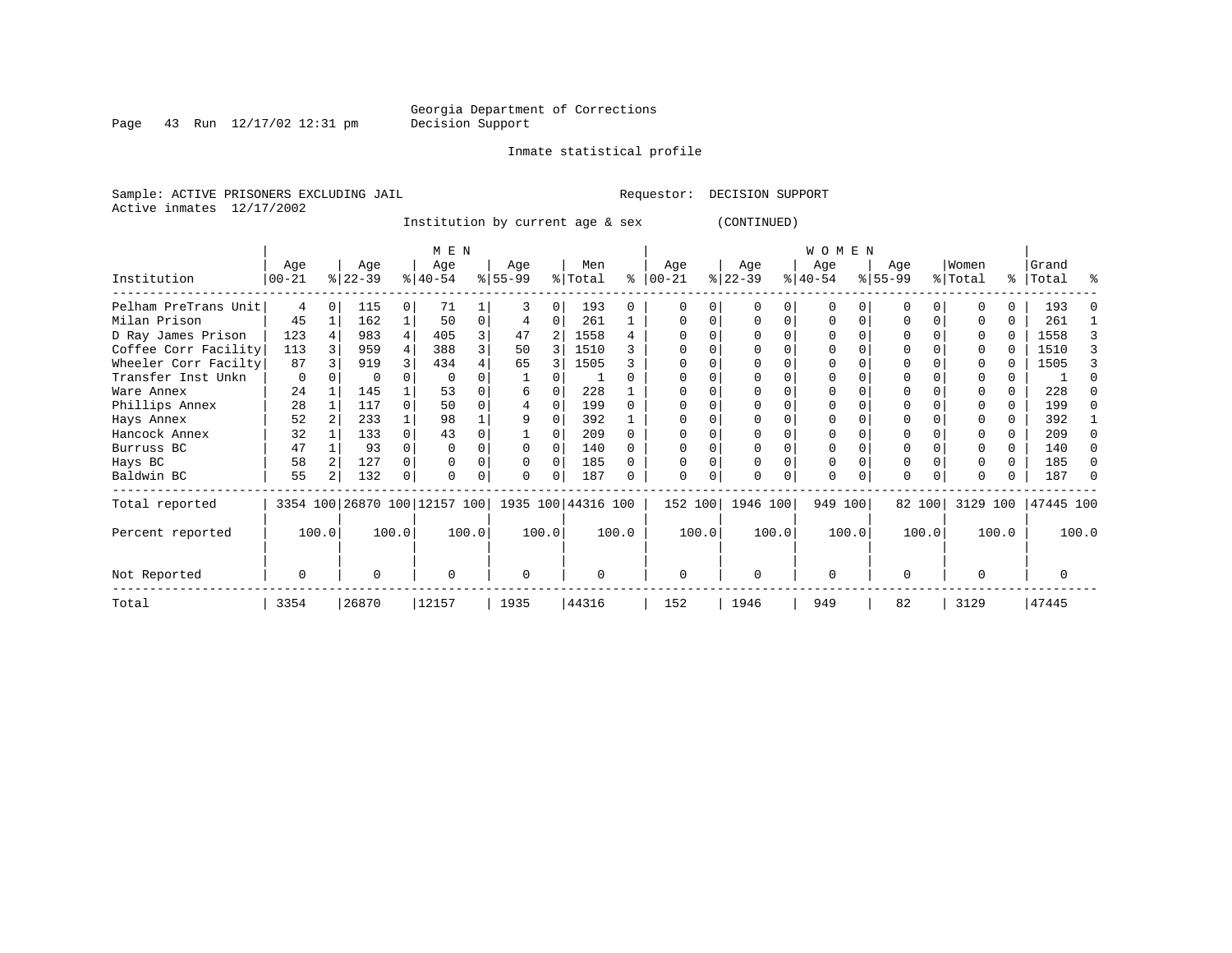Georgia Department of Corrections
Decision Support

Inmate statistical profile

Sample: ACTIVE PRISONERS EXCLUDING JAIL        Requestor: DECISION SUPPORT
Active inmates 12/17/2002

Institution by current age & sex (CONTINUED)

| Institution | MEN Age 00-21 | % | Age 22-39 | % | Age 40-54 | % | Age 55-99 | % | Men Total | % | WOMEN Age 00-21 | % | Age 22-39 | % | Age 40-54 | % | Age 55-99 | % | Women Total | % | Grand Total | % |
|---|---|---|---|---|---|---|---|---|---|---|---|---|---|---|---|---|---|---|---|---|---|---|
| Pelham PreTrans Unit | 4 | 0 | 115 | 0 | 71 | 1 | 3 | 0 | 193 | 0 | 0 | 0 | 0 | 0 | 0 | 0 | 0 | 0 | 0 | 0 | 193 | 0 |
| Milan Prison | 45 | 1 | 162 | 1 | 50 | 0 | 4 | 0 | 261 | 1 | 0 | 0 | 0 | 0 | 0 | 0 | 0 | 0 | 0 | 0 | 261 | 1 |
| D Ray James Prison | 123 | 4 | 983 | 4 | 405 | 3 | 47 | 2 | 1558 | 4 | 0 | 0 | 0 | 0 | 0 | 0 | 0 | 0 | 0 | 0 | 1558 | 3 |
| Coffee Corr Facility | 113 | 3 | 959 | 4 | 388 | 3 | 50 | 3 | 1510 | 3 | 0 | 0 | 0 | 0 | 0 | 0 | 0 | 0 | 0 | 0 | 1510 | 3 |
| Wheeler Corr Facilty | 87 | 3 | 919 | 3 | 434 | 4 | 65 | 3 | 1505 | 3 | 0 | 0 | 0 | 0 | 0 | 0 | 0 | 0 | 0 | 0 | 1505 | 3 |
| Transfer Inst Unkn | 0 | 0 | 0 | 0 | 0 | 0 | 1 | 0 | 1 | 0 | 0 | 0 | 0 | 0 | 0 | 0 | 0 | 0 | 0 | 0 | 1 | 0 |
| Ware Annex | 24 | 1 | 145 | 1 | 53 | 0 | 6 | 0 | 228 | 1 | 0 | 0 | 0 | 0 | 0 | 0 | 0 | 0 | 0 | 0 | 228 | 0 |
| Phillips Annex | 28 | 1 | 117 | 0 | 50 | 0 | 4 | 0 | 199 | 0 | 0 | 0 | 0 | 0 | 0 | 0 | 0 | 0 | 0 | 0 | 199 | 0 |
| Hays Annex | 52 | 2 | 233 | 1 | 98 | 1 | 9 | 0 | 392 | 1 | 0 | 0 | 0 | 0 | 0 | 0 | 0 | 0 | 0 | 0 | 392 | 1 |
| Hancock Annex | 32 | 1 | 133 | 0 | 43 | 0 | 1 | 0 | 209 | 0 | 0 | 0 | 0 | 0 | 0 | 0 | 0 | 0 | 0 | 0 | 209 | 0 |
| Burruss BC | 47 | 1 | 93 | 0 | 0 | 0 | 0 | 0 | 140 | 0 | 0 | 0 | 0 | 0 | 0 | 0 | 0 | 0 | 0 | 0 | 140 | 0 |
| Hays BC | 58 | 2 | 127 | 0 | 0 | 0 | 0 | 0 | 185 | 0 | 0 | 0 | 0 | 0 | 0 | 0 | 0 | 0 | 0 | 0 | 185 | 0 |
| Baldwin BC | 55 | 2 | 132 | 0 | 0 | 0 | 0 | 0 | 187 | 0 | 0 | 0 | 0 | 0 | 0 | 0 | 0 | 0 | 0 | 0 | 187 | 0 |
| Total reported | 3354 | 100 | 26870 | 100 | 12157 | 100 | 1935 | 100 | 44316 | 100 | 152 | 100 | 1946 | 100 | 949 | 100 | 82 | 100 | 3129 | 100 | 47445 | 100 |
| Percent reported | | 100.0 | | 100.0 | | 100.0 | | 100.0 | | 100.0 | | 100.0 | | 100.0 | | 100.0 | | 100.0 | | 100.0 | | 100.0 |
| Not Reported | 0 | | 0 | | 0 | | 0 | | 0 | | 0 | | 0 | | 0 | | 0 | | 0 | | 0 | |
| Total | 3354 | | 26870 | | 12157 | | 1935 | | 44316 | | 152 | | 1946 | | 949 | | 82 | | 3129 | | 47445 | |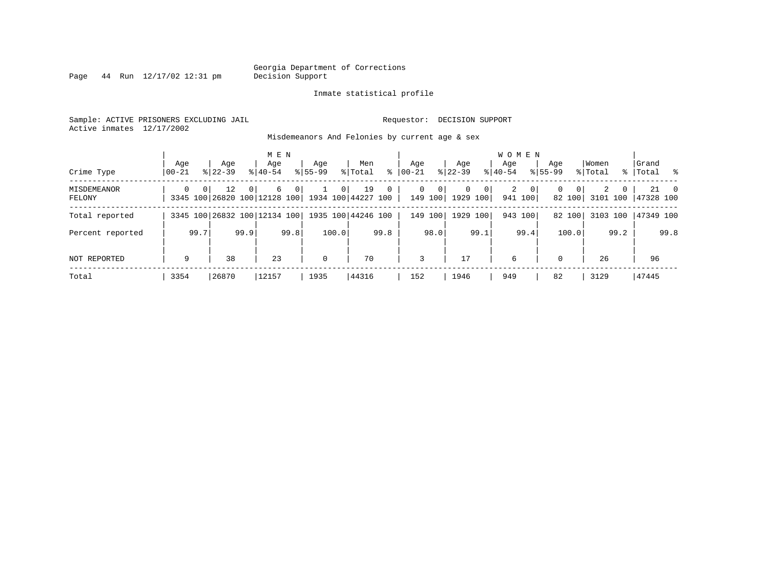Georgia Department of Corrections
Decision Support

Inmate statistical profile

Sample: ACTIVE PRISONERS EXCLUDING JAIL

Requestor: DECISION SUPPORT

Active inmates 12/17/2002

Misdemeanors And Felonies by current age & sex

| Crime Type | MEN Age 00-21 | % | Age 22-39 | % | Age 40-54 | % | Age 55-99 | % | Men Total | % | WOMEN Age 00-21 | % | Age 22-39 | % | Age 40-54 | % | Age 55-99 | % | Women Total | % | Grand Total | % |
|---|---|---|---|---|---|---|---|---|---|---|---|---|---|---|---|---|---|---|---|---|---|---|
| MISDEMEANOR | 0 | 0 | 12 | 0 | 6 | 0 | 1 | 0 | 19 | 0 | 0 | 0 | 0 | 0 | 2 | 0 | 0 | 0 | 2 | 0 | 21 | 0 |
| FELONY | 3345 | 100 | 26820 | 100 | 12128 | 100 | 1934 | 100 | 44227 | 100 | 149 | 100 | 1929 | 100 | 941 | 100 | 82 | 100 | 3101 | 100 | 47328 | 100 |
| Total reported | 3345 | 100 | 26832 | 100 | 12134 | 100 | 1935 | 100 | 44246 | 100 | 149 | 100 | 1929 | 100 | 943 | 100 | 82 | 100 | 3103 | 100 | 47349 | 100 |
| Percent reported | | 99.7 | | 99.9 | | 99.8 | | 100.0 | | 99.8 | | 98.0 | | 99.1 | | 99.4 | | 100.0 | | 99.2 | | 99.8 |
| NOT REPORTED | 9 | | 38 | | 23 | | 0 | | 70 | | 3 | | 17 | | 6 | | 0 | | 26 | | 96 | |
| Total | 3354 | | 26870 | | 12157 | | 1935 | | 44316 | | 152 | | 1946 | | 949 | | 82 | | 3129 | | 47445 | |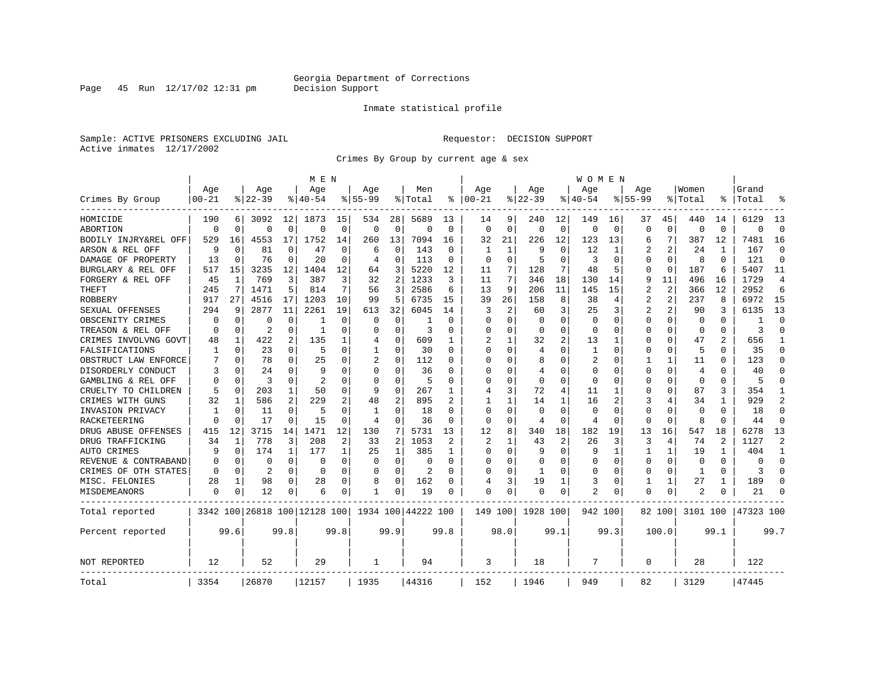Georgia Department of Corrections
Decision Support

Inmate statistical profile

Sample: ACTIVE PRISONERS EXCLUDING JAIL

Requestor: DECISION SUPPORT

Active inmates 12/17/2002

Crimes By Group by current age & sex

| Crimes By Group | MEN Age 00-21 | % | Age 22-39 | % | Age 40-54 | % | Age 55-99 | % | Men Total | % | WOMEN Age 00-21 | % | Age 22-39 | % | Age 40-54 | % | Age 55-99 | % | Women Total | % | Grand Total | % |
|---|---|---|---|---|---|---|---|---|---|---|---|---|---|---|---|---|---|---|---|---|---|---|
| HOMICIDE | 190 | 6 | 3092 | 12 | 1873 | 15 | 534 | 28 | 5689 | 13 | 14 | 9 | 240 | 12 | 149 | 16 | 37 | 45 | 440 | 14 | 6129 | 13 |
| ABORTION | 0 | 0 | 0 | 0 | 0 | 0 | 0 | 0 | 0 | 0 | 0 | 0 | 0 | 0 | 0 | 0 | 0 | 0 | 0 | 0 | 0 | 0 |
| BODILY INJRY&REL OFF | 529 | 16 | 4553 | 17 | 1752 | 14 | 260 | 13 | 7094 | 16 | 32 | 21 | 226 | 12 | 123 | 13 | 6 | 7 | 387 | 12 | 7481 | 16 |
| ARSON & REL OFF | 9 | 0 | 81 | 0 | 47 | 0 | 6 | 0 | 143 | 0 | 1 | 1 | 9 | 0 | 12 | 1 | 2 | 2 | 24 | 1 | 167 | 0 |
| DAMAGE OF PROPERTY | 13 | 0 | 76 | 0 | 20 | 0 | 4 | 0 | 113 | 0 | 0 | 0 | 5 | 0 | 3 | 0 | 0 | 0 | 8 | 0 | 121 | 0 |
| BURGLARY & REL OFF | 517 | 15 | 3235 | 12 | 1404 | 12 | 64 | 3 | 5220 | 12 | 11 | 7 | 128 | 7 | 48 | 5 | 0 | 0 | 187 | 6 | 5407 | 11 |
| FORGERY & REL OFF | 45 | 1 | 769 | 3 | 387 | 3 | 32 | 2 | 1233 | 3 | 11 | 7 | 346 | 18 | 130 | 14 | 9 | 11 | 496 | 16 | 1729 | 4 |
| THEFT | 245 | 7 | 1471 | 5 | 814 | 7 | 56 | 3 | 2586 | 6 | 13 | 9 | 206 | 11 | 145 | 15 | 2 | 2 | 366 | 12 | 2952 | 6 |
| ROBBERY | 917 | 27 | 4516 | 17 | 1203 | 10 | 99 | 5 | 6735 | 15 | 39 | 26 | 158 | 8 | 38 | 4 | 2 | 2 | 237 | 8 | 6972 | 15 |
| SEXUAL OFFENSES | 294 | 9 | 2877 | 11 | 2261 | 19 | 613 | 32 | 6045 | 14 | 3 | 2 | 60 | 3 | 25 | 3 | 2 | 2 | 90 | 3 | 6135 | 13 |
| OBSCENITY CRIMES | 0 | 0 | 0 | 0 | 1 | 0 | 0 | 0 | 1 | 0 | 0 | 0 | 0 | 0 | 0 | 0 | 0 | 0 | 0 | 0 | 1 | 0 |
| TREASON & REL OFF | 0 | 0 | 2 | 0 | 1 | 0 | 0 | 0 | 3 | 0 | 0 | 0 | 0 | 0 | 0 | 0 | 0 | 0 | 0 | 0 | 3 | 0 |
| CRIMES INVOLVNG GOVT | 48 | 1 | 422 | 2 | 135 | 1 | 4 | 0 | 609 | 1 | 2 | 1 | 32 | 2 | 13 | 1 | 0 | 0 | 47 | 2 | 656 | 1 |
| FALSIFICATIONS | 1 | 0 | 23 | 0 | 5 | 0 | 1 | 0 | 30 | 0 | 0 | 0 | 4 | 0 | 1 | 0 | 0 | 0 | 5 | 0 | 35 | 0 |
| OBSTRUCT LAW ENFORCE | 7 | 0 | 78 | 0 | 25 | 0 | 2 | 0 | 112 | 0 | 0 | 0 | 8 | 0 | 2 | 0 | 1 | 1 | 11 | 0 | 123 | 0 |
| DISORDERLY CONDUCT | 3 | 0 | 24 | 0 | 9 | 0 | 0 | 0 | 36 | 0 | 0 | 0 | 4 | 0 | 0 | 0 | 0 | 0 | 4 | 0 | 40 | 0 |
| GAMBLING & REL OFF | 0 | 0 | 3 | 0 | 2 | 0 | 0 | 0 | 5 | 0 | 0 | 0 | 0 | 0 | 0 | 0 | 0 | 0 | 0 | 0 | 5 | 0 |
| CRUELTY TO CHILDREN | 5 | 0 | 203 | 1 | 50 | 0 | 9 | 0 | 267 | 1 | 4 | 3 | 72 | 4 | 11 | 1 | 0 | 0 | 87 | 3 | 354 | 1 |
| CRIMES WITH GUNS | 32 | 1 | 586 | 2 | 229 | 2 | 48 | 2 | 895 | 2 | 1 | 1 | 14 | 1 | 16 | 2 | 3 | 4 | 34 | 1 | 929 | 2 |
| INVASION PRIVACY | 1 | 0 | 11 | 0 | 5 | 0 | 1 | 0 | 18 | 0 | 0 | 0 | 0 | 0 | 0 | 0 | 0 | 0 | 0 | 0 | 18 | 0 |
| RACKETEERING | 0 | 0 | 17 | 0 | 15 | 0 | 4 | 0 | 36 | 0 | 0 | 0 | 4 | 0 | 4 | 0 | 0 | 0 | 8 | 0 | 44 | 0 |
| DRUG ABUSE OFFENSES | 415 | 12 | 3715 | 14 | 1471 | 12 | 130 | 7 | 5731 | 13 | 12 | 8 | 340 | 18 | 182 | 19 | 13 | 16 | 547 | 18 | 6278 | 13 |
| DRUG TRAFFICKING | 34 | 1 | 778 | 3 | 208 | 2 | 33 | 2 | 1053 | 2 | 2 | 1 | 43 | 2 | 26 | 3 | 3 | 4 | 74 | 2 | 1127 | 2 |
| AUTO CRIMES | 9 | 0 | 174 | 1 | 177 | 1 | 25 | 1 | 385 | 1 | 0 | 0 | 9 | 0 | 9 | 1 | 1 | 1 | 19 | 1 | 404 | 1 |
| REVENUE & CONTRABAND | 0 | 0 | 0 | 0 | 0 | 0 | 0 | 0 | 0 | 0 | 0 | 0 | 0 | 0 | 0 | 0 | 0 | 0 | 0 | 0 | 0 | 0 |
| CRIMES OF OTH STATES | 0 | 0 | 2 | 0 | 0 | 0 | 0 | 0 | 2 | 0 | 0 | 0 | 1 | 0 | 0 | 0 | 0 | 0 | 1 | 0 | 3 | 0 |
| MISC. FELONIES | 28 | 1 | 98 | 0 | 28 | 0 | 8 | 0 | 162 | 0 | 4 | 3 | 19 | 1 | 3 | 0 | 1 | 1 | 27 | 1 | 189 | 0 |
| MISDEMEANORS | 0 | 0 | 12 | 0 | 6 | 0 | 1 | 0 | 19 | 0 | 0 | 0 | 0 | 0 | 2 | 0 | 0 | 0 | 2 | 0 | 21 | 0 |
| Total reported | 3342 | 100 | 26818 | 100 | 12128 | 100 | 1934 | 100 | 44222 | 100 | 149 | 100 | 1928 | 100 | 942 | 100 | 82 | 100 | 3101 | 100 | 47323 | 100 |
| Percent reported | | 99.6 | | 99.8 | | 99.8 | | 99.9 | | 99.8 | | 98.0 | | 99.1 | | 99.3 | | 100.0 | | 99.1 | | 99.7 |
| NOT REPORTED | 12 | | 52 | | 29 | | 1 | | 94 | | 3 | | 18 | | 7 | | 0 | | 28 | | 122 | |
| Total | 3354 | | 26870 | | 12157 | | 1935 | | 44316 | | 152 | | 1946 | | 949 | | 82 | | 3129 | | 47445 | |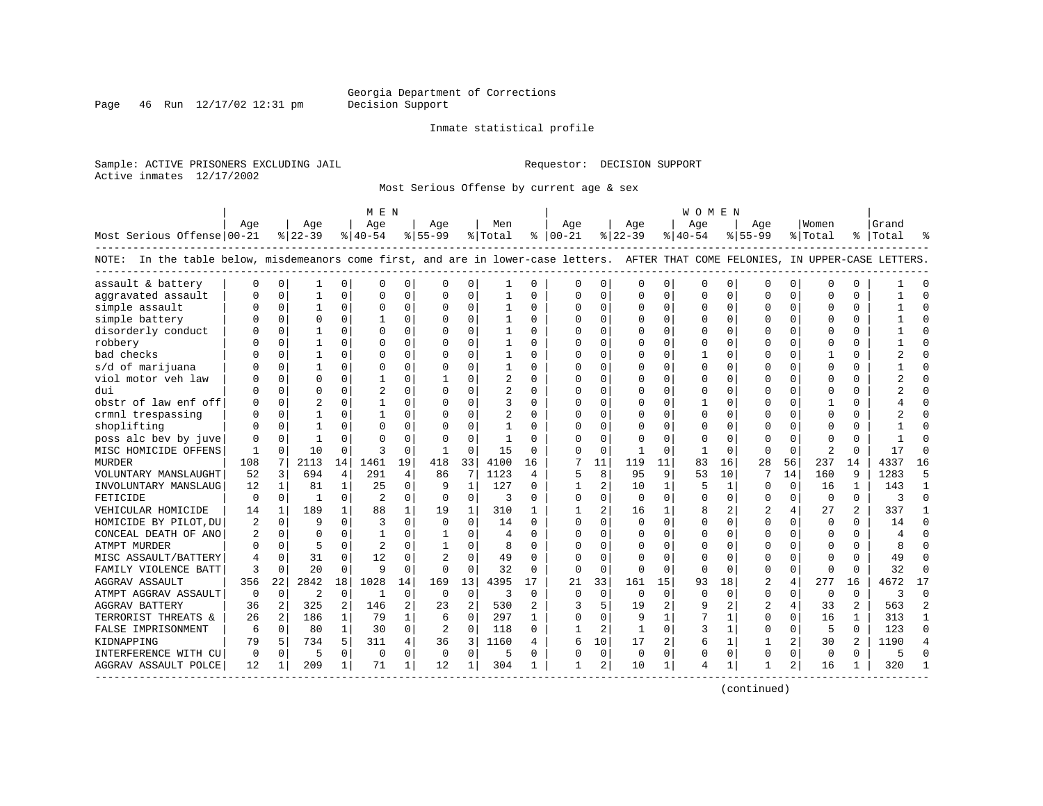Georgia Department of Corrections
Decision Support

Inmate statistical profile

Sample: ACTIVE PRISONERS EXCLUDING JAIL

Requestor: DECISION SUPPORT

Active inmates 12/17/2002

Most Serious Offense by current age & sex

| Most Serious Offense | MEN Age 00-21 | % | Age 22-39 | % | Age 40-54 | % | Age 55-99 | % | Men Total | % | WOMEN Age 00-21 | % | Age 22-39 | % | Age 40-54 | % | Age 55-99 | % | Women Total | % | Grand Total | % |
|---|---|---|---|---|---|---|---|---|---|---|---|---|---|---|---|---|---|---|---|---|---|---|

NOTE: In the table below, misdemeanors come first, and are in lower-case letters. AFTER THAT COME FELONIES, IN UPPER-CASE LETTERS.

| Most Serious Offense | MEN Age 00-21 | % | Age 22-39 | % | Age 40-54 | % | Age 55-99 | % | Men Total | % | WOMEN Age 00-21 | % | Age 22-39 | % | Age 40-54 | % | Age 55-99 | % | Women Total | % | Grand Total | % |
|---|---|---|---|---|---|---|---|---|---|---|---|---|---|---|---|---|---|---|---|---|---|---|
| assault & battery | 0 | 0 | 1 | 0 | 0 | 0 | 0 | 0 | 1 | 0 | 0 | 0 | 0 | 0 | 0 | 0 | 0 | 0 | 0 | 0 | 1 | 0 |
| aggravated assault | 0 | 0 | 1 | 0 | 0 | 0 | 0 | 0 | 1 | 0 | 0 | 0 | 0 | 0 | 0 | 0 | 0 | 0 | 0 | 0 | 1 | 0 |
| simple assault | 0 | 0 | 1 | 0 | 0 | 0 | 0 | 0 | 1 | 0 | 0 | 0 | 0 | 0 | 0 | 0 | 0 | 0 | 0 | 0 | 1 | 0 |
| simple battery | 0 | 0 | 0 | 0 | 1 | 0 | 0 | 0 | 1 | 0 | 0 | 0 | 0 | 0 | 0 | 0 | 0 | 0 | 0 | 0 | 1 | 0 |
| disorderly conduct | 0 | 0 | 1 | 0 | 0 | 0 | 0 | 0 | 1 | 0 | 0 | 0 | 0 | 0 | 0 | 0 | 0 | 0 | 0 | 0 | 1 | 0 |
| robbery | 0 | 0 | 1 | 0 | 0 | 0 | 0 | 0 | 1 | 0 | 0 | 0 | 0 | 0 | 0 | 0 | 0 | 0 | 0 | 0 | 1 | 0 |
| bad checks | 0 | 0 | 1 | 0 | 0 | 0 | 0 | 0 | 1 | 0 | 0 | 0 | 0 | 0 | 1 | 0 | 0 | 0 | 1 | 0 | 2 | 0 |
| s/d of marijuana | 0 | 0 | 1 | 0 | 0 | 0 | 0 | 0 | 1 | 0 | 0 | 0 | 0 | 0 | 0 | 0 | 0 | 0 | 0 | 0 | 1 | 0 |
| viol motor veh law | 0 | 0 | 0 | 0 | 1 | 0 | 1 | 0 | 2 | 0 | 0 | 0 | 0 | 0 | 0 | 0 | 0 | 0 | 0 | 0 | 2 | 0 |
| dui | 0 | 0 | 0 | 0 | 2 | 0 | 0 | 0 | 2 | 0 | 0 | 0 | 0 | 0 | 0 | 0 | 0 | 0 | 0 | 0 | 2 | 0 |
| obstr of law enf off | 0 | 0 | 2 | 0 | 1 | 0 | 0 | 0 | 3 | 0 | 0 | 0 | 0 | 0 | 1 | 0 | 0 | 0 | 1 | 0 | 4 | 0 |
| crmnl trespassing | 0 | 0 | 1 | 0 | 1 | 0 | 0 | 0 | 2 | 0 | 0 | 0 | 0 | 0 | 0 | 0 | 0 | 0 | 0 | 0 | 2 | 0 |
| shoplifting | 0 | 0 | 1 | 0 | 0 | 0 | 0 | 0 | 1 | 0 | 0 | 0 | 0 | 0 | 0 | 0 | 0 | 0 | 0 | 0 | 1 | 0 |
| poss alc bev by juve | 0 | 0 | 1 | 0 | 0 | 0 | 0 | 0 | 1 | 0 | 0 | 0 | 0 | 0 | 0 | 0 | 0 | 0 | 0 | 0 | 1 | 0 |
| MISC HOMICIDE OFFENS | 1 | 0 | 10 | 0 | 3 | 0 | 1 | 0 | 15 | 0 | 0 | 0 | 1 | 0 | 1 | 0 | 0 | 0 | 2 | 0 | 17 | 0 |
| MURDER | 108 | 7 | 2113 | 14 | 1461 | 19 | 418 | 33 | 4100 | 16 | 7 | 11 | 119 | 11 | 83 | 16 | 28 | 56 | 237 | 14 | 4337 | 16 |
| VOLUNTARY MANSLAUGHT | 52 | 3 | 694 | 4 | 291 | 4 | 86 | 7 | 1123 | 4 | 5 | 8 | 95 | 9 | 53 | 10 | 7 | 14 | 160 | 9 | 1283 | 5 |
| INVOLUNTARY MANSLAUG | 12 | 1 | 81 | 1 | 25 | 0 | 9 | 1 | 127 | 0 | 1 | 2 | 10 | 1 | 5 | 1 | 0 | 0 | 16 | 1 | 143 | 1 |
| FETICIDE | 0 | 0 | 1 | 0 | 2 | 0 | 0 | 0 | 3 | 0 | 0 | 0 | 0 | 0 | 0 | 0 | 0 | 0 | 0 | 0 | 3 | 0 |
| VEHICULAR HOMICIDE | 14 | 1 | 189 | 1 | 88 | 1 | 19 | 1 | 310 | 1 | 1 | 2 | 16 | 1 | 8 | 2 | 2 | 4 | 27 | 2 | 337 | 1 |
| HOMICIDE BY PILOT,DU | 2 | 0 | 9 | 0 | 3 | 0 | 0 | 0 | 14 | 0 | 0 | 0 | 0 | 0 | 0 | 0 | 0 | 0 | 0 | 0 | 14 | 0 |
| CONCEAL DEATH OF ANO | 2 | 0 | 0 | 0 | 1 | 0 | 1 | 0 | 4 | 0 | 0 | 0 | 0 | 0 | 0 | 0 | 0 | 0 | 0 | 0 | 4 | 0 |
| ATMPT MURDER | 0 | 0 | 5 | 0 | 2 | 0 | 1 | 0 | 8 | 0 | 0 | 0 | 0 | 0 | 0 | 0 | 0 | 0 | 0 | 0 | 8 | 0 |
| MISC ASSAULT/BATTERY | 4 | 0 | 31 | 0 | 12 | 0 | 2 | 0 | 49 | 0 | 0 | 0 | 0 | 0 | 0 | 0 | 0 | 0 | 0 | 0 | 49 | 0 |
| FAMILY VIOLENCE BATT | 3 | 0 | 20 | 0 | 9 | 0 | 0 | 0 | 32 | 0 | 0 | 0 | 0 | 0 | 0 | 0 | 0 | 0 | 0 | 0 | 32 | 0 |
| AGGRAV ASSAULT | 356 | 22 | 2842 | 18 | 1028 | 14 | 169 | 13 | 4395 | 17 | 21 | 33 | 161 | 15 | 93 | 18 | 2 | 4 | 277 | 16 | 4672 | 17 |
| ATMPT AGGRAV ASSAULT | 0 | 0 | 2 | 0 | 1 | 0 | 0 | 0 | 3 | 0 | 0 | 0 | 0 | 0 | 0 | 0 | 0 | 0 | 0 | 0 | 3 | 0 |
| AGGRAV BATTERY | 36 | 2 | 325 | 2 | 146 | 2 | 23 | 2 | 530 | 2 | 3 | 5 | 19 | 2 | 9 | 2 | 2 | 4 | 33 | 2 | 563 | 2 |
| TERRORIST THREATS & | 26 | 2 | 186 | 1 | 79 | 1 | 6 | 0 | 297 | 1 | 0 | 0 | 9 | 1 | 7 | 1 | 0 | 0 | 16 | 1 | 313 | 1 |
| FALSE IMPRISONMENT | 6 | 0 | 80 | 1 | 30 | 0 | 2 | 0 | 118 | 0 | 1 | 2 | 1 | 0 | 3 | 1 | 0 | 0 | 5 | 0 | 123 | 0 |
| KIDNAPPING | 79 | 5 | 734 | 5 | 311 | 4 | 36 | 3 | 1160 | 4 | 6 | 10 | 17 | 2 | 6 | 1 | 1 | 2 | 30 | 2 | 1190 | 4 |
| INTERFERENCE WITH CU | 0 | 0 | 5 | 0 | 0 | 0 | 0 | 0 | 5 | 0 | 0 | 0 | 0 | 0 | 0 | 0 | 0 | 0 | 0 | 0 | 5 | 0 |
| AGGRAV ASSAULT POLCE | 12 | 1 | 209 | 1 | 71 | 1 | 12 | 1 | 304 | 1 | 1 | 2 | 10 | 1 | 4 | 1 | 1 | 2 | 16 | 1 | 320 | 1 |

(continued)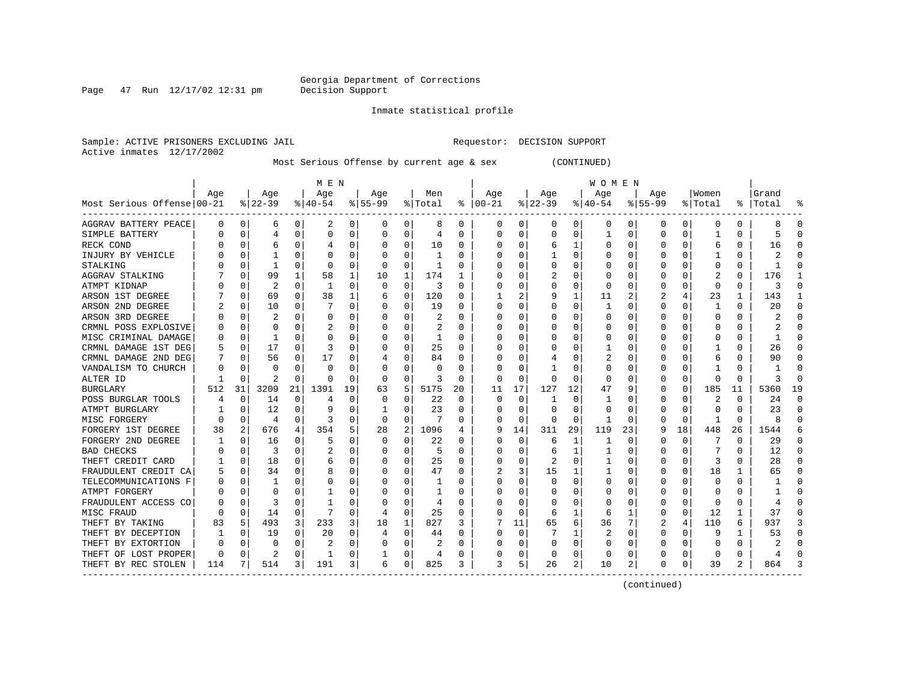Georgia Department of Corrections
Decision Support

Inmate statistical profile

Sample: ACTIVE PRISONERS EXCLUDING JAIL    Requestor: DECISION SUPPORT
Active inmates 12/17/2002

Most Serious Offense by current age & sex (CONTINUED)

| Most Serious Offense | MEN Age 00-21 | % | Age 22-39 | % | Age 40-54 | % | Age 55-99 | % | Men Total | % | WOMEN Age 00-21 | % | Age 22-39 | % | Age 40-54 | % | Age 55-99 | % | Women Total | % | Grand Total | % |
|---|---|---|---|---|---|---|---|---|---|---|---|---|---|---|---|---|---|---|---|---|---|---|
| AGGRAV BATTERY PEACE | 0 | 0 | 6 | 0 | 2 | 0 | 0 | 0 | 8 | 0 | 0 | 0 | 0 | 0 | 0 | 0 | 0 | 0 | 0 | 0 | 8 | 0 |
| SIMPLE BATTERY | 0 | 0 | 4 | 0 | 0 | 0 | 0 | 0 | 4 | 0 | 0 | 0 | 0 | 0 | 1 | 0 | 0 | 0 | 1 | 0 | 5 | 0 |
| RECK COND | 0 | 0 | 6 | 0 | 4 | 0 | 0 | 0 | 10 | 0 | 0 | 0 | 6 | 1 | 0 | 0 | 0 | 0 | 6 | 0 | 16 | 0 |
| INJURY BY VEHICLE | 0 | 0 | 1 | 0 | 0 | 0 | 0 | 0 | 1 | 0 | 0 | 0 | 1 | 0 | 0 | 0 | 0 | 0 | 1 | 0 | 2 | 0 |
| STALKING | 0 | 0 | 1 | 0 | 0 | 0 | 0 | 0 | 1 | 0 | 0 | 0 | 0 | 0 | 0 | 0 | 0 | 0 | 0 | 0 | 1 | 0 |
| AGGRAV STALKING | 7 | 0 | 99 | 1 | 58 | 1 | 10 | 1 | 174 | 1 | 0 | 0 | 2 | 0 | 0 | 0 | 0 | 0 | 2 | 0 | 176 | 1 |
| ATMPT KIDNAP | 0 | 0 | 2 | 0 | 1 | 0 | 0 | 0 | 3 | 0 | 0 | 0 | 0 | 0 | 0 | 0 | 0 | 0 | 0 | 0 | 3 | 0 |
| ARSON 1ST DEGREE | 7 | 0 | 69 | 0 | 38 | 1 | 6 | 0 | 120 | 0 | 1 | 2 | 9 | 1 | 11 | 2 | 2 | 4 | 23 | 1 | 143 | 1 |
| ARSON 2ND DEGREE | 2 | 0 | 10 | 0 | 7 | 0 | 0 | 0 | 19 | 0 | 0 | 0 | 0 | 0 | 1 | 0 | 0 | 0 | 1 | 0 | 20 | 0 |
| ARSON 3RD DEGREE | 0 | 0 | 2 | 0 | 0 | 0 | 0 | 0 | 2 | 0 | 0 | 0 | 0 | 0 | 0 | 0 | 0 | 0 | 0 | 0 | 2 | 0 |
| CRMNL POSS EXPLOSIVE | 0 | 0 | 0 | 0 | 2 | 0 | 0 | 0 | 2 | 0 | 0 | 0 | 0 | 0 | 0 | 0 | 0 | 0 | 0 | 0 | 2 | 0 |
| MISC CRIMINAL DAMAGE | 0 | 0 | 1 | 0 | 0 | 0 | 0 | 0 | 1 | 0 | 0 | 0 | 0 | 0 | 0 | 0 | 0 | 0 | 0 | 0 | 1 | 0 |
| CRMNL DAMAGE 1ST DEG | 5 | 0 | 17 | 0 | 3 | 0 | 0 | 0 | 25 | 0 | 0 | 0 | 0 | 0 | 1 | 0 | 0 | 0 | 1 | 0 | 26 | 0 |
| CRMNL DAMAGE 2ND DEG | 7 | 0 | 56 | 0 | 17 | 0 | 4 | 0 | 84 | 0 | 0 | 0 | 4 | 0 | 2 | 0 | 0 | 0 | 6 | 0 | 90 | 0 |
| VANDALISM TO CHURCH | 0 | 0 | 0 | 0 | 0 | 0 | 0 | 0 | 0 | 0 | 0 | 0 | 1 | 0 | 0 | 0 | 0 | 0 | 1 | 0 | 1 | 0 |
| ALTER ID | 1 | 0 | 2 | 0 | 0 | 0 | 0 | 0 | 3 | 0 | 0 | 0 | 0 | 0 | 0 | 0 | 0 | 0 | 0 | 0 | 3 | 0 |
| BURGLARY | 512 | 31 | 3209 | 21 | 1391 | 19 | 63 | 5 | 5175 | 20 | 11 | 17 | 127 | 12 | 47 | 9 | 0 | 0 | 185 | 11 | 5360 | 19 |
| POSS BURGLAR TOOLS | 4 | 0 | 14 | 0 | 4 | 0 | 0 | 0 | 22 | 0 | 0 | 0 | 1 | 0 | 1 | 0 | 0 | 0 | 2 | 0 | 24 | 0 |
| ATMPT BURGLARY | 1 | 0 | 12 | 0 | 9 | 0 | 1 | 0 | 23 | 0 | 0 | 0 | 0 | 0 | 0 | 0 | 0 | 0 | 0 | 0 | 23 | 0 |
| MISC FORGERY | 0 | 0 | 4 | 0 | 3 | 0 | 0 | 0 | 7 | 0 | 0 | 0 | 0 | 0 | 1 | 0 | 0 | 0 | 1 | 0 | 8 | 0 |
| FORGERY 1ST DEGREE | 38 | 2 | 676 | 4 | 354 | 5 | 28 | 2 | 1096 | 4 | 9 | 14 | 311 | 29 | 119 | 23 | 9 | 18 | 448 | 26 | 1544 | 6 |
| FORGERY 2ND DEGREE | 1 | 0 | 16 | 0 | 5 | 0 | 0 | 0 | 22 | 0 | 0 | 0 | 6 | 1 | 1 | 0 | 0 | 0 | 7 | 0 | 29 | 0 |
| BAD CHECKS | 0 | 0 | 3 | 0 | 2 | 0 | 0 | 0 | 5 | 0 | 0 | 0 | 6 | 1 | 1 | 0 | 0 | 0 | 7 | 0 | 12 | 0 |
| THEFT CREDIT CARD | 1 | 0 | 18 | 0 | 6 | 0 | 0 | 0 | 25 | 0 | 0 | 0 | 2 | 0 | 1 | 0 | 0 | 0 | 3 | 0 | 28 | 0 |
| FRAUDULENT CREDIT CA | 5 | 0 | 34 | 0 | 8 | 0 | 0 | 0 | 47 | 0 | 2 | 3 | 15 | 1 | 1 | 0 | 0 | 0 | 18 | 1 | 65 | 0 |
| TELECOMMUNICATIONS F | 0 | 0 | 1 | 0 | 0 | 0 | 0 | 0 | 1 | 0 | 0 | 0 | 0 | 0 | 0 | 0 | 0 | 0 | 0 | 0 | 1 | 0 |
| ATMPT FORGERY | 0 | 0 | 0 | 0 | 1 | 0 | 0 | 0 | 1 | 0 | 0 | 0 | 0 | 0 | 0 | 0 | 0 | 0 | 0 | 0 | 1 | 0 |
| FRAUDULENT ACCESS CO | 0 | 0 | 3 | 0 | 1 | 0 | 0 | 0 | 4 | 0 | 0 | 0 | 0 | 0 | 0 | 0 | 0 | 0 | 0 | 0 | 4 | 0 |
| MISC FRAUD | 0 | 0 | 14 | 0 | 7 | 0 | 4 | 0 | 25 | 0 | 0 | 0 | 6 | 1 | 6 | 1 | 0 | 0 | 12 | 1 | 37 | 0 |
| THEFT BY TAKING | 83 | 5 | 493 | 3 | 233 | 3 | 18 | 1 | 827 | 3 | 7 | 11 | 65 | 6 | 36 | 7 | 2 | 4 | 110 | 6 | 937 | 3 |
| THEFT BY DECEPTION | 1 | 0 | 19 | 0 | 20 | 0 | 4 | 0 | 44 | 0 | 0 | 0 | 7 | 1 | 2 | 0 | 0 | 0 | 9 | 1 | 53 | 0 |
| THEFT BY EXTORTION | 0 | 0 | 0 | 0 | 2 | 0 | 0 | 0 | 2 | 0 | 0 | 0 | 0 | 0 | 0 | 0 | 0 | 0 | 0 | 0 | 2 | 0 |
| THEFT OF LOST PROPER | 0 | 0 | 2 | 0 | 1 | 0 | 1 | 0 | 4 | 0 | 0 | 0 | 0 | 0 | 0 | 0 | 0 | 0 | 0 | 0 | 4 | 0 |
| THEFT BY REC STOLEN | 114 | 7 | 514 | 3 | 191 | 3 | 6 | 0 | 825 | 3 | 3 | 5 | 26 | 2 | 10 | 2 | 0 | 0 | 39 | 2 | 864 | 3 |

(continued)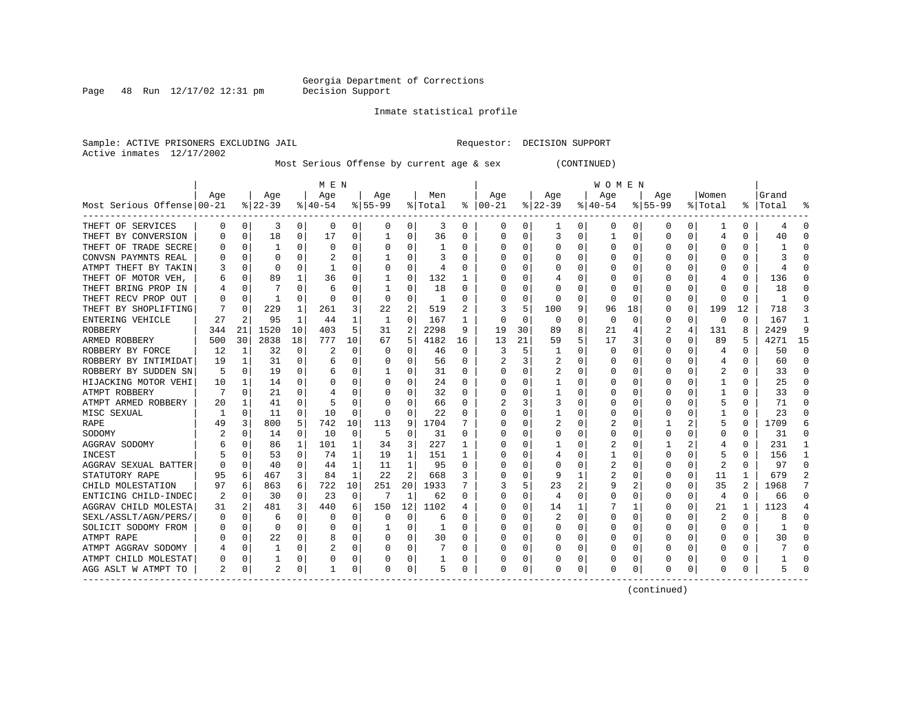Georgia Department of Corrections
Decision Support

Inmate statistical profile

Sample: ACTIVE PRISONERS EXCLUDING JAIL                Requestor: DECISION SUPPORT
Active inmates 12/17/2002

Most Serious Offense by current age & sex (CONTINUED)

| Most Serious Offense | MEN Age 00-21 | % | Age 22-39 | % | Age 40-54 | % | Age 55-99 | % | Men Total | % | WOMEN Age 00-21 | % | Age 22-39 | % | Age 40-54 | % | Age 55-99 | % | Women Total | % | Grand Total | % |
|---|---|---|---|---|---|---|---|---|---|---|---|---|---|---|---|---|---|---|---|---|---|---|
| THEFT OF SERVICES | 0 | 0 | 3 | 0 | 0 | 0 | 0 | 0 | 3 | 0 | 0 | 0 | 1 | 0 | 0 | 0 | 0 | 0 | 1 | 0 | 4 | 0 |
| THEFT BY CONVERSION | 0 | 0 | 18 | 0 | 17 | 0 | 1 | 0 | 36 | 0 | 0 | 0 | 3 | 0 | 1 | 0 | 0 | 0 | 4 | 0 | 40 | 0 |
| THEFT OF TRADE SECRE | 0 | 0 | 1 | 0 | 0 | 0 | 0 | 0 | 1 | 0 | 0 | 0 | 0 | 0 | 0 | 0 | 0 | 0 | 0 | 0 | 1 | 0 |
| CONVSN PAYMNTS REAL | 0 | 0 | 0 | 0 | 2 | 0 | 1 | 0 | 3 | 0 | 0 | 0 | 0 | 0 | 0 | 0 | 0 | 0 | 0 | 0 | 3 | 0 |
| ATMPT THEFT BY TAKIN | 3 | 0 | 0 | 0 | 1 | 0 | 0 | 0 | 4 | 0 | 0 | 0 | 0 | 0 | 0 | 0 | 0 | 0 | 0 | 0 | 4 | 0 |
| THEFT OF MOTOR VEH, | 6 | 0 | 89 | 1 | 36 | 0 | 1 | 0 | 132 | 1 | 0 | 0 | 4 | 0 | 0 | 0 | 0 | 0 | 4 | 0 | 136 | 0 |
| THEFT BRING PROP IN | 4 | 0 | 7 | 0 | 6 | 0 | 1 | 0 | 18 | 0 | 0 | 0 | 0 | 0 | 0 | 0 | 0 | 0 | 0 | 0 | 18 | 0 |
| THEFT RECV PROP OUT | 0 | 0 | 1 | 0 | 0 | 0 | 0 | 0 | 1 | 0 | 0 | 0 | 0 | 0 | 0 | 0 | 0 | 0 | 0 | 0 | 1 | 0 |
| THEFT BY SHOPLIFTING | 7 | 0 | 229 | 1 | 261 | 3 | 22 | 2 | 519 | 2 | 3 | 5 | 100 | 9 | 96 | 18 | 0 | 0 | 199 | 12 | 718 | 3 |
| ENTERING VEHICLE | 27 | 2 | 95 | 1 | 44 | 1 | 1 | 0 | 167 | 1 | 0 | 0 | 0 | 0 | 0 | 0 | 0 | 0 | 0 | 0 | 167 | 1 |
| ROBBERY | 344 | 21 | 1520 | 10 | 403 | 5 | 31 | 2 | 2298 | 9 | 19 | 30 | 89 | 8 | 21 | 4 | 2 | 4 | 131 | 8 | 2429 | 9 |
| ARMED ROBBERY | 500 | 30 | 2838 | 18 | 777 | 10 | 67 | 5 | 4182 | 16 | 13 | 21 | 59 | 5 | 17 | 3 | 0 | 0 | 89 | 5 | 4271 | 15 |
| ROBBERY BY FORCE | 12 | 1 | 32 | 0 | 2 | 0 | 0 | 0 | 46 | 0 | 3 | 5 | 1 | 0 | 0 | 0 | 0 | 0 | 4 | 0 | 50 | 0 |
| ROBBERY BY INTIMIDAT | 19 | 1 | 31 | 0 | 6 | 0 | 0 | 0 | 56 | 0 | 2 | 3 | 2 | 0 | 0 | 0 | 0 | 0 | 4 | 0 | 60 | 0 |
| ROBBERY BY SUDDEN SN | 5 | 0 | 19 | 0 | 6 | 0 | 1 | 0 | 31 | 0 | 0 | 0 | 2 | 0 | 0 | 0 | 0 | 0 | 2 | 0 | 33 | 0 |
| HIJACKING MOTOR VEHI | 10 | 1 | 14 | 0 | 0 | 0 | 0 | 0 | 24 | 0 | 0 | 0 | 1 | 0 | 0 | 0 | 0 | 0 | 1 | 0 | 25 | 0 |
| ATMPT ROBBERY | 7 | 0 | 21 | 0 | 4 | 0 | 0 | 0 | 32 | 0 | 0 | 0 | 1 | 0 | 0 | 0 | 0 | 0 | 1 | 0 | 33 | 0 |
| ATMPT ARMED ROBBERY | 20 | 1 | 41 | 0 | 5 | 0 | 0 | 0 | 66 | 0 | 2 | 3 | 3 | 0 | 0 | 0 | 0 | 0 | 5 | 0 | 71 | 0 |
| MISC SEXUAL | 1 | 0 | 11 | 0 | 10 | 0 | 0 | 0 | 22 | 0 | 0 | 0 | 1 | 0 | 0 | 0 | 0 | 0 | 1 | 0 | 23 | 0 |
| RAPE | 49 | 3 | 800 | 5 | 742 | 10 | 113 | 9 | 1704 | 7 | 0 | 0 | 2 | 0 | 2 | 0 | 1 | 2 | 5 | 0 | 1709 | 6 |
| SODOMY | 2 | 0 | 14 | 0 | 10 | 0 | 5 | 0 | 31 | 0 | 0 | 0 | 0 | 0 | 0 | 0 | 0 | 0 | 0 | 0 | 31 | 0 |
| AGGRAV SODOMY | 6 | 0 | 86 | 1 | 101 | 1 | 34 | 3 | 227 | 1 | 0 | 0 | 1 | 0 | 2 | 0 | 1 | 2 | 4 | 0 | 231 | 1 |
| INCEST | 5 | 0 | 53 | 0 | 74 | 1 | 19 | 1 | 151 | 1 | 0 | 0 | 4 | 0 | 1 | 0 | 0 | 0 | 5 | 0 | 156 | 1 |
| AGGRAV SEXUAL BATTER | 0 | 0 | 40 | 0 | 44 | 1 | 11 | 1 | 95 | 0 | 0 | 0 | 0 | 0 | 2 | 0 | 0 | 0 | 2 | 0 | 97 | 0 |
| STATUTORY RAPE | 95 | 6 | 467 | 3 | 84 | 1 | 22 | 2 | 668 | 3 | 0 | 0 | 9 | 1 | 2 | 0 | 0 | 0 | 11 | 1 | 679 | 2 |
| CHILD MOLESTATION | 97 | 6 | 863 | 6 | 722 | 10 | 251 | 20 | 1933 | 7 | 3 | 5 | 23 | 2 | 9 | 2 | 0 | 0 | 35 | 2 | 1968 | 7 |
| ENTICING CHILD-INDEC | 2 | 0 | 30 | 0 | 23 | 0 | 7 | 1 | 62 | 0 | 0 | 0 | 4 | 0 | 0 | 0 | 0 | 0 | 4 | 0 | 66 | 0 |
| AGGRAV CHILD MOLESTA | 31 | 2 | 481 | 3 | 440 | 6 | 150 | 12 | 1102 | 4 | 0 | 0 | 14 | 1 | 7 | 1 | 0 | 0 | 21 | 1 | 1123 | 4 |
| SEXL/ASSLT/AGN/PERS/ | 0 | 0 | 6 | 0 | 0 | 0 | 0 | 0 | 6 | 0 | 0 | 0 | 2 | 0 | 0 | 0 | 0 | 0 | 2 | 0 | 8 | 0 |
| SOLICIT SODOMY FROM | 0 | 0 | 0 | 0 | 0 | 0 | 1 | 0 | 1 | 0 | 0 | 0 | 0 | 0 | 0 | 0 | 0 | 0 | 0 | 0 | 1 | 0 |
| ATMPT RAPE | 0 | 0 | 22 | 0 | 8 | 0 | 0 | 0 | 30 | 0 | 0 | 0 | 0 | 0 | 0 | 0 | 0 | 0 | 0 | 0 | 30 | 0 |
| ATMPT AGGRAV SODOMY | 4 | 0 | 1 | 0 | 2 | 0 | 0 | 0 | 7 | 0 | 0 | 0 | 0 | 0 | 0 | 0 | 0 | 0 | 0 | 0 | 7 | 0 |
| ATMPT CHILD MOLESTAT | 0 | 0 | 1 | 0 | 0 | 0 | 0 | 0 | 1 | 0 | 0 | 0 | 0 | 0 | 0 | 0 | 0 | 0 | 0 | 0 | 1 | 0 |
| AGG ASLT W ATMPT TO | 2 | 0 | 2 | 0 | 1 | 0 | 0 | 0 | 5 | 0 | 0 | 0 | 0 | 0 | 0 | 0 | 0 | 0 | 0 | 0 | 5 | 0 |

(continued)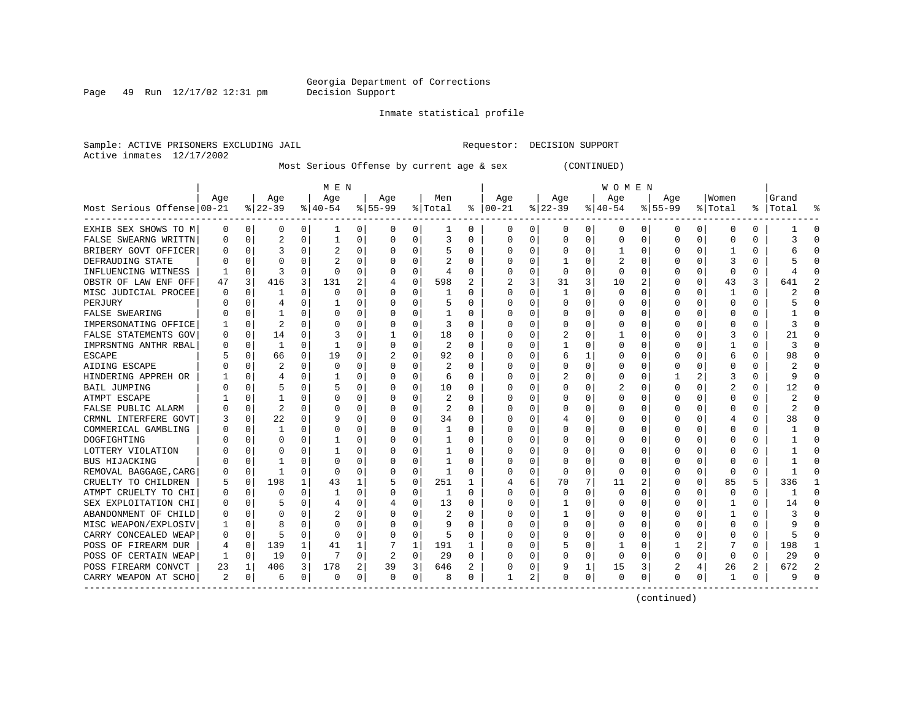Georgia Department of Corrections
Decision Support

Inmate statistical profile

Sample: ACTIVE PRISONERS EXCLUDING JAIL    Requestor: DECISION SUPPORT
Active inmates 12/17/2002

Most Serious Offense by current age & sex (CONTINUED)

| Most Serious Offense | MEN Age 00-21 | % | Age 22-39 | % | Age 40-54 | % | Age 55-99 | % | Men Total | % | WOMEN Age 00-21 | % | Age 22-39 | % | Age 40-54 | % | Age 55-99 | % | Women Total | % | Grand Total | % |
|---|---|---|---|---|---|---|---|---|---|---|---|---|---|---|---|---|---|---|---|---|---|---|
| EXHIB SEX SHOWS TO M | 0 | 0 | 0 | 0 | 1 | 0 | 0 | 0 | 1 | 0 | 0 | 0 | 0 | 0 | 0 | 0 | 0 | 0 | 0 | 0 | 1 | 0 |
| FALSE SWEARNG WRITTN | 0 | 0 | 2 | 0 | 1 | 0 | 0 | 0 | 3 | 0 | 0 | 0 | 0 | 0 | 0 | 0 | 0 | 0 | 0 | 0 | 3 | 0 |
| BRIBERY GOVT OFFICER | 0 | 0 | 3 | 0 | 2 | 0 | 0 | 0 | 5 | 0 | 0 | 0 | 0 | 0 | 1 | 0 | 0 | 0 | 1 | 0 | 6 | 0 |
| DEFRAUDING STATE | 0 | 0 | 0 | 0 | 2 | 0 | 0 | 0 | 2 | 0 | 0 | 0 | 1 | 0 | 2 | 0 | 0 | 0 | 3 | 0 | 5 | 0 |
| INFLUENCING WITNESS | 1 | 0 | 3 | 0 | 0 | 0 | 0 | 0 | 4 | 0 | 0 | 0 | 0 | 0 | 0 | 0 | 0 | 0 | 0 | 0 | 4 | 0 |
| OBSTR OF LAW ENF OFF | 47 | 3 | 416 | 3 | 131 | 2 | 4 | 0 | 598 | 2 | 2 | 3 | 31 | 3 | 10 | 2 | 0 | 0 | 43 | 3 | 641 | 2 |
| MISC JUDICIAL PROCEE | 0 | 0 | 1 | 0 | 0 | 0 | 0 | 0 | 1 | 0 | 0 | 0 | 1 | 0 | 0 | 0 | 0 | 0 | 1 | 0 | 2 | 0 |
| PERJURY | 0 | 0 | 4 | 0 | 1 | 0 | 0 | 0 | 5 | 0 | 0 | 0 | 0 | 0 | 0 | 0 | 0 | 0 | 0 | 0 | 5 | 0 |
| FALSE SWEARING | 0 | 0 | 1 | 0 | 0 | 0 | 0 | 0 | 1 | 0 | 0 | 0 | 0 | 0 | 0 | 0 | 0 | 0 | 0 | 0 | 1 | 0 |
| IMPERSONATING OFFICE | 1 | 0 | 2 | 0 | 0 | 0 | 0 | 0 | 3 | 0 | 0 | 0 | 0 | 0 | 0 | 0 | 0 | 0 | 0 | 0 | 3 | 0 |
| FALSE STATEMENTS GOV | 0 | 0 | 14 | 0 | 3 | 0 | 1 | 0 | 18 | 0 | 0 | 0 | 2 | 0 | 1 | 0 | 0 | 0 | 3 | 0 | 21 | 0 |
| IMPRSNTNG ANTHR RBAL | 0 | 0 | 1 | 0 | 1 | 0 | 0 | 0 | 2 | 0 | 0 | 0 | 1 | 0 | 0 | 0 | 0 | 0 | 1 | 0 | 3 | 0 |
| ESCAPE | 5 | 0 | 66 | 0 | 19 | 0 | 2 | 0 | 92 | 0 | 0 | 0 | 6 | 1 | 0 | 0 | 0 | 0 | 6 | 0 | 98 | 0 |
| AIDING ESCAPE | 0 | 0 | 2 | 0 | 0 | 0 | 0 | 0 | 2 | 0 | 0 | 0 | 0 | 0 | 0 | 0 | 0 | 0 | 0 | 0 | 2 | 0 |
| HINDERING APPREH OR | 1 | 0 | 4 | 0 | 1 | 0 | 0 | 0 | 6 | 0 | 0 | 0 | 2 | 0 | 0 | 0 | 1 | 2 | 3 | 0 | 9 | 0 |
| BAIL JUMPING | 0 | 0 | 5 | 0 | 5 | 0 | 0 | 0 | 10 | 0 | 0 | 0 | 0 | 0 | 2 | 0 | 0 | 0 | 2 | 0 | 12 | 0 |
| ATMPT ESCAPE | 1 | 0 | 1 | 0 | 0 | 0 | 0 | 0 | 2 | 0 | 0 | 0 | 0 | 0 | 0 | 0 | 0 | 0 | 0 | 0 | 2 | 0 |
| FALSE PUBLIC ALARM | 0 | 0 | 2 | 0 | 0 | 0 | 0 | 0 | 2 | 0 | 0 | 0 | 0 | 0 | 0 | 0 | 0 | 0 | 0 | 0 | 2 | 0 |
| CRMNL INTERFERE GOVT | 3 | 0 | 22 | 0 | 9 | 0 | 0 | 0 | 34 | 0 | 0 | 0 | 4 | 0 | 0 | 0 | 0 | 0 | 4 | 0 | 38 | 0 |
| COMMERICAL GAMBLING | 0 | 0 | 1 | 0 | 0 | 0 | 0 | 0 | 1 | 0 | 0 | 0 | 0 | 0 | 0 | 0 | 0 | 0 | 0 | 0 | 1 | 0 |
| DOGFIGHTING | 0 | 0 | 0 | 0 | 1 | 0 | 0 | 0 | 1 | 0 | 0 | 0 | 0 | 0 | 0 | 0 | 0 | 0 | 0 | 0 | 1 | 0 |
| LOTTERY VIOLATION | 0 | 0 | 0 | 0 | 1 | 0 | 0 | 0 | 1 | 0 | 0 | 0 | 0 | 0 | 0 | 0 | 0 | 0 | 0 | 0 | 1 | 0 |
| BUS HIJACKING | 0 | 0 | 1 | 0 | 0 | 0 | 0 | 0 | 1 | 0 | 0 | 0 | 0 | 0 | 0 | 0 | 0 | 0 | 0 | 0 | 1 | 0 |
| REMOVAL BAGGAGE,CARG | 0 | 0 | 1 | 0 | 0 | 0 | 0 | 0 | 1 | 0 | 0 | 0 | 0 | 0 | 0 | 0 | 0 | 0 | 0 | 0 | 1 | 0 |
| CRUELTY TO CHILDREN | 5 | 0 | 198 | 1 | 43 | 1 | 5 | 0 | 251 | 1 | 4 | 6 | 70 | 7 | 11 | 2 | 0 | 0 | 85 | 5 | 336 | 1 |
| ATMPT CRUELTY TO CHI | 0 | 0 | 0 | 0 | 1 | 0 | 0 | 0 | 1 | 0 | 0 | 0 | 0 | 0 | 0 | 0 | 0 | 0 | 0 | 0 | 1 | 0 |
| SEX EXPLOITATION CHI | 0 | 0 | 5 | 0 | 4 | 0 | 4 | 0 | 13 | 0 | 0 | 0 | 1 | 0 | 0 | 0 | 0 | 0 | 1 | 0 | 14 | 0 |
| ABANDONMENT OF CHILD | 0 | 0 | 0 | 0 | 2 | 0 | 0 | 0 | 2 | 0 | 0 | 0 | 1 | 0 | 0 | 0 | 0 | 0 | 1 | 0 | 3 | 0 |
| MISC WEAPON/EXPLOSIV | 1 | 0 | 8 | 0 | 0 | 0 | 0 | 0 | 9 | 0 | 0 | 0 | 0 | 0 | 0 | 0 | 0 | 0 | 0 | 0 | 9 | 0 |
| CARRY CONCEALED WEAP | 0 | 0 | 5 | 0 | 0 | 0 | 0 | 0 | 5 | 0 | 0 | 0 | 0 | 0 | 0 | 0 | 0 | 0 | 0 | 0 | 5 | 0 |
| POSS OF FIREARM DUR | 4 | 0 | 139 | 1 | 41 | 1 | 7 | 1 | 191 | 1 | 0 | 0 | 5 | 0 | 1 | 0 | 1 | 2 | 7 | 0 | 198 | 1 |
| POSS OF CERTAIN WEAP | 1 | 0 | 19 | 0 | 7 | 0 | 2 | 0 | 29 | 0 | 0 | 0 | 0 | 0 | 0 | 0 | 0 | 0 | 0 | 0 | 29 | 0 |
| POSS FIREARM CONVCT | 23 | 1 | 406 | 3 | 178 | 2 | 39 | 3 | 646 | 2 | 0 | 0 | 9 | 1 | 15 | 3 | 2 | 4 | 26 | 2 | 672 | 2 |
| CARRY WEAPON AT SCHO | 2 | 0 | 6 | 0 | 0 | 0 | 0 | 0 | 8 | 0 | 1 | 2 | 0 | 0 | 0 | 0 | 0 | 0 | 1 | 0 | 9 | 0 |

(continued)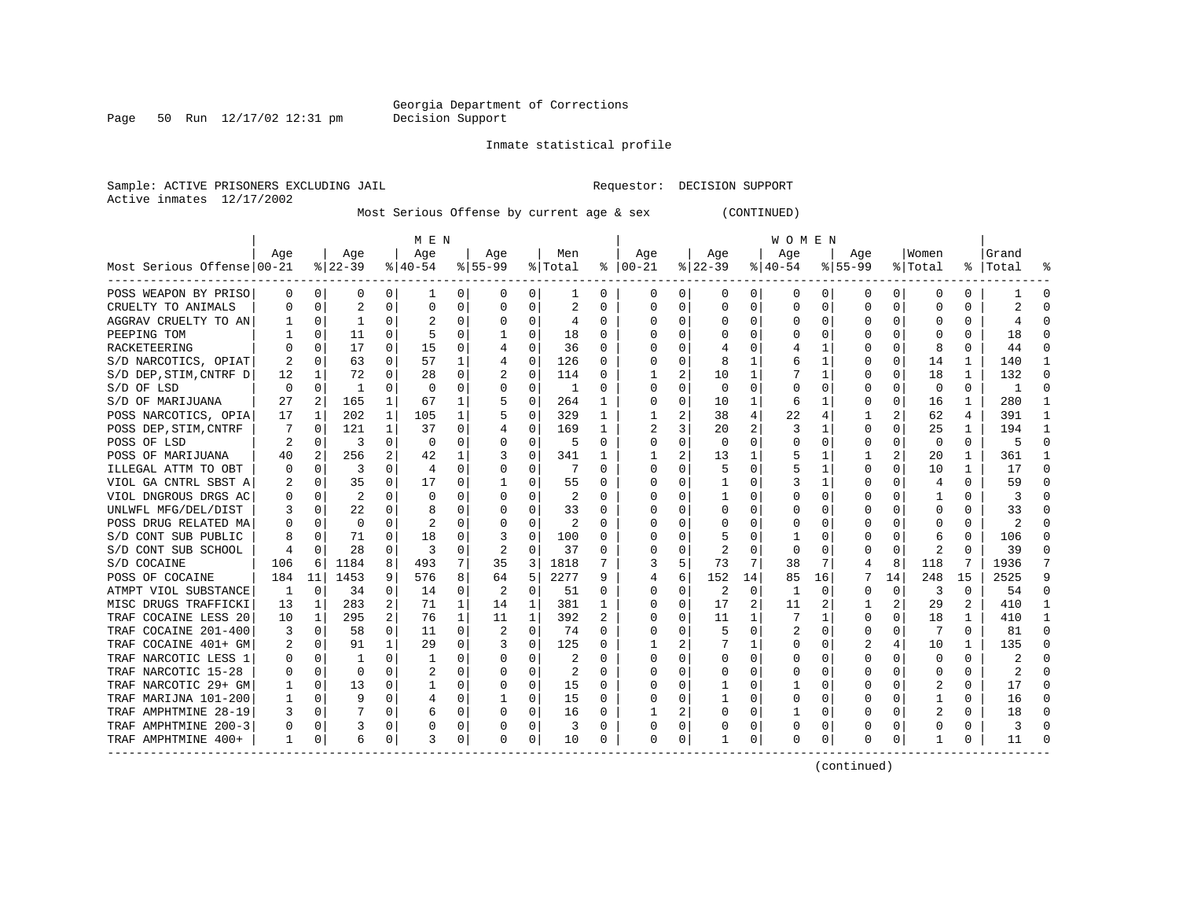Georgia Department of Corrections
Decision Support

Inmate statistical profile

Sample: ACTIVE PRISONERS EXCLUDING JAIL          Requestor: DECISION SUPPORT
Active inmates 12/17/2002

Most Serious Offense by current age & sex (CONTINUED)

| Most Serious Offense | MEN Age 00-21 | % | Age 22-39 | % | Age 40-54 | % | Age 55-99 | % | Men Total | % | WOMEN Age 00-21 | % | Age 22-39 | % | Age 40-54 | % | Age 55-99 | % | Women Total | % | Grand Total | % |
|---|---|---|---|---|---|---|---|---|---|---|---|---|---|---|---|---|---|---|---|---|---|---|
| POSS WEAPON BY PRISO | 0 | 0 | 0 | 0 | 1 | 0 | 0 | 0 | 1 | 0 | 0 | 0 | 0 | 0 | 0 | 0 | 0 | 0 | 0 | 0 | 1 | 0 |
| CRUELTY TO ANIMALS | 0 | 0 | 2 | 0 | 0 | 0 | 0 | 0 | 2 | 0 | 0 | 0 | 0 | 0 | 0 | 0 | 0 | 0 | 0 | 0 | 2 | 0 |
| AGGRAV CRUELTY TO AN | 1 | 0 | 1 | 0 | 2 | 0 | 0 | 0 | 4 | 0 | 0 | 0 | 0 | 0 | 0 | 0 | 0 | 0 | 0 | 0 | 4 | 0 |
| PEEPING TOM | 1 | 0 | 11 | 0 | 5 | 0 | 1 | 0 | 18 | 0 | 0 | 0 | 0 | 0 | 0 | 0 | 0 | 0 | 0 | 0 | 18 | 0 |
| RACKETEERING | 0 | 0 | 17 | 0 | 15 | 0 | 4 | 0 | 36 | 0 | 0 | 0 | 4 | 0 | 4 | 1 | 0 | 0 | 8 | 0 | 44 | 0 |
| S/D NARCOTICS, OPIAT | 2 | 0 | 63 | 0 | 57 | 1 | 4 | 0 | 126 | 0 | 0 | 0 | 8 | 1 | 6 | 1 | 0 | 0 | 14 | 1 | 140 | 1 |
| S/D DEP,STIM,CNTRF D | 12 | 1 | 72 | 0 | 28 | 0 | 2 | 0 | 114 | 0 | 1 | 2 | 10 | 1 | 7 | 1 | 0 | 0 | 18 | 1 | 132 | 0 |
| S/D OF LSD | 0 | 0 | 1 | 0 | 0 | 0 | 0 | 0 | 1 | 0 | 0 | 0 | 0 | 0 | 0 | 0 | 0 | 0 | 0 | 0 | 1 | 0 |
| S/D OF MARIJUANA | 27 | 2 | 165 | 1 | 67 | 1 | 5 | 0 | 264 | 1 | 0 | 0 | 10 | 1 | 6 | 1 | 0 | 0 | 16 | 1 | 280 | 1 |
| POSS NARCOTICS, OPIA | 17 | 1 | 202 | 1 | 105 | 1 | 5 | 0 | 329 | 1 | 1 | 2 | 38 | 4 | 22 | 4 | 1 | 2 | 62 | 4 | 391 | 1 |
| POSS DEP,STIM,CNTRF | 7 | 0 | 121 | 1 | 37 | 0 | 4 | 0 | 169 | 1 | 2 | 3 | 20 | 2 | 3 | 1 | 0 | 0 | 25 | 1 | 194 | 1 |
| POSS OF LSD | 2 | 0 | 3 | 0 | 0 | 0 | 0 | 0 | 5 | 0 | 0 | 0 | 0 | 0 | 0 | 0 | 0 | 0 | 0 | 0 | 5 | 0 |
| POSS OF MARIJUANA | 40 | 2 | 256 | 2 | 42 | 1 | 3 | 0 | 341 | 1 | 1 | 2 | 13 | 1 | 5 | 1 | 1 | 2 | 20 | 1 | 361 | 1 |
| ILLEGAL ATTM TO OBT | 0 | 0 | 3 | 0 | 4 | 0 | 0 | 0 | 7 | 0 | 0 | 0 | 5 | 0 | 5 | 1 | 0 | 0 | 10 | 1 | 17 | 0 |
| VIOL GA CNTRL SBST A | 2 | 0 | 35 | 0 | 17 | 0 | 1 | 0 | 55 | 0 | 0 | 0 | 1 | 0 | 3 | 1 | 0 | 0 | 4 | 0 | 59 | 0 |
| VIOL DNGROUS DRGS AC | 0 | 0 | 2 | 0 | 0 | 0 | 0 | 0 | 2 | 0 | 0 | 0 | 1 | 0 | 0 | 0 | 0 | 0 | 1 | 0 | 3 | 0 |
| UNLWFL MFG/DEL/DIST | 3 | 0 | 22 | 0 | 8 | 0 | 0 | 0 | 33 | 0 | 0 | 0 | 0 | 0 | 0 | 0 | 0 | 0 | 0 | 0 | 33 | 0 |
| POSS DRUG RELATED MA | 0 | 0 | 0 | 0 | 2 | 0 | 0 | 0 | 2 | 0 | 0 | 0 | 0 | 0 | 0 | 0 | 0 | 0 | 0 | 0 | 2 | 0 |
| S/D CONT SUB PUBLIC | 8 | 0 | 71 | 0 | 18 | 0 | 3 | 0 | 100 | 0 | 0 | 0 | 5 | 0 | 1 | 0 | 0 | 0 | 6 | 0 | 106 | 0 |
| S/D CONT SUB SCHOOL | 4 | 0 | 28 | 0 | 3 | 0 | 2 | 0 | 37 | 0 | 0 | 0 | 2 | 0 | 0 | 0 | 0 | 0 | 2 | 0 | 39 | 0 |
| S/D COCAINE | 106 | 6 | 1184 | 8 | 493 | 7 | 35 | 3 | 1818 | 7 | 3 | 5 | 73 | 7 | 38 | 7 | 4 | 8 | 118 | 7 | 1936 | 7 |
| POSS OF COCAINE | 184 | 11 | 1453 | 9 | 576 | 8 | 64 | 5 | 2277 | 9 | 4 | 6 | 152 | 14 | 85 | 16 | 7 | 14 | 248 | 15 | 2525 | 9 |
| ATMPT VIOL SUBSTANCE | 1 | 0 | 34 | 0 | 14 | 0 | 2 | 0 | 51 | 0 | 0 | 0 | 2 | 0 | 1 | 0 | 0 | 0 | 3 | 0 | 54 | 0 |
| MISC DRUGS TRAFFICKI | 13 | 1 | 283 | 2 | 71 | 1 | 14 | 1 | 381 | 1 | 0 | 0 | 17 | 2 | 11 | 2 | 1 | 2 | 29 | 2 | 410 | 1 |
| TRAF COCAINE LESS 20 | 10 | 1 | 295 | 2 | 76 | 1 | 11 | 1 | 392 | 2 | 0 | 0 | 11 | 1 | 7 | 1 | 0 | 0 | 18 | 1 | 410 | 1 |
| TRAF COCAINE 201-400 | 3 | 0 | 58 | 0 | 11 | 0 | 2 | 0 | 74 | 0 | 0 | 0 | 5 | 0 | 2 | 0 | 0 | 0 | 7 | 0 | 81 | 0 |
| TRAF COCAINE 401+ GM | 2 | 0 | 91 | 1 | 29 | 0 | 3 | 0 | 125 | 0 | 1 | 2 | 7 | 1 | 0 | 0 | 2 | 4 | 10 | 1 | 135 | 0 |
| TRAF NARCOTIC LESS 1 | 0 | 0 | 1 | 0 | 1 | 0 | 0 | 0 | 2 | 0 | 0 | 0 | 0 | 0 | 0 | 0 | 0 | 0 | 0 | 0 | 2 | 0 |
| TRAF NARCOTIC 15-28 | 0 | 0 | 0 | 0 | 2 | 0 | 0 | 0 | 2 | 0 | 0 | 0 | 0 | 0 | 0 | 0 | 0 | 0 | 0 | 0 | 2 | 0 |
| TRAF NARCOTIC 29+ GM | 1 | 0 | 13 | 0 | 1 | 0 | 0 | 0 | 15 | 0 | 0 | 0 | 1 | 0 | 1 | 0 | 0 | 0 | 2 | 0 | 17 | 0 |
| TRAF MARIJNA 101-200 | 1 | 0 | 9 | 0 | 4 | 0 | 1 | 0 | 15 | 0 | 0 | 0 | 1 | 0 | 0 | 0 | 0 | 0 | 1 | 0 | 16 | 0 |
| TRAF AMPHTMINE 28-19 | 3 | 0 | 7 | 0 | 6 | 0 | 0 | 0 | 16 | 0 | 1 | 2 | 0 | 0 | 1 | 0 | 0 | 0 | 2 | 0 | 18 | 0 |
| TRAF AMPHTMINE 200-3 | 0 | 0 | 3 | 0 | 0 | 0 | 0 | 0 | 3 | 0 | 0 | 0 | 0 | 0 | 0 | 0 | 0 | 0 | 0 | 0 | 3 | 0 |
| TRAF AMPHTMINE 400+ | 1 | 0 | 6 | 0 | 3 | 0 | 0 | 0 | 10 | 0 | 0 | 0 | 1 | 0 | 0 | 0 | 0 | 0 | 1 | 0 | 11 | 0 |

(continued)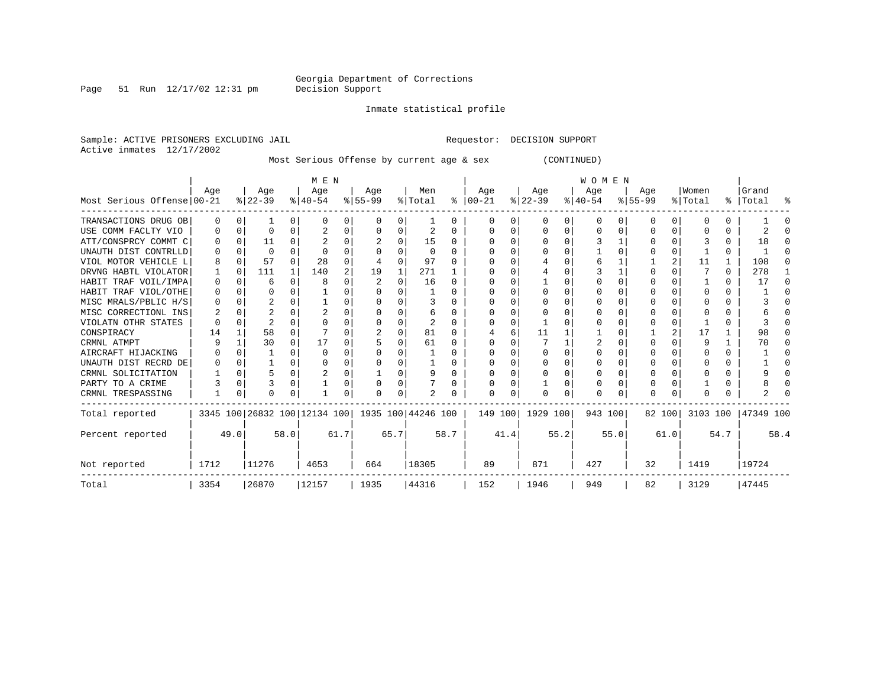Georgia Department of Corrections
Decision Support

Inmate statistical profile

Sample: ACTIVE PRISONERS EXCLUDING JAIL　　　　Requestor: DECISION SUPPORT
Active inmates 12/17/2002

Most Serious Offense by current age & sex (CONTINUED)

| Most Serious Offense | MEN Age 00-21 | % | Age 22-39 | % | Age 40-54 | % | Age 55-99 | % | Men Total | % | WOMEN Age 00-21 | % | Age 22-39 | % | Age 40-54 | % | Age 55-99 | % | Women Total | % | Grand Total | % |
|---|---|---|---|---|---|---|---|---|---|---|---|---|---|---|---|---|---|---|---|---|---|---|
| TRANSACTIONS DRUG OB | 0 | 0 | 1 | 0 | 0 | 0 | 0 | 0 | 1 | 0 | 0 | 0 | 0 | 0 | 0 | 0 | 0 | 0 | 0 | 0 | 1 | 0 |
| USE COMM FACLTY VIO | 0 | 0 | 0 | 0 | 2 | 0 | 0 | 0 | 2 | 0 | 0 | 0 | 0 | 0 | 0 | 0 | 0 | 0 | 0 | 0 | 2 | 0 |
| ATT/CONSPRCY COMMT C | 0 | 0 | 11 | 0 | 2 | 0 | 2 | 0 | 15 | 0 | 0 | 0 | 0 | 0 | 3 | 1 | 0 | 0 | 3 | 0 | 18 | 0 |
| UNAUTH DIST CONTRLLD | 0 | 0 | 0 | 0 | 0 | 0 | 0 | 0 | 0 | 0 | 0 | 0 | 0 | 0 | 1 | 0 | 0 | 0 | 1 | 0 | 1 | 0 |
| VIOL MOTOR VEHICLE L | 8 | 0 | 57 | 0 | 28 | 0 | 4 | 0 | 97 | 0 | 0 | 0 | 4 | 0 | 6 | 1 | 1 | 2 | 11 | 1 | 108 | 0 |
| DRVNG HABTL VIOLATOR | 1 | 0 | 111 | 1 | 140 | 2 | 19 | 1 | 271 | 1 | 0 | 0 | 4 | 0 | 3 | 1 | 0 | 0 | 7 | 0 | 278 | 1 |
| HABIT TRAF VOIL/IMPA | 0 | 0 | 6 | 0 | 8 | 0 | 2 | 0 | 16 | 0 | 0 | 0 | 1 | 0 | 0 | 0 | 0 | 0 | 1 | 0 | 17 | 0 |
| HABIT TRAF VIOL/OTHE | 0 | 0 | 0 | 0 | 1 | 0 | 0 | 0 | 1 | 0 | 0 | 0 | 0 | 0 | 0 | 0 | 0 | 0 | 0 | 0 | 1 | 0 |
| MISC MRALS/PBLIC H/S | 0 | 0 | 2 | 0 | 1 | 0 | 0 | 0 | 3 | 0 | 0 | 0 | 0 | 0 | 0 | 0 | 0 | 0 | 0 | 0 | 3 | 0 |
| MISC CORRECTIONL INS | 2 | 0 | 2 | 0 | 2 | 0 | 0 | 0 | 6 | 0 | 0 | 0 | 0 | 0 | 0 | 0 | 0 | 0 | 0 | 0 | 6 | 0 |
| VIOLATN OTHR STATES | 0 | 0 | 2 | 0 | 0 | 0 | 0 | 0 | 2 | 0 | 0 | 0 | 1 | 0 | 0 | 0 | 0 | 0 | 1 | 0 | 3 | 0 |
| CONSPIRACY | 14 | 1 | 58 | 0 | 7 | 0 | 2 | 0 | 81 | 0 | 4 | 6 | 11 | 1 | 1 | 0 | 1 | 2 | 17 | 1 | 98 | 0 |
| CRMNL ATMPT | 9 | 1 | 30 | 0 | 17 | 0 | 5 | 0 | 61 | 0 | 0 | 0 | 7 | 1 | 2 | 0 | 0 | 0 | 9 | 1 | 70 | 0 |
| AIRCRAFT HIJACKING | 0 | 0 | 1 | 0 | 0 | 0 | 0 | 0 | 1 | 0 | 0 | 0 | 0 | 0 | 0 | 0 | 0 | 0 | 0 | 0 | 1 | 0 |
| UNAUTH DIST RECRD DE | 0 | 0 | 1 | 0 | 0 | 0 | 0 | 0 | 1 | 0 | 0 | 0 | 0 | 0 | 0 | 0 | 0 | 0 | 0 | 0 | 1 | 0 |
| CRMNL SOLICITATION | 1 | 0 | 5 | 0 | 2 | 0 | 1 | 0 | 9 | 0 | 0 | 0 | 0 | 0 | 0 | 0 | 0 | 0 | 0 | 0 | 9 | 0 |
| PARTY TO A CRIME | 3 | 0 | 3 | 0 | 1 | 0 | 0 | 0 | 7 | 0 | 0 | 0 | 1 | 0 | 0 | 0 | 0 | 0 | 1 | 0 | 8 | 0 |
| CRMNL TRESPASSING | 1 | 0 | 0 | 0 | 1 | 0 | 0 | 0 | 2 | 0 | 0 | 0 | 0 | 0 | 0 | 0 | 0 | 0 | 0 | 0 | 2 | 0 |
| Total reported | 3345 | 100 | 26832 | 100 | 12134 | 100 | 1935 | 100 | 44246 | 100 | 149 | 100 | 1929 | 100 | 943 | 100 | 82 | 100 | 3103 | 100 | 47349 | 100 |
| Percent reported | | 49.0 | | 58.0 | | 61.7 | | 65.7 | | 58.7 | | 41.4 | | 55.2 | | 55.0 | | 61.0 | | 54.7 | | 58.4 |
| Not reported | 1712 | | 11276 | | 4653 | | 664 | | 18305 | | 89 | | 871 | | 427 | | 32 | | 1419 | | 19724 | |
| Total | 3354 | | 26870 | | 12157 | | 1935 | | 44316 | | 152 | | 1946 | | 949 | | 82 | | 3129 | | 47445 | |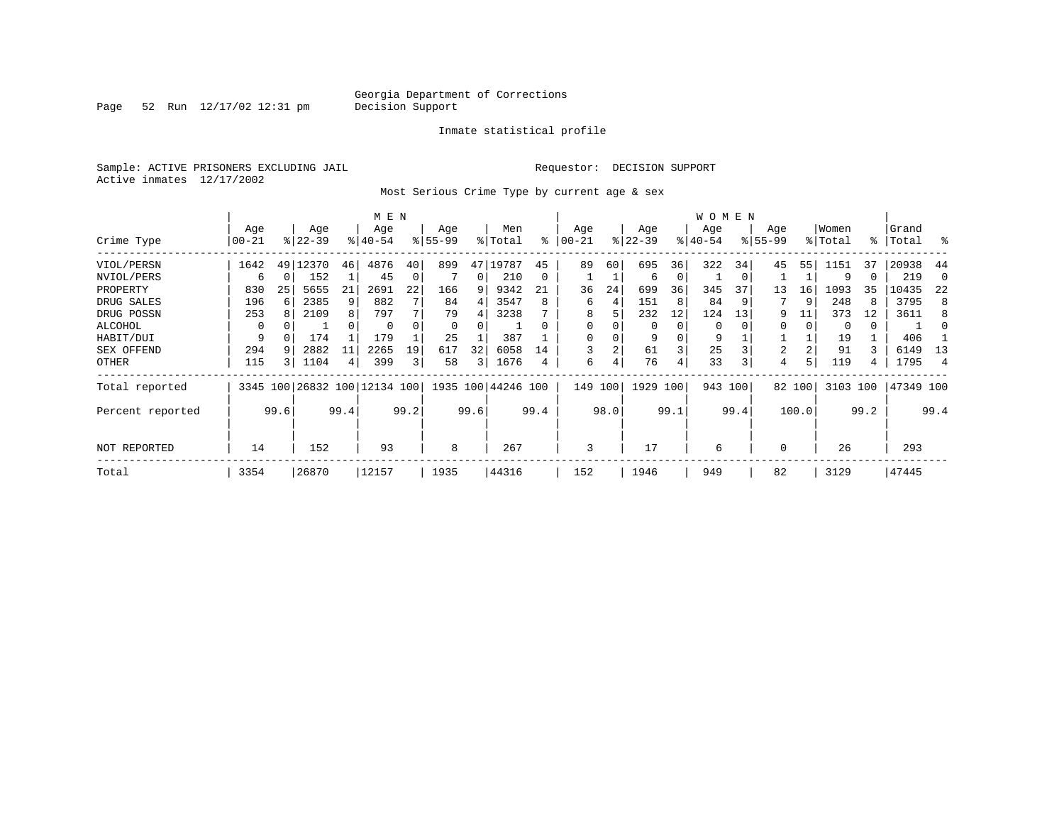Georgia Department of Corrections
Decision Support

Inmate statistical profile

Sample: ACTIVE PRISONERS EXCLUDING JAIL    Requestor: DECISION SUPPORT
Active inmates 12/17/2002

Most Serious Crime Type by current age & sex

| | MEN | | | | | | | | | | WOMEN | | | | | | | | | | | |
|---|---|---|---|---|---|---|---|---|---|---|---|---|---|---|---|---|---|---|---|---|---|---|
| Crime Type | Age 00-21 | % | Age 22-39 | % | Age 40-54 | % | Age 55-99 | % | Men Total | % | Age 00-21 | % | Age 22-39 | % | Age 40-54 | % | Age 55-99 | % | Women Total | % | Grand Total | % |
| VIOL/PERSN | 1642 | 49 | 12370 | 46 | 4876 | 40 | 899 | 47 | 19787 | 45 | 89 | 60 | 695 | 36 | 322 | 34 | 45 | 55 | 1151 | 37 | 20938 | 44 |
| NVIOL/PERS | 6 | 0 | 152 | 1 | 45 | 0 | 7 | 0 | 210 | 0 | 1 | 1 | 6 | 0 | 1 | 0 | 1 | 1 | 9 | 0 | 219 | 0 |
| PROPERTY | 830 | 25 | 5655 | 21 | 2691 | 22 | 166 | 9 | 9342 | 21 | 36 | 24 | 699 | 36 | 345 | 37 | 13 | 16 | 1093 | 35 | 10435 | 22 |
| DRUG SALES | 196 | 6 | 2385 | 9 | 882 | 7 | 84 | 4 | 3547 | 8 | 6 | 4 | 151 | 8 | 84 | 9 | 7 | 9 | 248 | 8 | 3795 | 8 |
| DRUG POSSN | 253 | 8 | 2109 | 8 | 797 | 7 | 79 | 4 | 3238 | 7 | 8 | 5 | 232 | 12 | 124 | 13 | 9 | 11 | 373 | 12 | 3611 | 8 |
| ALCOHOL | 0 | 0 | 1 | 0 | 0 | 0 | 0 | 0 | 1 | 0 | 0 | 0 | 0 | 0 | 0 | 0 | 0 | 0 | 0 | 0 | 1 | 0 |
| HABIT/DUI | 9 | 0 | 174 | 1 | 179 | 1 | 25 | 1 | 387 | 1 | 0 | 0 | 9 | 0 | 9 | 1 | 1 | 1 | 19 | 1 | 406 | 1 |
| SEX OFFEND | 294 | 9 | 2882 | 11 | 2265 | 19 | 617 | 32 | 6058 | 14 | 3 | 2 | 61 | 3 | 25 | 3 | 2 | 2 | 91 | 3 | 6149 | 13 |
| OTHER | 115 | 3 | 1104 | 4 | 399 | 3 | 58 | 3 | 1676 | 4 | 6 | 4 | 76 | 4 | 33 | 3 | 4 | 5 | 119 | 4 | 1795 | 4 |
| Total reported | 3345 | 100 | 26832 | 100 | 12134 | 100 | 1935 | 100 | 44246 | 100 | 149 | 100 | 1929 | 100 | 943 | 100 | 82 | 100 | 3103 | 100 | 47349 | 100 |
| Percent reported | | 99.6 | | 99.4 | | 99.2 | | 99.6 | | 99.4 | | 98.0 | | 99.1 | | 99.4 | | 100.0 | | 99.2 | | 99.4 |
| NOT REPORTED | 14 | | 152 | | 93 | | 8 | | 267 | | 3 | | 17 | | 6 | | 0 | | 26 | | 293 | |
| Total | 3354 | | 26870 | | 12157 | | 1935 | | 44316 | | 152 | | 1946 | | 949 | | 82 | | 3129 | | 47445 | |